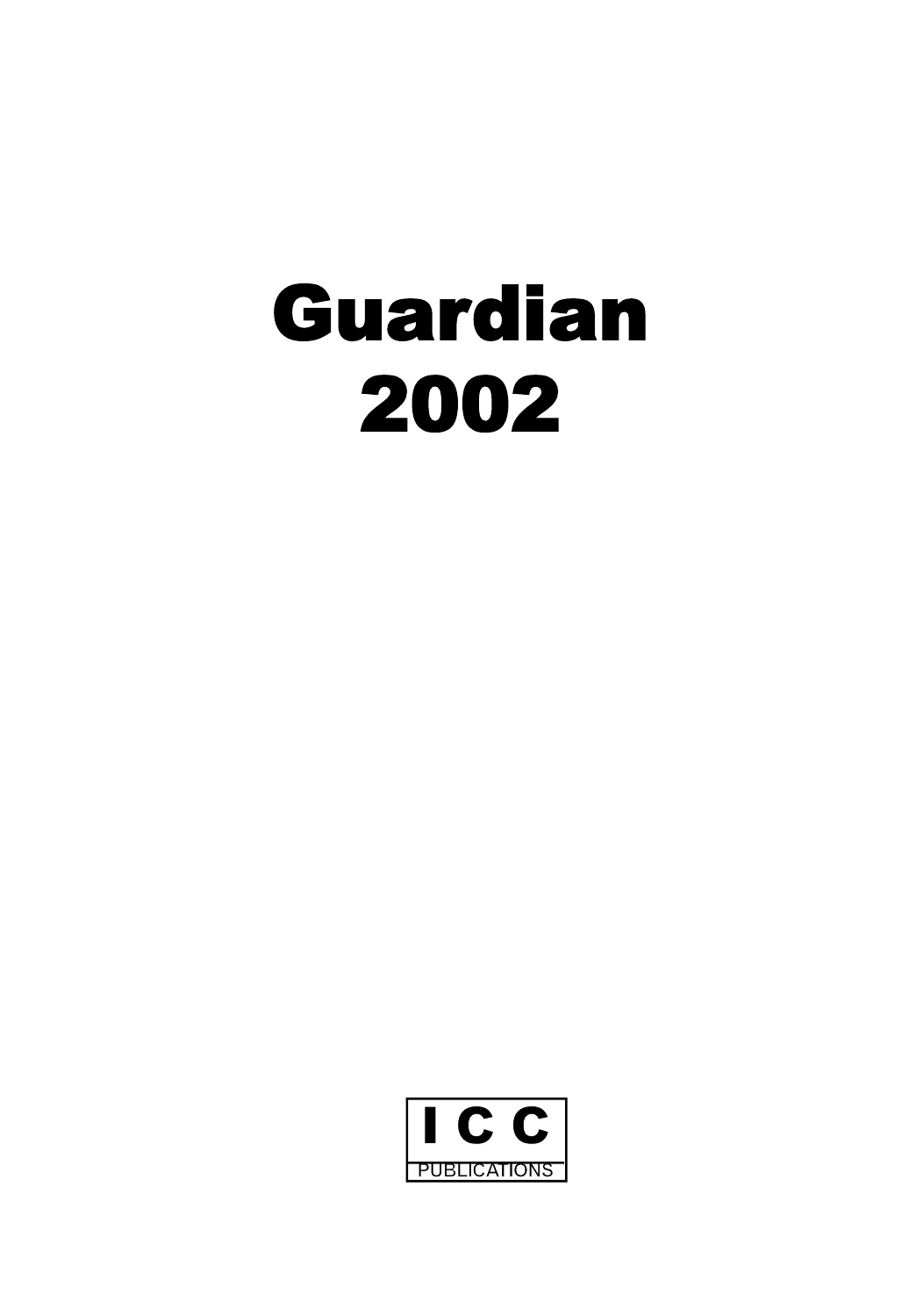# Guardian 2002

I C C

PUBLICATIONS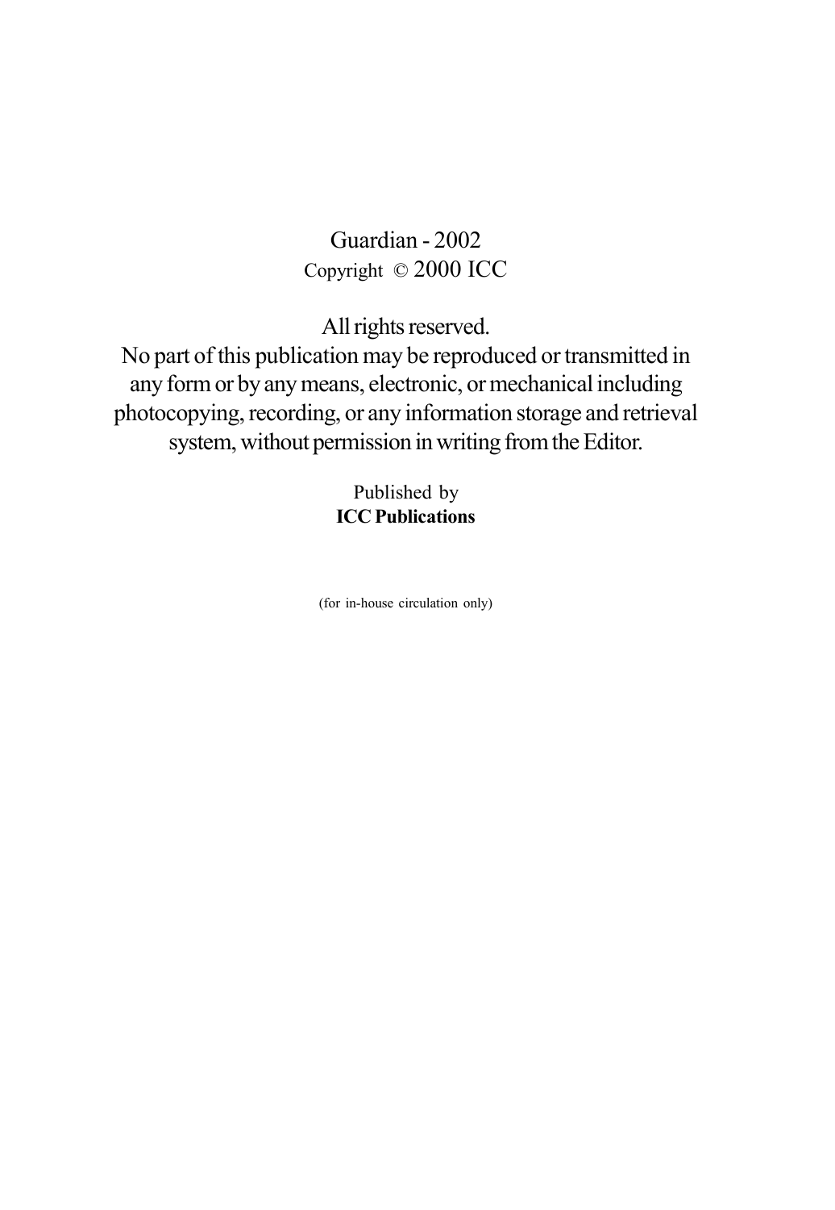Guardian - 2002

Copyright © 2000 ICC

All rights reserved.

No part of this publication may be reproduced or transmitted in any form or by any means, electronic, or mechanical including photocopying, recording, or any information storage and retrieval system, without permission in writing from the Editor.

Published by

**ICC Publications**

(for in-house circulation only)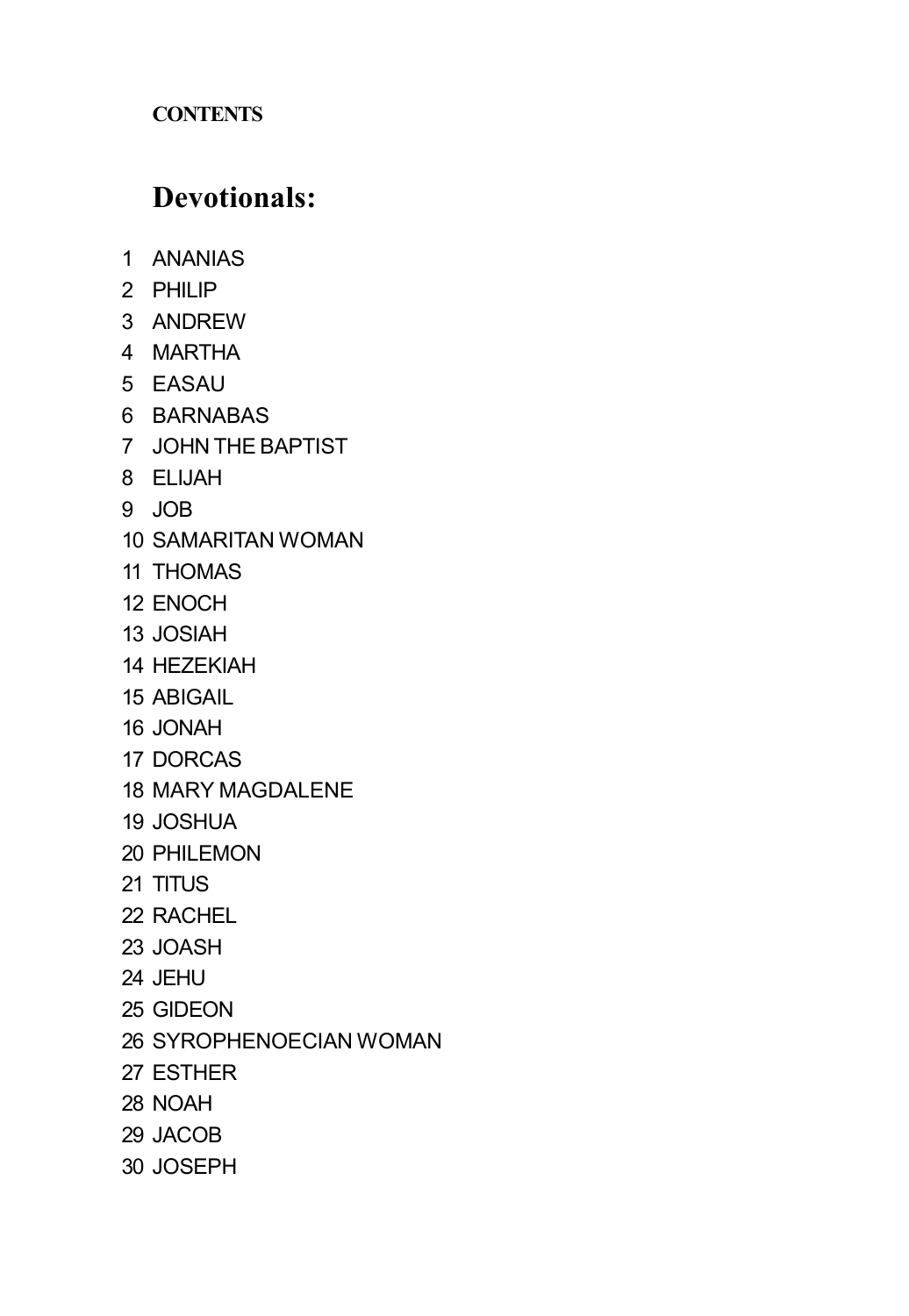**CONTENTS**

# Devotionals:

1 ANANIAS
2 PHILIP
3 ANDREW
4 MARTHA
5 EASAU
6 BARNABAS
7 JOHN THE BAPTIST
8 ELIJAH
9 JOB
10 SAMARITAN WOMAN
11 THOMAS
12 ENOCH
13 JOSIAH
14 HEZEKIAH
15 ABIGAIL
16 JONAH
17 DORCAS
18 MARY MAGDALENE
19 JOSHUA
20 PHILEMON
21 TITUS
22 RACHEL
23 JOASH
24 JEHU
25 GIDEON
26 SYROPHENOECIAN WOMAN
27 ESTHER
28 NOAH
29 JACOB
30 JOSEPH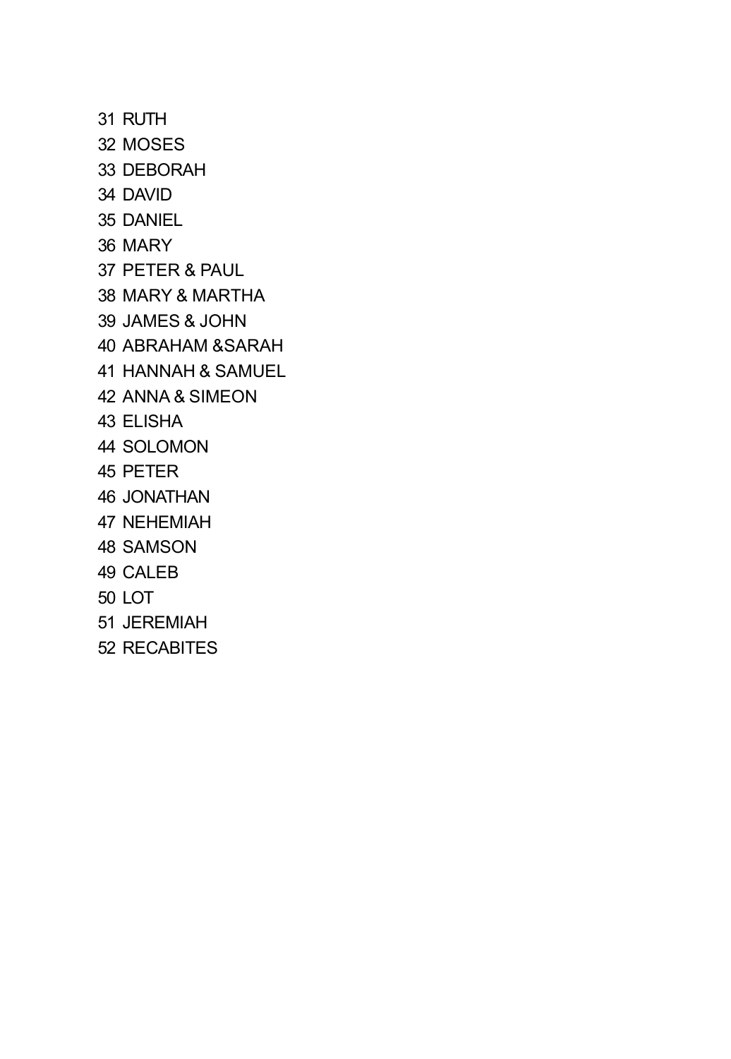31 RUTH
32 MOSES
33 DEBORAH
34 DAVID
35 DANIEL
36 MARY
37 PETER & PAUL
38 MARY & MARTHA
39 JAMES & JOHN
40 ABRAHAM &SARAH
41 HANNAH & SAMUEL
42 ANNA & SIMEON
43 ELISHA
44 SOLOMON
45 PETER
46 JONATHAN
47 NEHEMIAH
48 SAMSON
49 CALEB
50 LOT
51 JEREMIAH
52 RECABITES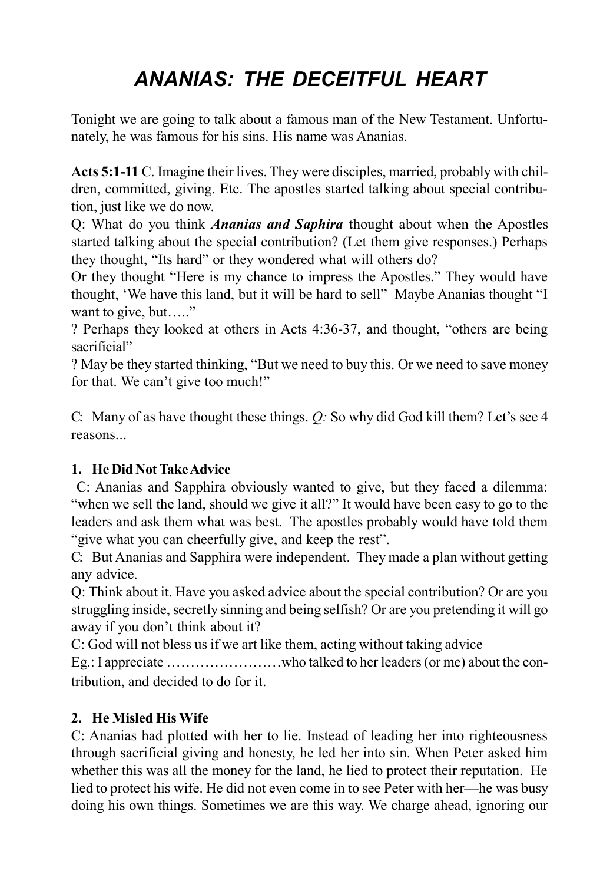# *ANANIAS: THE DECEITFUL HEART*

Tonight we are going to talk about a famous man of the New Testament. Unfortunately, he was famous for his sins. His name was Ananias.

**Acts 5:1-11** C. Imagine their lives. They were disciples, married, probably with children, committed, giving. Etc. The apostles started talking about special contribution, just like we do now.

Q: What do you think ***Ananias and Saphira*** thought about when the Apostles started talking about the special contribution? (Let them give responses.) Perhaps they thought, "Its hard" or they wondered what will others do?

Or they thought "Here is my chance to impress the Apostles." They would have thought, 'We have this land, but it will be hard to sell" Maybe Ananias thought "I want to give, but….."

? Perhaps they looked at others in Acts 4:36-37, and thought, "others are being sacrificial"

? May be they started thinking, "But we need to buy this. Or we need to save money for that. We can't give too much!"

C: Many of as have thought these things. *Q:* So why did God kill them? Let's see 4 reasons...

**1. He Did Not Take Advice**

C: Ananias and Sapphira obviously wanted to give, but they faced a dilemma: "when we sell the land, should we give it all?" It would have been easy to go to the leaders and ask them what was best. The apostles probably would have told them "give what you can cheerfully give, and keep the rest".

C: But Ananias and Sapphira were independent. They made a plan without getting any advice.

Q: Think about it. Have you asked advice about the special contribution? Or are you struggling inside, secretly sinning and being selfish? Or are you pretending it will go away if you don't think about it?

C: God will not bless us if we art like them, acting without taking advice

Eg.: I appreciate ……………………who talked to her leaders (or me) about the contribution, and decided to do for it.

**2. He Misled His Wife**

C: Ananias had plotted with her to lie. Instead of leading her into righteousness through sacrificial giving and honesty, he led her into sin. When Peter asked him whether this was all the money for the land, he lied to protect their reputation. He lied to protect his wife. He did not even come in to see Peter with her—he was busy doing his own things. Sometimes we are this way. We charge ahead, ignoring our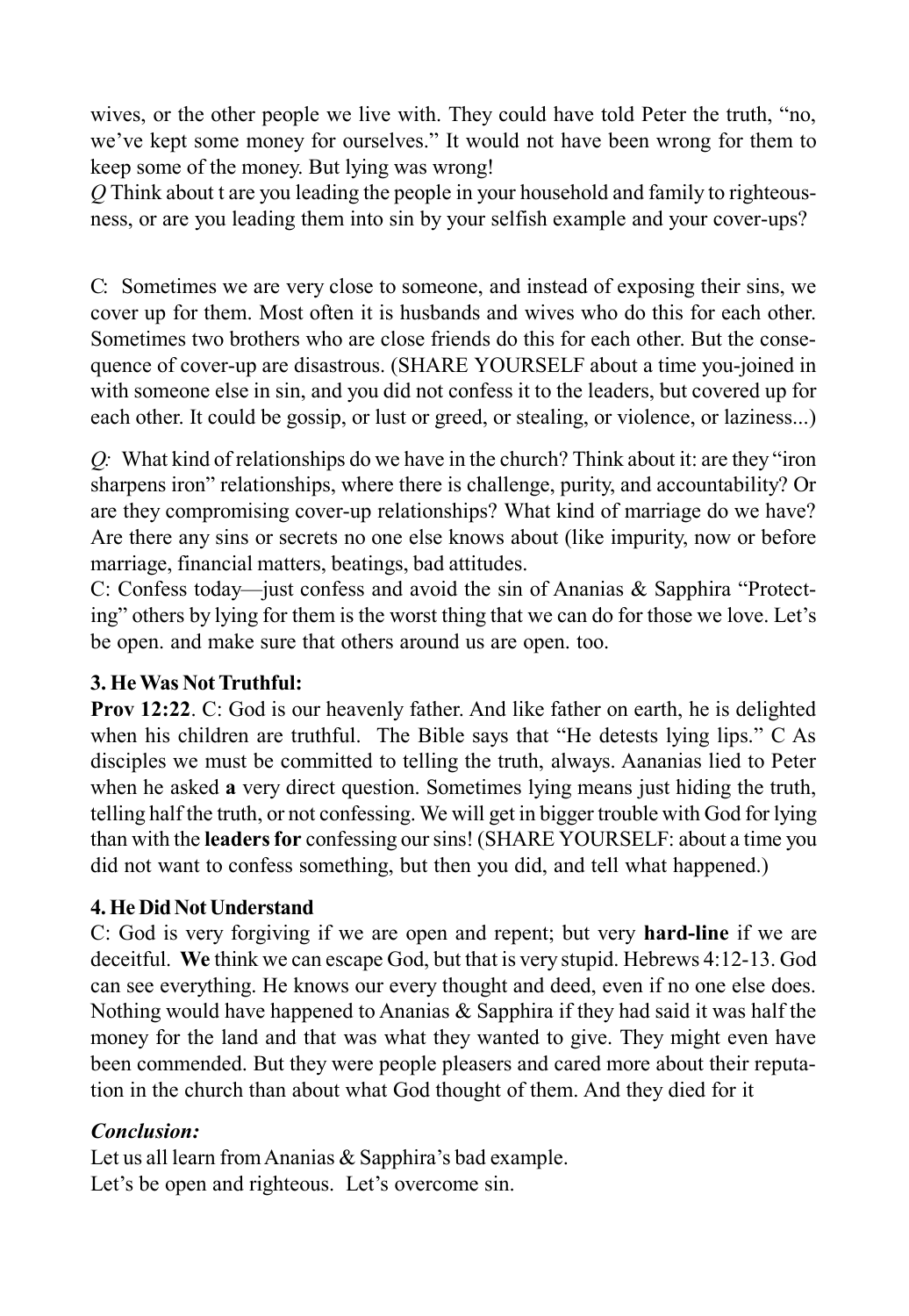wives, or the other people we live with. They could have told Peter the truth, "no, we've kept some money for ourselves." It would not have been wrong for them to keep some of the money. But lying was wrong!

*Q* Think about t are you leading the people in your household and family to righteousness, or are you leading them into sin by your selfish example and your cover-ups?

C: Sometimes we are very close to someone, and instead of exposing their sins, we cover up for them. Most often it is husbands and wives who do this for each other. Sometimes two brothers who are close friends do this for each other. But the consequence of cover-up are disastrous. (SHARE YOURSELF about a time you-joined in with someone else in sin, and you did not confess it to the leaders, but covered up for each other. It could be gossip, or lust or greed, or stealing, or violence, or laziness...)

*Q:* What kind of relationships do we have in the church? Think about it: are they "iron sharpens iron" relationships, where there is challenge, purity, and accountability? Or are they compromising cover-up relationships? What kind of marriage do we have? Are there any sins or secrets no one else knows about (like impurity, now or before marriage, financial matters, beatings, bad attitudes.

C: Confess today—just confess and avoid the sin of Ananias & Sapphira "Protecting" others by lying for them is the worst thing that we can do for those we love. Let's be open. and make sure that others around us are open. too.

**3. He Was Not Truthful:**

**Prov 12:22**. C: God is our heavenly father. And like father on earth, he is delighted when his children are truthful. The Bible says that "He detests lying lips." C As disciples we must be committed to telling the truth, always. Aananias lied to Peter when he asked **a** very direct question. Sometimes lying means just hiding the truth, telling half the truth, or not confessing. We will get in bigger trouble with God for lying than with the **leaders for** confessing our sins! (SHARE YOURSELF: about a time you did not want to confess something, but then you did, and tell what happened.)

**4. He Did Not Understand**

C: God is very forgiving if we are open and repent; but very **hard-line** if we are deceitful. **We** think we can escape God, but that is very stupid. Hebrews 4:12-13. God can see everything. He knows our every thought and deed, even if no one else does. Nothing would have happened to Ananias & Sapphira if they had said it was half the money for the land and that was what they wanted to give. They might even have been commended. But they were people pleasers and cared more about their reputation in the church than about what God thought of them. And they died for it

***Conclusion:***

Let us all learn from Ananias & Sapphira's bad example.

Let's be open and righteous. Let's overcome sin.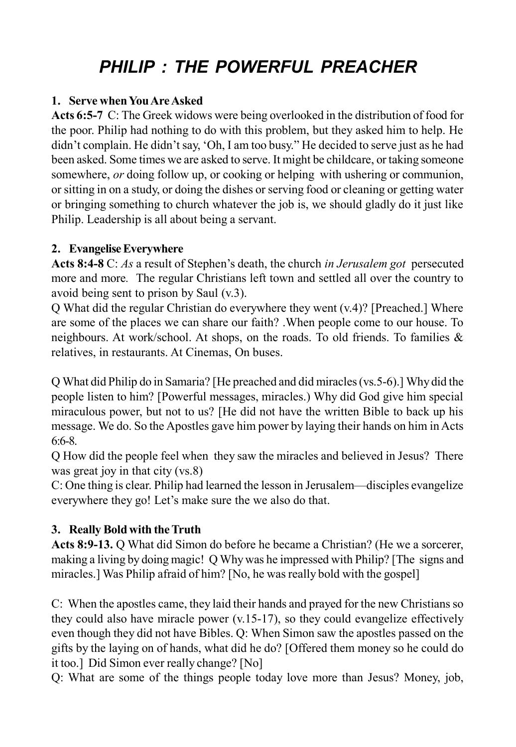# *PHILIP : THE POWERFUL PREACHER*

**1. Serve when You Are Asked**

**Acts 6:5-7** C: The Greek widows were being overlooked in the distribution of food for the poor. Philip had nothing to do with this problem, but they asked him to help. He didn't complain. He didn't say, 'Oh, I am too busy." He decided to serve just as he had been asked. Some times we are asked to serve. It might be childcare, or taking someone somewhere, *or* doing follow up, or cooking or helping with ushering or communion, or sitting in on a study, or doing the dishes or serving food or cleaning or getting water or bringing something to church whatever the job is, we should gladly do it just like Philip. Leadership is all about being a servant.

**2. Evangelise Everywhere**

**Acts 8:4-8** C: *As* a result of Stephen's death, the church *in Jerusalem got* persecuted more and more. The regular Christians left town and settled all over the country to avoid being sent to prison by Saul (v.3).

Q What did the regular Christian do everywhere they went (v.4)? [Preached.] Where are some of the places we can share our faith? .When people come to our house. To neighbours. At work/school. At shops, on the roads. To old friends. To families & relatives, in restaurants. At Cinemas, On buses.

Q What did Philip do in Samaria? [He preached and did miracles (vs.5-6).] Why did the people listen to him? [Powerful messages, miracles.) Why did God give him special miraculous power, but not to us? [He did not have the written Bible to back up his message. We do. So the Apostles gave him power by laying their hands on him in Acts 6:6-8.

Q How did the people feel when they saw the miracles and believed in Jesus? There was great joy in that city (vs.8)

C: One thing is clear. Philip had learned the lesson in Jerusalem—disciples evangelize everywhere they go! Let's make sure the we also do that.

**3. Really Bold with the Truth**

**Acts 8:9-13.** Q What did Simon do before he became a Christian? (He we a sorcerer, making a living by doing magic! Q Why was he impressed with Philip? [The signs and miracles.] Was Philip afraid of him? [No, he was really bold with the gospel]

C: When the apostles came, they laid their hands and prayed for the new Christians so they could also have miracle power (v.15-17), so they could evangelize effectively even though they did not have Bibles. Q: When Simon saw the apostles passed on the gifts by the laying on of hands, what did he do? [Offered them money so he could do it too.] Did Simon ever really change? [No]

Q: What are some of the things people today love more than Jesus? Money, job,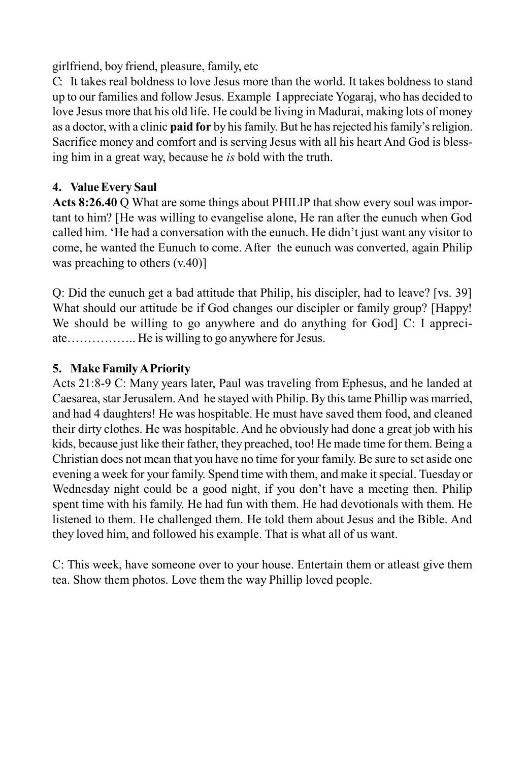girlfriend, boy friend, pleasure, family, etc

C: It takes real boldness to love Jesus more than the world. It takes boldness to stand up to our families and follow Jesus. Example I appreciate Yogaraj, who has decided to love Jesus more that his old life. He could be living in Madurai, making lots of money as a doctor, with a clinic **paid for** by his family. But he has rejected his family's religion. Sacrifice money and comfort and is serving Jesus with all his heart And God is blessing him in a great way, because he *is* bold with the truth.

**4. Value Every Saul**

**Acts 8:26.40** Q What are some things about PHILIP that show every soul was important to him? [He was willing to evangelise alone, He ran after the eunuch when God called him. 'He had a conversation with the eunuch. He didn't just want any visitor to come, he wanted the Eunuch to come. After the eunuch was converted, again Philip was preaching to others (v.40)]

Q: Did the eunuch get a bad attitude that Philip, his discipler, had to leave? [vs. 39] What should our attitude be if God changes our discipler or family group? [Happy! We should be willing to go anywhere and do anything for God] C: I appreciate…………….. He is willing to go anywhere for Jesus.

**5. Make Family A Priority**

Acts 21:8-9 C: Many years later, Paul was traveling from Ephesus, and he landed at Caesarea, star Jerusalem. And he stayed with Philip. By this tame Phillip was married, and had 4 daughters! He was hospitable. He must have saved them food, and cleaned their dirty clothes. He was hospitable. And he obviously had done a great job with his kids, because just like their father, they preached, too! He made time for them. Being a Christian does not mean that you have no time for your family. Be sure to set aside one evening a week for your family. Spend time with them, and make it special. Tuesday or Wednesday night could be a good night, if you don't have a meeting then. Philip spent time with his family. He had fun with them. He had devotionals with them. He listened to them. He challenged them. He told them about Jesus and the Bible. And they loved him, and followed his example. That is what all of us want.

C: This week, have someone over to your house. Entertain them or atleast give them tea. Show them photos. Love them the way Phillip loved people.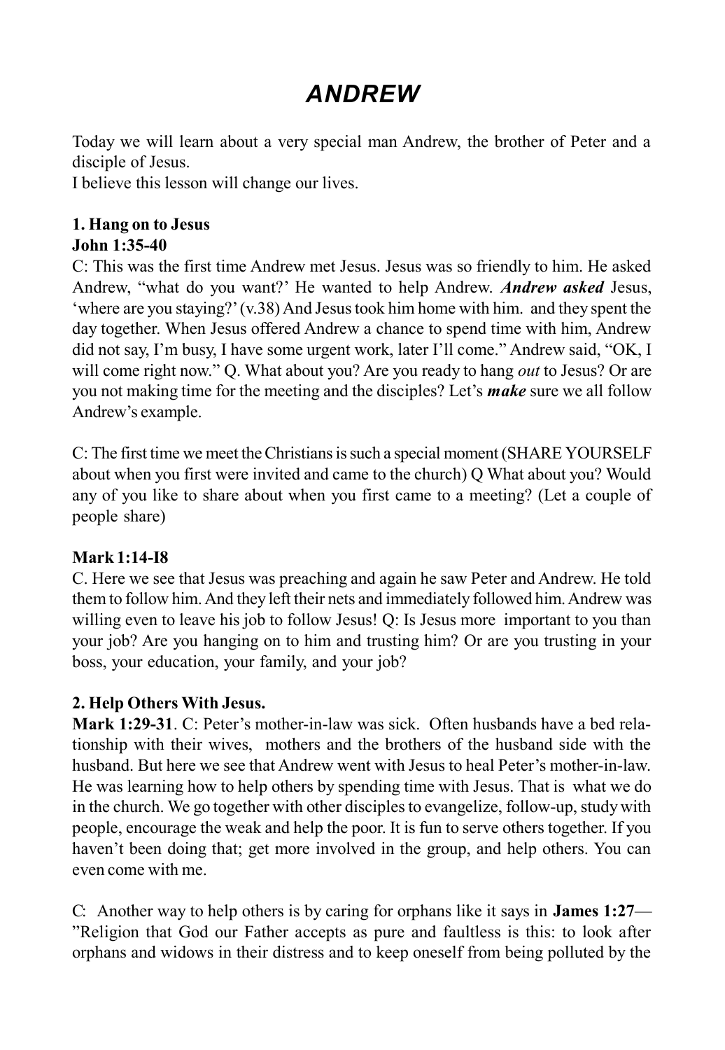# ANDREW

Today we will learn about a very special man Andrew, the brother of Peter and a disciple of Jesus.
I believe this lesson will change our lives.

**1. Hang on to Jesus**
**John 1:35-40**
C: This was the first time Andrew met Jesus. Jesus was so friendly to him. He asked Andrew, "what do you want?' He wanted to help Andrew. ***Andrew asked*** Jesus, 'where are you staying?' (v.38) And Jesus took him home with him. and they spent the day together. When Jesus offered Andrew a chance to spend time with him, Andrew did not say, I'm busy, I have some urgent work, later I'll come." Andrew said, "OK, I will come right now." Q. What about you? Are you ready to hang *out* to Jesus? Or are you not making time for the meeting and the disciples? Let's ***make*** sure we all follow Andrew's example.

C: The first time we meet the Christians is such a special moment (SHARE YOURSELF about when you first were invited and came to the church) Q What about you? Would any of you like to share about when you first came to a meeting? (Let a couple of people share)

**Mark 1:14-I8**
C. Here we see that Jesus was preaching and again he saw Peter and Andrew. He told them to follow him. And they left their nets and immediately followed him. Andrew was willing even to leave his job to follow Jesus! Q: Is Jesus more important to you than your job? Are you hanging on to him and trusting him? Or are you trusting in your boss, your education, your family, and your job?

**2. Help Others With Jesus.**
**Mark 1:29-31**. C: Peter's mother-in-law was sick. Often husbands have a bed relationship with their wives, mothers and the brothers of the husband side with the husband. But here we see that Andrew went with Jesus to heal Peter's mother-in-law. He was learning how to help others by spending time with Jesus. That is what we do in the church. We go together with other disciples to evangelize, follow-up, study with people, encourage the weak and help the poor. It is fun to serve others together. If you haven't been doing that; get more involved in the group, and help others. You can even come with me.

C: Another way to help others is by caring for orphans like it says in **James 1:27**—"Religion that God our Father accepts as pure and faultless is this: to look after orphans and widows in their distress and to keep oneself from being polluted by the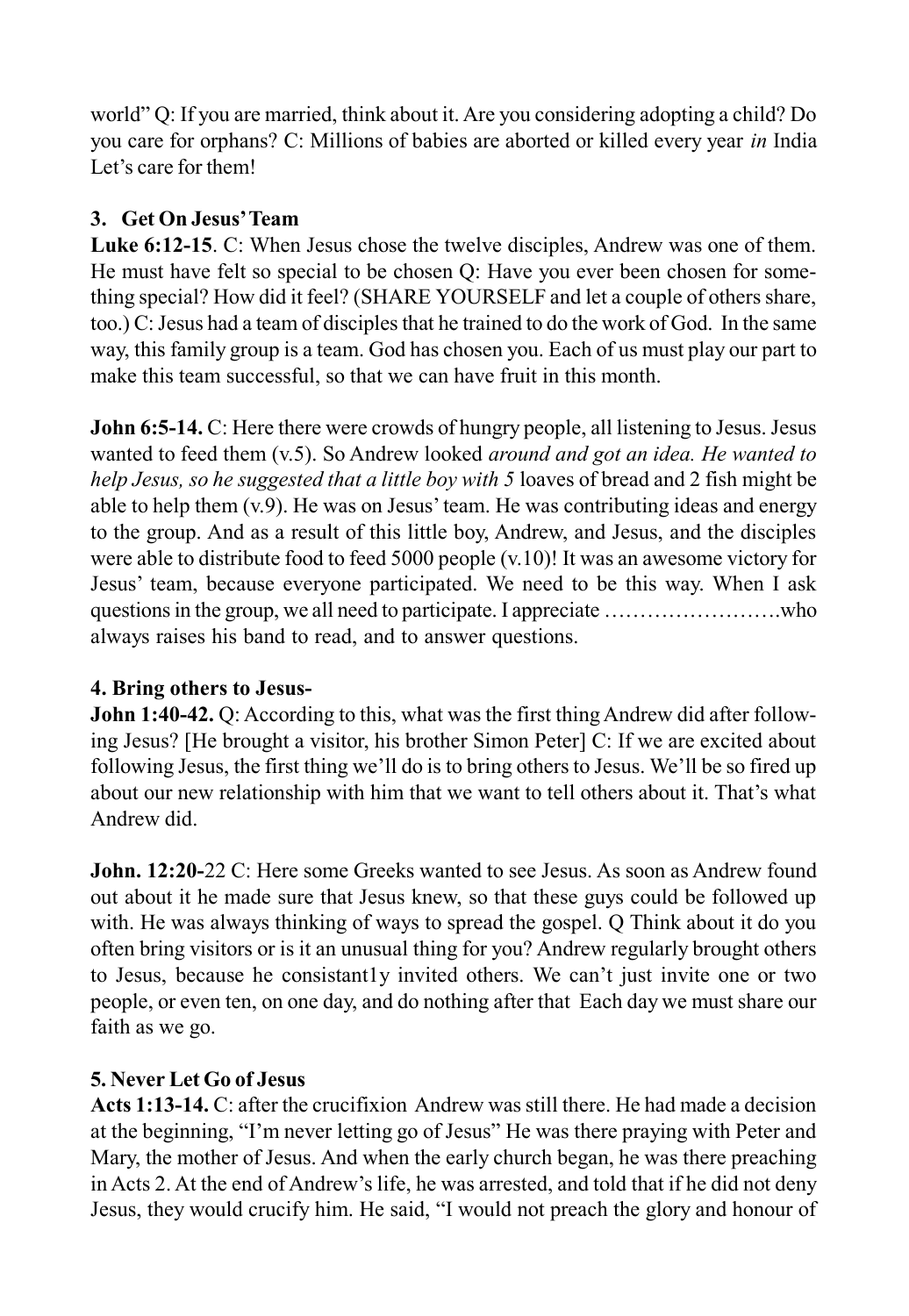world" Q: If you are married, think about it. Are you considering adopting a child? Do you care for orphans? C: Millions of babies are aborted or killed every year *in* India Let's care for them!

### 3. Get On Jesus' Team

**Luke 6:12-15**. C: When Jesus chose the twelve disciples, Andrew was one of them. He must have felt so special to be chosen Q: Have you ever been chosen for something special? How did it feel? (SHARE YOURSELF and let a couple of others share, too.) C: Jesus had a team of disciples that he trained to do the work of God. In the same way, this family group is a team. God has chosen you. Each of us must play our part to make this team successful, so that we can have fruit in this month.

**John 6:5-14.** C: Here there were crowds of hungry people, all listening to Jesus. Jesus wanted to feed them (v.5). So Andrew looked *around and got an idea. He wanted to help Jesus, so he suggested that a little boy with 5* loaves of bread and 2 fish might be able to help them (v.9). He was on Jesus' team. He was contributing ideas and energy to the group. And as a result of this little boy, Andrew, and Jesus, and the disciples were able to distribute food to feed 5000 people (v.10)! It was an awesome victory for Jesus' team, because everyone participated. We need to be this way. When I ask questions in the group, we all need to participate. I appreciate …………………….who always raises his band to read, and to answer questions.

### 4. Bring others to Jesus-

**John 1:40-42.** Q: According to this, what was the first thing Andrew did after following Jesus? [He brought a visitor, his brother Simon Peter] C: If we are excited about following Jesus, the first thing we'll do is to bring others to Jesus. We'll be so fired up about our new relationship with him that we want to tell others about it. That's what Andrew did.

**John. 12:20-**22 C: Here some Greeks wanted to see Jesus. As soon as Andrew found out about it he made sure that Jesus knew, so that these guys could be followed up with. He was always thinking of ways to spread the gospel. Q Think about it do you often bring visitors or is it an unusual thing for you? Andrew regularly brought others to Jesus, because he consistant1y invited others. We can't just invite one or two people, or even ten, on one day, and do nothing after that Each day we must share our faith as we go.

### 5. Never Let Go of Jesus

**Acts 1:13-14.** C: after the crucifixion Andrew was still there. He had made a decision at the beginning, "I'm never letting go of Jesus" He was there praying with Peter and Mary, the mother of Jesus. And when the early church began, he was there preaching in Acts 2. At the end of Andrew's life, he was arrested, and told that if he did not deny Jesus, they would crucify him. He said, "I would not preach the glory and honour of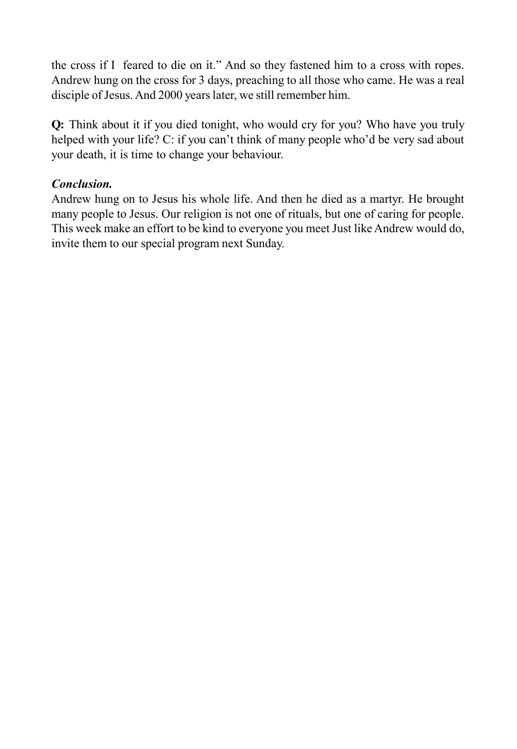the cross if I  feared to die on it." And so they fastened him to a cross with ropes. Andrew hung on the cross for 3 days, preaching to all those who came. He was a real disciple of Jesus. And 2000 years later, we still remember him.

**Q:** Think about it if you died tonight, who would cry for you? Who have you truly helped with your life? C: if you can't think of many people who'd be very sad about your death, it is time to change your behaviour.

***Conclusion.***

Andrew hung on to Jesus his whole life. And then he died as a martyr. He brought many people to Jesus. Our religion is not one of rituals, but one of caring for people. This week make an effort to be kind to everyone you meet Just like Andrew would do, invite them to our special program next Sunday.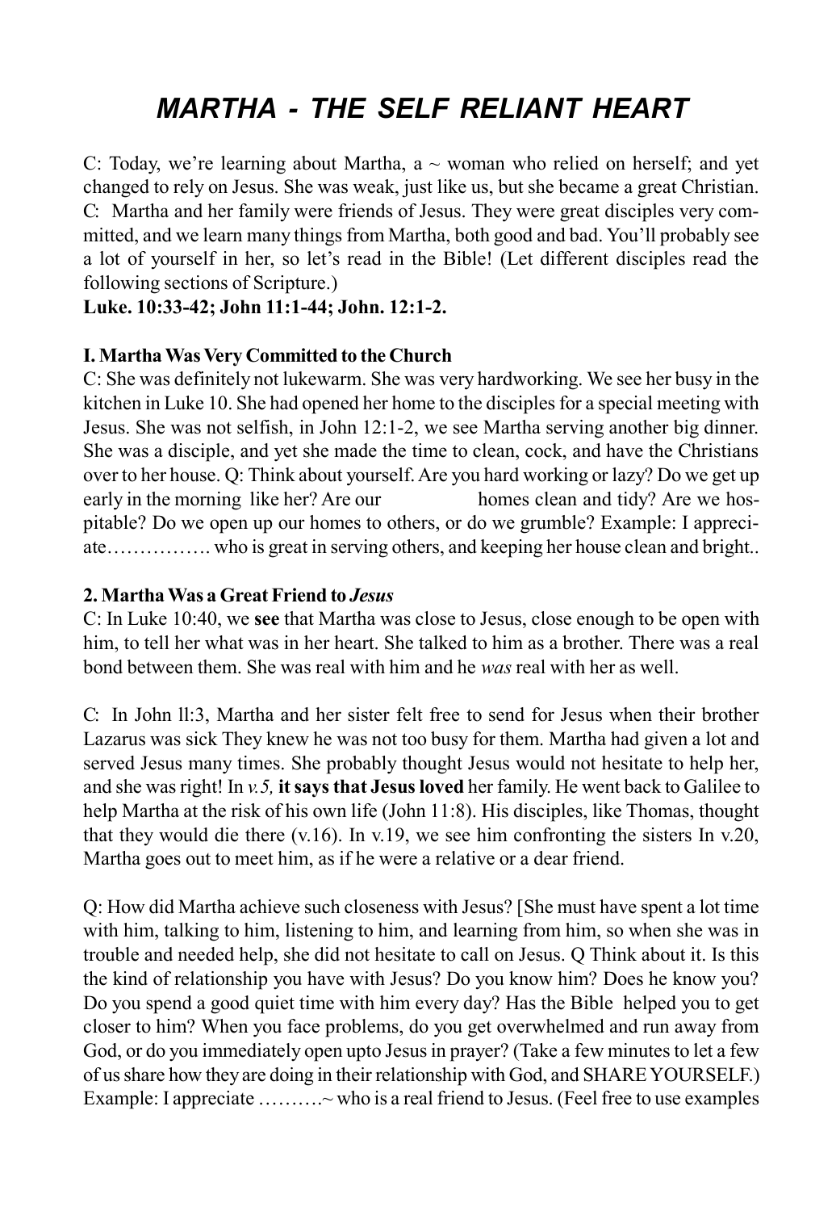// MARTHA - THE SELF RELIANT HEART

# *MARTHA - THE SELF RELIANT HEART*

C: Today, we're learning about Martha, a ~ woman who relied on herself; and yet changed to rely on Jesus. She was weak, just like us, but she became a great Christian.
C: Martha and her family were friends of Jesus. They were great disciples very committed, and we learn many things from Martha, both good and bad. You'll probably see a lot of yourself in her, so let's read in the Bible! (Let different disciples read the following sections of Scripture.)
**Luke. 10:33-42; John 11:1-44; John. 12:1-2.**

**I. Martha Was Very Committed to the Church**
C: She was definitely not lukewarm. She was very hardworking. We see her busy in the kitchen in Luke 10. She had opened her home to the disciples for a special meeting with Jesus. She was not selfish, in John 12:1-2, we see Martha serving another big dinner. She was a disciple, and yet she made the time to clean, cock, and have the Christians over to her house. Q: Think about yourself. Are you hard working or lazy? Do we get up early in the morning like her? Are our homes clean and tidy? Are we hospitable? Do we open up our homes to others, or do we grumble? Example: I appreciate……………. who is great in serving others, and keeping her house clean and bright..

**2. Martha Was a Great Friend to *Jesus***
C: In Luke 10:40, we **see** that Martha was close to Jesus, close enough to be open with him, to tell her what was in her heart. She talked to him as a brother. There was a real bond between them. She was real with him and he *was* real with her as well.

C: In John ll:3, Martha and her sister felt free to send for Jesus when their brother Lazarus was sick They knew he was not too busy for them. Martha had given a lot and served Jesus many times. She probably thought Jesus would not hesitate to help her, and she was right! In *v.5,* **it says that Jesus loved** her family. He went back to Galilee to help Martha at the risk of his own life (John 11:8). His disciples, like Thomas, thought that they would die there (v.16). In v.19, we see him confronting the sisters In v.20, Martha goes out to meet him, as if he were a relative or a dear friend.

Q: How did Martha achieve such closeness with Jesus? [She must have spent a lot time with him, talking to him, listening to him, and learning from him, so when she was in trouble and needed help, she did not hesitate to call on Jesus. Q Think about it. Is this the kind of relationship you have with Jesus? Do you know him? Does he know you? Do you spend a good quiet time with him every day? Has the Bible helped you to get closer to him? When you face problems, do you get overwhelmed and run away from God, or do you immediately open upto Jesus in prayer? (Take a few minutes to let a few of us share how they are doing in their relationship with God, and SHARE YOURSELF.) Example: I appreciate ……….~ who is a real friend to Jesus. (Feel free to use examples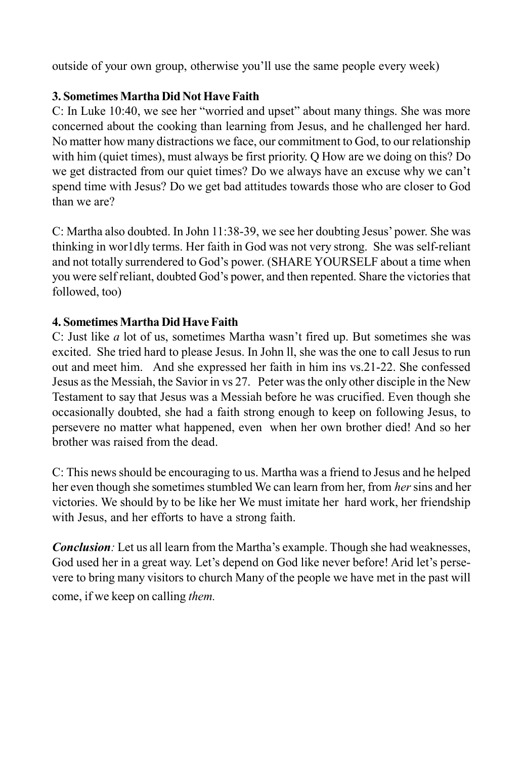outside of your own group, otherwise you'll use the same people every week)

**3. Sometimes Martha Did Not Have Faith**

C: In Luke 10:40, we see her "worried and upset" about many things. She was more concerned about the cooking than learning from Jesus, and he challenged her hard. No matter how many distractions we face, our commitment to God, to our relationship with him (quiet times), must always be first priority. Q How are we doing on this? Do we get distracted from our quiet times? Do we always have an excuse why we can't spend time with Jesus? Do we get bad attitudes towards those who are closer to God than we are?

C: Martha also doubted. In John 11:38-39, we see her doubting Jesus' power. She was thinking in wor1dly terms. Her faith in God was not very strong. She was self-reliant and not totally surrendered to God's power. (SHARE YOURSELF about a time when you were self reliant, doubted God's power, and then repented. Share the victories that followed, too)

**4. Sometimes Martha Did Have Faith**

C: Just like *a* lot of us, sometimes Martha wasn't fired up. But sometimes she was excited. She tried hard to please Jesus. In John ll, she was the one to call Jesus to run out and meet him. And she expressed her faith in him ins vs.21-22. She confessed Jesus as the Messiah, the Savior in vs 27. Peter was the only other disciple in the New Testament to say that Jesus was a Messiah before he was crucified. Even though she occasionally doubted, she had a faith strong enough to keep on following Jesus, to persevere no matter what happened, even when her own brother died! And so her brother was raised from the dead.

C: This news should be encouraging to us. Martha was a friend to Jesus and he helped her even though she sometimes stumbled We can learn from her, from *her* sins and her victories. We should by to be like her We must imitate her hard work, her friendship with Jesus, and her efforts to have a strong faith.

***Conclusion****:* Let us all learn from the Martha's example. Though she had weaknesses, God used her in a great way. Let's depend on God like never before! Arid let's persevere to bring many visitors to church Many of the people we have met in the past will come, if we keep on calling *them.*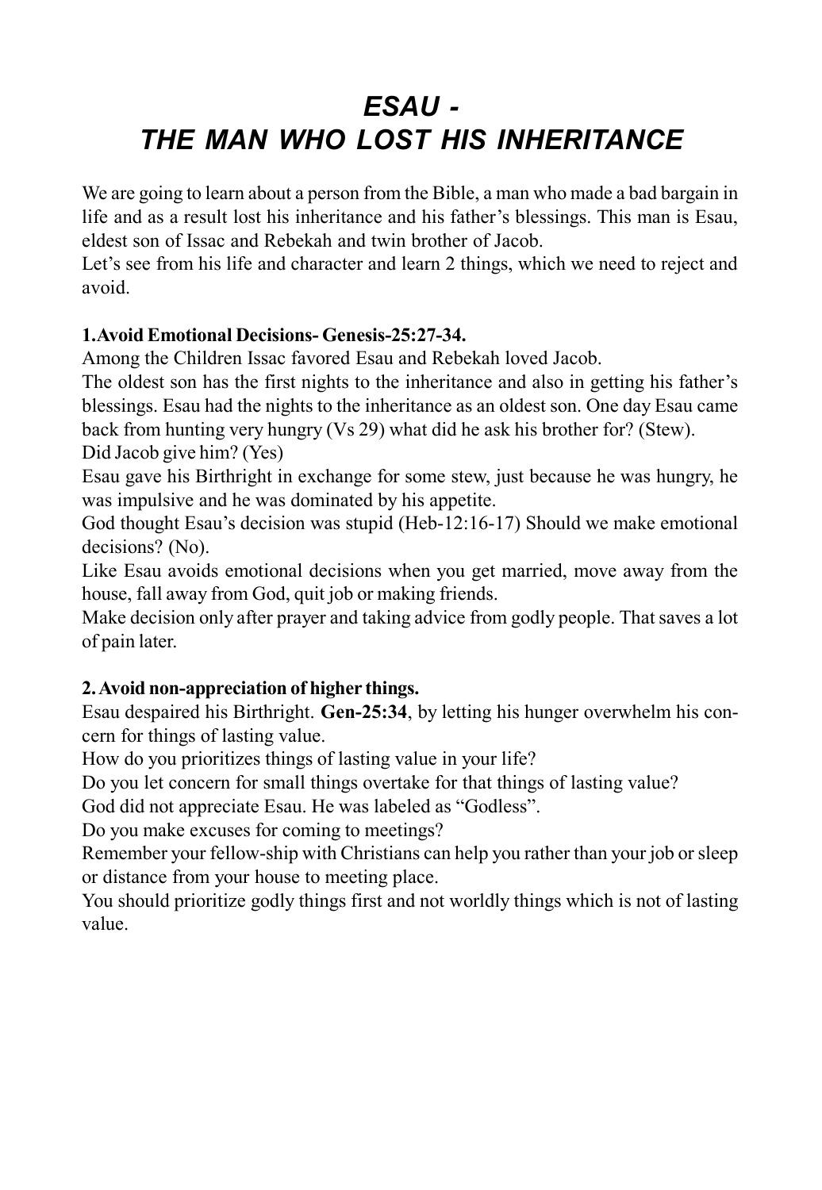# *ESAU - THE MAN WHO LOST HIS INHERITANCE*

We are going to learn about a person from the Bible, a man who made a bad bargain in life and as a result lost his inheritance and his father's blessings. This man is Esau, eldest son of Issac and Rebekah and twin brother of Jacob.

Let's see from his life and character and learn 2 things, which we need to reject and avoid.

**1. Avoid Emotional Decisions- Genesis-25:27-34.**

Among the Children Issac favored Esau and Rebekah loved Jacob.

The oldest son has the first nights to the inheritance and also in getting his father's blessings. Esau had the nights to the inheritance as an oldest son. One day Esau came back from hunting very hungry (Vs 29) what did he ask his brother for? (Stew).

Did Jacob give him? (Yes)

Esau gave his Birthright in exchange for some stew, just because he was hungry, he was impulsive and he was dominated by his appetite.

God thought Esau's decision was stupid (Heb-12:16-17) Should we make emotional decisions? (No).

Like Esau avoids emotional decisions when you get married, move away from the house, fall away from God, quit job or making friends.

Make decision only after prayer and taking advice from godly people. That saves a lot of pain later.

**2. Avoid non-appreciation of higher things.**

Esau despaired his Birthright. **Gen-25:34**, by letting his hunger overwhelm his concern for things of lasting value.

How do you prioritizes things of lasting value in your life?

Do you let concern for small things overtake for that things of lasting value?

God did not appreciate Esau. He was labeled as "Godless".

Do you make excuses for coming to meetings?

Remember your fellow-ship with Christians can help you rather than your job or sleep or distance from your house to meeting place.

You should prioritize godly things first and not worldly things which is not of lasting value.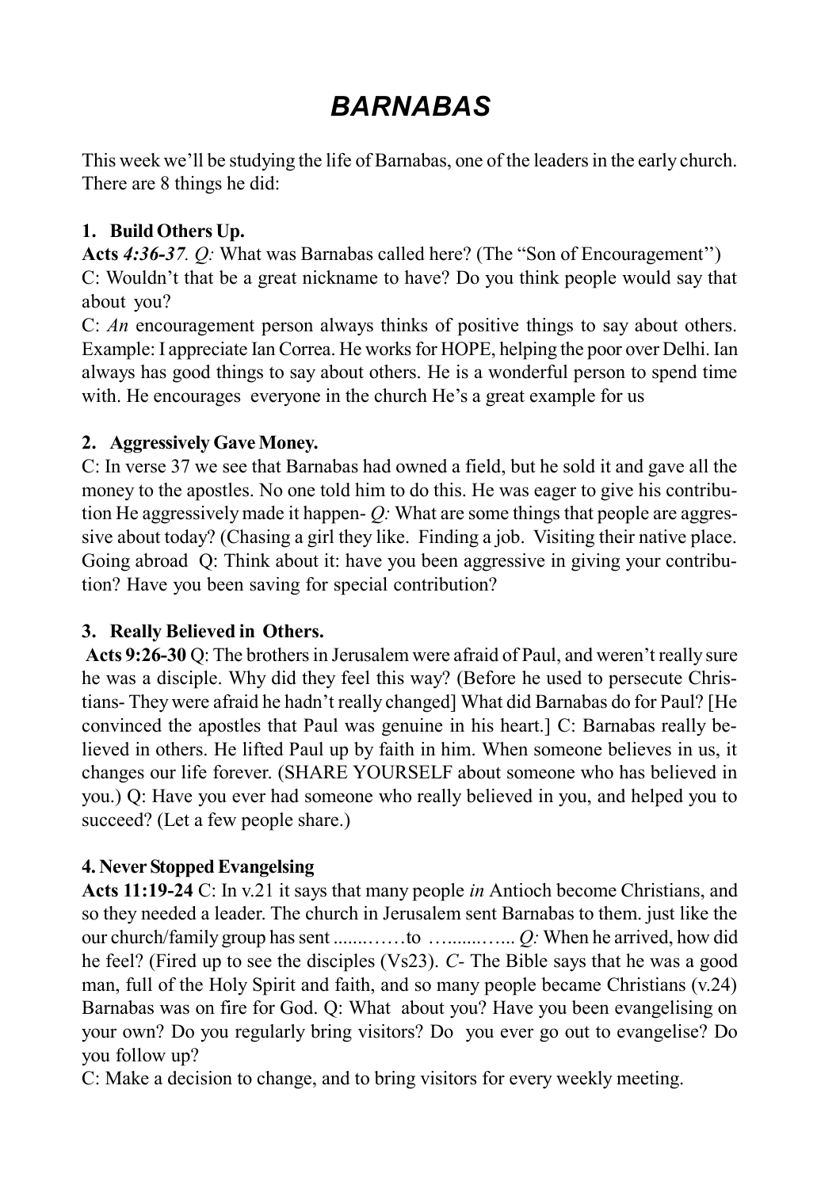# *BARNABAS*

This week we'll be studying the life of Barnabas, one of the leaders in the early church. There are 8 things he did:

**1. Build Others Up.**

**Acts *4:36-37*.** *Q:* What was Barnabas called here? (The "Son of Encouragement")

C: Wouldn't that be a great nickname to have? Do you think people would say that about you?

C: *An* encouragement person always thinks of positive things to say about others. Example: I appreciate Ian Correa. He works for HOPE, helping the poor over Delhi. Ian always has good things to say about others. He is a wonderful person to spend time with. He encourages everyone in the church He's a great example for us

**2. Aggressively Gave Money.**

C: In verse 37 we see that Barnabas had owned a field, but he sold it and gave all the money to the apostles. No one told him to do this. He was eager to give his contribution He aggressively made it happen- *Q:* What are some things that people are aggressive about today? (Chasing a girl they like. Finding a job. Visiting their native place. Going abroad Q: Think about it: have you been aggressive in giving your contribution? Have you been saving for special contribution?

**3. Really Believed in Others.**

**Acts 9:26-30** Q: The brothers in Jerusalem were afraid of Paul, and weren't really sure he was a disciple. Why did they feel this way? (Before he used to persecute Christians- They were afraid he hadn't really changed] What did Barnabas do for Paul? [He convinced the apostles that Paul was genuine in his heart.] C: Barnabas really believed in others. He lifted Paul up by faith in him. When someone believes in us, it changes our life forever. (SHARE YOURSELF about someone who has believed in you.) Q: Have you ever had someone who really believed in you, and helped you to succeed? (Let a few people share.)

**4. Never Stopped Evangelsing**

**Acts 11:19-24** C: In v.21 it says that many people *in* Antioch become Christians, and so they needed a leader. The church in Jerusalem sent Barnabas to them. just like the our church/family group has sent .......……to …........….. *Q:* When he arrived, how did he feel? (Fired up to see the disciples (Vs23). *C-* The Bible says that he was a good man, full of the Holy Spirit and faith, and so many people became Christians (v.24) Barnabas was on fire for God. Q: What about you? Have you been evangelising on your own? Do you regularly bring visitors? Do you ever go out to evangelise? Do you follow up?

C: Make a decision to change, and to bring visitors for every weekly meeting.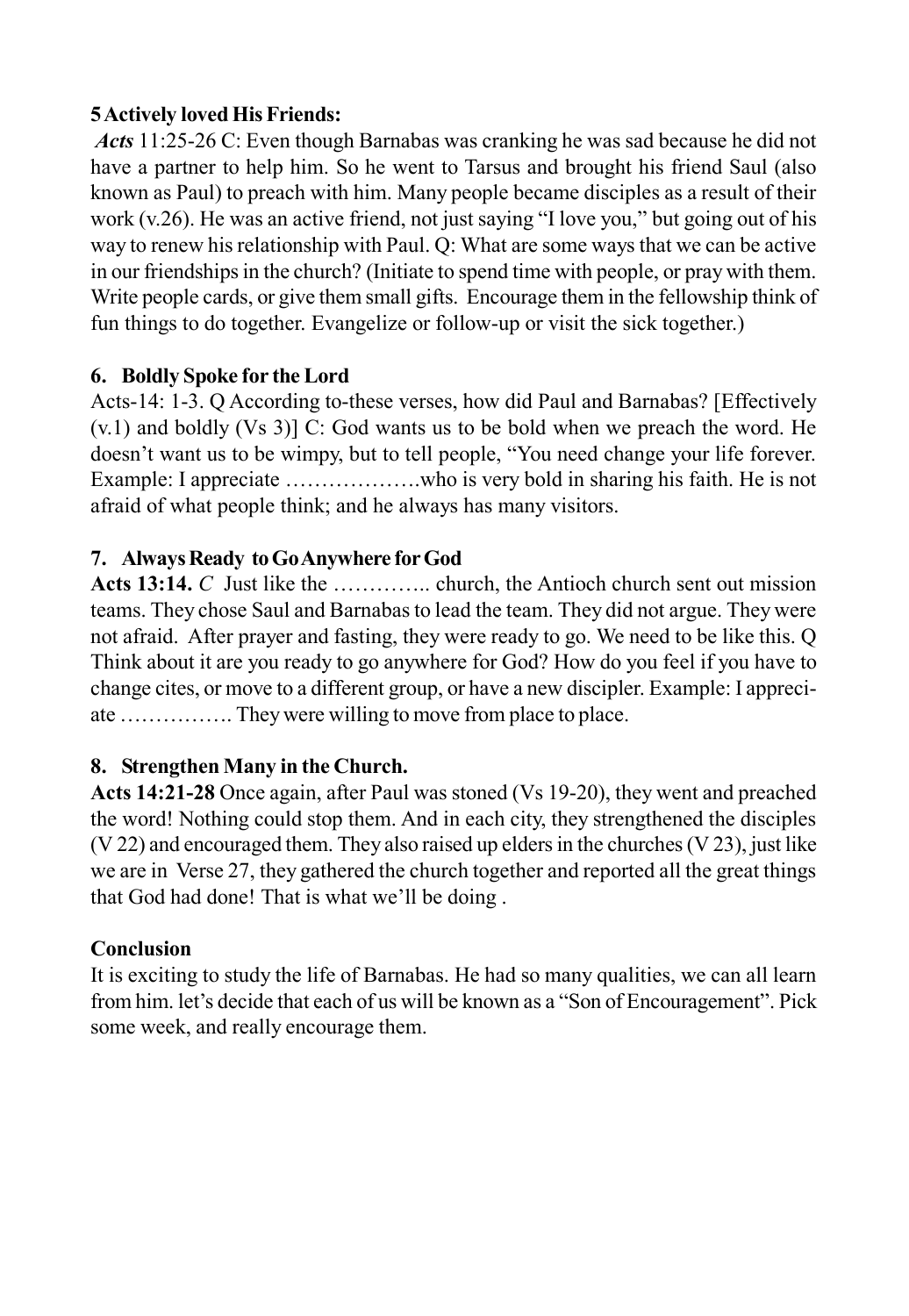**5 Actively loved His Friends:**

***Acts*** 11:25-26 C: Even though Barnabas was cranking he was sad because he did not have a partner to help him. So he went to Tarsus and brought his friend Saul (also known as Paul) to preach with him. Many people became disciples as a result of their work (v.26). He was an active friend, not just saying "I love you," but going out of his way to renew his relationship with Paul. Q: What are some ways that we can be active in our friendships in the church? (Initiate to spend time with people, or pray with them. Write people cards, or give them small gifts. Encourage them in the fellowship think of fun things to do together. Evangelize or follow-up or visit the sick together.)

**6. Boldly Spoke for the Lord**

Acts-14: 1-3. Q According to-these verses, how did Paul and Barnabas? [Effectively (v.1) and boldly (Vs 3)] C: God wants us to be bold when we preach the word. He doesn't want us to be wimpy, but to tell people, "You need change your life forever. Example: I appreciate ……………….who is very bold in sharing his faith. He is not afraid of what people think; and he always has many visitors.

**7. Always Ready to Go Anywhere for God**

**Acts 13:14.** *C* Just like the ………….. church, the Antioch church sent out mission teams. They chose Saul and Barnabas to lead the team. They did not argue. They were not afraid. After prayer and fasting, they were ready to go. We need to be like this. Q Think about it are you ready to go anywhere for God? How do you feel if you have to change cites, or move to a different group, or have a new discipler. Example: I appreciate ……………. They were willing to move from place to place.

**8. Strengthen Many in the Church.**

**Acts 14:21-28** Once again, after Paul was stoned (Vs 19-20), they went and preached the word! Nothing could stop them. And in each city, they strengthened the disciples (V 22) and encouraged them. They also raised up elders in the churches (V 23), just like we are in Verse 27, they gathered the church together and reported all the great things that God had done! That is what we'll be doing .

**Conclusion**

It is exciting to study the life of Barnabas. He had so many qualities, we can all learn from him. let's decide that each of us will be known as a "Son of Encouragement". Pick some week, and really encourage them.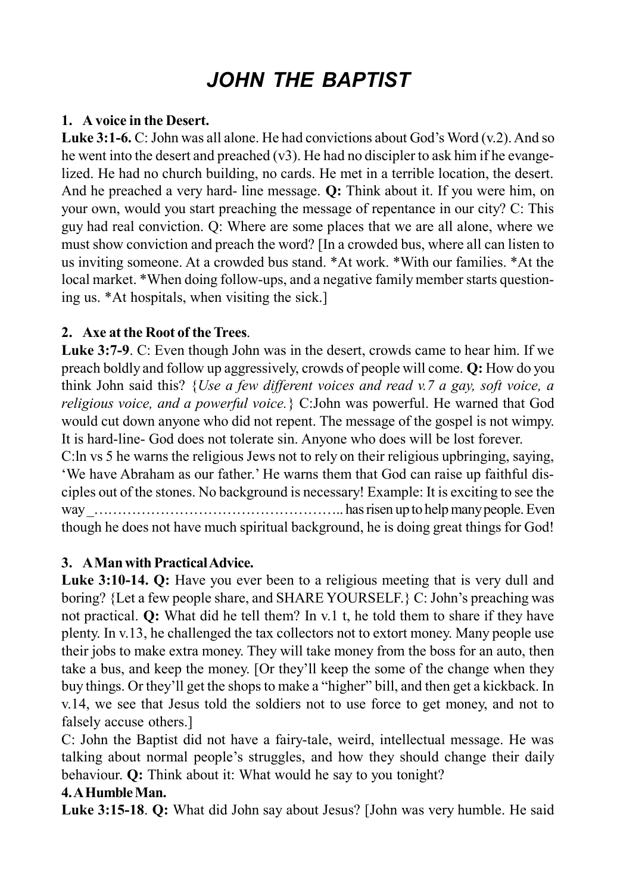# *JOHN THE BAPTIST*

**1. A voice in the Desert.**

**Luke 3:1-6.** C: John was all alone. He had convictions about God's Word (v.2). And so he went into the desert and preached (v3). He had no discipler to ask him if he evangelized. He had no church building, no cards. He met in a terrible location, the desert. And he preached a very hard- line message. **Q:** Think about it. If you were him, on your own, would you start preaching the message of repentance in our city? C: This guy had real conviction. Q: Where are some places that we are all alone, where we must show conviction and preach the word? [In a crowded bus, where all can listen to us inviting someone. At a crowded bus stand. *At work. *With our families. *At the local market. *When doing follow-ups, and a negative family member starts questioning us. *At hospitals, when visiting the sick.]

**2. Axe at the Root of the Trees**.

**Luke 3:7-9**. C: Even though John was in the desert, crowds came to hear him. If we preach boldly and follow up aggressively, crowds of people will come. **Q:** How do you think John said this? {*Use a few different voices and read v.7 a gay, soft voice, a religious voice, and a powerful voice.*} C:John was powerful. He warned that God would cut down anyone who did not repent. The message of the gospel is not wimpy. It is hard-line- God does not tolerate sin. Anyone who does will be lost forever.

C:ln vs 5 he warns the religious Jews not to rely on their religious upbringing, saying, 'We have Abraham as our father.' He warns them that God can raise up faithful disciples out of the stones. No background is necessary! Example: It is exciting to see the way _…………………………………………….. has risen up to help many people. Even though he does not have much spiritual background, he is doing great things for God!

**3. A Man with Practical Advice.**

**Luke 3:10-14. Q:** Have you ever been to a religious meeting that is very dull and boring? {Let a few people share, and SHARE YOURSELF.} C: John's preaching was not practical. **Q:** What did he tell them? In v.1 t, he told them to share if they have plenty. In v.13, he challenged the tax collectors not to extort money. Many people use their jobs to make extra money. They will take money from the boss for an auto, then take a bus, and keep the money. [Or they'll keep the some of the change when they buy things. Or they'll get the shops to make a "higher" bill, and then get a kickback. In v.14, we see that Jesus told the soldiers not to use force to get money, and not to falsely accuse others.]

C: John the Baptist did not have a fairy-tale, weird, intellectual message. He was talking about normal people's struggles, and how they should change their daily behaviour. **Q:** Think about it: What would he say to you tonight?

**4. A Humble Man.**

**Luke 3:15-18**. **Q:** What did John say about Jesus? [John was very humble. He said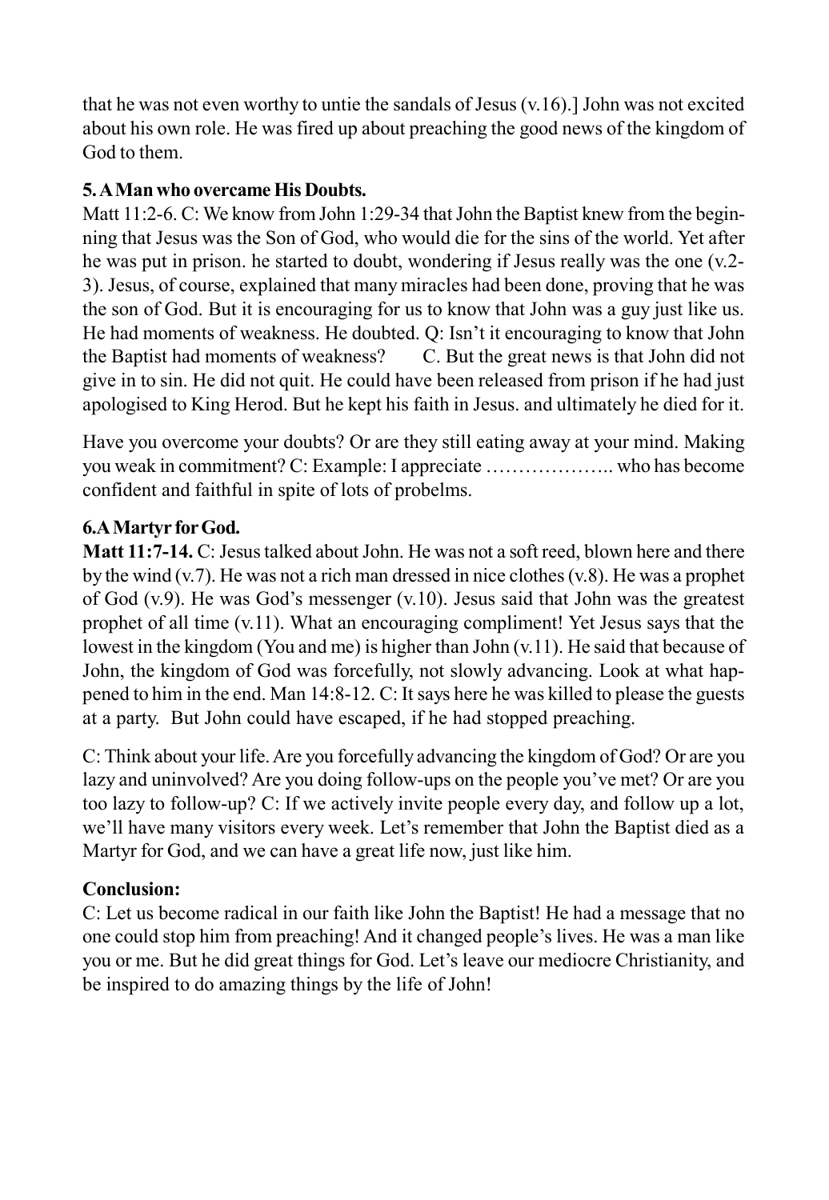that he was not even worthy to untie the sandals of Jesus (v.16).] John was not excited about his own role. He was fired up about preaching the good news of the kingdom of God to them.

**5. A Man who overcame His Doubts.**

Matt 11:2-6. C: We know from John 1:29-34 that John the Baptist knew from the beginning that Jesus was the Son of God, who would die for the sins of the world. Yet after he was put in prison. he started to doubt, wondering if Jesus really was the one (v.2-3). Jesus, of course, explained that many miracles had been done, proving that he was the son of God. But it is encouraging for us to know that John was a guy just like us. He had moments of weakness. He doubted. Q: Isn't it encouraging to know that John the Baptist had moments of weakness? C. But the great news is that John did not give in to sin. He did not quit. He could have been released from prison if he had just apologised to King Herod. But he kept his faith in Jesus. and ultimately he died for it.

Have you overcome your doubts? Or are they still eating away at your mind. Making you weak in commitment? C: Example: I appreciate ……………….. who has become confident and faithful in spite of lots of probelms.

**6.A Martyr for God.**

**Matt 11:7-14.** C: Jesus talked about John. He was not a soft reed, blown here and there by the wind (v.7). He was not a rich man dressed in nice clothes (v.8). He was a prophet of God (v.9). He was God's messenger (v.10). Jesus said that John was the greatest prophet of all time (v.11). What an encouraging compliment! Yet Jesus says that the lowest in the kingdom (You and me) is higher than John (v.11). He said that because of John, the kingdom of God was forcefully, not slowly advancing. Look at what happened to him in the end. Man 14:8-12. C: It says here he was killed to please the guests at a party. But John could have escaped, if he had stopped preaching.

C: Think about your life. Are you forcefully advancing the kingdom of God? Or are you lazy and uninvolved? Are you doing follow-ups on the people you've met? Or are you too lazy to follow-up? C: If we actively invite people every day, and follow up a lot, we'll have many visitors every week. Let's remember that John the Baptist died as a Martyr for God, and we can have a great life now, just like him.

**Conclusion:**

C: Let us become radical in our faith like John the Baptist! He had a message that no one could stop him from preaching! And it changed people's lives. He was a man like you or me. But he did great things for God. Let's leave our mediocre Christianity, and be inspired to do amazing things by the life of John!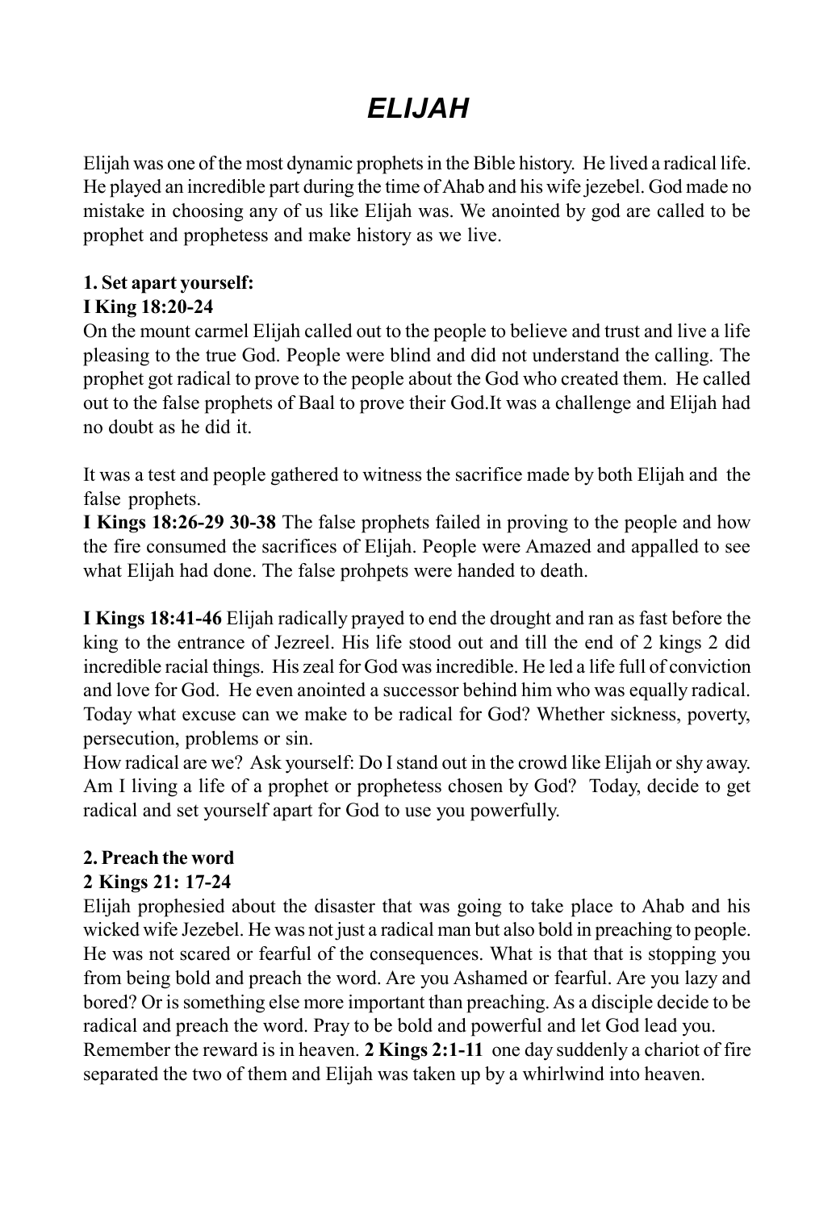# *ELIJAH*

Elijah was one of the most dynamic prophets in the Bible history. He lived a radical life. He played an incredible part during the time of Ahab and his wife jezebel. God made no mistake in choosing any of us like Elijah was. We anointed by god are called to be prophet and prophetess and make history as we live.

**1. Set apart yourself:**
**I King 18:20-24**
On the mount carmel Elijah called out to the people to believe and trust and live a life pleasing to the true God. People were blind and did not understand the calling. The prophet got radical to prove to the people about the God who created them. He called out to the false prophets of Baal to prove their God.It was a challenge and Elijah had no doubt as he did it.

It was a test and people gathered to witness the sacrifice made by both Elijah and the false prophets.
**I Kings 18:26-29 30-38** The false prophets failed in proving to the people and how the fire consumed the sacrifices of Elijah. People were Amazed and appalled to see what Elijah had done. The false prohpets were handed to death.

**I Kings 18:41-46** Elijah radically prayed to end the drought and ran as fast before the king to the entrance of Jezreel. His life stood out and till the end of 2 kings 2 did incredible racial things. His zeal for God was incredible. He led a life full of conviction and love for God. He even anointed a successor behind him who was equally radical. Today what excuse can we make to be radical for God? Whether sickness, poverty, persecution, problems or sin.
How radical are we? Ask yourself: Do I stand out in the crowd like Elijah or shy away. Am I living a life of a prophet or prophetess chosen by God? Today, decide to get radical and set yourself apart for God to use you powerfully.

**2. Preach the word**
**2 Kings 21: 17-24**
Elijah prophesied about the disaster that was going to take place to Ahab and his wicked wife Jezebel. He was not just a radical man but also bold in preaching to people. He was not scared or fearful of the consequences. What is that that is stopping you from being bold and preach the word. Are you Ashamed or fearful. Are you lazy and bored? Or is something else more important than preaching. As a disciple decide to be radical and preach the word. Pray to be bold and powerful and let God lead you.
Remember the reward is in heaven. **2 Kings 2:1-11** one day suddenly a chariot of fire separated the two of them and Elijah was taken up by a whirlwind into heaven.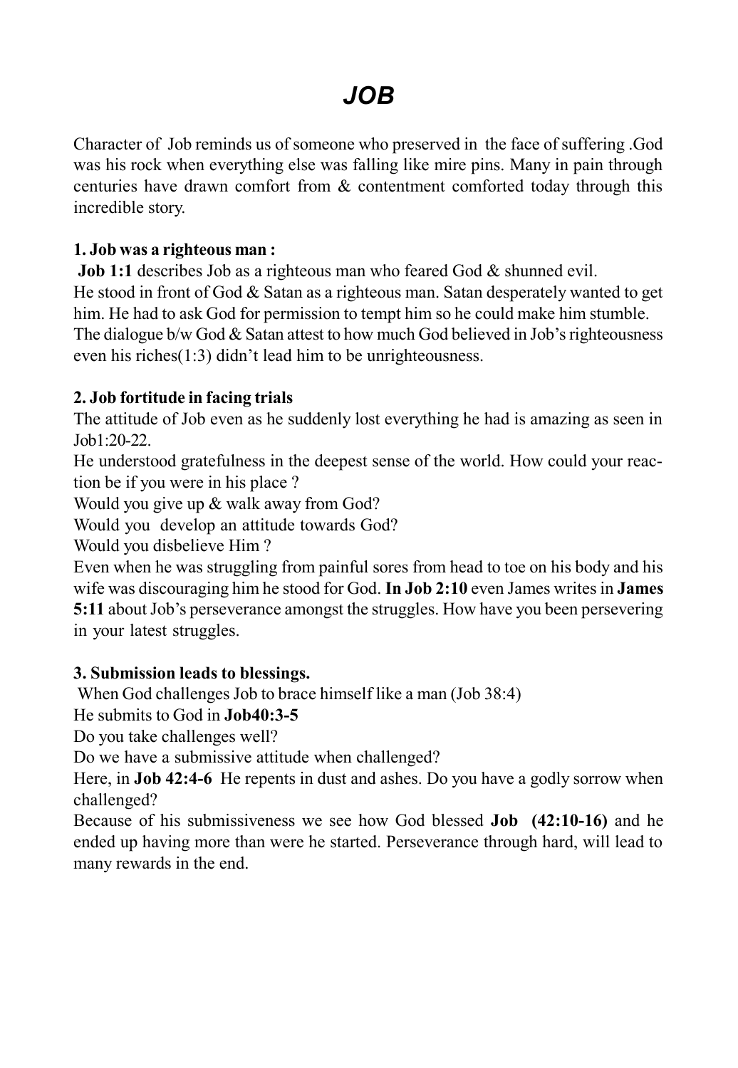# *JOB*

Character of Job reminds us of someone who preserved in the face of suffering .God was his rock when everything else was falling like mire pins. Many in pain through centuries have drawn comfort from & contentment comforted today through this incredible story.

**1. Job was a righteous man :**

**Job 1:1** describes Job as a righteous man who feared God & shunned evil.
He stood in front of God & Satan as a righteous man. Satan desperately wanted to get him. He had to ask God for permission to tempt him so he could make him stumble. The dialogue b/w God & Satan attest to how much God believed in Job's righteousness even his riches(1:3) didn't lead him to be unrighteousness.

**2. Job fortitude in facing trials**

The attitude of Job even as he suddenly lost everything he had is amazing as seen in Job1:20-22.
He understood gratefulness in the deepest sense of the world. How could your reaction be if you were in his place ?
Would you give up & walk away from God?
Would you develop an attitude towards God?
Would you disbelieve Him ?
Even when he was struggling from painful sores from head to toe on his body and his wife was discouraging him he stood for God. **In Job 2:10** even James writes in **James 5:11** about Job's perseverance amongst the struggles. How have you been persevering in your latest struggles.

**3. Submission leads to blessings.**

When God challenges Job to brace himself like a man (Job 38:4)
He submits to God in **Job40:3-5**
Do you take challenges well?
Do we have a submissive attitude when challenged?
Here, in **Job 42:4-6** He repents in dust and ashes. Do you have a godly sorrow when challenged?
Because of his submissiveness we see how God blessed **Job (42:10-16)** and he ended up having more than were he started. Perseverance through hard, will lead to many rewards in the end.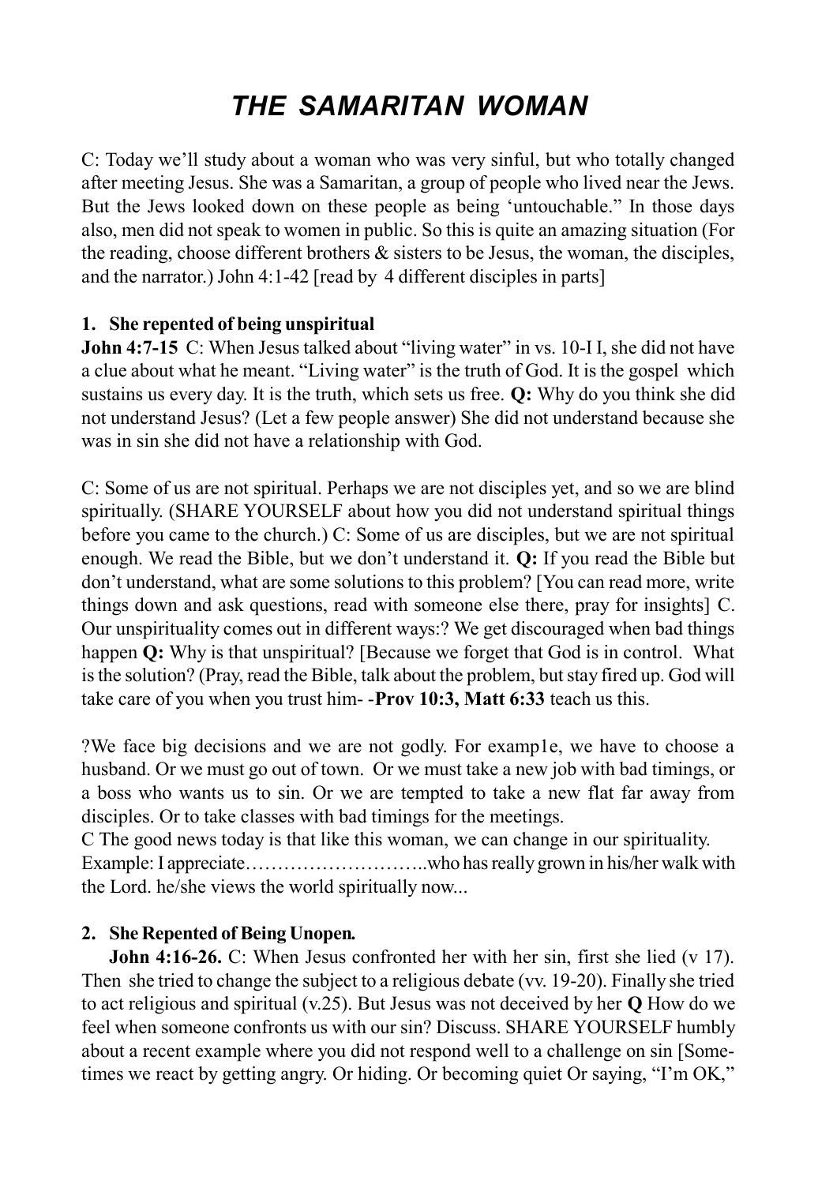# *THE SAMARITAN WOMAN*

C: Today we'll study about a woman who was very sinful, but who totally changed after meeting Jesus. She was a Samaritan, a group of people who lived near the Jews. But the Jews looked down on these people as being 'untouchable." In those days also, men did not speak to women in public. So this is quite an amazing situation (For the reading, choose different brothers & sisters to be Jesus, the woman, the disciples, and the narrator.) John 4:1-42 [read by 4 different disciples in parts]

**1. She repented of being unspiritual**

**John 4:7-15** C: When Jesus talked about "living water" in vs. 10-I I, she did not have a clue about what he meant. "Living water" is the truth of God. It is the gospel which sustains us every day. It is the truth, which sets us free. **Q:** Why do you think she did not understand Jesus? (Let a few people answer) She did not understand because she was in sin she did not have a relationship with God.

C: Some of us are not spiritual. Perhaps we are not disciples yet, and so we are blind spiritually. (SHARE YOURSELF about how you did not understand spiritual things before you came to the church.) C: Some of us are disciples, but we are not spiritual enough. We read the Bible, but we don't understand it. **Q:** If you read the Bible but don't understand, what are some solutions to this problem? [You can read more, write things down and ask questions, read with someone else there, pray for insights] C. Our unspirituality comes out in different ways:? We get discouraged when bad things happen **Q:** Why is that unspiritual? [Because we forget that God is in control. What is the solution? (Pray, read the Bible, talk about the problem, but stay fired up. God will take care of you when you trust him- -**Prov 10:3, Matt 6:33** teach us this.

?We face big decisions and we are not godly. For examp1e, we have to choose a husband. Or we must go out of town. Or we must take a new job with bad timings, or a boss who wants us to sin. Or we are tempted to take a new flat far away from disciples. Or to take classes with bad timings for the meetings.

C The good news today is that like this woman, we can change in our spirituality.

Example: I appreciate………………………..who has really grown in his/her walk with the Lord. he/she views the world spiritually now...

**2. She Repented of Being Unopen.**

**John 4:16-26.** C: When Jesus confronted her with her sin, first she lied (v 17). Then she tried to change the subject to a religious debate (vv. 19-20). Finally she tried to act religious and spiritual (v.25). But Jesus was not deceived by her **Q** How do we feel when someone confronts us with our sin? Discuss. SHARE YOURSELF humbly about a recent example where you did not respond well to a challenge on sin [Sometimes we react by getting angry. Or hiding. Or becoming quiet Or saying, "I'm OK,"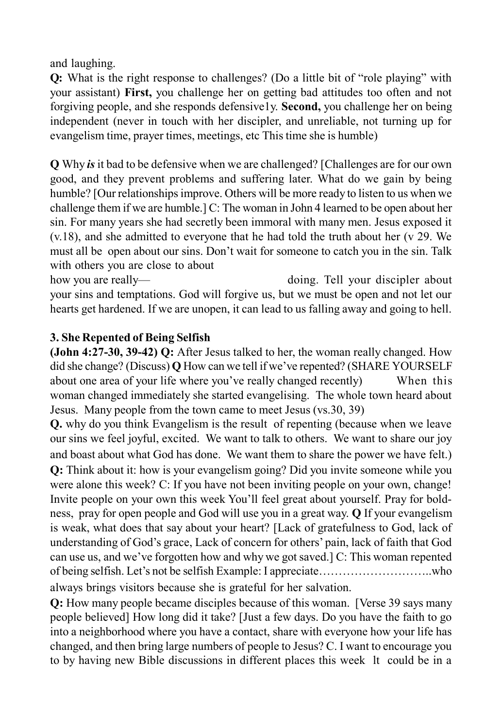and laughing.

**Q:** What is the right response to challenges? (Do a little bit of "role playing" with your assistant) **First,** you challenge her on getting bad attitudes too often and not forgiving people, and she responds defensive1y. **Second,** you challenge her on being independent (never in touch with her discipler, and unreliable, not turning up for evangelism time, prayer times, meetings, etc This time she is humble)

**Q** Why ***is*** it bad to be defensive when we are challenged? [Challenges are for our own good, and they prevent problems and suffering later. What do we gain by being humble? [Our relationships improve. Others will be more ready to listen to us when we challenge them if we are humble.] C: The woman in John 4 learned to be open about her sin. For many years she had secretly been immoral with many men. Jesus exposed it (v.18), and she admitted to everyone that he had told the truth about her (v 29. We must all be open about our sins. Don't wait for someone to catch you in the sin. Talk with others you are close to about
how you are really— doing. Tell your discipler about your sins and temptations. God will forgive us, but we must be open and not let our hearts get hardened. If we are unopen, it can lead to us falling away and going to hell.

**3. She Repented of Being Selfish**

**(John 4:27-30, 39-42) Q:** After Jesus talked to her, the woman really changed. How did she change? (Discuss) **Q** How can we tell if we've repented? (SHARE YOURSELF about one area of your life where you've really changed recently) When this woman changed immediately she started evangelising. The whole town heard about Jesus. Many people from the town came to meet Jesus (vs.30, 39)

**Q.** why do you think Evangelism is the result of repenting (because when we leave our sins we feel joyful, excited. We want to talk to others. We want to share our joy and boast about what God has done. We want them to share the power we have felt.)

**Q:** Think about it: how is your evangelism going? Did you invite someone while you were alone this week? C: If you have not been inviting people on your own, change! Invite people on your own this week You'll feel great about yourself. Pray for boldness, pray for open people and God will use you in a great way. **Q** If your evangelism is weak, what does that say about your heart? [Lack of gratefulness to God, lack of understanding of God's grace, Lack of concern for others' pain, lack of faith that God can use us, and we've forgotten how and why we got saved.] C: This woman repented of being selfish. Let's not be selfish Example: I appreciate………………………..who always brings visitors because she is grateful for her salvation.

**Q:** How many people became disciples because of this woman. [Verse 39 says many people believed] How long did it take? [Just a few days. Do you have the faith to go into a neighborhood where you have a contact, share with everyone how your life has changed, and then bring large numbers of people to Jesus? C. I want to encourage you to by having new Bible discussions in different places this week lt could be in a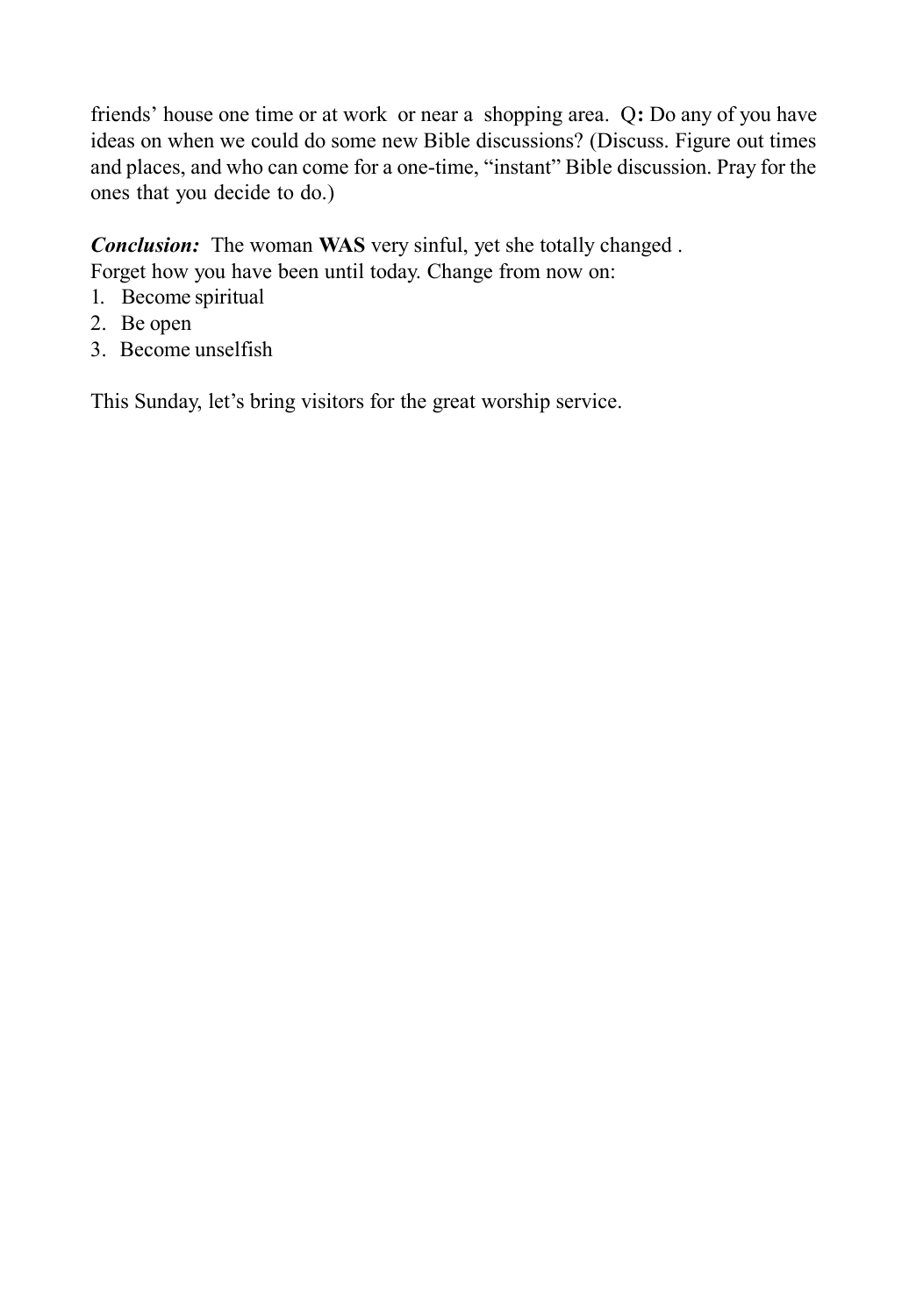friends' house one time or at work or near a shopping area. Q**:** Do any of you have ideas on when we could do some new Bible discussions? (Discuss. Figure out times and places, and who can come for a one-time, "instant" Bible discussion. Pray for the ones that you decide to do.)

***Conclusion:*** The woman **WAS** very sinful, yet she totally changed .
Forget how you have been until today. Change from now on:

1. Become spiritual
2. Be open
3. Become unselfish

This Sunday, let's bring visitors for the great worship service.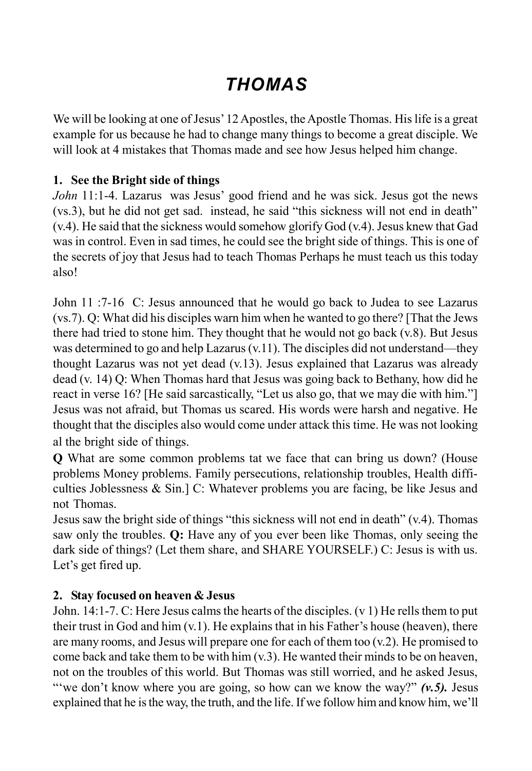# *THOMAS*

We will be looking at one of Jesus' 12 Apostles, the Apostle Thomas. His life is a great example for us because he had to change many things to become a great disciple. We will look at 4 mistakes that Thomas made and see how Jesus helped him change.

## 1. See the Bright side of things

*John* 11:1-4. Lazarus was Jesus' good friend and he was sick. Jesus got the news (vs.3), but he did not get sad. instead, he said "this sickness will not end in death" (v.4). He said that the sickness would somehow glorify God (v.4). Jesus knew that Gad was in control. Even in sad times, he could see the bright side of things. This is one of the secrets of joy that Jesus had to teach Thomas Perhaps he must teach us this today also!

John 11 :7-16 C: Jesus announced that he would go back to Judea to see Lazarus (vs.7). Q: What did his disciples warn him when he wanted to go there? [That the Jews there had tried to stone him. They thought that he would not go back (v.8). But Jesus was determined to go and help Lazarus (v.11). The disciples did not understand—they thought Lazarus was not yet dead (v.13). Jesus explained that Lazarus was already dead (v. 14) Q: When Thomas hard that Jesus was going back to Bethany, how did he react in verse 16? [He said sarcastically, "Let us also go, that we may die with him."] Jesus was not afraid, but Thomas us scared. His words were harsh and negative. He thought that the disciples also would come under attack this time. He was not looking al the bright side of things.

**Q** What are some common problems tat we face that can bring us down? (House problems Money problems. Family persecutions, relationship troubles, Health difficulties Joblessness & Sin.] C: Whatever problems you are facing, be like Jesus and not Thomas.

Jesus saw the bright side of things "this sickness will not end in death" (v.4). Thomas saw only the troubles. **Q:** Have any of you ever been like Thomas, only seeing the dark side of things? (Let them share, and SHARE YOURSELF.) C: Jesus is with us. Let's get fired up.

## 2. Stay focused on heaven & Jesus

John. 14:1-7. C: Here Jesus calms the hearts of the disciples. (v 1) He rells them to put their trust in God and him (v.1). He explains that in his Father's house (heaven), there are many rooms, and Jesus will prepare one for each of them too (v.2). He promised to come back and take them to be with him (v.3). He wanted their minds to be on heaven, not on the troubles of this world. But Thomas was still worried, and he asked Jesus, "'we don't know where you are going, so how can we know the way?" ***(v.5).*** Jesus explained that he is the way, the truth, and the life. If we follow him and know him, we'll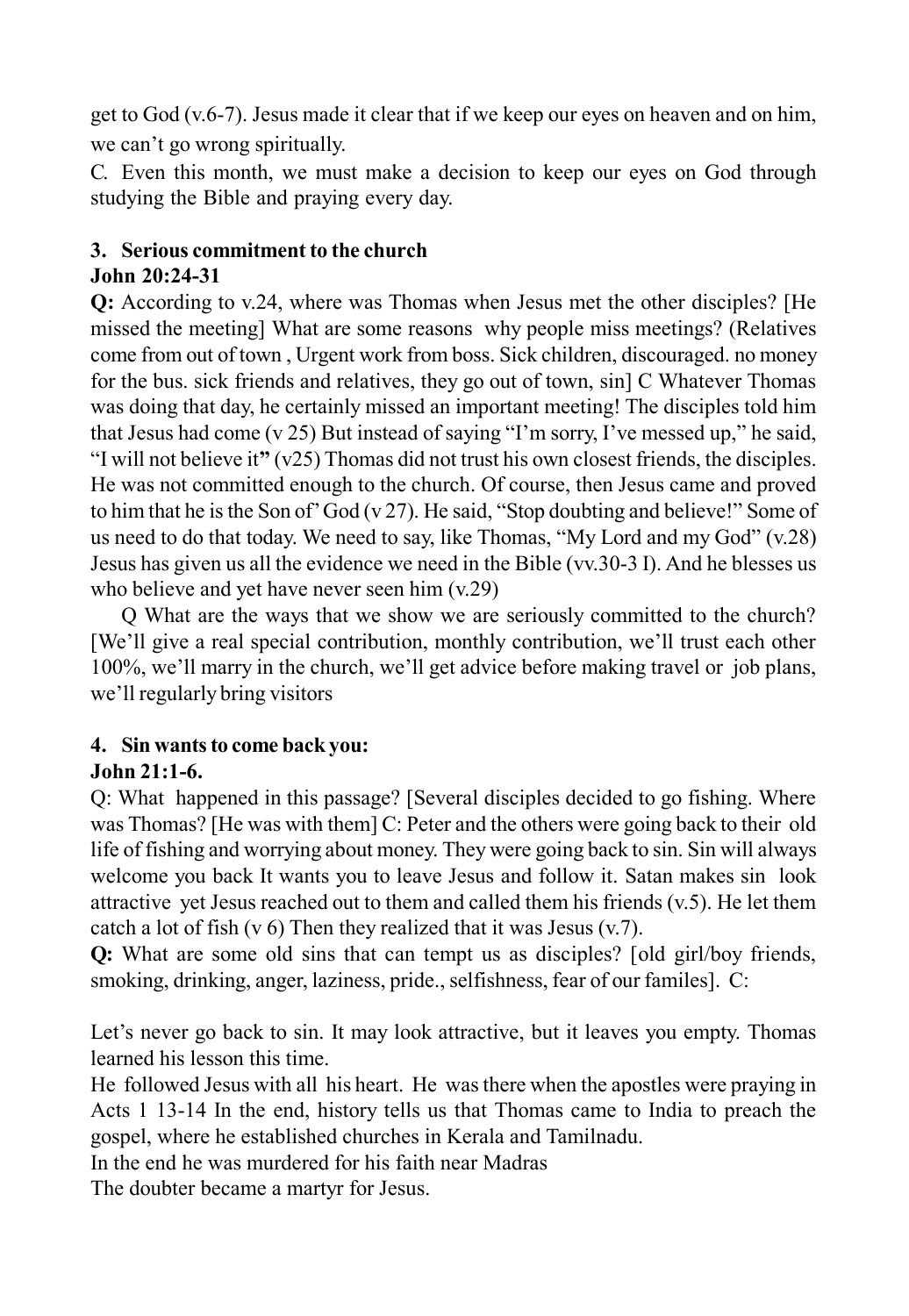get to God (v.6-7). Jesus made it clear that if we keep our eyes on heaven and on him, we can't go wrong spiritually.

C. Even this month, we must make a decision to keep our eyes on God through studying the Bible and praying every day.

### 3. Serious commitment to the church

**John 20:24-31**

**Q:** According to v.24, where was Thomas when Jesus met the other disciples? [He missed the meeting] What are some reasons why people miss meetings? (Relatives come from out of town , Urgent work from boss. Sick children, discouraged. no money for the bus. sick friends and relatives, they go out of town, sin] C Whatever Thomas was doing that day, he certainly missed an important meeting! The disciples told him that Jesus had come (v 25) But instead of saying "I'm sorry, I've messed up," he said, "I will not believe it**"** (v25) Thomas did not trust his own closest friends, the disciples. He was not committed enough to the church. Of course, then Jesus came and proved to him that he is the Son of' God (v 27). He said, "Stop doubting and believe!" Some of us need to do that today. We need to say, like Thomas, "My Lord and my God" (v.28) Jesus has given us all the evidence we need in the Bible (vv.30-3 I). And he blesses us who believe and yet have never seen him (v.29)

Q What are the ways that we show we are seriously committed to the church? [We'll give a real special contribution, monthly contribution, we'll trust each other 100%, we'll marry in the church, we'll get advice before making travel or job plans, we'll regularly bring visitors

### 4. Sin wants to come back you:

**John 21:1-6.**

Q: What happened in this passage? [Several disciples decided to go fishing. Where was Thomas? [He was with them] C: Peter and the others were going back to their old life of fishing and worrying about money. They were going back to sin. Sin will always welcome you back It wants you to leave Jesus and follow it. Satan makes sin look attractive yet Jesus reached out to them and called them his friends (v.5). He let them catch a lot of fish (v 6) Then they realized that it was Jesus (v.7).

**Q:** What are some old sins that can tempt us as disciples? [old girl/boy friends, smoking, drinking, anger, laziness, pride., selfishness, fear of our familes]. C:

Let's never go back to sin. It may look attractive, but it leaves you empty. Thomas learned his lesson this time.

He followed Jesus with all his heart. He was there when the apostles were praying in Acts 1 13-14 In the end, history tells us that Thomas came to India to preach the gospel, where he established churches in Kerala and Tamilnadu.

In the end he was murdered for his faith near Madras

The doubter became a martyr for Jesus.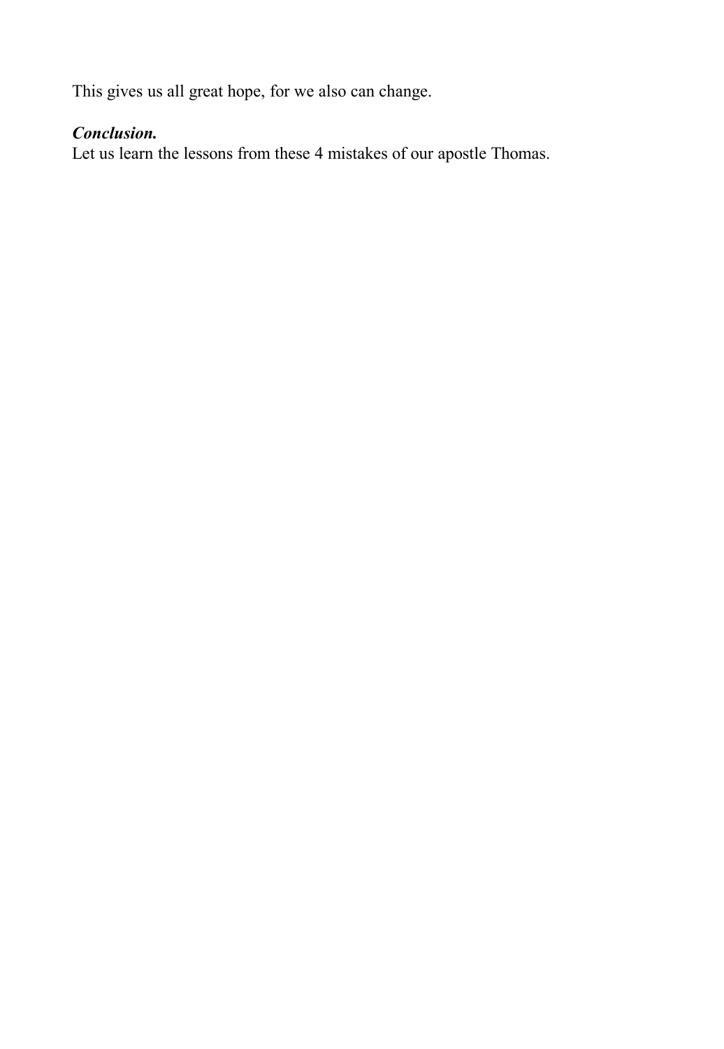This gives us all great hope, for we also can change.

***Conclusion.***
Let us learn the lessons from these 4 mistakes of our apostle Thomas.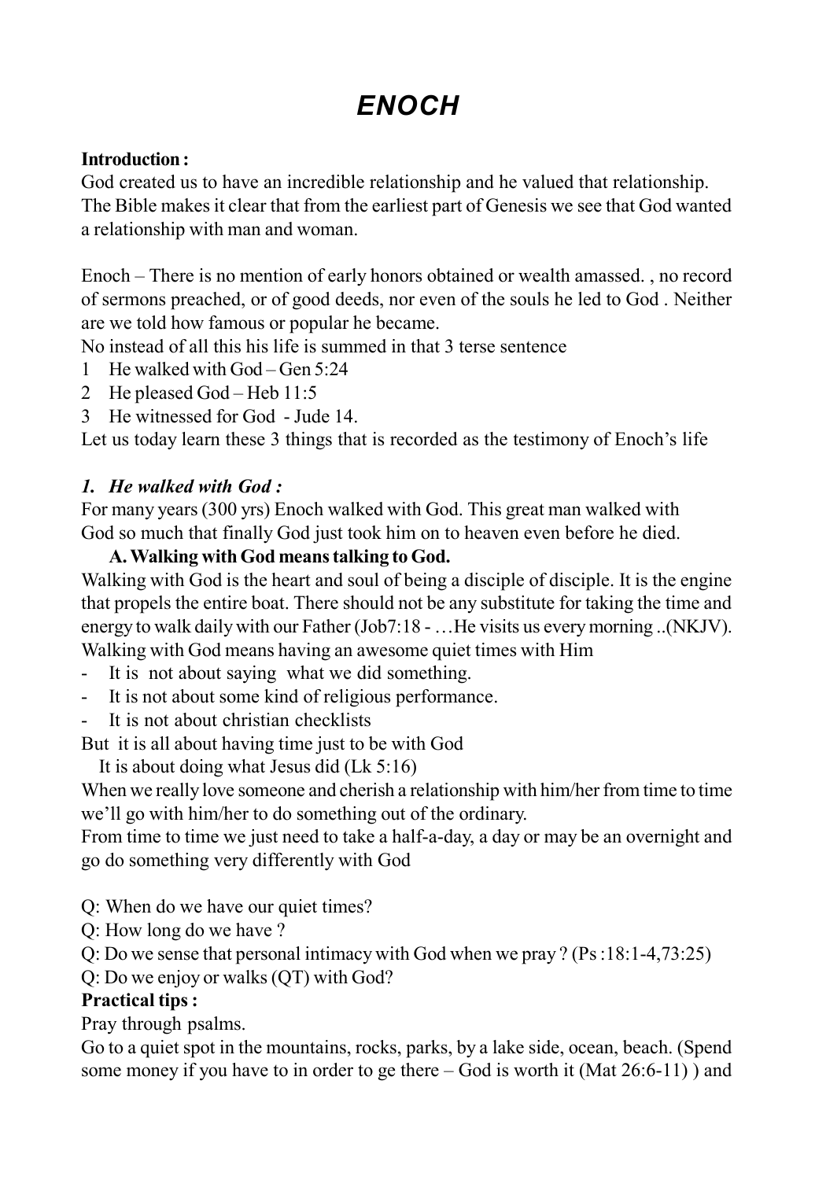# ENOCH

**Introduction :**

God created us to have an incredible relationship and he valued that relationship. The Bible makes it clear that from the earliest part of Genesis we see that God wanted a relationship with man and woman.

Enoch – There is no mention of early honors obtained or wealth amassed. , no record of sermons preached, or of good deeds, nor even of the souls he led to God . Neither are we told how famous or popular he became.

No instead of all this his life is summed in that 3 terse sentence

1 He walked with God – Gen 5:24
2 He pleased God – Heb 11:5
3 He witnessed for God - Jude 14.

Let us today learn these 3 things that is recorded as the testimony of Enoch's life

***1. He walked with God :***

For many years (300 yrs) Enoch walked with God. This great man walked with God so much that finally God just took him on to heaven even before he died.

**A. Walking with God means talking to God.**

Walking with God is the heart and soul of being a disciple of disciple. It is the engine that propels the entire boat. There should not be any substitute for taking the time and energy to walk daily with our Father (Job7:18 - …He visits us every morning ..(NKJV). Walking with God means having an awesome quiet times with Him

- It is not about saying what we did something.
- It is not about some kind of religious performance.
- It is not about christian checklists

But it is all about having time just to be with God

It is about doing what Jesus did (Lk 5:16)

When we really love someone and cherish a relationship with him/her from time to time we'll go with him/her to do something out of the ordinary.

From time to time we just need to take a half-a-day, a day or may be an overnight and go do something very differently with God

Q: When do we have our quiet times?

Q: How long do we have ?

Q: Do we sense that personal intimacy with God when we pray ? (Ps :18:1-4,73:25)

Q: Do we enjoy or walks (QT) with God?

**Practical tips :**

Pray through psalms.

Go to a quiet spot in the mountains, rocks, parks, by a lake side, ocean, beach. (Spend some money if you have to in order to ge there – God is worth it (Mat 26:6-11) ) and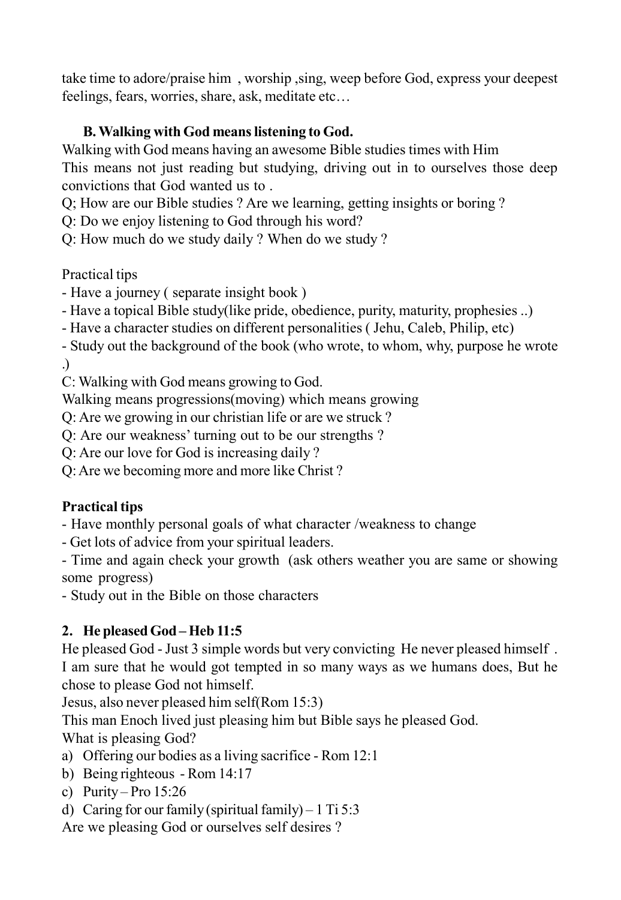take time to adore/praise him , worship ,sing, weep before God, express your deepest feelings, fears, worries, share, ask, meditate etc…

**B. Walking with God means listening to God.**

Walking with God means having an awesome Bible studies times with Him

This means not just reading but studying, driving out in to ourselves those deep convictions that God wanted us to .

Q; How are our Bible studies ? Are we learning, getting insights or boring ?

Q: Do we enjoy listening to God through his word?

Q: How much do we study daily ? When do we study ?

Practical tips

- Have a journey ( separate insight book )
- Have a topical Bible study(like pride, obedience, purity, maturity, prophesies ..)
- Have a character studies on different personalities ( Jehu, Caleb, Philip, etc)
- Study out the background of the book (who wrote, to whom, why, purpose he wrote .)

C: Walking with God means growing to God.

Walking means progressions(moving) which means growing

Q: Are we growing in our christian life or are we struck ?

Q: Are our weakness' turning out to be our strengths ?

Q: Are our love for God is increasing daily ?

Q: Are we becoming more and more like Christ ?

**Practical tips**

- Have monthly personal goals of what character /weakness to change
- Get lots of advice from your spiritual leaders.
- Time and again check your growth (ask others weather you are same or showing some progress)
- Study out in the Bible on those characters

**2. He pleased God – Heb 11:5**

He pleased God - Just 3 simple words but very convicting He never pleased himself . I am sure that he would got tempted in so many ways as we humans does, But he chose to please God not himself.

Jesus, also never pleased him self(Rom 15:3)

This man Enoch lived just pleasing him but Bible says he pleased God.

What is pleasing God?

a) Offering our bodies as a living sacrifice - Rom 12:1
b) Being righteous - Rom 14:17
c) Purity – Pro 15:26
d) Caring for our family (spiritual family) – 1 Ti 5:3

Are we pleasing God or ourselves self desires ?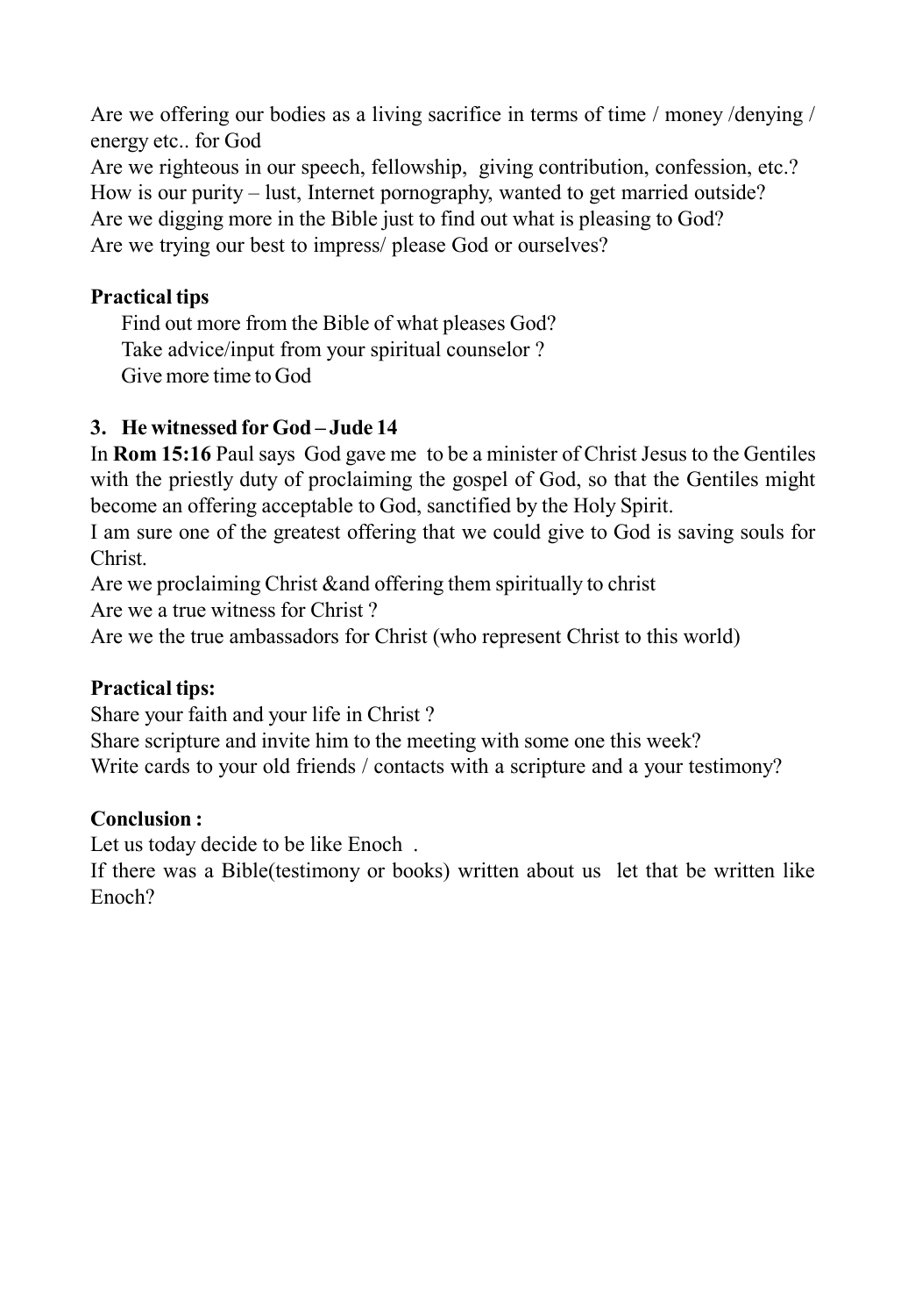Are we offering our bodies as a living sacrifice in terms of time / money /denying / energy etc.. for God

Are we righteous in our speech, fellowship, giving contribution, confession, etc.?

How is our purity – lust, Internet pornography, wanted to get married outside?

Are we digging more in the Bible just to find out what is pleasing to God?

Are we trying our best to impress/ please God or ourselves?

**Practical tips**

Find out more from the Bible of what pleases God?

Take advice/input from your spiritual counselor ?

Give more time to God

**3. He witnessed for God – Jude 14**

In **Rom 15:16** Paul says God gave me to be a minister of Christ Jesus to the Gentiles with the priestly duty of proclaiming the gospel of God, so that the Gentiles might become an offering acceptable to God, sanctified by the Holy Spirit.

I am sure one of the greatest offering that we could give to God is saving souls for Christ.

Are we proclaiming Christ &and offering them spiritually to christ

Are we a true witness for Christ ?

Are we the true ambassadors for Christ (who represent Christ to this world)

**Practical tips:**

Share your faith and your life in Christ ?

Share scripture and invite him to the meeting with some one this week?

Write cards to your old friends / contacts with a scripture and a your testimony?

**Conclusion :**

Let us today decide to be like Enoch .

If there was a Bible(testimony or books) written about us let that be written like Enoch?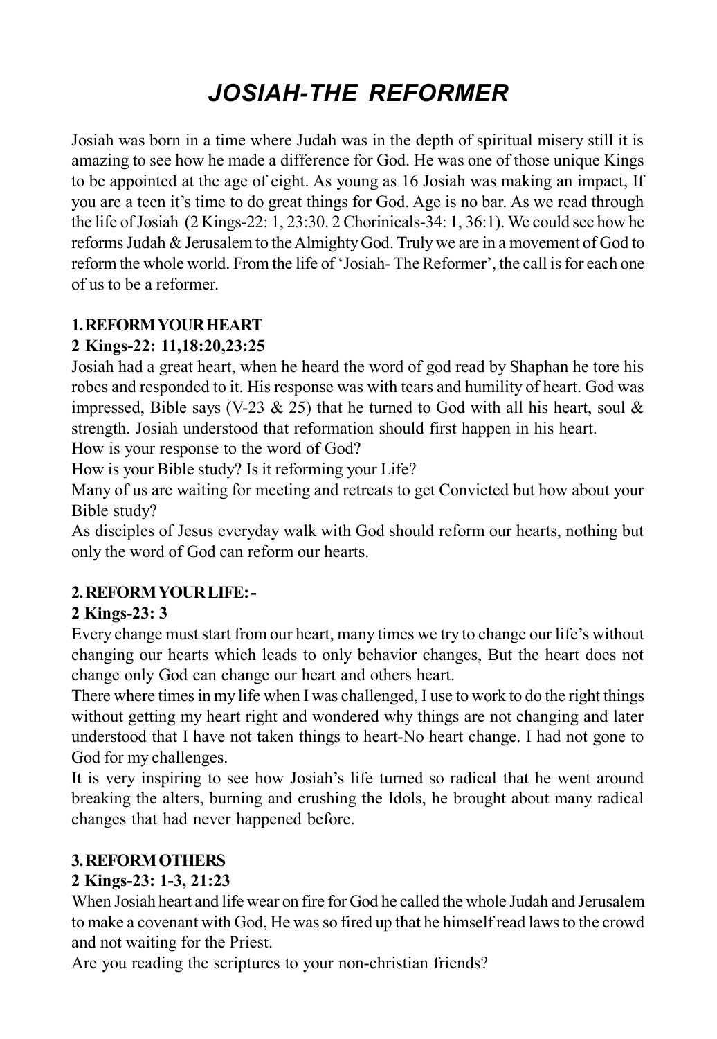# *JOSIAH-THE REFORMER*

Josiah was born in a time where Judah was in the depth of spiritual misery still it is amazing to see how he made a difference for God. He was one of those unique Kings to be appointed at the age of eight. As young as 16 Josiah was making an impact, If you are a teen it's time to do great things for God. Age is no bar. As we read through the life of Josiah (2 Kings-22: 1, 23:30. 2 Chorinicals-34: 1, 36:1). We could see how he reforms Judah & Jerusalem to the Almighty God. Truly we are in a movement of God to reform the whole world. From the life of 'Josiah- The Reformer', the call is for each one of us to be a reformer.

**1. REFORM YOUR HEART**

**2 Kings-22: 11,18:20,23:25**

Josiah had a great heart, when he heard the word of god read by Shaphan he tore his robes and responded to it. His response was with tears and humility of heart. God was impressed, Bible says (V-23 & 25) that he turned to God with all his heart, soul & strength. Josiah understood that reformation should first happen in his heart.

How is your response to the word of God?

How is your Bible study? Is it reforming your Life?

Many of us are waiting for meeting and retreats to get Convicted but how about your Bible study?

As disciples of Jesus everyday walk with God should reform our hearts, nothing but only the word of God can reform our hearts.

**2. REFORM YOUR LIFE: -**

**2 Kings-23: 3**

Every change must start from our heart, many times we try to change our life's without changing our hearts which leads to only behavior changes, But the heart does not change only God can change our heart and others heart.

There where times in my life when I was challenged, I use to work to do the right things without getting my heart right and wondered why things are not changing and later understood that I have not taken things to heart-No heart change. I had not gone to God for my challenges.

It is very inspiring to see how Josiah's life turned so radical that he went around breaking the alters, burning and crushing the Idols, he brought about many radical changes that had never happened before.

**3. REFORM OTHERS**

**2 Kings-23: 1-3, 21:23**

When Josiah heart and life wear on fire for God he called the whole Judah and Jerusalem to make a covenant with God, He was so fired up that he himself read laws to the crowd and not waiting for the Priest.

Are you reading the scriptures to your non-christian friends?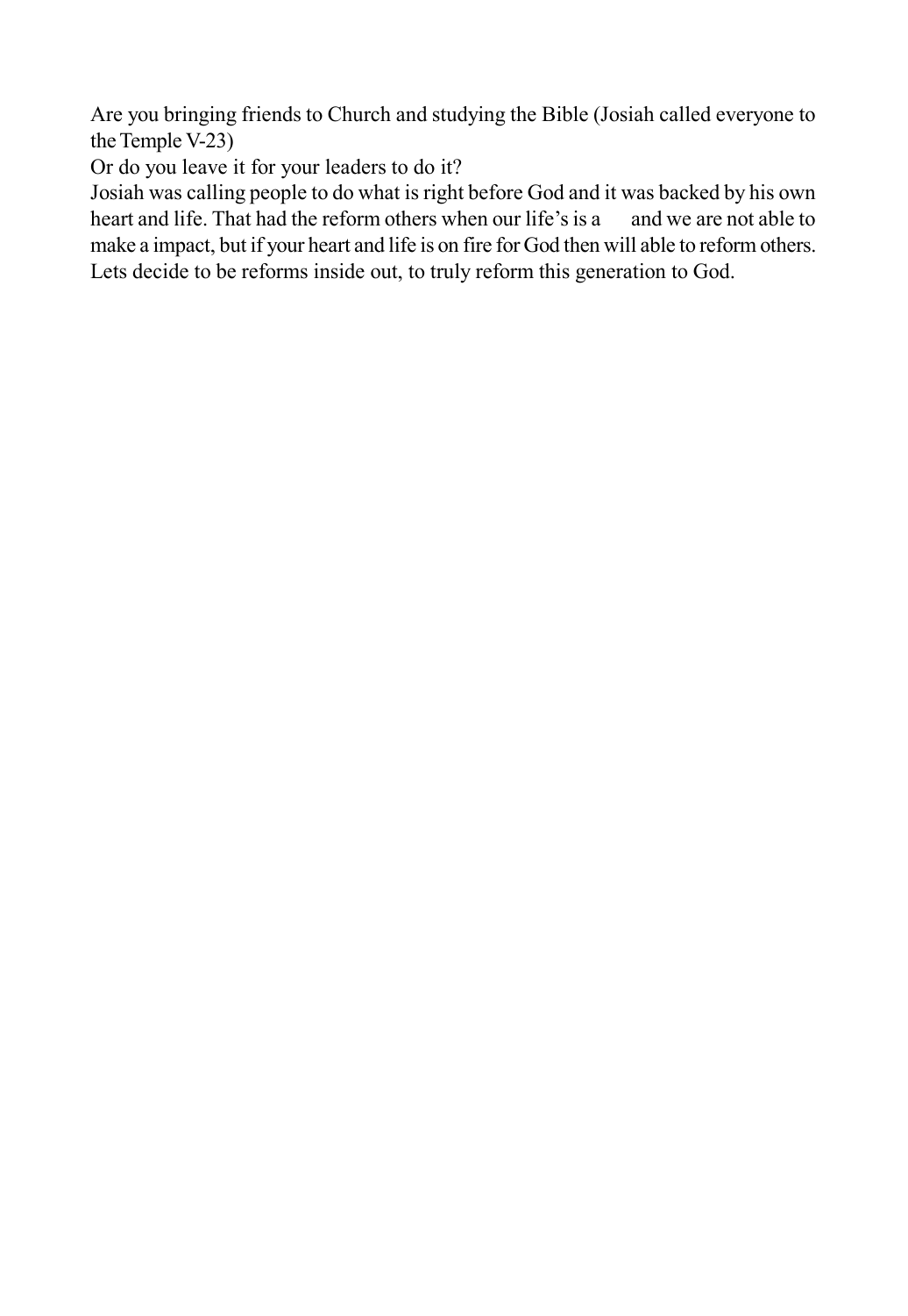Are you bringing friends to Church and studying the Bible (Josiah called everyone to the Temple V-23)

Or do you leave it for your leaders to do it?

Josiah was calling people to do what is right before God and it was backed by his own heart and life. That had the reform others when our life's is a  and we are not able to make a impact, but if your heart and life is on fire for God then will able to reform others. Lets decide to be reforms inside out, to truly reform this generation to God.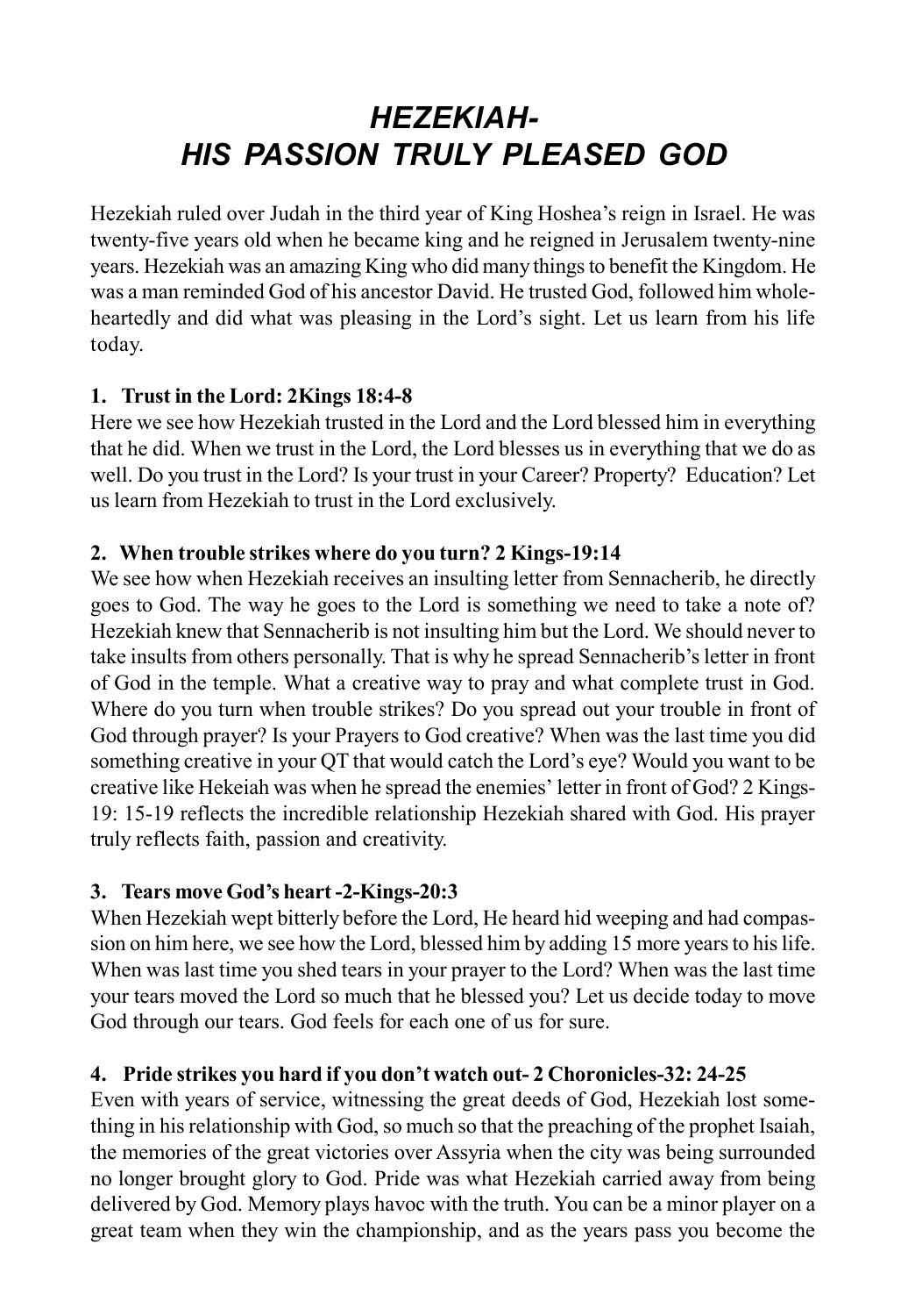# *HEZEKIAH- HIS PASSION TRULY PLEASED GOD*

Hezekiah ruled over Judah in the third year of King Hoshea's reign in Israel. He was twenty-five years old when he became king and he reigned in Jerusalem twenty-nine years. Hezekiah was an amazing King who did many things to benefit the Kingdom. He was a man reminded God of his ancestor David. He trusted God, followed him whole-heartedly and did what was pleasing in the Lord's sight. Let us learn from his life today.

**1. Trust in the Lord: 2Kings 18:4-8**

Here we see how Hezekiah trusted in the Lord and the Lord blessed him in everything that he did. When we trust in the Lord, the Lord blesses us in everything that we do as well. Do you trust in the Lord? Is your trust in your Career? Property? Education? Let us learn from Hezekiah to trust in the Lord exclusively.

**2. When trouble strikes where do you turn? 2 Kings-19:14**

We see how when Hezekiah receives an insulting letter from Sennacherib, he directly goes to God. The way he goes to the Lord is something we need to take a note of? Hezekiah knew that Sennacherib is not insulting him but the Lord. We should never to take insults from others personally. That is why he spread Sennacherib's letter in front of God in the temple. What a creative way to pray and what complete trust in God. Where do you turn when trouble strikes? Do you spread out your trouble in front of God through prayer? Is your Prayers to God creative? When was the last time you did something creative in your QT that would catch the Lord's eye? Would you want to be creative like Hekeiah was when he spread the enemies' letter in front of God? 2 Kings-19: 15-19 reflects the incredible relationship Hezekiah shared with God. His prayer truly reflects faith, passion and creativity.

**3. Tears move God's heart -2-Kings-20:3**

When Hezekiah wept bitterly before the Lord, He heard hid weeping and had compassion on him here, we see how the Lord, blessed him by adding 15 more years to his life. When was last time you shed tears in your prayer to the Lord? When was the last time your tears moved the Lord so much that he blessed you? Let us decide today to move God through our tears. God feels for each one of us for sure.

**4. Pride strikes you hard if you don't watch out- 2 Choronicles-32: 24-25**

Even with years of service, witnessing the great deeds of God, Hezekiah lost something in his relationship with God, so much so that the preaching of the prophet Isaiah, the memories of the great victories over Assyria when the city was being surrounded no longer brought glory to God. Pride was what Hezekiah carried away from being delivered by God. Memory plays havoc with the truth. You can be a minor player on a great team when they win the championship, and as the years pass you become the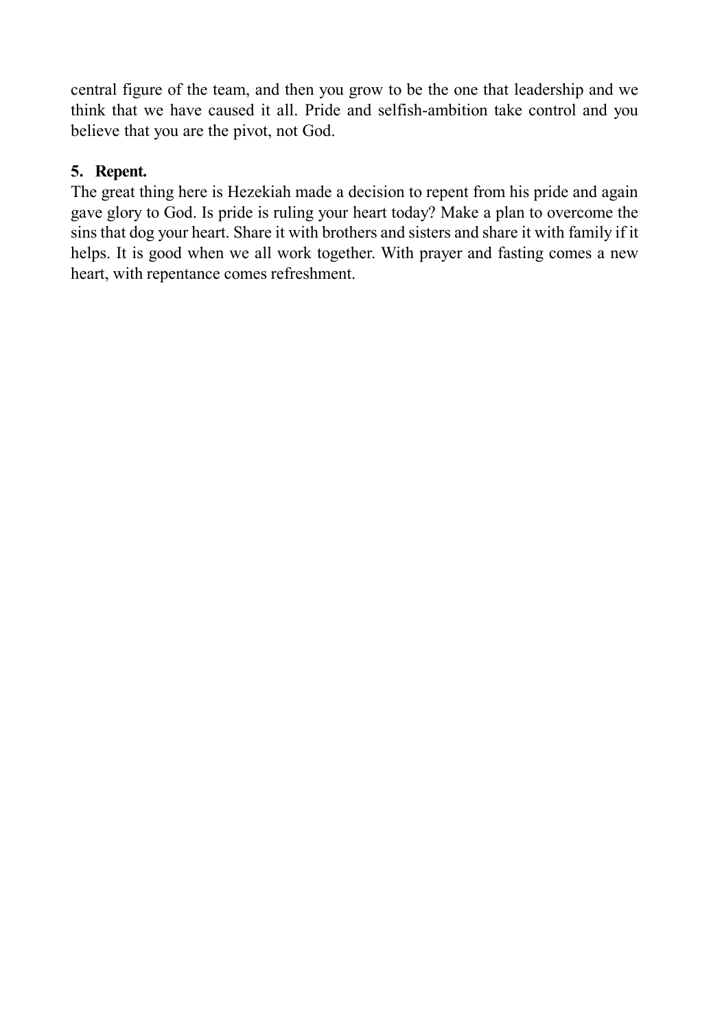central figure of the team, and then you grow to be the one that leadership and we think that we have caused it all. Pride and selfish-ambition take control and you believe that you are the pivot, not God.

**5. Repent.**

The great thing here is Hezekiah made a decision to repent from his pride and again gave glory to God. Is pride is ruling your heart today? Make a plan to overcome the sins that dog your heart. Share it with brothers and sisters and share it with family if it helps. It is good when we all work together. With prayer and fasting comes a new heart, with repentance comes refreshment.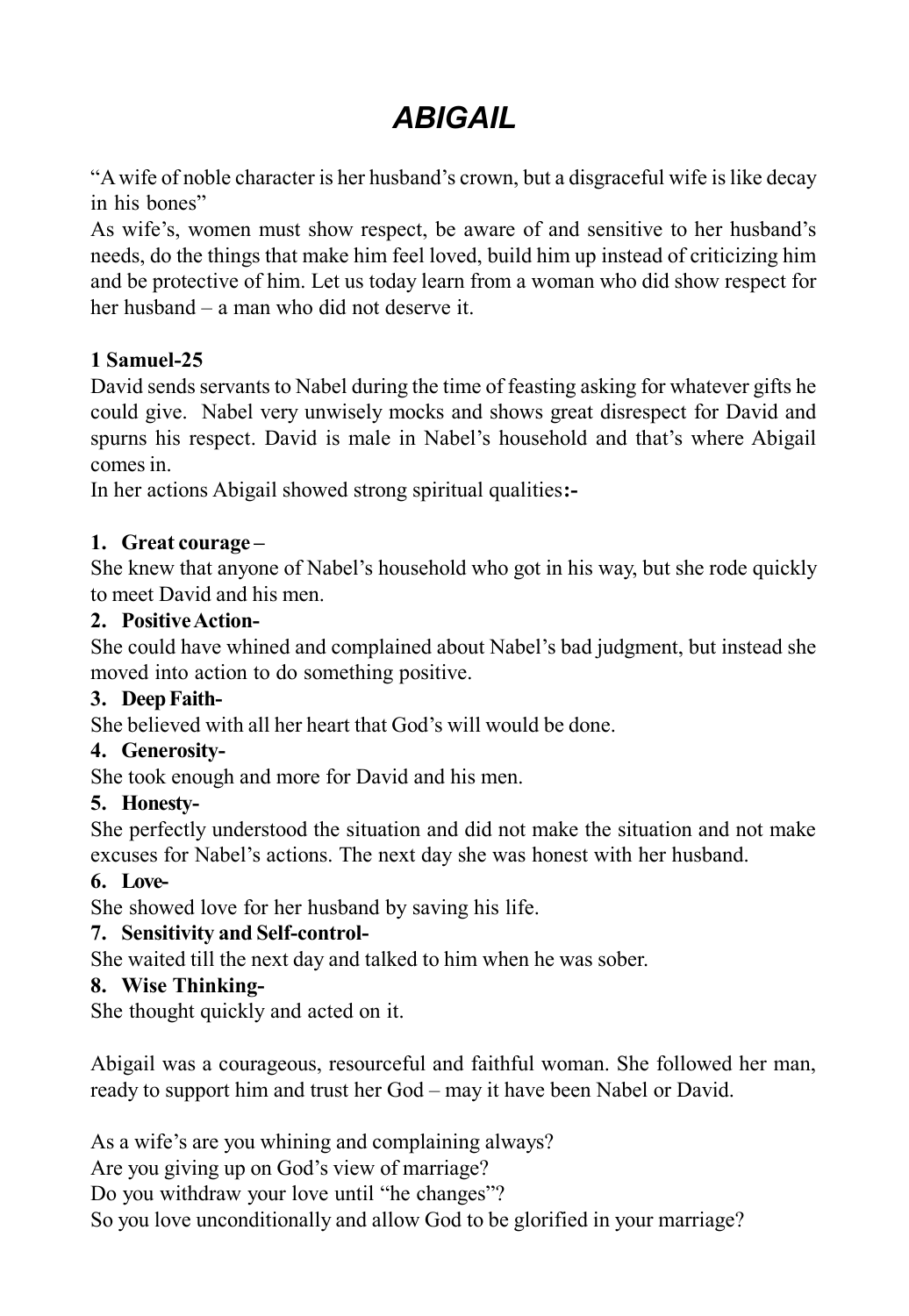# *ABIGAIL*

"A wife of noble character is her husband's crown, but a disgraceful wife is like decay in his bones"

As wife's, women must show respect, be aware of and sensitive to her husband's needs, do the things that make him feel loved, build him up instead of criticizing him and be protective of him. Let us today learn from a woman who did show respect for her husband – a man who did not deserve it.

**1 Samuel-25**

David sends servants to Nabel during the time of feasting asking for whatever gifts he could give. Nabel very unwisely mocks and shows great disrespect for David and spurns his respect. David is male in Nabel's household and that's where Abigail comes in.

In her actions Abigail showed strong spiritual qualities**:-**

1. **Great courage –**
   She knew that anyone of Nabel's household who got in his way, but she rode quickly to meet David and his men.
2. **Positive Action-**
   She could have whined and complained about Nabel's bad judgment, but instead she moved into action to do something positive.
3. **Deep Faith-**
   She believed with all her heart that God's will would be done.
4. **Generosity-**
   She took enough and more for David and his men.
5. **Honesty-**
   She perfectly understood the situation and did not make the situation and not make excuses for Nabel's actions. The next day she was honest with her husband.
6. **Love-**
   She showed love for her husband by saving his life.
7. **Sensitivity and Self-control-**
   She waited till the next day and talked to him when he was sober.
8. **Wise Thinking-**
   She thought quickly and acted on it.

Abigail was a courageous, resourceful and faithful woman. She followed her man, ready to support him and trust her God – may it have been Nabel or David.

As a wife's are you whining and complaining always?

Are you giving up on God's view of marriage?

Do you withdraw your love until "he changes"?

So you love unconditionally and allow God to be glorified in your marriage?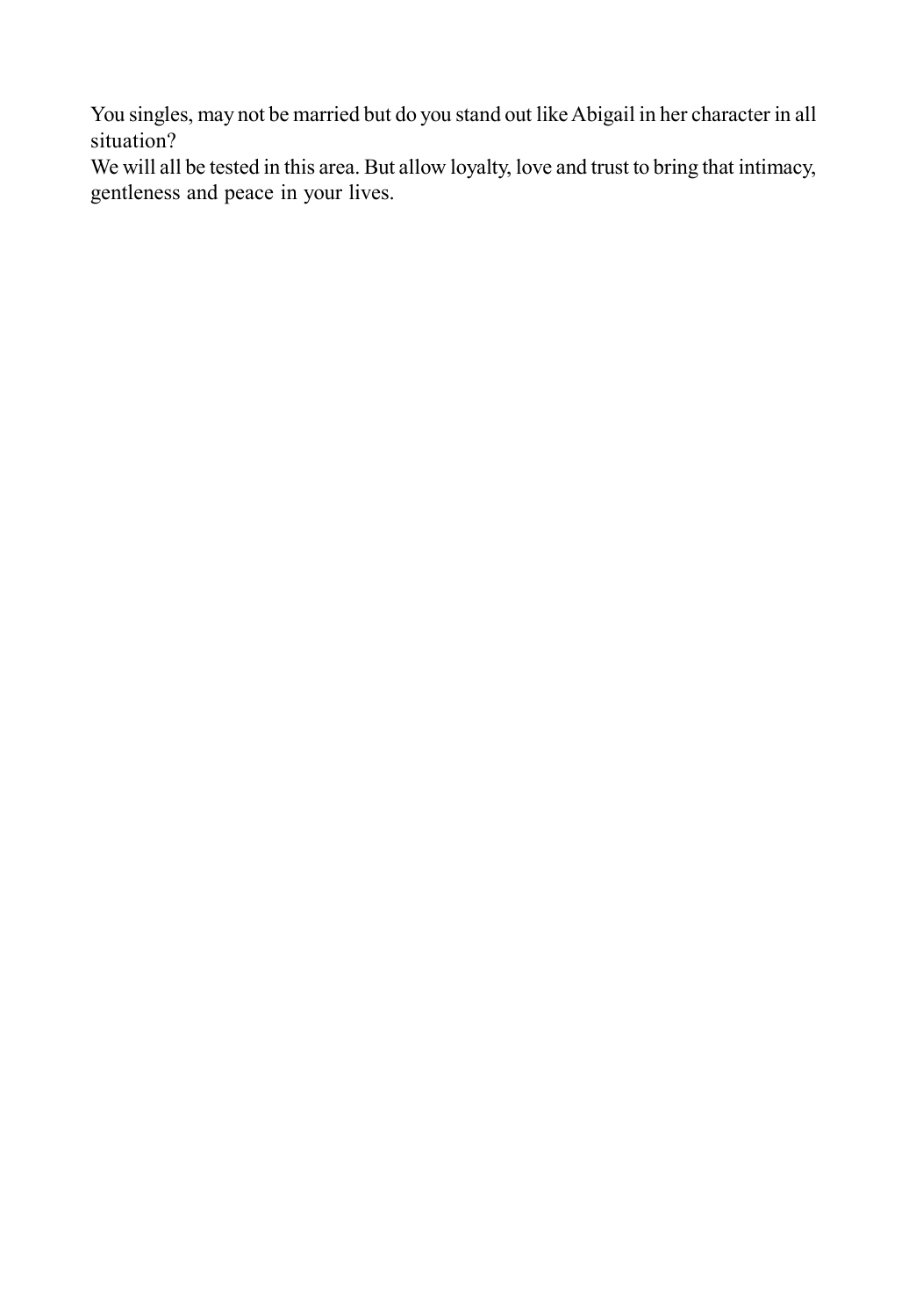You singles, may not be married but do you stand out like Abigail in her character in all situation?

We will all be tested in this area. But allow loyalty, love and trust to bring that intimacy, gentleness and peace in your lives.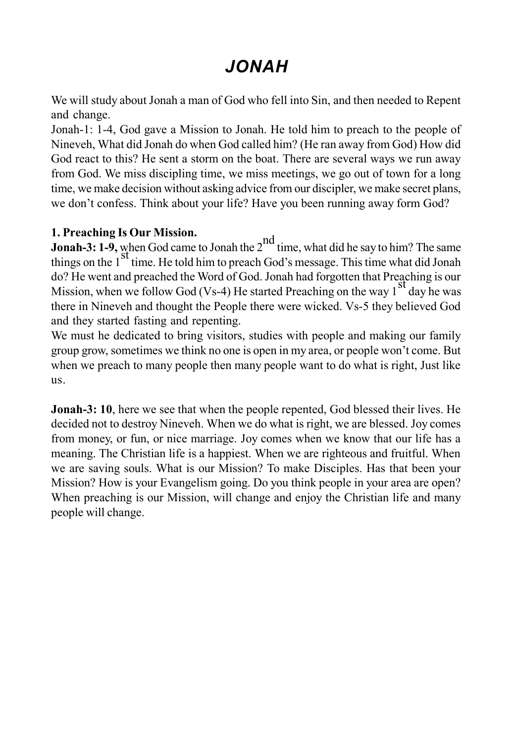# *JONAH*

We will study about Jonah a man of God who fell into Sin, and then needed to Repent and change.

Jonah-1: 1-4, God gave a Mission to Jonah. He told him to preach to the people of Nineveh, What did Jonah do when God called him? (He ran away from God) How did God react to this? He sent a storm on the boat. There are several ways we run away from God. We miss discipling time, we miss meetings, we go out of town for a long time, we make decision without asking advice from our discipler, we make secret plans, we don't confess. Think about your life? Have you been running away form God?

**1. Preaching Is Our Mission.**

**Jonah-3: 1-9,** when God came to Jonah the 2nd time, what did he say to him? The same things on the 1st time. He told him to preach God's message. This time what did Jonah do? He went and preached the Word of God. Jonah had forgotten that Preaching is our Mission, when we follow God (Vs-4) He started Preaching on the way 1st day he was there in Nineveh and thought the People there were wicked. Vs-5 they believed God and they started fasting and repenting.

We must he dedicated to bring visitors, studies with people and making our family group grow, sometimes we think no one is open in my area, or people won't come. But when we preach to many people then many people want to do what is right, Just like us.

**Jonah-3: 10**, here we see that when the people repented, God blessed their lives. He decided not to destroy Nineveh. When we do what is right, we are blessed. Joy comes from money, or fun, or nice marriage. Joy comes when we know that our life has a meaning. The Christian life is a happiest. When we are righteous and fruitful. When we are saving souls. What is our Mission? To make Disciples. Has that been your Mission? How is your Evangelism going. Do you think people in your area are open? When preaching is our Mission, will change and enjoy the Christian life and many people will change.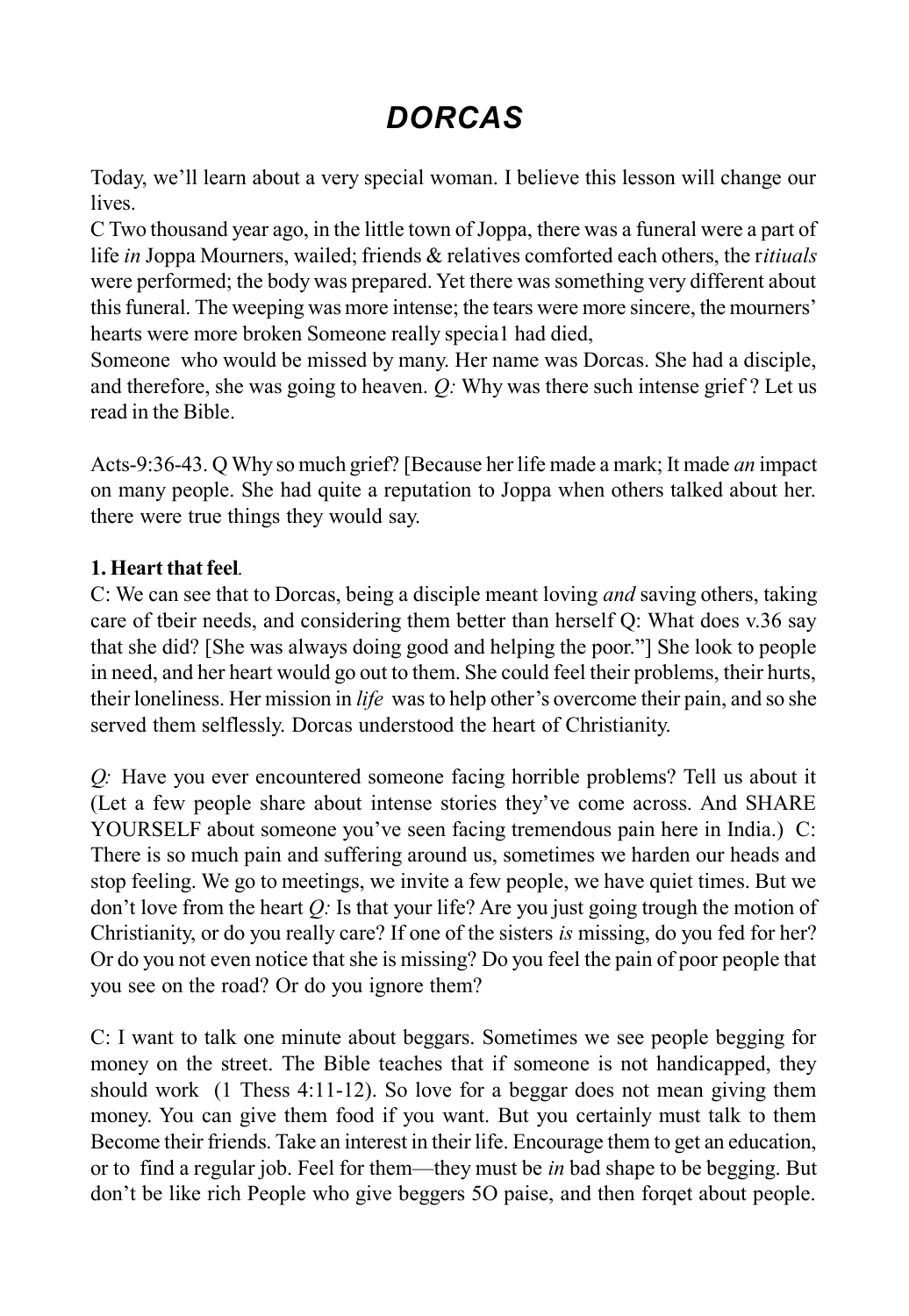# *DORCAS*

Today, we'll learn about a very special woman. I believe this lesson will change our lives.

C Two thousand year ago, in the little town of Joppa, there was a funeral were a part of life *in* Joppa Mourners, wailed; friends & relatives comforted each others, the r*ituals* were performed; the body was prepared. Yet there was something very different about this funeral. The weeping was more intense; the tears were more sincere, the mourners' hearts were more broken Someone really specia1 had died,

Someone who would be missed by many. Her name was Dorcas. She had a disciple, and therefore, she was going to heaven. *Q:* Why was there such intense grief ? Let us read in the Bible.

Acts-9:36-43. Q Why so much grief? [Because her life made a mark; It made *an* impact on many people. She had quite a reputation to Joppa when others talked about her. there were true things they would say.

**1. Heart that feel**.

C: We can see that to Dorcas, being a disciple meant loving *and* saving others, taking care of tbeir needs, and considering them better than herself Q: What does v.36 say that she did? [She was always doing good and helping the poor."] She look to people in need, and her heart would go out to them. She could feel their problems, their hurts, their loneliness. Her mission in *life* was to help other's overcome their pain, and so she served them selflessly. Dorcas understood the heart of Christianity.

*Q:* Have you ever encountered someone facing horrible problems? Tell us about it (Let a few people share about intense stories they've come across. And SHARE YOURSELF about someone you've seen facing tremendous pain here in India.) C: There is so much pain and suffering around us, sometimes we harden our heads and stop feeling. We go to meetings, we invite a few people, we have quiet times. But we don't love from the heart *Q:* Is that your life? Are you just going trough the motion of Christianity, or do you really care? If one of the sisters *is* missing, do you fed for her? Or do you not even notice that she is missing? Do you feel the pain of poor people that you see on the road? Or do you ignore them?

C: I want to talk one minute about beggars. Sometimes we see people begging for money on the street. The Bible teaches that if someone is not handicapped, they should work (1 Thess 4:11-12). So love for a beggar does not mean giving them money. You can give them food if you want. But you certainly must talk to them Become their friends. Take an interest in their life. Encourage them to get an education, or to find a regular job. Feel for them—they must be *in* bad shape to be begging. But don't be like rich People who give beggers 5O paise, and then forqet about people.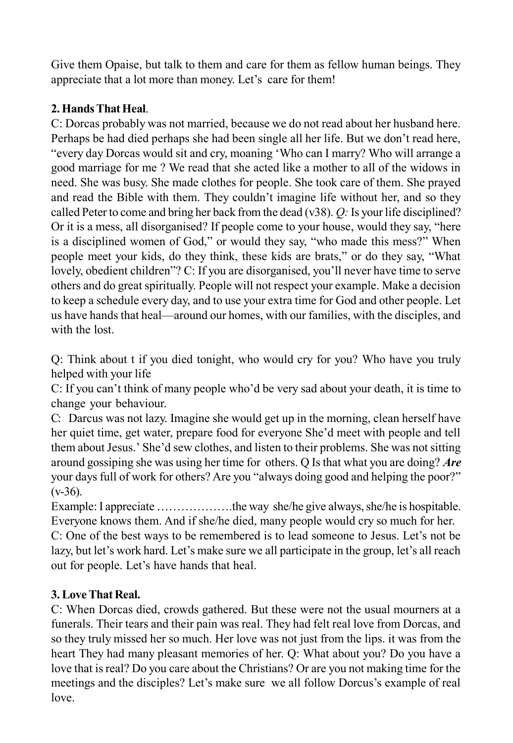Give them Opaise, but talk to them and care for them as fellow human beings. They appreciate that a lot more than money. Let's care for them!

**2. Hands That Heal**.

C: Dorcas probably was not married, because we do not read about her husband here. Perhaps be had died perhaps she had been single all her life. But we don't read here, "every day Dorcas would sit and cry, moaning 'Who can I marry? Who will arrange a good marriage for me ? We read that she acted like a mother to all of the widows in need. She was busy. She made clothes for people. She took care of them. She prayed and read the Bible with them. They couldn't imagine life without her, and so they called Peter to come and bring her back from the dead (v38). *Q:* Is your life disciplined? Or it is a mess, all disorganised? If people come to your house, would they say, "here is a disciplined women of God," or would they say, "who made this mess?" When people meet your kids, do they think, these kids are brats," or do they say, "What lovely, obedient children"? C: If you are disorganised, you'll never have time to serve others and do great spiritually. People will not respect your example. Make a decision to keep a schedule every day, and to use your extra time for God and other people. Let us have hands that heal—around our homes, with our families, with the disciples, and with the lost.

Q: Think about t if you died tonight, who would cry for you? Who have you truly helped with your life

C: If you can't think of many people who'd be very sad about your death, it is time to change your behaviour.

C: Darcus was not lazy. Imagine she would get up in the morning, clean herself have her quiet time, get water, prepare food for everyone She'd meet with people and tell them about Jesus.' She'd sew clothes, and listen to their problems. She was not sitting around gossiping she was using her time for others. Q Is that what you are doing? ***Are*** your days full of work for others? Are you "always doing good and helping the poor?" (v-36).

Example: I appreciate ……………….the way she/he give always, she/he is hospitable. Everyone knows them. And if she/he died, many people would cry so much for her.

C: One of the best ways to be remembered is to lead someone to Jesus. Let's not be lazy, but let's work hard. Let's make sure we all participate in the group, let's all reach out for people. Let's have hands that heal.

**3. Love That Real.**

C: When Dorcas died, crowds gathered. But these were not the usual mourners at a funerals. Their tears and their pain was real. They had felt real love from Dorcas, and so they truly missed her so much. Her love was not just from the lips. it was from the heart They had many pleasant memories of her. Q: What about you? Do you have a love that is real? Do you care about the Christians? Or are you not making time for the meetings and the disciples? Let's make sure we all follow Dorcus's example of real love.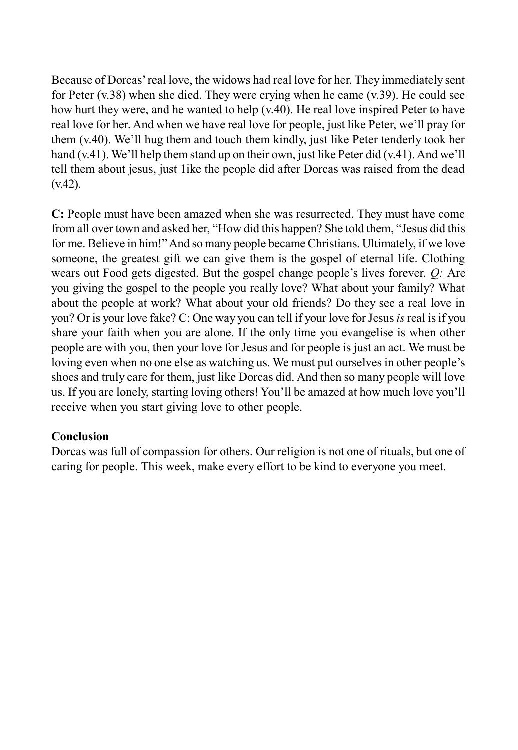Because of Dorcas' real love, the widows had real love for her. They immediately sent for Peter (v.38) when she died. They were crying when he came (v.39). He could see how hurt they were, and he wanted to help (v.40). He real love inspired Peter to have real love for her. And when we have real love for people, just like Peter, we'll pray for them (v.40). We'll hug them and touch them kindly, just like Peter tenderly took her hand (v.41). We'll help them stand up on their own, just like Peter did (v.41). And we'll tell them about jesus, just 1ike the people did after Dorcas was raised from the dead (v.42).

**C:** People must have been amazed when she was resurrected. They must have come from all over town and asked her, "How did this happen? She told them, "Jesus did this for me. Believe in him!" And so many people became Christians. Ultimately, if we love someone, the greatest gift we can give them is the gospel of eternal life. Clothing wears out Food gets digested. But the gospel change people's lives forever. *Q:* Are you giving the gospel to the people you really love? What about your family? What about the people at work? What about your old friends? Do they see a real love in you? Or is your love fake? C: One way you can tell if your love for Jesus *is* real is if you share your faith when you are alone. If the only time you evangelise is when other people are with you, then your love for Jesus and for people is just an act. We must be loving even when no one else as watching us. We must put ourselves in other people's shoes and truly care for them, just like Dorcas did. And then so many people will love us. If you are lonely, starting loving others! You'll be amazed at how much love you'll receive when you start giving love to other people.

**Conclusion**

Dorcas was full of compassion for others. Our religion is not one of rituals, but one of caring for people. This week, make every effort to be kind to everyone you meet.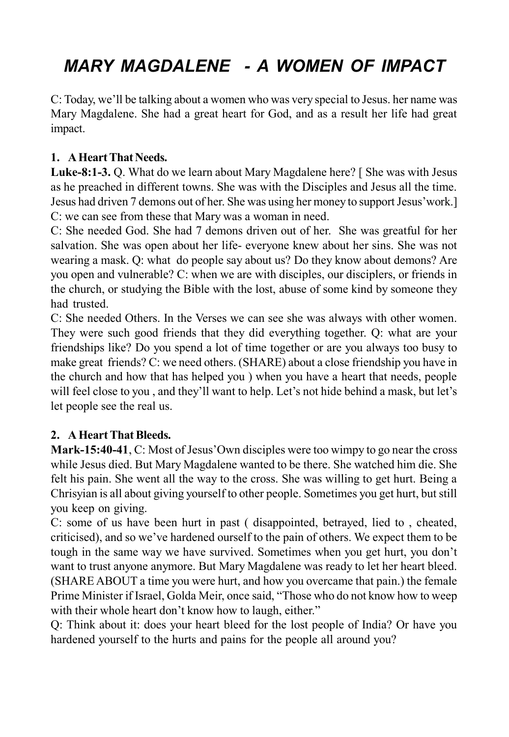# MARY MAGDALENE - A WOMEN OF IMPACT

C: Today, we'll be talking about a women who was very special to Jesus. her name was Mary Magdalene. She had a great heart for God, and as a result her life had great impact.

**1. A Heart That Needs.**

**Luke-8:1-3.** Q. What do we learn about Mary Magdalene here? [ She was with Jesus as he preached in different towns. She was with the Disciples and Jesus all the time. Jesus had driven 7 demons out of her. She was using her money to support Jesus'work.]
C: we can see from these that Mary was a woman in need.
C: She needed God. She had 7 demons driven out of her. She was greatful for her salvation. She was open about her life- everyone knew about her sins. She was not wearing a mask. Q: what do people say about us? Do they know about demons? Are you open and vulnerable? C: when we are with disciples, our disciplers, or friends in the church, or studying the Bible with the lost, abuse of some kind by someone they had trusted.
C: She needed Others. In the Verses we can see she was always with other women. They were such good friends that they did everything together. Q: what are your friendships like? Do you spend a lot of time together or are you always too busy to make great friends? C: we need others. (SHARE) about a close friendship you have in the church and how that has helped you ) when you have a heart that needs, people will feel close to you , and they'll want to help. Let's not hide behind a mask, but let's let people see the real us.

**2. A Heart That Bleeds.**

**Mark-15:40-41**, C: Most of Jesus'Own disciples were too wimpy to go near the cross while Jesus died. But Mary Magdalene wanted to be there. She watched him die. She felt his pain. She went all the way to the cross. She was willing to get hurt. Being a Chrisyian is all about giving yourself to other people. Sometimes you get hurt, but still you keep on giving.
C: some of us have been hurt in past ( disappointed, betrayed, lied to , cheated, criticised), and so we've hardened ourself to the pain of others. We expect them to be tough in the same way we have survived. Sometimes when you get hurt, you don't want to trust anyone anymore. But Mary Magdalene was ready to let her heart bleed. (SHARE ABOUT a time you were hurt, and how you overcame that pain.) the female Prime Minister if Israel, Golda Meir, once said, "Those who do not know how to weep with their whole heart don't know how to laugh, either."
Q: Think about it: does your heart bleed for the lost people of India? Or have you hardened yourself to the hurts and pains for the people all around you?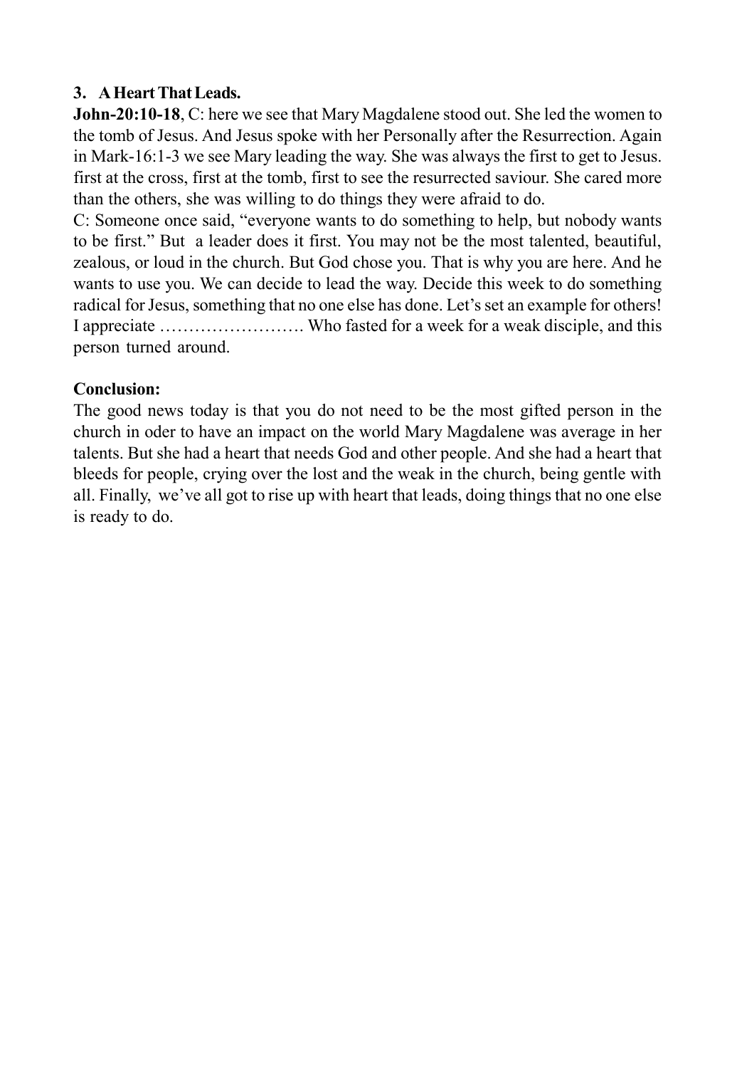**3. A Heart That Leads.**

**John-20:10-18**, C: here we see that Mary Magdalene stood out. She led the women to the tomb of Jesus. And Jesus spoke with her Personally after the Resurrection. Again in Mark-16:1-3 we see Mary leading the way. She was always the first to get to Jesus. first at the cross, first at the tomb, first to see the resurrected saviour. She cared more than the others, she was willing to do things they were afraid to do.

C: Someone once said, "everyone wants to do something to help, but nobody wants to be first." But a leader does it first. You may not be the most talented, beautiful, zealous, or loud in the church. But God chose you. That is why you are here. And he wants to use you. We can decide to lead the way. Decide this week to do something radical for Jesus, something that no one else has done. Let's set an example for others! I appreciate ……………………. Who fasted for a week for a weak disciple, and this person turned around.

**Conclusion:**

The good news today is that you do not need to be the most gifted person in the church in oder to have an impact on the world Mary Magdalene was average in her talents. But she had a heart that needs God and other people. And she had a heart that bleeds for people, crying over the lost and the weak in the church, being gentle with all. Finally, we've all got to rise up with heart that leads, doing things that no one else is ready to do.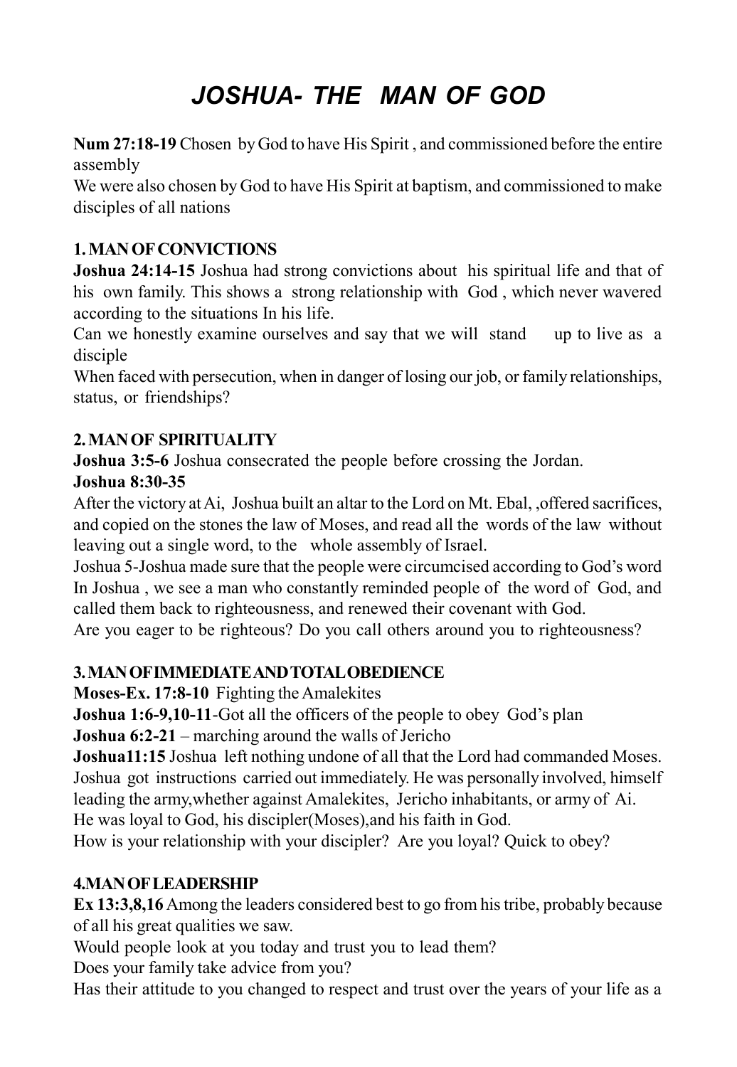# *JOSHUA- THE MAN OF GOD*

**Num 27:18-19** Chosen by God to have His Spirit , and commissioned before the entire assembly

We were also chosen by God to have His Spirit at baptism, and commissioned to make disciples of all nations

### 1. MAN OF CONVICTIONS

**Joshua 24:14-15** Joshua had strong convictions about his spiritual life and that of his own family. This shows a strong relationship with God , which never wavered according to the situations In his life.

Can we honestly examine ourselves and say that we will stand up to live as a disciple

When faced with persecution, when in danger of losing our job, or family relationships, status, or friendships?

### 2. MAN OF SPIRITUALITY

**Joshua 3:5-6** Joshua consecrated the people before crossing the Jordan.

**Joshua 8:30-35**

After the victory at Ai, Joshua built an altar to the Lord on Mt. Ebal, ,offered sacrifices, and copied on the stones the law of Moses, and read all the words of the law without leaving out a single word, to the whole assembly of Israel.

Joshua 5-Joshua made sure that the people were circumcised according to God's word

In Joshua , we see a man who constantly reminded people of the word of God, and called them back to righteousness, and renewed their covenant with God.

Are you eager to be righteous? Do you call others around you to righteousness?

### 3. MAN OF IMMEDIATE AND TOTAL OBEDIENCE

**Moses-Ex. 17:8-10** Fighting the Amalekites

**Joshua 1:6-9,10-11**-Got all the officers of the people to obey God's plan

**Joshua 6:2-21** – marching around the walls of Jericho

**Joshua11:15** Joshua left nothing undone of all that the Lord had commanded Moses.

Joshua got instructions carried out immediately. He was personally involved, himself leading the army,whether against Amalekites, Jericho inhabitants, or army of Ai.

He was loyal to God, his discipler(Moses),and his faith in God.

How is your relationship with your discipler? Are you loyal? Quick to obey?

### 4.MAN OF LEADERSHIP

**Ex 13:3,8,16** Among the leaders considered best to go from his tribe, probably because of all his great qualities we saw.

Would people look at you today and trust you to lead them?

Does your family take advice from you?

Has their attitude to you changed to respect and trust over the years of your life as a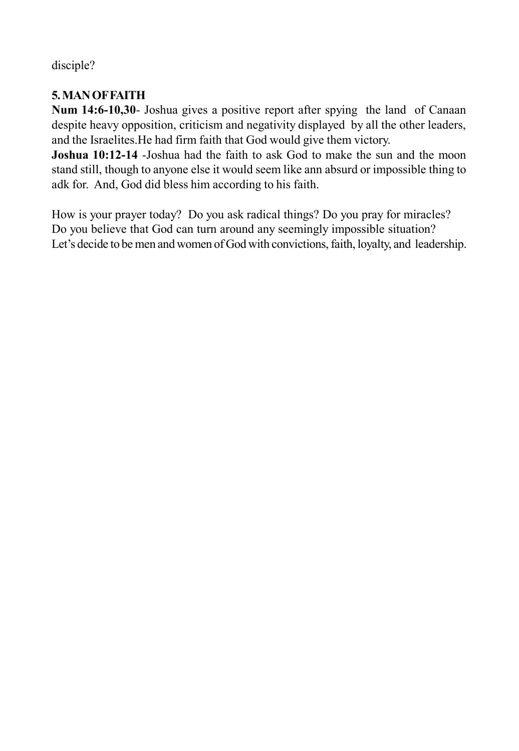disciple?

**5. MAN OF FAITH**

**Num 14:6-10,30**- Joshua gives a positive report after spying the land of Canaan despite heavy opposition, criticism and negativity displayed by all the other leaders, and the Israelites.He had firm faith that God would give them victory.

**Joshua 10:12-14** -Joshua had the faith to ask God to make the sun and the moon stand still, though to anyone else it would seem like ann absurd or impossible thing to adk for. And, God did bless him according to his faith.

How is your prayer today? Do you ask radical things? Do you pray for miracles?
Do you believe that God can turn around any seemingly impossible situation?
Let's decide to be men and women of God with convictions, faith, loyalty, and leadership.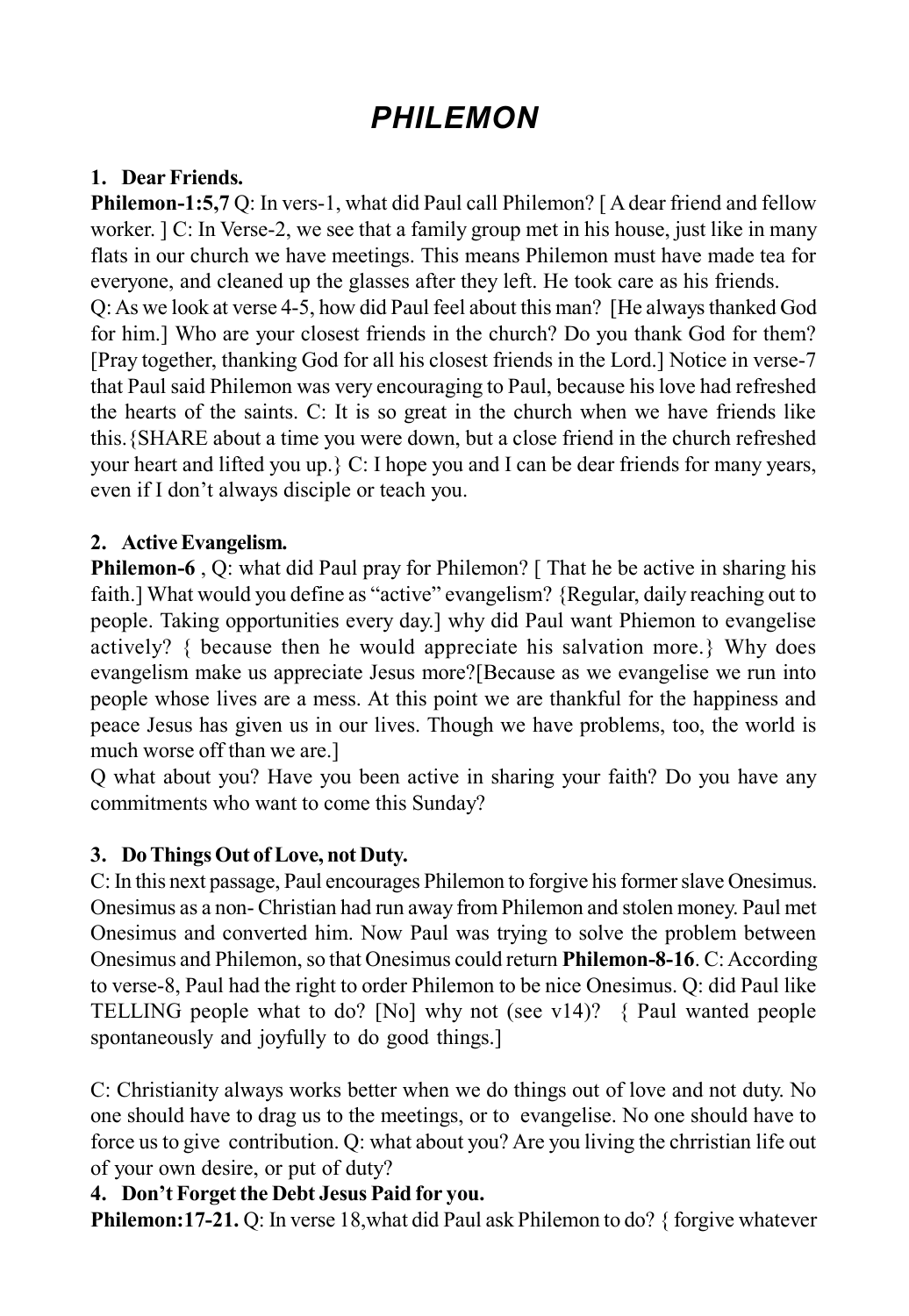# PHILEMON

### 1. Dear Friends.

**Philemon-1:5,7** Q: In vers-1, what did Paul call Philemon? [ A dear friend and fellow worker. ] C: In Verse-2, we see that a family group met in his house, just like in many flats in our church we have meetings. This means Philemon must have made tea for everyone, and cleaned up the glasses after they left. He took care as his friends.

Q: As we look at verse 4-5, how did Paul feel about this man? [He always thanked God for him.] Who are your closest friends in the church? Do you thank God for them? [Pray together, thanking God for all his closest friends in the Lord.] Notice in verse-7 that Paul said Philemon was very encouraging to Paul, because his love had refreshed the hearts of the saints. C: It is so great in the church when we have friends like this.{SHARE about a time you were down, but a close friend in the church refreshed your heart and lifted you up.} C: I hope you and I can be dear friends for many years, even if I don't always disciple or teach you.

### 2. Active Evangelism.

**Philemon-6** , Q: what did Paul pray for Philemon? [ That he be active in sharing his faith.] What would you define as "active" evangelism? {Regular, daily reaching out to people. Taking opportunities every day.] why did Paul want Phiemon to evangelise actively? { because then he would appreciate his salvation more.} Why does evangelism make us appreciate Jesus more?[Because as we evangelise we run into people whose lives are a mess. At this point we are thankful for the happiness and peace Jesus has given us in our lives. Though we have problems, too, the world is much worse off than we are.]

Q what about you? Have you been active in sharing your faith? Do you have any commitments who want to come this Sunday?

### 3. Do Things Out of Love, not Duty.

C: In this next passage, Paul encourages Philemon to forgive his former slave Onesimus. Onesimus as a non- Christian had run away from Philemon and stolen money. Paul met Onesimus and converted him. Now Paul was trying to solve the problem between Onesimus and Philemon, so that Onesimus could return **Philemon-8-16**. C: According to verse-8, Paul had the right to order Philemon to be nice Onesimus. Q: did Paul like TELLING people what to do? [No] why not (see v14)? { Paul wanted people spontaneously and joyfully to do good things.]

C: Christianity always works better when we do things out of love and not duty. No one should have to drag us to the meetings, or to evangelise. No one should have to force us to give contribution. Q: what about you? Are you living the chrristian life out of your own desire, or put of duty?

### 4. Don't Forget the Debt Jesus Paid for you.

**Philemon:17-21.** Q: In verse 18,what did Paul ask Philemon to do? { forgive whatever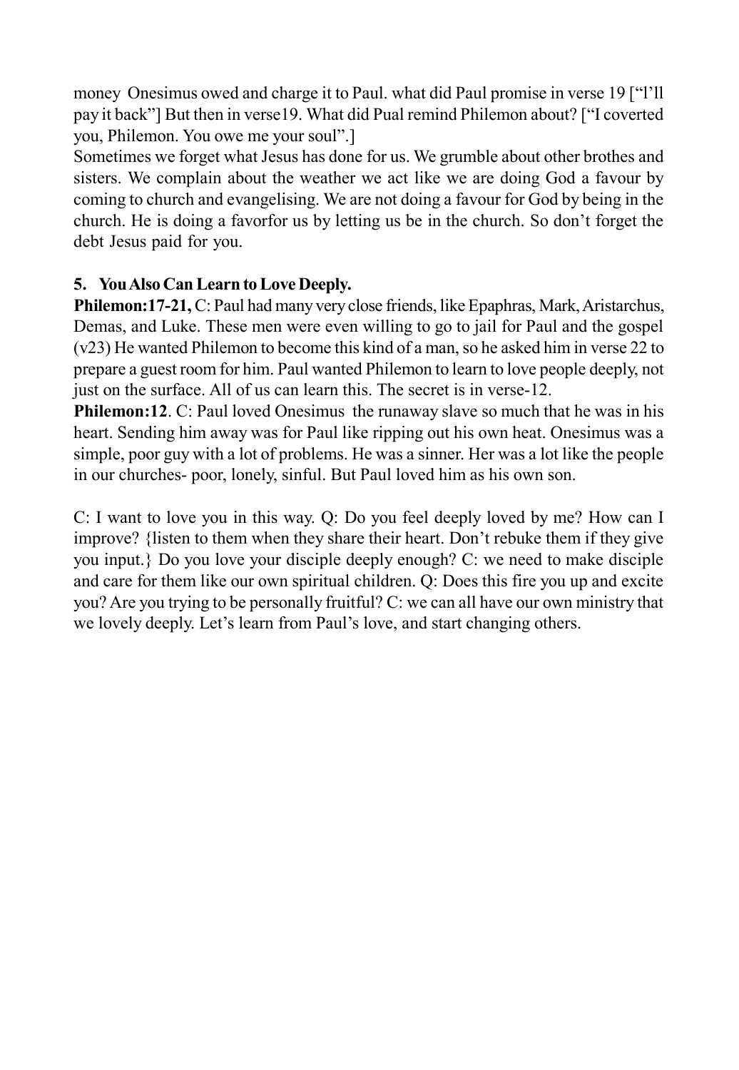money Onesimus owed and charge it to Paul. what did Paul promise in verse 19 ["I'll pay it back"] But then in verse19. What did Pual remind Philemon about? ["I coverted you, Philemon. You owe me your soul".]

Sometimes we forget what Jesus has done for us. We grumble about other brothes and sisters. We complain about the weather we act like we are doing God a favour by coming to church and evangelising. We are not doing a favour for God by being in the church. He is doing a favorfor us by letting us be in the church. So don't forget the debt Jesus paid for you.

**5. You Also Can Learn to Love Deeply.**

**Philemon:17-21,** C: Paul had many very close friends, like Epaphras, Mark, Aristarchus, Demas, and Luke. These men were even willing to go to jail for Paul and the gospel (v23) He wanted Philemon to become this kind of a man, so he asked him in verse 22 to prepare a guest room for him. Paul wanted Philemon to learn to love people deeply, not just on the surface. All of us can learn this. The secret is in verse-12.

**Philemon:12**. C: Paul loved Onesimus the runaway slave so much that he was in his heart. Sending him away was for Paul like ripping out his own heat. Onesimus was a simple, poor guy with a lot of problems. He was a sinner. Her was a lot like the people in our churches- poor, lonely, sinful. But Paul loved him as his own son.

C: I want to love you in this way. Q: Do you feel deeply loved by me? How can I improve? {listen to them when they share their heart. Don't rebuke them if they give you input.} Do you love your disciple deeply enough? C: we need to make disciple and care for them like our own spiritual children. Q: Does this fire you up and excite you? Are you trying to be personally fruitful? C: we can all have our own ministry that we lovely deeply. Let's learn from Paul's love, and start changing others.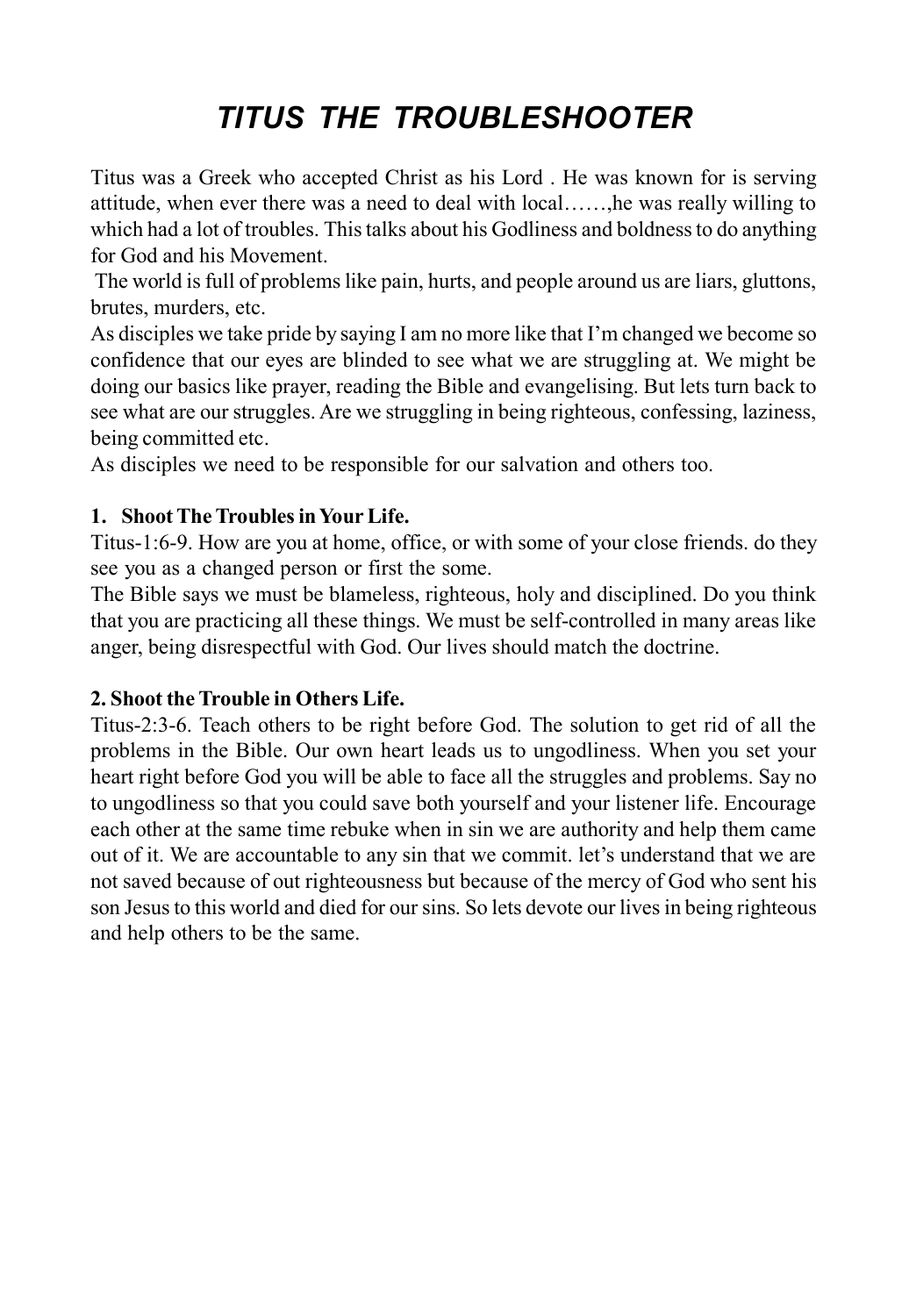# *TITUS THE TROUBLESHOOTER*

Titus was a Greek who accepted Christ as his Lord . He was known for is serving attitude, when ever there was a need to deal with local……,he was really willing to which had a lot of troubles. This talks about his Godliness and boldness to do anything for God and his Movement.

The world is full of problems like pain, hurts, and people around us are liars, gluttons, brutes, murders, etc.

As disciples we take pride by saying I am no more like that I'm changed we become so confidence that our eyes are blinded to see what we are struggling at. We might be doing our basics like prayer, reading the Bible and evangelising. But lets turn back to see what are our struggles. Are we struggling in being righteous, confessing, laziness, being committed etc.

As disciples we need to be responsible for our salvation and others too.

**1. Shoot The Troubles in Your Life.**

Titus-1:6-9. How are you at home, office, or with some of your close friends. do they see you as a changed person or first the some.

The Bible says we must be blameless, righteous, holy and disciplined. Do you think that you are practicing all these things. We must be self-controlled in many areas like anger, being disrespectful with God. Our lives should match the doctrine.

**2. Shoot the Trouble in Others Life.**

Titus-2:3-6. Teach others to be right before God. The solution to get rid of all the problems in the Bible. Our own heart leads us to ungodliness. When you set your heart right before God you will be able to face all the struggles and problems. Say no to ungodliness so that you could save both yourself and your listener life. Encourage each other at the same time rebuke when in sin we are authority and help them came out of it. We are accountable to any sin that we commit. let's understand that we are not saved because of out righteousness but because of the mercy of God who sent his son Jesus to this world and died for our sins. So lets devote our lives in being righteous and help others to be the same.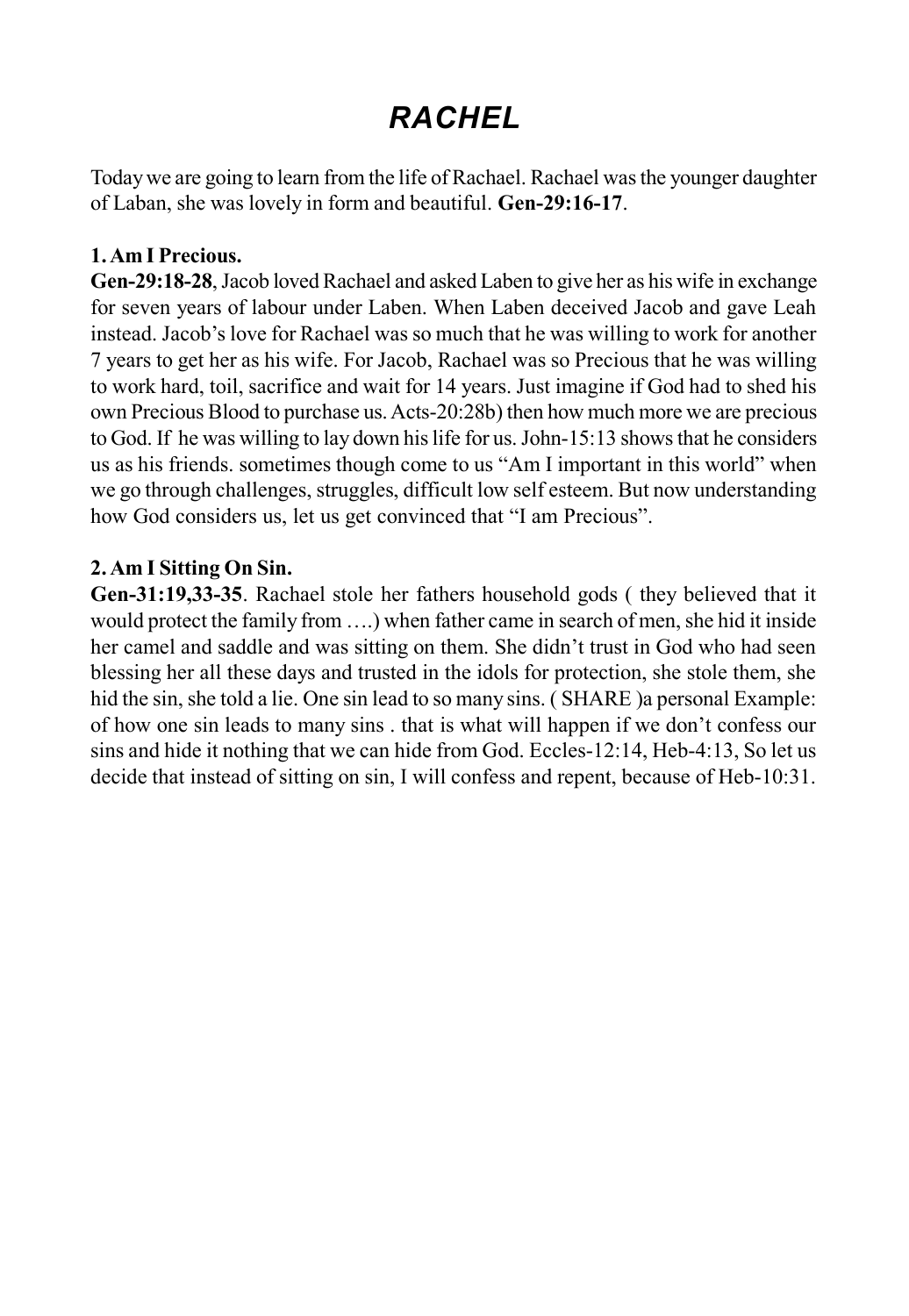# *RACHEL*

Today we are going to learn from the life of Rachael. Rachael was the younger daughter of Laban, she was lovely in form and beautiful. **Gen-29:16-17**.

**1. Am I Precious.**

**Gen-29:18-28**, Jacob loved Rachael and asked Laben to give her as his wife in exchange for seven years of labour under Laben. When Laben deceived Jacob and gave Leah instead. Jacob's love for Rachael was so much that he was willing to work for another 7 years to get her as his wife. For Jacob, Rachael was so Precious that he was willing to work hard, toil, sacrifice and wait for 14 years. Just imagine if God had to shed his own Precious Blood to purchase us. Acts-20:28b) then how much more we are precious to God. If he was willing to lay down his life for us. John-15:13 shows that he considers us as his friends. sometimes though come to us "Am I important in this world" when we go through challenges, struggles, difficult low self esteem. But now understanding how God considers us, let us get convinced that "I am Precious".

**2. Am I Sitting On Sin.**

**Gen-31:19,33-35**. Rachael stole her fathers household gods ( they believed that it would protect the family from ….) when father came in search of men, she hid it inside her camel and saddle and was sitting on them. She didn't trust in God who had seen blessing her all these days and trusted in the idols for protection, she stole them, she hid the sin, she told a lie. One sin lead to so many sins. ( SHARE )a personal Example: of how one sin leads to many sins . that is what will happen if we don't confess our sins and hide it nothing that we can hide from God. Eccles-12:14, Heb-4:13, So let us decide that instead of sitting on sin, I will confess and repent, because of Heb-10:31.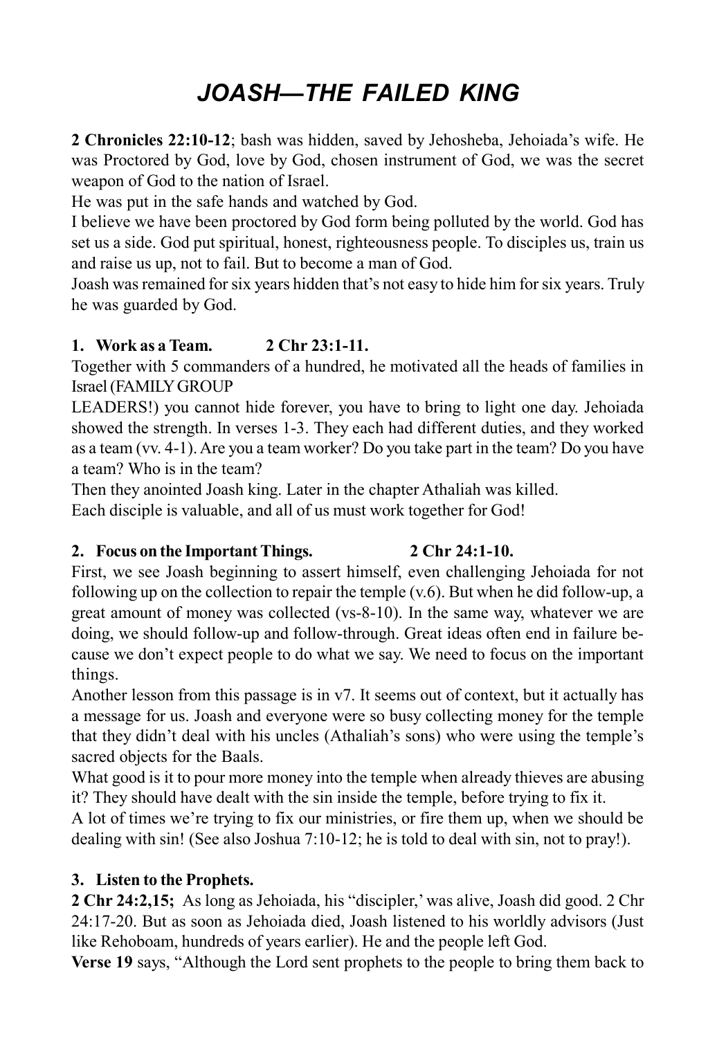# JOASH—THE FAILED KING

**2 Chronicles 22:10-12**; bash was hidden, saved by Jehosheba, Jehoiada's wife. He was Proctored by God, love by God, chosen instrument of God, we was the secret weapon of God to the nation of Israel.

He was put in the safe hands and watched by God.

I believe we have been proctored by God form being polluted by the world. God has set us a side. God put spiritual, honest, righteousness people. To disciples us, train us and raise us up, not to fail. But to become a man of God.

Joash was remained for six years hidden that's not easy to hide him for six years. Truly he was guarded by God.

**1. Work as a Team. 2 Chr 23:1-11.**

Together with 5 commanders of a hundred, he motivated all the heads of families in Israel (FAMILY GROUP LEADERS!) you cannot hide forever, you have to bring to light one day. Jehoiada showed the strength. In verses 1-3. They each had different duties, and they worked as a team (vv. 4-1). Are you a team worker? Do you take part in the team? Do you have a team? Who is in the team?

Then they anointed Joash king. Later in the chapter Athaliah was killed.

Each disciple is valuable, and all of us must work together for God!

**2. Focus on the Important Things. 2 Chr 24:1-10.**

First, we see Joash beginning to assert himself, even challenging Jehoiada for not following up on the collection to repair the temple (v.6). But when he did follow-up, a great amount of money was collected (vs-8-10). In the same way, whatever we are doing, we should follow-up and follow-through. Great ideas often end in failure because we don't expect people to do what we say. We need to focus on the important things.

Another lesson from this passage is in v7. It seems out of context, but it actually has a message for us. Joash and everyone were so busy collecting money for the temple that they didn't deal with his uncles (Athaliah's sons) who were using the temple's sacred objects for the Baals.

What good is it to pour more money into the temple when already thieves are abusing it? They should have dealt with the sin inside the temple, before trying to fix it.

A lot of times we're trying to fix our ministries, or fire them up, when we should be dealing with sin! (See also Joshua 7:10-12; he is told to deal with sin, not to pray!).

**3. Listen to the Prophets.**

**2 Chr 24:2,15;** As long as Jehoiada, his "discipler,' was alive, Joash did good. 2 Chr 24:17-20. But as soon as Jehoiada died, Joash listened to his worldly advisors (Just like Rehoboam, hundreds of years earlier). He and the people left God.

**Verse 19** says, "Although the Lord sent prophets to the people to bring them back to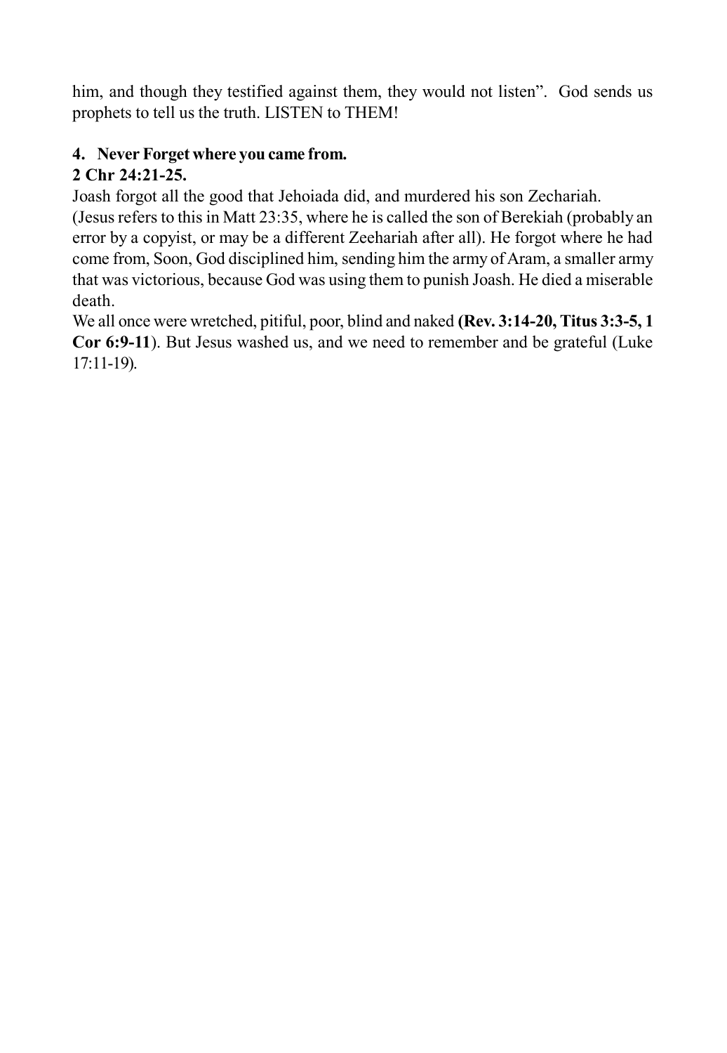him, and though they testified against them, they would not listen". God sends us prophets to tell us the truth. LISTEN to THEM!

**4. Never Forget where you came from.**

**2 Chr 24:21-25.**

Joash forgot all the good that Jehoiada did, and murdered his son Zechariah.

(Jesus refers to this in Matt 23:35, where he is called the son of Berekiah (probably an error by a copyist, or may be a different Zeehariah after all). He forgot where he had come from, Soon, God disciplined him, sending him the army of Aram, a smaller army that was victorious, because God was using them to punish Joash. He died a miserable death.

We all once were wretched, pitiful, poor, blind and naked **(Rev. 3:14-20, Titus 3:3-5, 1 Cor 6:9-11**). But Jesus washed us, and we need to remember and be grateful (Luke 17:11-19).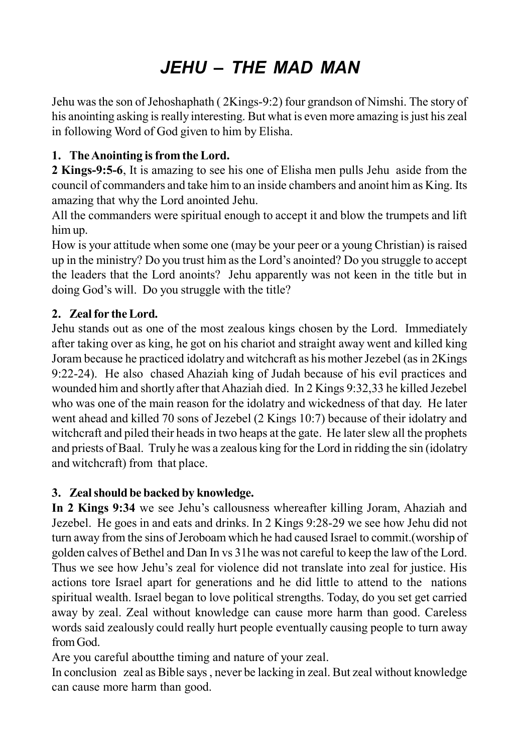# *JEHU – THE MAD MAN*

Jehu was the son of Jehoshaphath ( 2Kings-9:2) four grandson of Nimshi. The story of his anointing asking is really interesting. But what is even more amazing is just his zeal in following Word of God given to him by Elisha.

**1. The Anointing is from the Lord.**

**2 Kings-9:5-6**, It is amazing to see his one of Elisha men pulls Jehu aside from the council of commanders and take him to an inside chambers and anoint him as King. Its amazing that why the Lord anointed Jehu.

All the commanders were spiritual enough to accept it and blow the trumpets and lift him up.

How is your attitude when some one (may be your peer or a young Christian) is raised up in the ministry? Do you trust him as the Lord's anointed? Do you struggle to accept the leaders that the Lord anoints? Jehu apparently was not keen in the title but in doing God's will. Do you struggle with the title?

**2. Zeal for the Lord.**

Jehu stands out as one of the most zealous kings chosen by the Lord. Immediately after taking over as king, he got on his chariot and straight away went and killed king Joram because he practiced idolatry and witchcraft as his mother Jezebel (as in 2Kings 9:22-24). He also chased Ahaziah king of Judah because of his evil practices and wounded him and shortly after that Ahaziah died. In 2 Kings 9:32,33 he killed Jezebel who was one of the main reason for the idolatry and wickedness of that day. He later went ahead and killed 70 sons of Jezebel (2 Kings 10:7) because of their idolatry and witchcraft and piled their heads in two heaps at the gate. He later slew all the prophets and priests of Baal. Truly he was a zealous king for the Lord in ridding the sin (idolatry and witchcraft) from that place.

**3. Zeal should be backed by knowledge.**

**In 2 Kings 9:34** we see Jehu's callousness whereafter killing Joram, Ahaziah and Jezebel. He goes in and eats and drinks. In 2 Kings 9:28-29 we see how Jehu did not turn away from the sins of Jeroboam which he had caused Israel to commit.(worship of golden calves of Bethel and Dan In vs 31he was not careful to keep the law of the Lord. Thus we see how Jehu's zeal for violence did not translate into zeal for justice. His actions tore Israel apart for generations and he did little to attend to the nations spiritual wealth. Israel began to love political strengths. Today, do you set get carried away by zeal. Zeal without knowledge can cause more harm than good. Careless words said zealously could really hurt people eventually causing people to turn away from God.

Are you careful aboutthe timing and nature of your zeal.

In conclusion zeal as Bible says , never be lacking in zeal. But zeal without knowledge can cause more harm than good.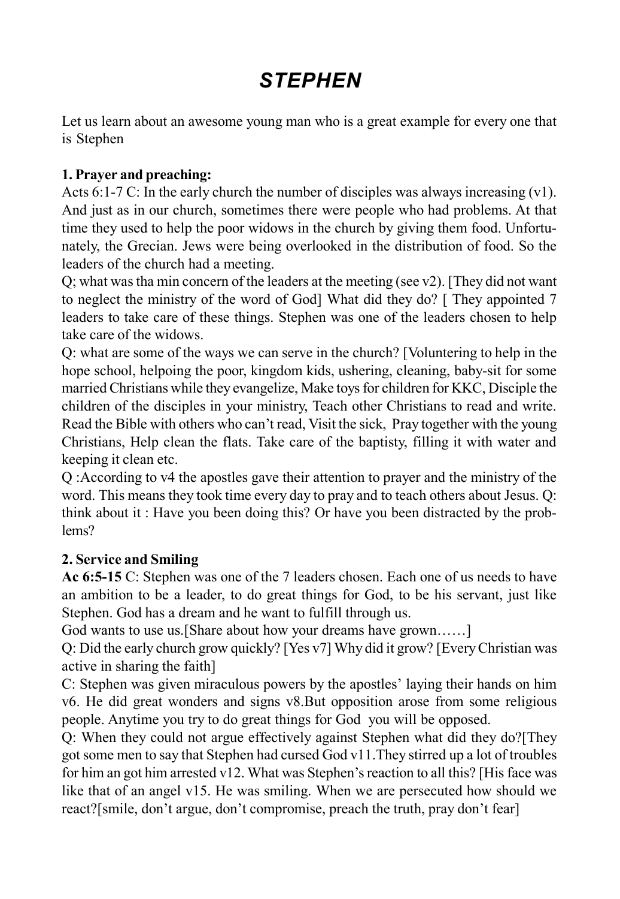# *STEPHEN*

Let us learn about an awesome young man who is a great example for every one that is Stephen

**1. Prayer and preaching:**

Acts 6:1-7 C: In the early church the number of disciples was always increasing (v1). And just as in our church, sometimes there were people who had problems. At that time they used to help the poor widows in the church by giving them food. Unfortunately, the Grecian. Jews were being overlooked in the distribution of food. So the leaders of the church had a meeting.

Q; what was tha min concern of the leaders at the meeting (see v2). [They did not want to neglect the ministry of the word of God] What did they do? [ They appointed 7 leaders to take care of these things. Stephen was one of the leaders chosen to help take care of the widows.

Q: what are some of the ways we can serve in the church? [Voluntering to help in the hope school, helpoing the poor, kingdom kids, ushering, cleaning, baby-sit for some married Christians while they evangelize, Make toys for children for KKC, Disciple the children of the disciples in your ministry, Teach other Christians to read and write. Read the Bible with others who can't read, Visit the sick, Pray together with the young Christians, Help clean the flats. Take care of the baptisty, filling it with water and keeping it clean etc.

Q :According to v4 the apostles gave their attention to prayer and the ministry of the word. This means they took time every day to pray and to teach others about Jesus. Q: think about it : Have you been doing this? Or have you been distracted by the problems?

**2. Service and Smiling**

**Ac 6:5-15** C: Stephen was one of the 7 leaders chosen. Each one of us needs to have an ambition to be a leader, to do great things for God, to be his servant, just like Stephen. God has a dream and he want to fulfill through us.

God wants to use us.[Share about how your dreams have grown……]

Q: Did the early church grow quickly? [Yes v7] Why did it grow? [Every Christian was active in sharing the faith]

C: Stephen was given miraculous powers by the apostles' laying their hands on him v6. He did great wonders and signs v8.But opposition arose from some religious people. Anytime you try to do great things for God you will be opposed.

Q: When they could not argue effectively against Stephen what did they do?[They got some men to say that Stephen had cursed God v11.They stirred up a lot of troubles for him an got him arrested v12. What was Stephen's reaction to all this? [His face was like that of an angel v15. He was smiling. When we are persecuted how should we react?[smile, don't argue, don't compromise, preach the truth, pray don't fear]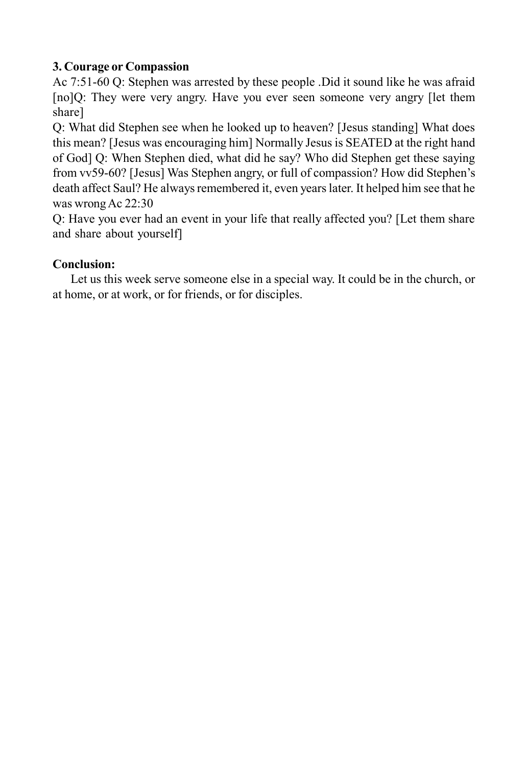**3. Courage or Compassion**

Ac 7:51-60 Q: Stephen was arrested by these people .Did it sound like he was afraid [no]Q: They were very angry. Have you ever seen someone very angry [let them share]

Q: What did Stephen see when he looked up to heaven? [Jesus standing] What does this mean? [Jesus was encouraging him] Normally Jesus is SEATED at the right hand of God] Q: When Stephen died, what did he say? Who did Stephen get these saying from vv59-60? [Jesus] Was Stephen angry, or full of compassion? How did Stephen's death affect Saul? He always remembered it, even years later. It helped him see that he was wrong Ac 22:30

Q: Have you ever had an event in your life that really affected you? [Let them share and share about yourself]

**Conclusion:**

Let us this week serve someone else in a special way. It could be in the church, or at home, or at work, or for friends, or for disciples.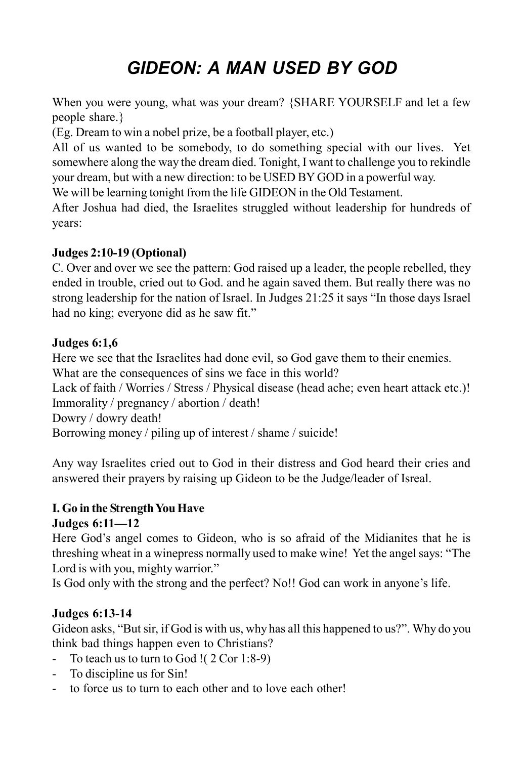# *GIDEON: A MAN USED BY GOD*

When you were young, what was your dream? {SHARE YOURSELF and let a few people share.}

(Eg. Dream to win a nobel prize, be a football player, etc.)

All of us wanted to be somebody, to do something special with our lives. Yet somewhere along the way the dream died. Tonight, I want to challenge you to rekindle your dream, but with a new direction: to be USED BY GOD in a powerful way.

We will be learning tonight from the life GIDEON in the Old Testament.

After Joshua had died, the Israelites struggled without leadership for hundreds of years:

**Judges 2:10-19 (Optional)**

C. Over and over we see the pattern: God raised up a leader, the people rebelled, they ended in trouble, cried out to God. and he again saved them. But really there was no strong leadership for the nation of Israel. In Judges 21:25 it says "In those days Israel had no king; everyone did as he saw fit."

**Judges 6:1,6**

Here we see that the Israelites had done evil, so God gave them to their enemies.

What are the consequences of sins we face in this world?

Lack of faith / Worries / Stress / Physical disease (head ache; even heart attack etc.)!

Immorality / pregnancy / abortion / death!

Dowry / dowry death!

Borrowing money / piling up of interest / shame / suicide!

Any way Israelites cried out to God in their distress and God heard their cries and answered their prayers by raising up Gideon to be the Judge/leader of Isreal.

**I. Go in the Strength You Have**

**Judges 6:11—12**

Here God's angel comes to Gideon, who is so afraid of the Midianites that he is threshing wheat in a winepress normally used to make wine! Yet the angel says: "The Lord is with you, mighty warrior."

Is God only with the strong and the perfect? No!! God can work in anyone's life.

**Judges 6:13-14**

Gideon asks, "But sir, if God is with us, why has all this happened to us?". Why do you think bad things happen even to Christians?

- To teach us to turn to God !( 2 Cor 1:8-9)
- To discipline us for Sin!
- to force us to turn to each other and to love each other!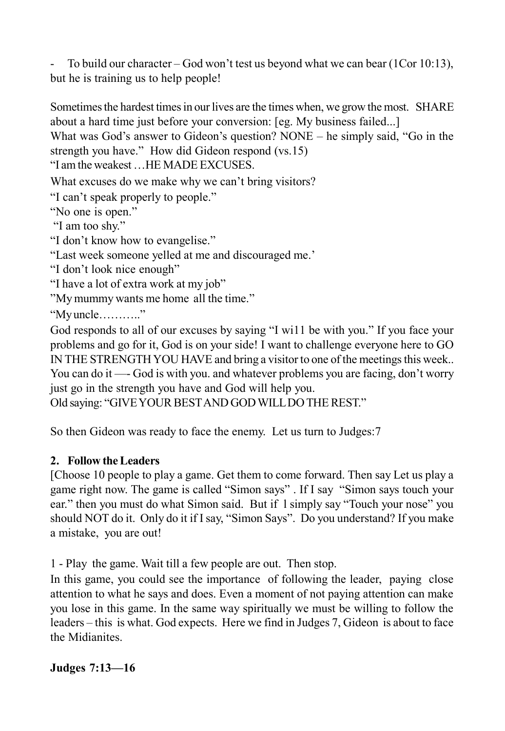- To build our character – God won't test us beyond what we can bear (1Cor 10:13), but he is training us to help people!

Sometimes the hardest times in our lives are the times when, we grow the most. SHARE about a hard time just before your conversion: [eg. My business failed...]
What was God's answer to Gideon's question? NONE – he simply said, "Go in the strength you have." How did Gideon respond (vs.15)
"I am the weakest …HE MADE EXCUSES.
What excuses do we make why we can't bring visitors?
"I can't speak properly to people."
"No one is open."
"I am too shy."
"I don't know how to evangelise."
"Last week someone yelled at me and discouraged me.'
"I don't look nice enough"
"I have a lot of extra work at my job"
"My mummy wants me home all the time."
"My uncle……….."
God responds to all of our excuses by saying "I wi11 be with you." If you face your problems and go for it, God is on your side! I want to challenge everyone here to GO IN THE STRENGTH YOU HAVE and bring a visitor to one of the meetings this week.. You can do it —- God is with you. and whatever problems you are facing, don't worry just go in the strength you have and God will help you.
Old saying: "GIVE YOUR BEST AND GOD WILL DO THE REST."

So then Gideon was ready to face the enemy. Let us turn to Judges:7

**2. Follow the Leaders**
[Choose 10 people to play a game. Get them to come forward. Then say Let us play a game right now. The game is called "Simon says" . If I say "Simon says touch your ear." then you must do what Simon said. But if l simply say "Touch your nose" you should NOT do it. Only do it if I say, "Simon Says". Do you understand? If you make a mistake, you are out!

1 - Play the game. Wait till a few people are out. Then stop.
In this game, you could see the importance of following the leader, paying close attention to what he says and does. Even a moment of not paying attention can make you lose in this game. In the same way spiritually we must be willing to follow the leaders – this is what. God expects. Here we find in Judges 7, Gideon is about to face the Midianites.

**Judges 7:13—16**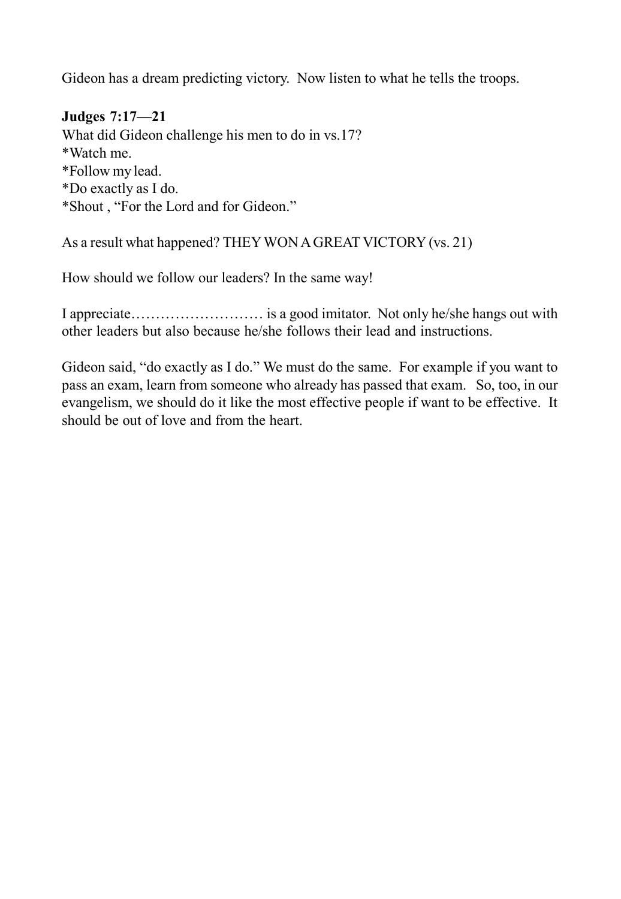Gideon has a dream predicting victory. Now listen to what he tells the troops.

**Judges 7:17—21**
What did Gideon challenge his men to do in vs.17?
*Watch me.
*Follow my lead.
*Do exactly as I do.
*Shout , "For the Lord and for Gideon."

As a result what happened? THEY WON A GREAT VICTORY (vs. 21)

How should we follow our leaders? In the same way!

I appreciate……………………… is a good imitator. Not only he/she hangs out with other leaders but also because he/she follows their lead and instructions.

Gideon said, "do exactly as I do." We must do the same. For example if you want to pass an exam, learn from someone who already has passed that exam. So, too, in our evangelism, we should do it like the most effective people if want to be effective. It should be out of love and from the heart.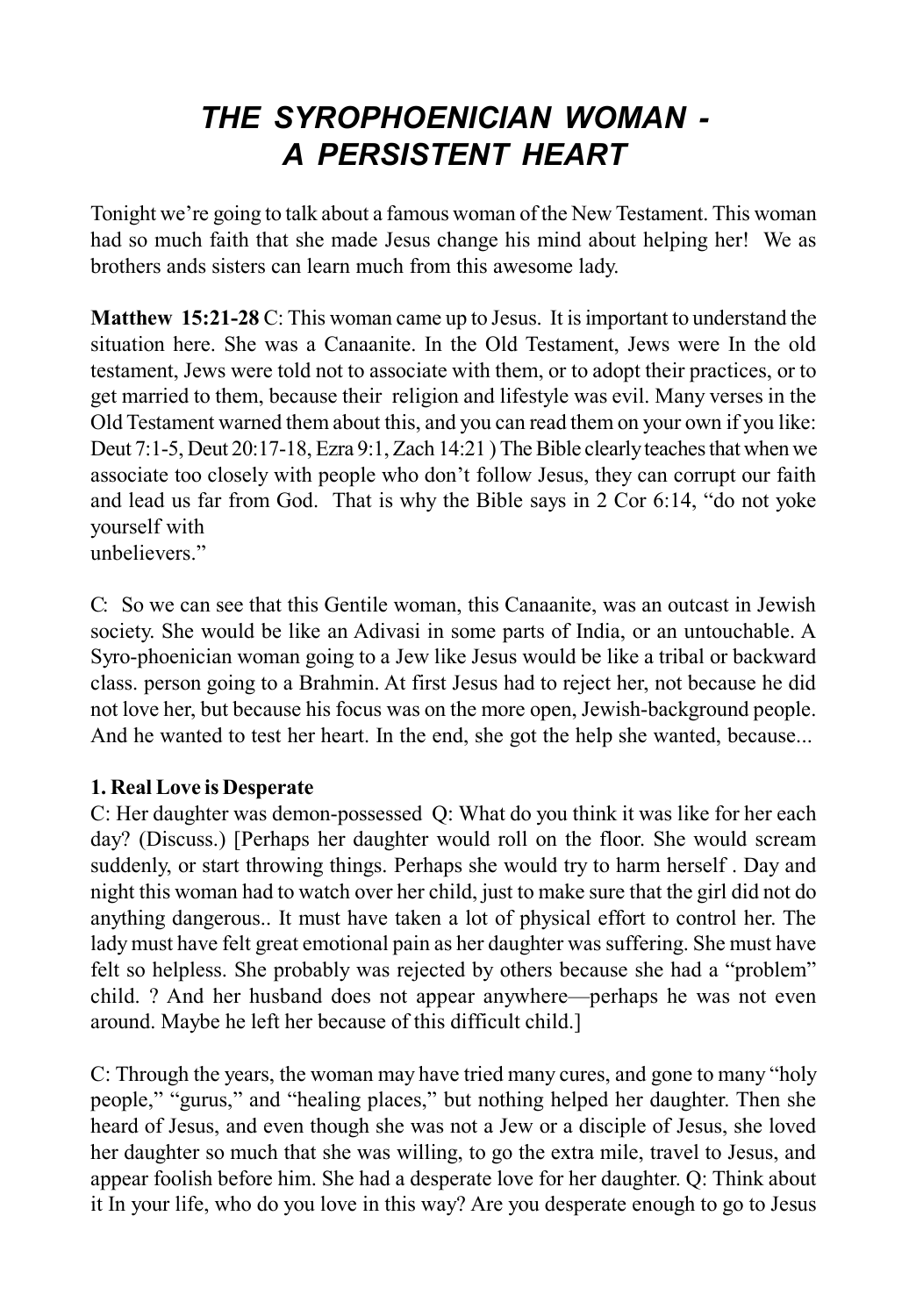// THE SYROPHOENICIAN WOMAN - A PERSISTENT HEART

# *THE SYROPHOENICIAN WOMAN - A PERSISTENT HEART*

Tonight we're going to talk about a famous woman of the New Testament. This woman had so much faith that she made Jesus change his mind about helping her! We as brothers ands sisters can learn much from this awesome lady.

**Matthew 15:21-28** C: This woman came up to Jesus. It is important to understand the situation here. She was a Canaanite. In the Old Testament, Jews were In the old testament, Jews were told not to associate with them, or to adopt their practices, or to get married to them, because their religion and lifestyle was evil. Many verses in the Old Testament warned them about this, and you can read them on your own if you like: Deut 7:1-5, Deut 20:17-18, Ezra 9:1, Zach 14:21 ) The Bible clearly teaches that when we associate too closely with people who don't follow Jesus, they can corrupt our faith and lead us far from God. That is why the Bible says in 2 Cor 6:14, "do not yoke yourself with
unbelievers."

C: So we can see that this Gentile woman, this Canaanite, was an outcast in Jewish society. She would be like an Adivasi in some parts of India, or an untouchable. A Syro-phoenician woman going to a Jew like Jesus would be like a tribal or backward class. person going to a Brahmin. At first Jesus had to reject her, not because he did not love her, but because his focus was on the more open, Jewish-background people. And he wanted to test her heart. In the end, she got the help she wanted, because...

**1. Real Love is Desperate**

C: Her daughter was demon-possessed Q: What do you think it was like for her each day? (Discuss.) [Perhaps her daughter would roll on the floor. She would scream suddenly, or start throwing things. Perhaps she would try to harm herself . Day and night this woman had to watch over her child, just to make sure that the girl did not do anything dangerous.. It must have taken a lot of physical effort to control her. The lady must have felt great emotional pain as her daughter was suffering. She must have felt so helpless. She probably was rejected by others because she had a "problem" child. ? And her husband does not appear anywhere—perhaps he was not even around. Maybe he left her because of this difficult child.]

C: Through the years, the woman may have tried many cures, and gone to many "holy people," "gurus," and "healing places," but nothing helped her daughter. Then she heard of Jesus, and even though she was not a Jew or a disciple of Jesus, she loved her daughter so much that she was willing, to go the extra mile, travel to Jesus, and appear foolish before him. She had a desperate love for her daughter. Q: Think about it In your life, who do you love in this way? Are you desperate enough to go to Jesus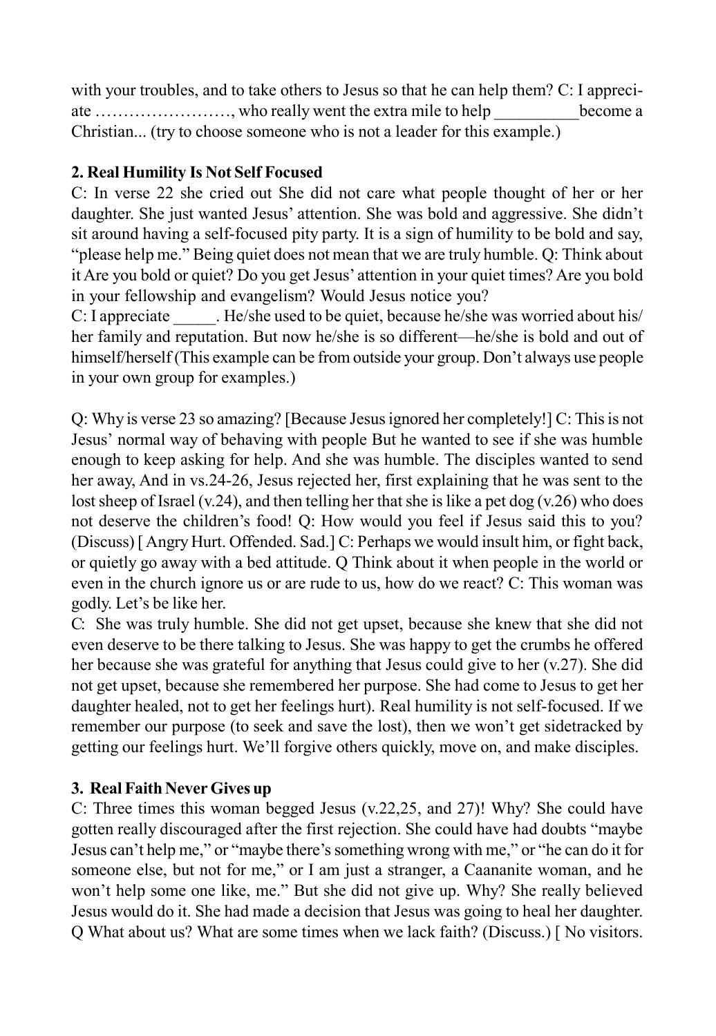with your troubles, and to take others to Jesus so that he can help them? C: I appreciate ……………………, who really went the extra mile to help __________become a Christian... (try to choose someone who is not a leader for this example.)

**2. Real Humility Is Not Self Focused**

C: In verse 22 she cried out She did not care what people thought of her or her daughter. She just wanted Jesus' attention. She was bold and aggressive. She didn't sit around having a self-focused pity party. It is a sign of humility to be bold and say, "please help me." Being quiet does not mean that we are truly humble. Q: Think about it Are you bold or quiet? Do you get Jesus' attention in your quiet times? Are you bold in your fellowship and evangelism? Would Jesus notice you?

C: I appreciate _____. He/she used to be quiet, because he/she was worried about his/her family and reputation. But now he/she is so different—he/she is bold and out of himself/herself (This example can be from outside your group. Don't always use people in your own group for examples.)

Q: Why is verse 23 so amazing? [Because Jesus ignored her completely!] C: This is not Jesus' normal way of behaving with people But he wanted to see if she was humble enough to keep asking for help. And she was humble. The disciples wanted to send her away, And in vs.24-26, Jesus rejected her, first explaining that he was sent to the lost sheep of Israel (v.24), and then telling her that she is like a pet dog (v.26) who does not deserve the children's food! Q: How would you feel if Jesus said this to you? (Discuss) [ Angry Hurt. Offended. Sad.] C: Perhaps we would insult him, or fight back, or quietly go away with a bed attitude. Q Think about it when people in the world or even in the church ignore us or are rude to us, how do we react? C: This woman was godly. Let's be like her.

C: She was truly humble. She did not get upset, because she knew that she did not even deserve to be there talking to Jesus. She was happy to get the crumbs he offered her because she was grateful for anything that Jesus could give to her (v.27). She did not get upset, because she remembered her purpose. She had come to Jesus to get her daughter healed, not to get her feelings hurt). Real humility is not self-focused. If we remember our purpose (to seek and save the lost), then we won't get sidetracked by getting our feelings hurt. We'll forgive others quickly, move on, and make disciples.

**3. Real Faith Never Gives up**

C: Three times this woman begged Jesus (v.22,25, and 27)! Why? She could have gotten really discouraged after the first rejection. She could have had doubts "maybe Jesus can't help me," or "maybe there's something wrong with me," or "he can do it for someone else, but not for me," or I am just a stranger, a Caananite woman, and he won't help some one like, me." But she did not give up. Why? She really believed Jesus would do it. She had made a decision that Jesus was going to heal her daughter. Q What about us? What are some times when we lack faith? (Discuss.) [ No visitors.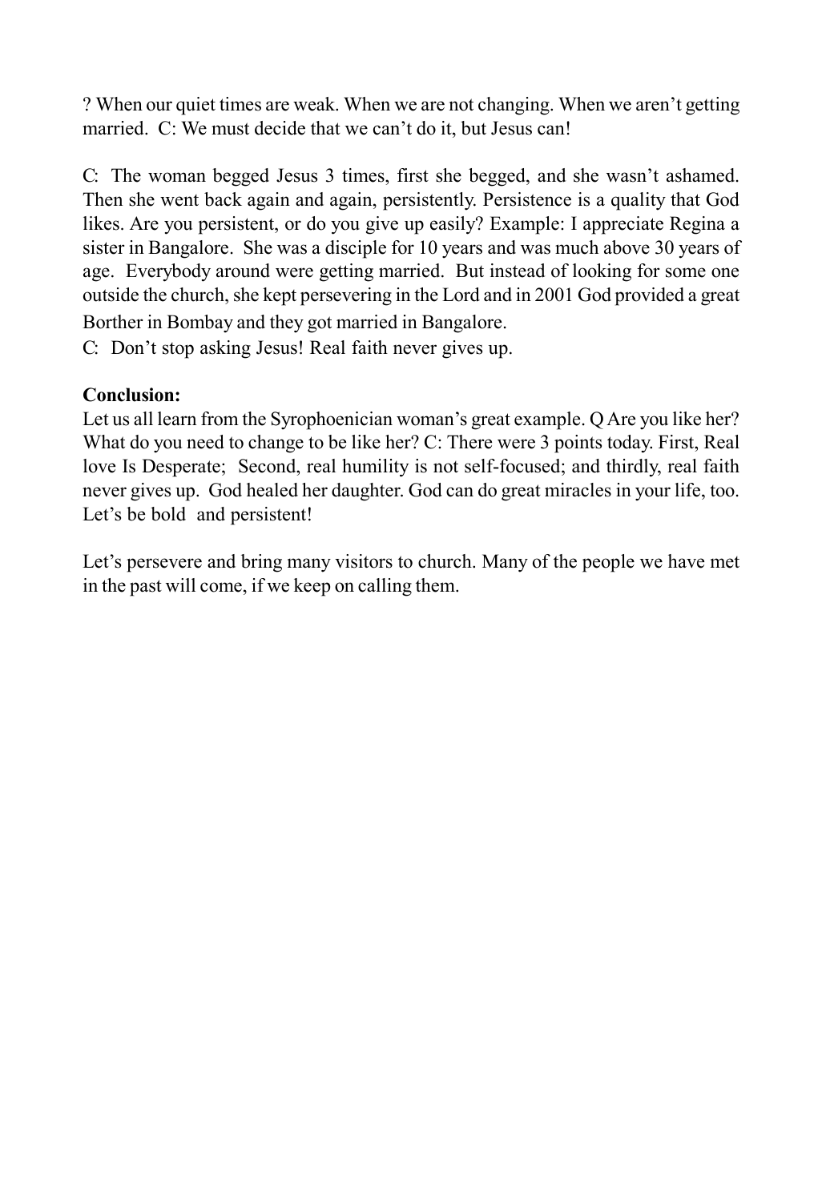? When our quiet times are weak. When we are not changing. When we aren't getting married. C: We must decide that we can't do it, but Jesus can!

C: The woman begged Jesus 3 times, first she begged, and she wasn't ashamed. Then she went back again and again, persistently. Persistence is a quality that God likes. Are you persistent, or do you give up easily? Example: I appreciate Regina a sister in Bangalore. She was a disciple for 10 years and was much above 30 years of age. Everybody around were getting married. But instead of looking for some one outside the church, she kept persevering in the Lord and in 2001 God provided a great Borther in Bombay and they got married in Bangalore.
C: Don't stop asking Jesus! Real faith never gives up.

**Conclusion:**
Let us all learn from the Syrophoenician woman's great example. Q Are you like her? What do you need to change to be like her? C: There were 3 points today. First, Real love Is Desperate; Second, real humility is not self-focused; and thirdly, real faith never gives up. God healed her daughter. God can do great miracles in your life, too. Let's be bold and persistent!

Let's persevere and bring many visitors to church. Many of the people we have met in the past will come, if we keep on calling them.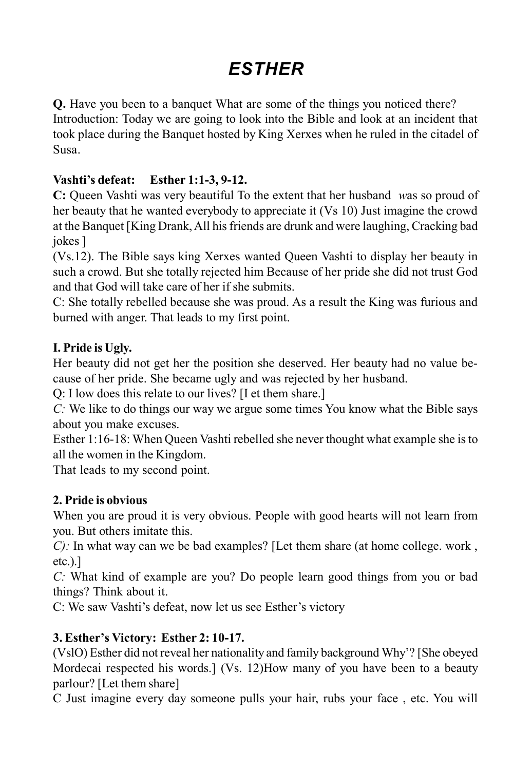# *ESTHER*

**Q.** Have you been to a banquet What are some of the things you noticed there? Introduction: Today we are going to look into the Bible and look at an incident that took place during the Banquet hosted by King Xerxes when he ruled in the citadel of Susa.

**Vashti's defeat: Esther 1:1-3, 9-12.**

**C:** Queen Vashti was very beautiful To the extent that her husband *w*as so proud of her beauty that he wanted everybody to appreciate it (Vs 10) Just imagine the crowd at the Banquet [King Drank, All his friends are drunk and were laughing, Cracking bad jokes ]

(Vs.12). The Bible says king Xerxes wanted Queen Vashti to display her beauty in such a crowd. But she totally rejected him Because of her pride she did not trust God and that God will take care of her if she submits.

C: She totally rebelled because she was proud. As a result the King was furious and burned with anger. That leads to my first point.

**I. Pride is Ugly.**

Her beauty did not get her the position she deserved. Her beauty had no value because of her pride. She became ugly and was rejected by her husband.

Q: I low does this relate to our lives? [I et them share.]

*C:* We like to do things our way we argue some times You know what the Bible says about you make excuses.

Esther 1:16-18: When Queen Vashti rebelled she never thought what example she is to all the women in the Kingdom.

That leads to my second point.

**2. Pride is obvious**

When you are proud it is very obvious. People with good hearts will not learn from you. But others imitate this.

*C):* In what way can we be bad examples? [Let them share (at home college. work , etc.).]

*C:* What kind of example are you? Do people learn good things from you or bad things? Think about it.

C: We saw Vashti's defeat, now let us see Esther's victory

**3. Esther's Victory: Esther 2: 10-17.**

(VslO) Esther did not reveal her nationality and family background Why'? [She obeyed Mordecai respected his words.] (Vs. 12)How many of you have been to a beauty parlour? [Let them share]

C Just imagine every day someone pulls your hair, rubs your face , etc. You will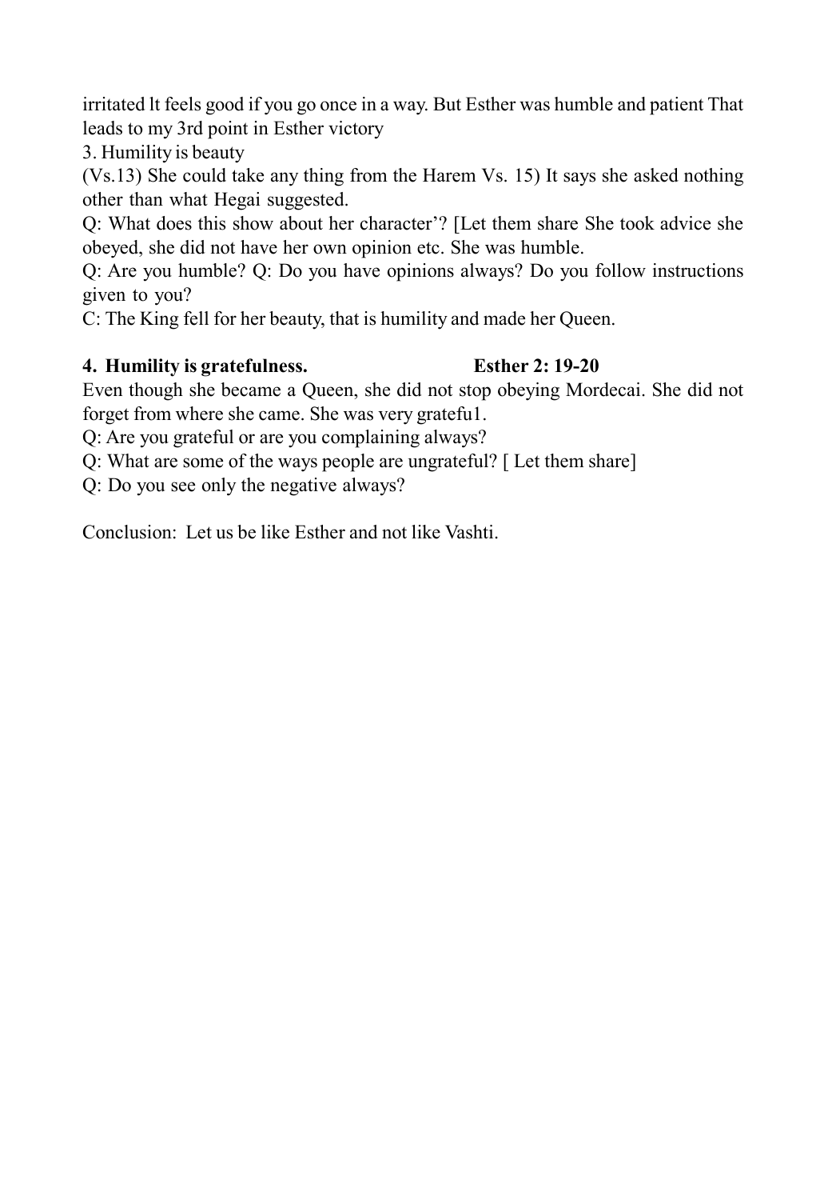irritated lt feels good if you go once in a way. But Esther was humble and patient That leads to my 3rd point in Esther victory

3. Humility is beauty

(Vs.13) She could take any thing from the Harem Vs. 15) It says she asked nothing other than what Hegai suggested.

Q: What does this show about her character'? [Let them share She took advice she obeyed, she did not have her own opinion etc. She was humble.

Q: Are you humble? Q: Do you have opinions always? Do you follow instructions given to you?

C: The King fell for her beauty, that is humility and made her Queen.

**4. Humility is gratefulness. Esther 2: 19-20**

Even though she became a Queen, she did not stop obeying Mordecai. She did not forget from where she came. She was very grateful.

Q: Are you grateful or are you complaining always?

Q: What are some of the ways people are ungrateful? [ Let them share]

Q: Do you see only the negative always?

Conclusion: Let us be like Esther and not like Vashti.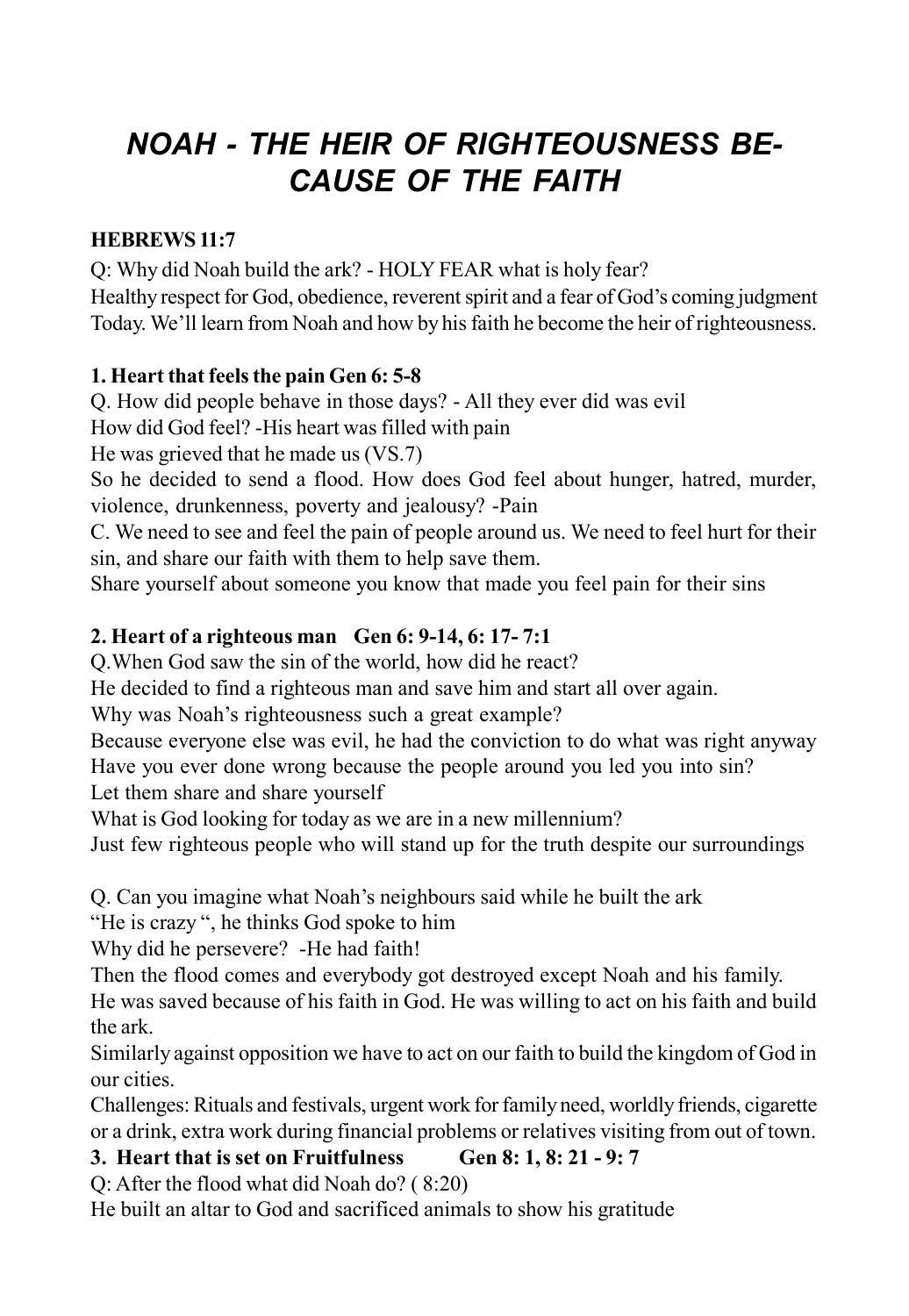# *NOAH - THE HEIR OF RIGHTEOUSNESS BECAUSE OF THE FAITH*

**HEBREWS 11:7**

Q: Why did Noah build the ark? - HOLY FEAR what is holy fear?
Healthy respect for God, obedience, reverent spirit and a fear of God's coming judgment
Today. We'll learn from Noah and how by his faith he become the heir of righteousness.

**1. Heart that feels the pain Gen 6: 5-8**

Q. How did people behave in those days? - All they ever did was evil
How did God feel? -His heart was filled with pain
He was grieved that he made us (VS.7)
So he decided to send a flood. How does God feel about hunger, hatred, murder, violence, drunkenness, poverty and jealousy? -Pain
C. We need to see and feel the pain of people around us. We need to feel hurt for their sin, and share our faith with them to help save them.
Share yourself about someone you know that made you feel pain for their sins

**2. Heart of a righteous man Gen 6: 9-14, 6: 17- 7:1**

Q.When God saw the sin of the world, how did he react?
He decided to find a righteous man and save him and start all over again.
Why was Noah's righteousness such a great example?
Because everyone else was evil, he had the conviction to do what was right anyway
Have you ever done wrong because the people around you led you into sin?
Let them share and share yourself
What is God looking for today as we are in a new millennium?
Just few righteous people who will stand up for the truth despite our surroundings

Q. Can you imagine what Noah's neighbours said while he built the ark
"He is crazy ", he thinks God spoke to him
Why did he persevere? -He had faith!
Then the flood comes and everybody got destroyed except Noah and his family.
He was saved because of his faith in God. He was willing to act on his faith and build the ark.
Similarly against opposition we have to act on our faith to build the kingdom of God in our cities.
Challenges: Rituals and festivals, urgent work for family need, worldly friends, cigarette or a drink, extra work during financial problems or relatives visiting from out of town.

**3. Heart that is set on Fruitfulness Gen 8: 1, 8: 21 - 9: 7**

Q: After the flood what did Noah do? ( 8:20)
He built an altar to God and sacrificed animals to show his gratitude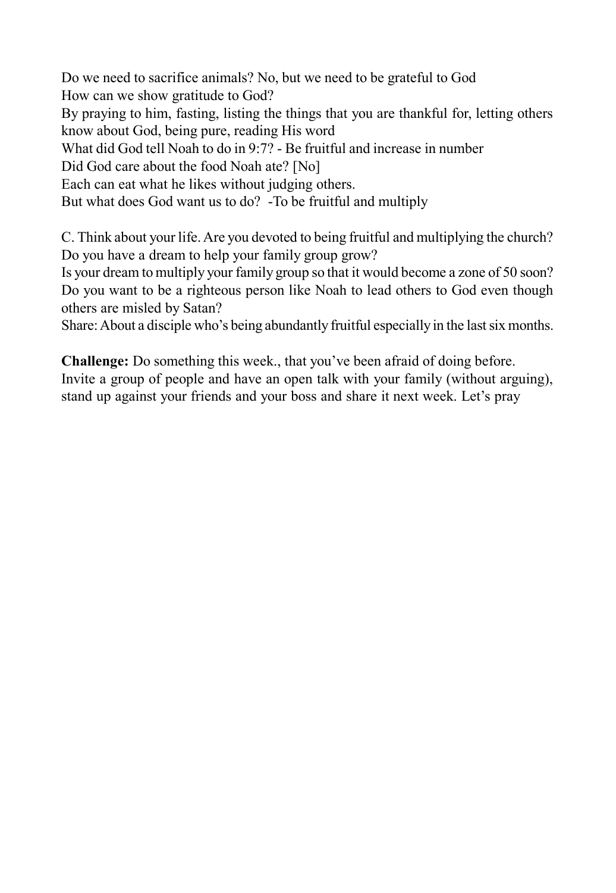Do we need to sacrifice animals? No, but we need to be grateful to God
How can we show gratitude to God?
By praying to him, fasting, listing the things that you are thankful for, letting others know about God, being pure, reading His word
What did God tell Noah to do in 9:7? - Be fruitful and increase in number
Did God care about the food Noah ate? [No]
Each can eat what he likes without judging others.
But what does God want us to do? -To be fruitful and multiply

C. Think about your life. Are you devoted to being fruitful and multiplying the church?
Do you have a dream to help your family group grow?
Is your dream to multiply your family group so that it would become a zone of 50 soon?
Do you want to be a righteous person like Noah to lead others to God even though others are misled by Satan?
Share: About a disciple who's being abundantly fruitful especially in the last six months.

**Challenge:** Do something this week., that you've been afraid of doing before.
Invite a group of people and have an open talk with your family (without arguing), stand up against your friends and your boss and share it next week. Let's pray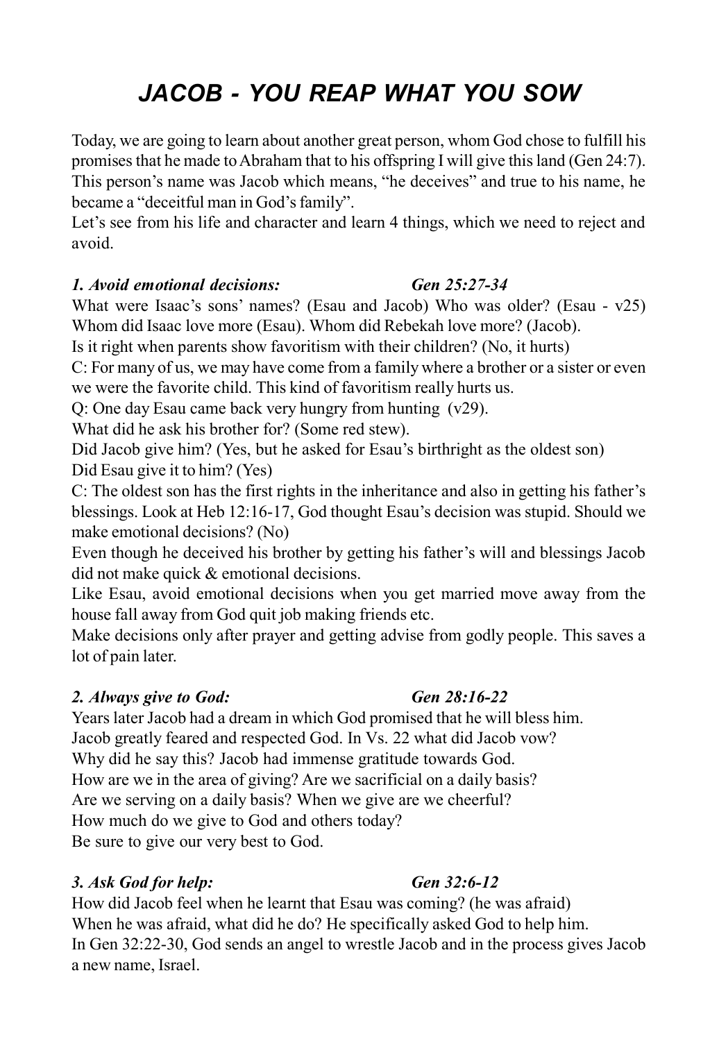# JACOB - YOU REAP WHAT YOU SOW

Today, we are going to learn about another great person, whom God chose to fulfill his promises that he made to Abraham that to his offspring I will give this land (Gen 24:7). This person's name was Jacob which means, "he deceives" and true to his name, he became a "deceitful man in God's family".

Let's see from his life and character and learn 4 things, which we need to reject and avoid.

### *1. Avoid emotional decisions: Gen 25:27-34*

What were Isaac's sons' names? (Esau and Jacob) Who was older? (Esau - v25) Whom did Isaac love more (Esau). Whom did Rebekah love more? (Jacob).

Is it right when parents show favoritism with their children? (No, it hurts)

C: For many of us, we may have come from a family where a brother or a sister or even we were the favorite child. This kind of favoritism really hurts us.

Q: One day Esau came back very hungry from hunting (v29).

What did he ask his brother for? (Some red stew).

Did Jacob give him? (Yes, but he asked for Esau's birthright as the oldest son)

Did Esau give it to him? (Yes)

C: The oldest son has the first rights in the inheritance and also in getting his father's blessings. Look at Heb 12:16-17, God thought Esau's decision was stupid. Should we make emotional decisions? (No)

Even though he deceived his brother by getting his father's will and blessings Jacob did not make quick & emotional decisions.

Like Esau, avoid emotional decisions when you get married move away from the house fall away from God quit job making friends etc.

Make decisions only after prayer and getting advise from godly people. This saves a lot of pain later.

### *2. Always give to God: Gen 28:16-22*

Years later Jacob had a dream in which God promised that he will bless him.

Jacob greatly feared and respected God. In Vs. 22 what did Jacob vow?

Why did he say this? Jacob had immense gratitude towards God.

How are we in the area of giving? Are we sacrificial on a daily basis?

Are we serving on a daily basis? When we give are we cheerful?

How much do we give to God and others today?

Be sure to give our very best to God.

### *3. Ask God for help: Gen 32:6-12*

How did Jacob feel when he learnt that Esau was coming? (he was afraid)

When he was afraid, what did he do? He specifically asked God to help him.

In Gen 32:22-30, God sends an angel to wrestle Jacob and in the process gives Jacob a new name, Israel.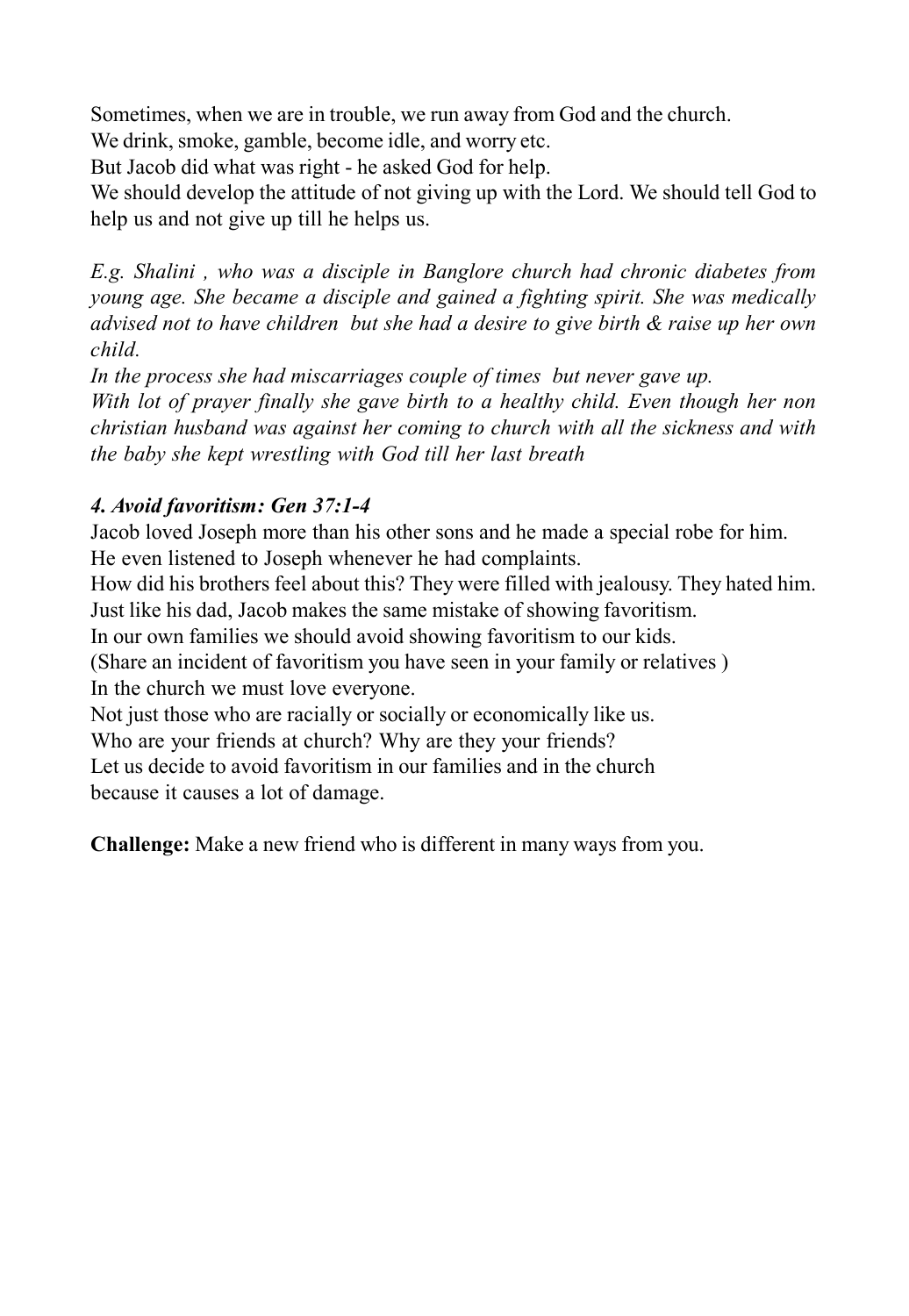Sometimes, when we are in trouble, we run away from God and the church.
We drink, smoke, gamble, become idle, and worry etc.
But Jacob did what was right - he asked God for help.
We should develop the attitude of not giving up with the Lord. We should tell God to help us and not give up till he helps us.

*E.g. Shalini , who was a disciple in Banglore church had chronic diabetes from young age. She became a disciple and gained a fighting spirit. She was medically advised not to have children but she had a desire to give birth & raise up her own child.*
*In the process she had miscarriages couple of times but never gave up.*
*With lot of prayer finally she gave birth to a healthy child. Even though her non christian husband was against her coming to church with all the sickness and with the baby she kept wrestling with God till her last breath*

### *4. Avoid favoritism: Gen 37:1-4*

Jacob loved Joseph more than his other sons and he made a special robe for him.
He even listened to Joseph whenever he had complaints.
How did his brothers feel about this? They were filled with jealousy. They hated him.
Just like his dad, Jacob makes the same mistake of showing favoritism.
In our own families we should avoid showing favoritism to our kids.
(Share an incident of favoritism you have seen in your family or relatives )
In the church we must love everyone.
Not just those who are racially or socially or economically like us.
Who are your friends at church? Why are they your friends?
Let us decide to avoid favoritism in our families and in the church
because it causes a lot of damage.

**Challenge:** Make a new friend who is different in many ways from you.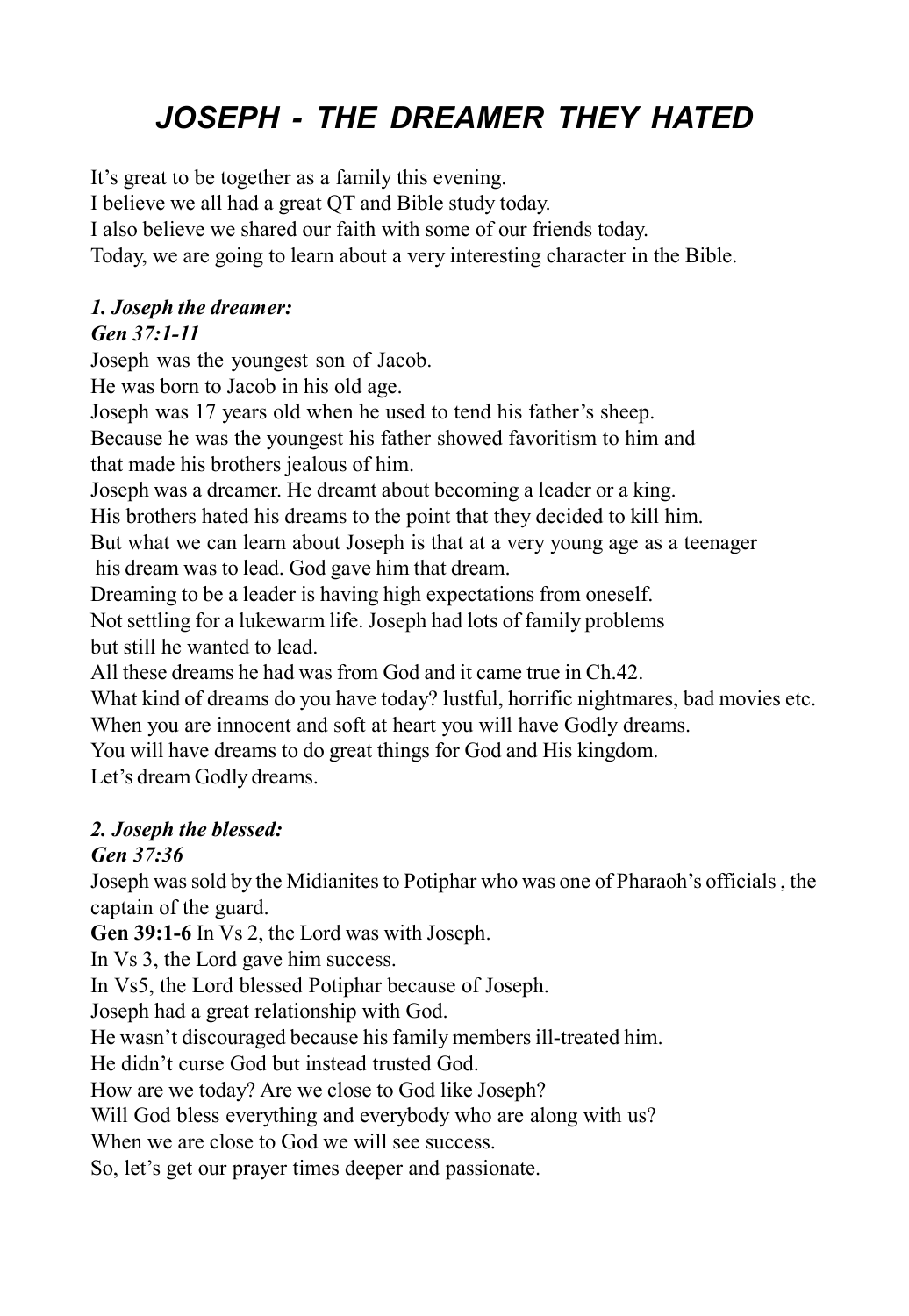# *JOSEPH - THE DREAMER THEY HATED*

It's great to be together as a family this evening.
I believe we all had a great QT and Bible study today.
I also believe we shared our faith with some of our friends today.
Today, we are going to learn about a very interesting character in the Bible.

***1. Joseph the dreamer:***
***Gen 37:1-11***
Joseph was the youngest son of Jacob.
He was born to Jacob in his old age.
Joseph was 17 years old when he used to tend his father's sheep.
Because he was the youngest his father showed favoritism to him and
that made his brothers jealous of him.
Joseph was a dreamer. He dreamt about becoming a leader or a king.
His brothers hated his dreams to the point that they decided to kill him.
But what we can learn about Joseph is that at a very young age as a teenager
his dream was to lead. God gave him that dream.
Dreaming to be a leader is having high expectations from oneself.
Not settling for a lukewarm life. Joseph had lots of family problems
but still he wanted to lead.
All these dreams he had was from God and it came true in Ch.42.
What kind of dreams do you have today? lustful, horrific nightmares, bad movies etc.
When you are innocent and soft at heart you will have Godly dreams.
You will have dreams to do great things for God and His kingdom.
Let's dream Godly dreams.

***2. Joseph the blessed:***
***Gen 37:36***
Joseph was sold by the Midianites to Potiphar who was one of Pharaoh's officials , the captain of the guard.
**Gen 39:1-6** In Vs 2, the Lord was with Joseph.
In Vs 3, the Lord gave him success.
In Vs5, the Lord blessed Potiphar because of Joseph.
Joseph had a great relationship with God.
He wasn't discouraged because his family members ill-treated him.
He didn't curse God but instead trusted God.
How are we today? Are we close to God like Joseph?
Will God bless everything and everybody who are along with us?
When we are close to God we will see success.
So, let's get our prayer times deeper and passionate.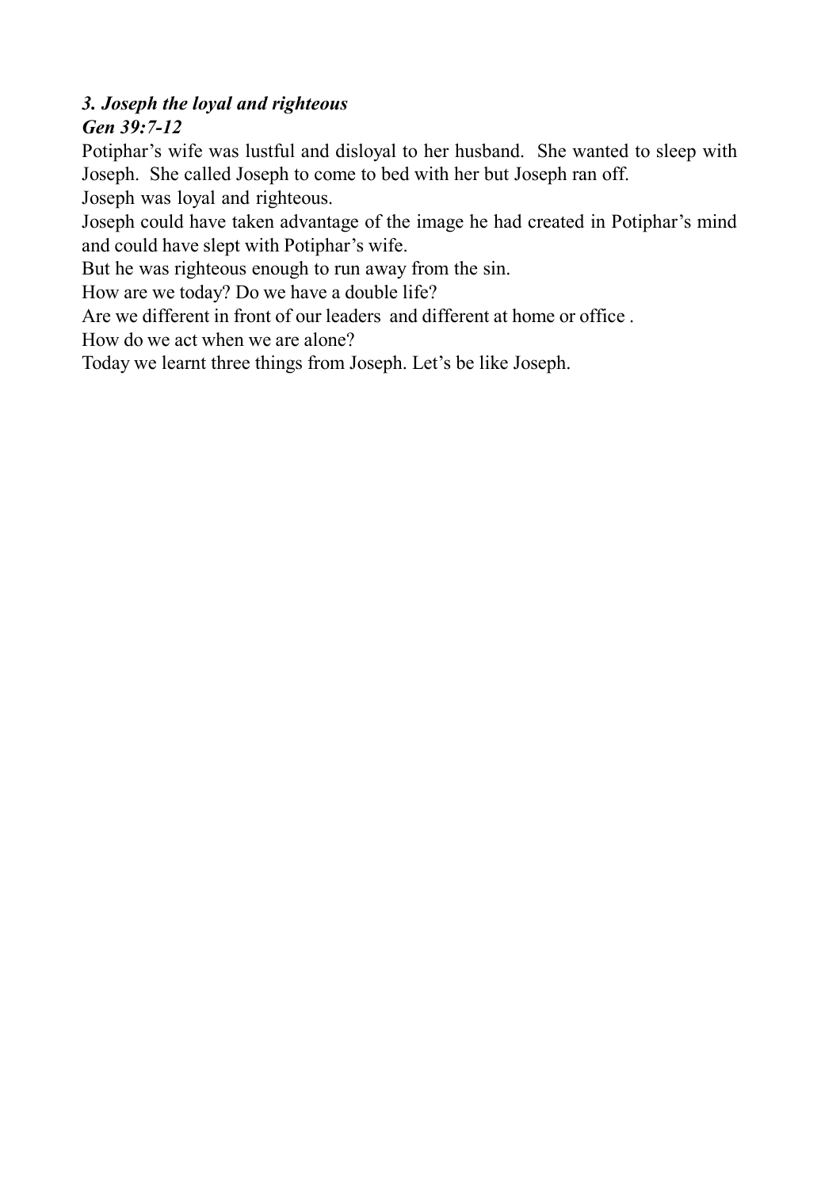***3. Joseph the loyal and righteous***

***Gen 39:7-12***

Potiphar's wife was lustful and disloyal to her husband. She wanted to sleep with Joseph. She called Joseph to come to bed with her but Joseph ran off.

Joseph was loyal and righteous.

Joseph could have taken advantage of the image he had created in Potiphar's mind and could have slept with Potiphar's wife.

But he was righteous enough to run away from the sin.

How are we today? Do we have a double life?

Are we different in front of our leaders and different at home or office .

How do we act when we are alone?

Today we learnt three things from Joseph. Let's be like Joseph.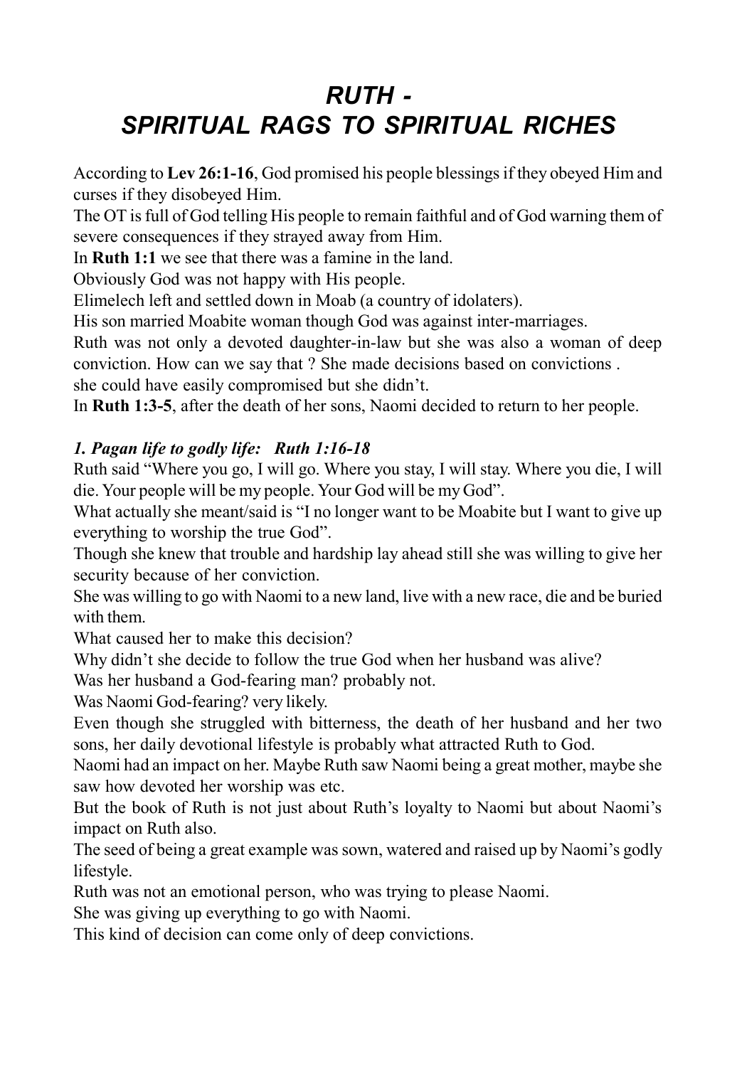# *RUTH - SPIRITUAL RAGS TO SPIRITUAL RICHES*

According to **Lev 26:1-16**, God promised his people blessings if they obeyed Him and curses if they disobeyed Him.

The OT is full of God telling His people to remain faithful and of God warning them of severe consequences if they strayed away from Him.

In **Ruth 1:1** we see that there was a famine in the land.

Obviously God was not happy with His people.

Elimelech left and settled down in Moab (a country of idolaters).

His son married Moabite woman though God was against inter-marriages.

Ruth was not only a devoted daughter-in-law but she was also a woman of deep conviction. How can we say that ? She made decisions based on convictions .

she could have easily compromised but she didn't.

In **Ruth 1:3-5**, after the death of her sons, Naomi decided to return to her people.

### *1. Pagan life to godly life: Ruth 1:16-18*

Ruth said "Where you go, I will go. Where you stay, I will stay. Where you die, I will die. Your people will be my people. Your God will be my God".

What actually she meant/said is "I no longer want to be Moabite but I want to give up everything to worship the true God".

Though she knew that trouble and hardship lay ahead still she was willing to give her security because of her conviction.

She was willing to go with Naomi to a new land, live with a new race, die and be buried with them.

What caused her to make this decision?

Why didn't she decide to follow the true God when her husband was alive?

Was her husband a God-fearing man? probably not.

Was Naomi God-fearing? very likely.

Even though she struggled with bitterness, the death of her husband and her two sons, her daily devotional lifestyle is probably what attracted Ruth to God.

Naomi had an impact on her. Maybe Ruth saw Naomi being a great mother, maybe she saw how devoted her worship was etc.

But the book of Ruth is not just about Ruth's loyalty to Naomi but about Naomi's impact on Ruth also.

The seed of being a great example was sown, watered and raised up by Naomi's godly lifestyle.

Ruth was not an emotional person, who was trying to please Naomi.

She was giving up everything to go with Naomi.

This kind of decision can come only of deep convictions.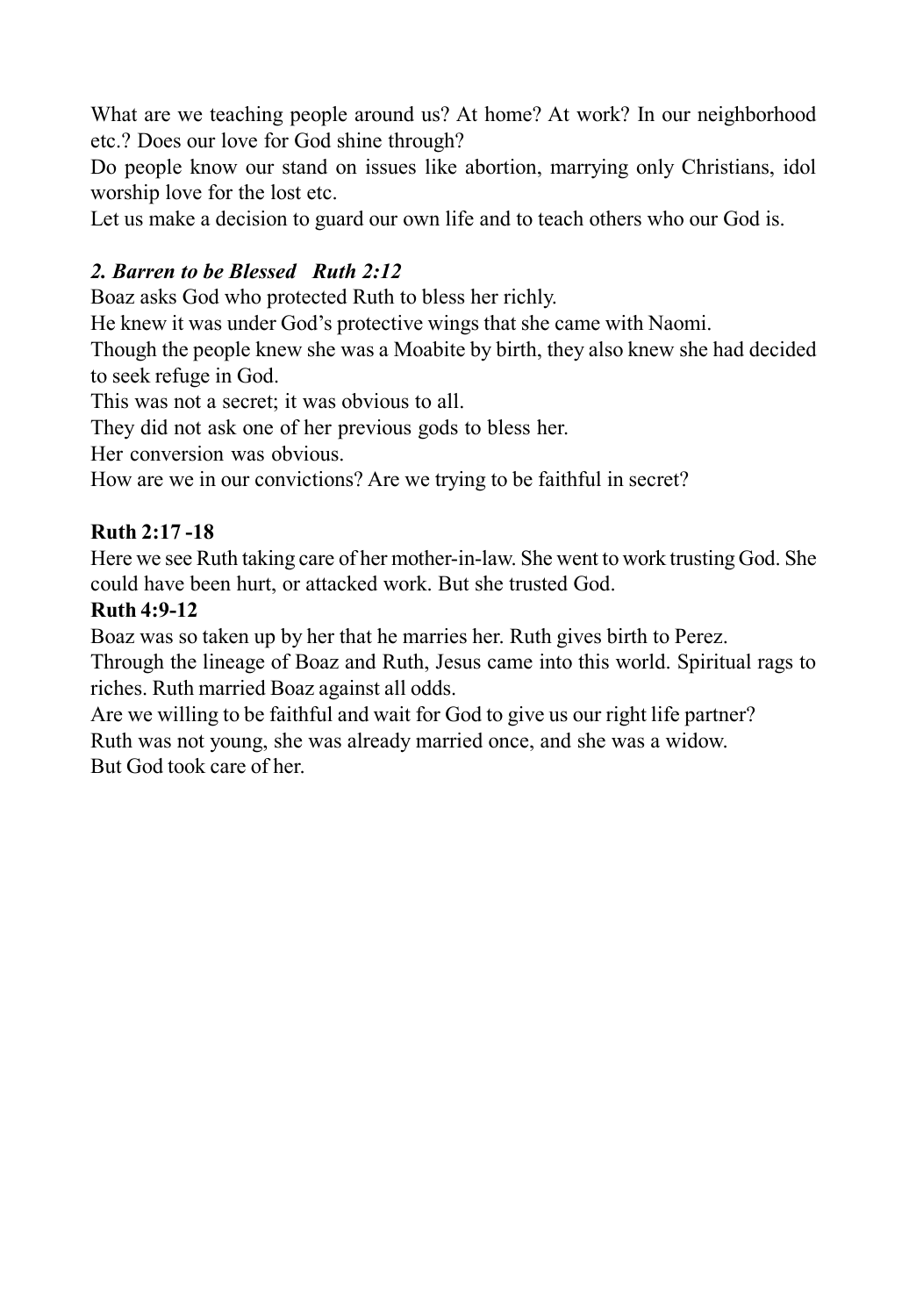What are we teaching people around us? At home? At work? In our neighborhood etc.? Does our love for God shine through?

Do people know our stand on issues like abortion, marrying only Christians, idol worship love for the lost etc.

Let us make a decision to guard our own life and to teach others who our God is.

***2. Barren to be Blessed   Ruth 2:12***

Boaz asks God who protected Ruth to bless her richly.

He knew it was under God's protective wings that she came with Naomi.

Though the people knew she was a Moabite by birth, they also knew she had decided to seek refuge in God.

This was not a secret; it was obvious to all.

They did not ask one of her previous gods to bless her.

Her conversion was obvious.

How are we in our convictions? Are we trying to be faithful in secret?

**Ruth 2:17 -18**

Here we see Ruth taking care of her mother-in-law. She went to work trusting God. She could have been hurt, or attacked work. But she trusted God.

**Ruth 4:9-12**

Boaz was so taken up by her that he marries her. Ruth gives birth to Perez.

Through the lineage of Boaz and Ruth, Jesus came into this world. Spiritual rags to riches. Ruth married Boaz against all odds.

Are we willing to be faithful and wait for God to give us our right life partner?

Ruth was not young, she was already married once, and she was a widow.

But God took care of her.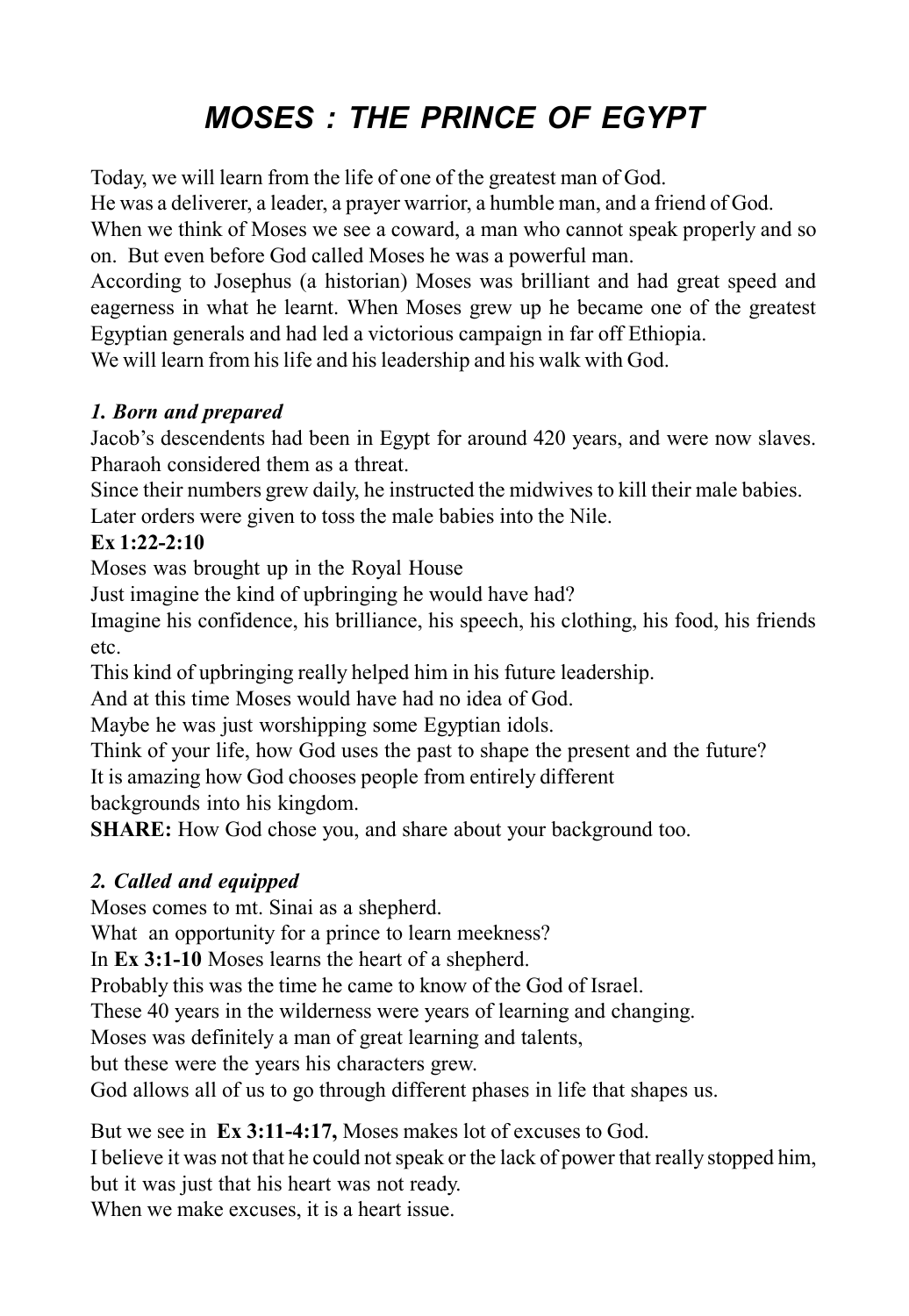# MOSES : THE PRINCE OF EGYPT

Today, we will learn from the life of one of the greatest man of God.
He was a deliverer, a leader, a prayer warrior, a humble man, and a friend of God.
When we think of Moses we see a coward, a man who cannot speak properly and so on. But even before God called Moses he was a powerful man.
According to Josephus (a historian) Moses was brilliant and had great speed and eagerness in what he learnt. When Moses grew up he became one of the greatest Egyptian generals and had led a victorious campaign in far off Ethiopia.
We will learn from his life and his leadership and his walk with God.

### *1. Born and prepared*

Jacob's descendents had been in Egypt for around 420 years, and were now slaves. Pharaoh considered them as a threat.
Since their numbers grew daily, he instructed the midwives to kill their male babies.
Later orders were given to toss the male babies into the Nile.
**Ex 1:22-2:10**
Moses was brought up in the Royal House
Just imagine the kind of upbringing he would have had?
Imagine his confidence, his brilliance, his speech, his clothing, his food, his friends etc.
This kind of upbringing really helped him in his future leadership.
And at this time Moses would have had no idea of God.
Maybe he was just worshipping some Egyptian idols.
Think of your life, how God uses the past to shape the present and the future?
It is amazing how God chooses people from entirely different backgrounds into his kingdom.
**SHARE:** How God chose you, and share about your background too.

### *2. Called and equipped*

Moses comes to mt. Sinai as a shepherd.
What an opportunity for a prince to learn meekness?
In **Ex 3:1-10** Moses learns the heart of a shepherd.
Probably this was the time he came to know of the God of Israel.
These 40 years in the wilderness were years of learning and changing.
Moses was definitely a man of great learning and talents,
but these were the years his characters grew.
God allows all of us to go through different phases in life that shapes us.

But we see in **Ex 3:11-4:17,** Moses makes lot of excuses to God.
I believe it was not that he could not speak or the lack of power that really stopped him, but it was just that his heart was not ready.
When we make excuses, it is a heart issue.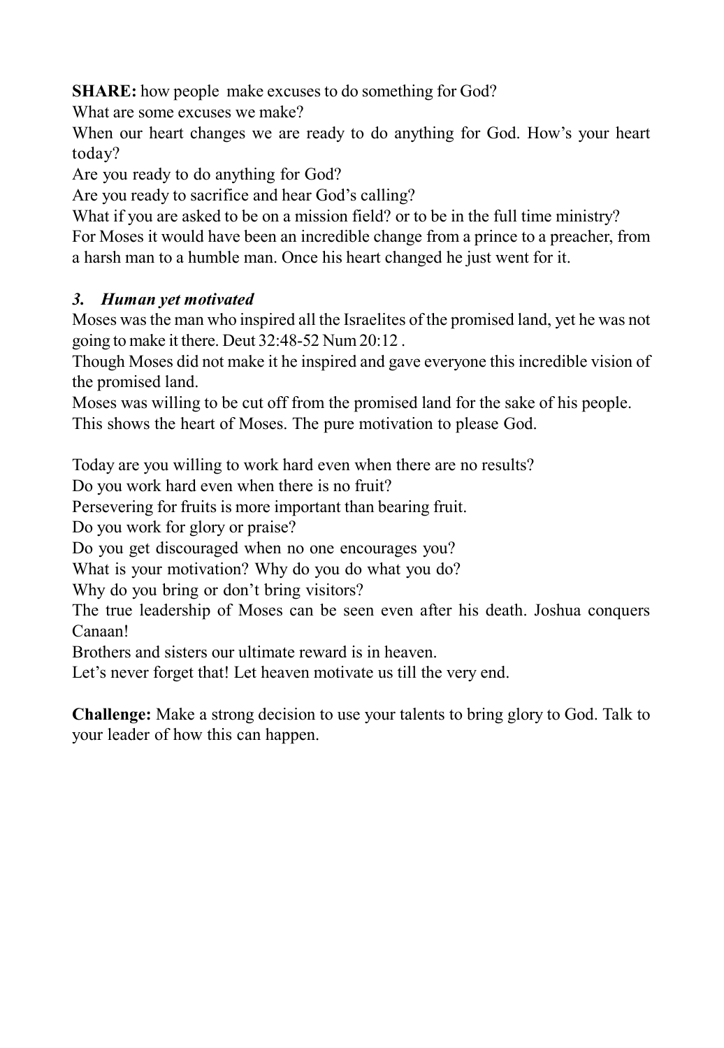**SHARE:** how people make excuses to do something for God?

What are some excuses we make?

When our heart changes we are ready to do anything for God. How's your heart today?

Are you ready to do anything for God?

Are you ready to sacrifice and hear God's calling?

What if you are asked to be on a mission field? or to be in the full time ministry?

For Moses it would have been an incredible change from a prince to a preacher, from a harsh man to a humble man. Once his heart changed he just went for it.

### *3. Human yet motivated*

Moses was the man who inspired all the Israelites of the promised land, yet he was not going to make it there. Deut 32:48-52 Num 20:12 .

Though Moses did not make it he inspired and gave everyone this incredible vision of the promised land.

Moses was willing to be cut off from the promised land for the sake of his people.

This shows the heart of Moses. The pure motivation to please God.

Today are you willing to work hard even when there are no results?

Do you work hard even when there is no fruit?

Persevering for fruits is more important than bearing fruit.

Do you work for glory or praise?

Do you get discouraged when no one encourages you?

What is your motivation? Why do you do what you do?

Why do you bring or don't bring visitors?

The true leadership of Moses can be seen even after his death. Joshua conquers Canaan!

Brothers and sisters our ultimate reward is in heaven.

Let's never forget that! Let heaven motivate us till the very end.

**Challenge:** Make a strong decision to use your talents to bring glory to God. Talk to your leader of how this can happen.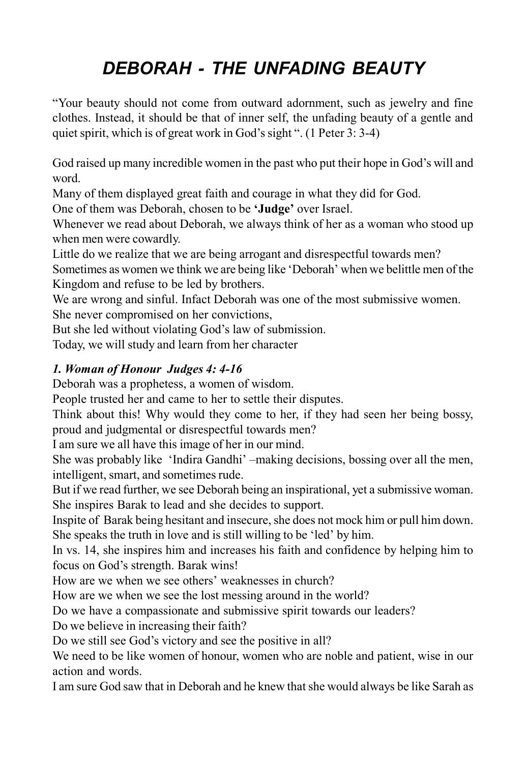# DEBORAH - THE UNFADING BEAUTY

"Your beauty should not come from outward adornment, such as jewelry and fine clothes. Instead, it should be that of inner self, the unfading beauty of a gentle and quiet spirit, which is of great work in God's sight ". (1 Peter 3: 3-4)

God raised up many incredible women in the past who put their hope in God's will and word.
Many of them displayed great faith and courage in what they did for God.
One of them was Deborah, chosen to be **'Judge'** over Israel.
Whenever we read about Deborah, we always think of her as a woman who stood up when men were cowardly.
Little do we realize that we are being arrogant and disrespectful towards men?
Sometimes as women we think we are being like 'Deborah' when we belittle men of the Kingdom and refuse to be led by brothers.
We are wrong and sinful. Infact Deborah was one of the most submissive women.
She never compromised on her convictions,
But she led without violating God's law of submission.
Today, we will study and learn from her character

***1. Woman of Honour Judges 4: 4-16***
Deborah was a prophetess, a women of wisdom.
People trusted her and came to her to settle their disputes.
Think about this! Why would they come to her, if they had seen her being bossy, proud and judgmental or disrespectful towards men?
I am sure we all have this image of her in our mind.
She was probably like 'Indira Gandhi' –making decisions, bossing over all the men, intelligent, smart, and sometimes rude.
But if we read further, we see Deborah being an inspirational, yet a submissive woman.
She inspires Barak to lead and she decides to support.
Inspite of Barak being hesitant and insecure, she does not mock him or pull him down.
She speaks the truth in love and is still willing to be 'led' by him.
In vs. 14, she inspires him and increases his faith and confidence by helping him to focus on God's strength. Barak wins!
How are we when we see others' weaknesses in church?
How are we when we see the lost messing around in the world?
Do we have a compassionate and submissive spirit towards our leaders?
Do we believe in increasing their faith?
Do we still see God's victory and see the positive in all?
We need to be like women of honour, women who are noble and patient, wise in our action and words.
I am sure God saw that in Deborah and he knew that she would always be like Sarah as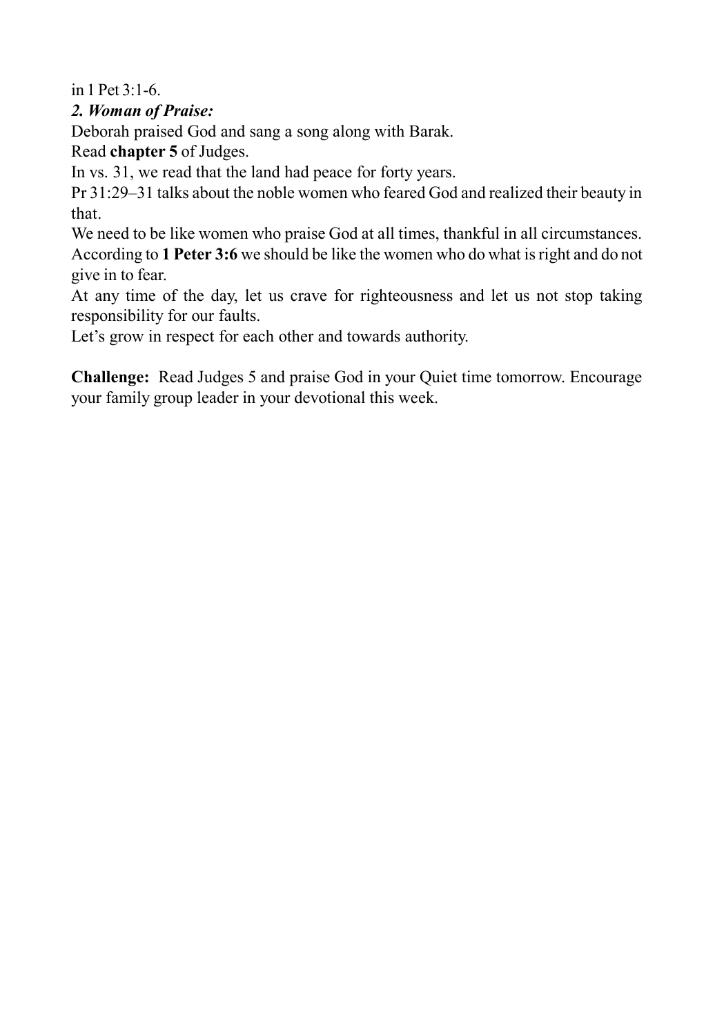in 1 Pet 3:1-6.

***2. Woman of Praise:***

Deborah praised God and sang a song along with Barak.

Read **chapter 5** of Judges.

In vs. 31, we read that the land had peace for forty years.

Pr 31:29–31 talks about the noble women who feared God and realized their beauty in that.

We need to be like women who praise God at all times, thankful in all circumstances.

According to **1 Peter 3:6** we should be like the women who do what is right and do not give in to fear.

At any time of the day, let us crave for righteousness and let us not stop taking responsibility for our faults.

Let's grow in respect for each other and towards authority.

**Challenge:** Read Judges 5 and praise God in your Quiet time tomorrow. Encourage your family group leader in your devotional this week.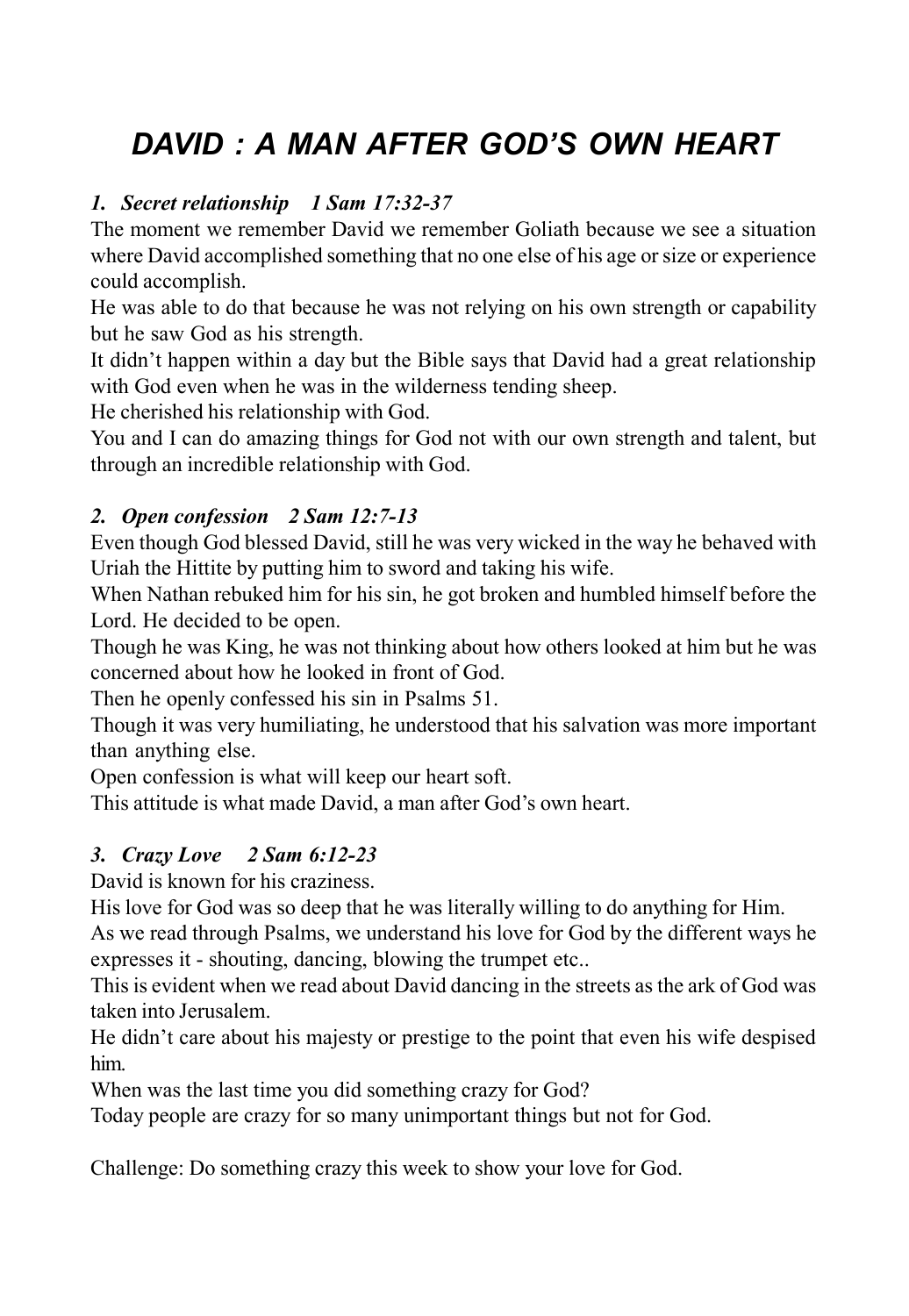# *DAVID : A MAN AFTER GOD'S OWN HEART*

### *1. Secret relationship  1 Sam 17:32-37*

The moment we remember David we remember Goliath because we see a situation where David accomplished something that no one else of his age or size or experience could accomplish.

He was able to do that because he was not relying on his own strength or capability but he saw God as his strength.

It didn't happen within a day but the Bible says that David had a great relationship with God even when he was in the wilderness tending sheep.

He cherished his relationship with God.

You and I can do amazing things for God not with our own strength and talent, but through an incredible relationship with God.

### *2. Open confession  2 Sam 12:7-13*

Even though God blessed David, still he was very wicked in the way he behaved with Uriah the Hittite by putting him to sword and taking his wife.

When Nathan rebuked him for his sin, he got broken and humbled himself before the Lord. He decided to be open.

Though he was King, he was not thinking about how others looked at him but he was concerned about how he looked in front of God.

Then he openly confessed his sin in Psalms 51.

Though it was very humiliating, he understood that his salvation was more important than anything else.

Open confession is what will keep our heart soft.

This attitude is what made David, a man after God's own heart.

### *3. Crazy Love  2 Sam 6:12-23*

David is known for his craziness.

His love for God was so deep that he was literally willing to do anything for Him.

As we read through Psalms, we understand his love for God by the different ways he expresses it - shouting, dancing, blowing the trumpet etc..

This is evident when we read about David dancing in the streets as the ark of God was taken into Jerusalem.

He didn't care about his majesty or prestige to the point that even his wife despised him.

When was the last time you did something crazy for God?

Today people are crazy for so many unimportant things but not for God.

Challenge: Do something crazy this week to show your love for God.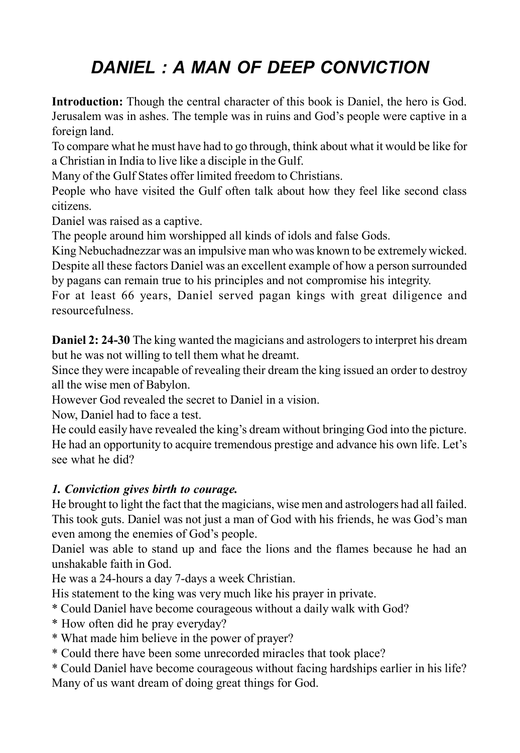// DANIEL : A MAN OF DEEP CONVICTION

**Introduction:** Though the central character of this book is Daniel, the hero is God. Jerusalem was in ashes. The temple was in ruins and God's people were captive in a foreign land.
To compare what he must have had to go through, think about what it would be like for a Christian in India to live like a disciple in the Gulf.
Many of the Gulf States offer limited freedom to Christians.
People who have visited the Gulf often talk about how they feel like second class citizens.
Daniel was raised as a captive.
The people around him worshipped all kinds of idols and false Gods.
King Nebuchadnezzar was an impulsive man who was known to be extremely wicked.
Despite all these factors Daniel was an excellent example of how a person surrounded by pagans can remain true to his principles and not compromise his integrity.
For at least 66 years, Daniel served pagan kings with great diligence and resourcefulness.

**Daniel 2: 24-30** The king wanted the magicians and astrologers to interpret his dream but he was not willing to tell them what he dreamt.
Since they were incapable of revealing their dream the king issued an order to destroy all the wise men of Babylon.
However God revealed the secret to Daniel in a vision.
Now, Daniel had to face a test.
He could easily have revealed the king's dream without bringing God into the picture.
He had an opportunity to acquire tremendous prestige and advance his own life. Let's see what he did?

***1. Conviction gives birth to courage.***
He brought to light the fact that the magicians, wise men and astrologers had all failed.
This took guts. Daniel was not just a man of God with his friends, he was God's man even among the enemies of God's people.
Daniel was able to stand up and face the lions and the flames because he had an unshakable faith in God.
He was a 24-hours a day 7-days a week Christian.
His statement to the king was very much like his prayer in private.
* Could Daniel have become courageous without a daily walk with God?
* How often did he pray everyday?
* What made him believe in the power of prayer?
* Could there have been some unrecorded miracles that took place?
* Could Daniel have become courageous without facing hardships earlier in his life?
Many of us want dream of doing great things for God.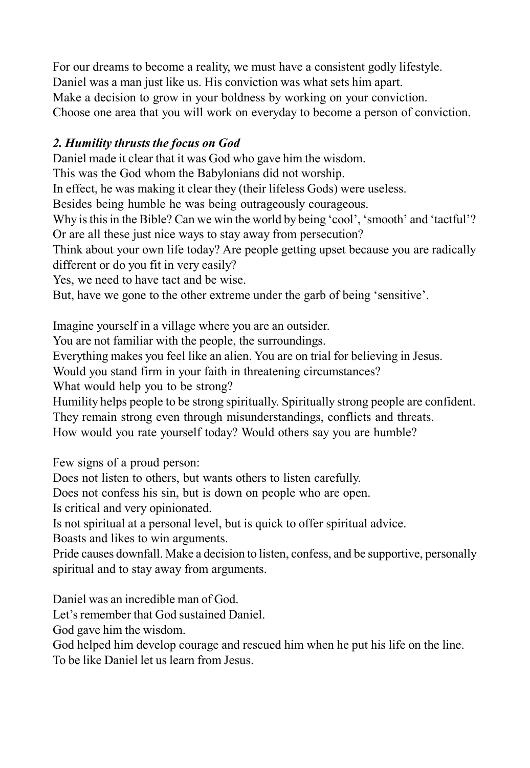For our dreams to become a reality, we must have a consistent godly lifestyle.
Daniel was a man just like us. His conviction was what sets him apart.
Make a decision to grow in your boldness by working on your conviction.
Choose one area that you will work on everyday to become a person of conviction.

### *2. Humility thrusts the focus on God*

Daniel made it clear that it was God who gave him the wisdom.
This was the God whom the Babylonians did not worship.
In effect, he was making it clear they (their lifeless Gods) were useless.
Besides being humble he was being outrageously courageous.
Why is this in the Bible? Can we win the world by being 'cool', 'smooth' and 'tactful'?
Or are all these just nice ways to stay away from persecution?
Think about your own life today? Are people getting upset because you are radically different or do you fit in very easily?
Yes, we need to have tact and be wise.
But, have we gone to the other extreme under the garb of being 'sensitive'.

Imagine yourself in a village where you are an outsider.
You are not familiar with the people, the surroundings.
Everything makes you feel like an alien. You are on trial for believing in Jesus.
Would you stand firm in your faith in threatening circumstances?
What would help you to be strong?
Humility helps people to be strong spiritually. Spiritually strong people are confident.
They remain strong even through misunderstandings, conflicts and threats.
How would you rate yourself today? Would others say you are humble?

Few signs of a proud person:
Does not listen to others, but wants others to listen carefully.
Does not confess his sin, but is down on people who are open.
Is critical and very opinionated.
Is not spiritual at a personal level, but is quick to offer spiritual advice.
Boasts and likes to win arguments.
Pride causes downfall. Make a decision to listen, confess, and be supportive, personally spiritual and to stay away from arguments.

Daniel was an incredible man of God.
Let's remember that God sustained Daniel.
God gave him the wisdom.
God helped him develop courage and rescued him when he put his life on the line.
To be like Daniel let us learn from Jesus.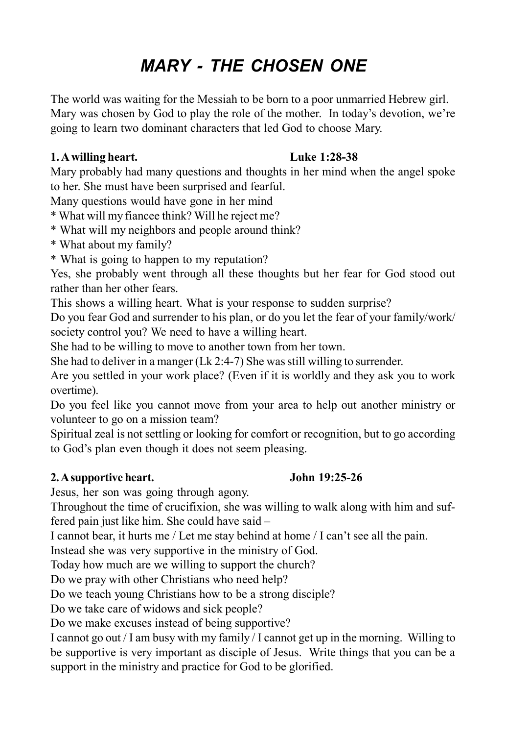# *MARY - THE CHOSEN ONE*

The world was waiting for the Messiah to be born to a poor unmarried Hebrew girl. Mary was chosen by God to play the role of the mother. In today's devotion, we're going to learn two dominant characters that led God to choose Mary.

**1. A willing heart. Luke 1:28-38**

Mary probably had many questions and thoughts in her mind when the angel spoke to her. She must have been surprised and fearful.

Many questions would have gone in her mind

* What will my fiancee think? Will he reject me?
* What will my neighbors and people around think?
* What about my family?
* What is going to happen to my reputation?

Yes, she probably went through all these thoughts but her fear for God stood out rather than her other fears.

This shows a willing heart. What is your response to sudden surprise?

Do you fear God and surrender to his plan, or do you let the fear of your family/work/society control you? We need to have a willing heart.

She had to be willing to move to another town from her town.

She had to deliver in a manger (Lk 2:4-7) She was still willing to surrender.

Are you settled in your work place? (Even if it is worldly and they ask you to work overtime).

Do you feel like you cannot move from your area to help out another ministry or volunteer to go on a mission team?

Spiritual zeal is not settling or looking for comfort or recognition, but to go according to God's plan even though it does not seem pleasing.

**2. A supportive heart. John 19:25-26**

Jesus, her son was going through agony.

Throughout the time of crucifixion, she was willing to walk along with him and suffered pain just like him. She could have said –

I cannot bear, it hurts me / Let me stay behind at home / I can't see all the pain.

Instead she was very supportive in the ministry of God.

Today how much are we willing to support the church?

Do we pray with other Christians who need help?

Do we teach young Christians how to be a strong disciple?

Do we take care of widows and sick people?

Do we make excuses instead of being supportive?

I cannot go out / I am busy with my family / I cannot get up in the morning. Willing to be supportive is very important as disciple of Jesus. Write things that you can be a support in the ministry and practice for God to be glorified.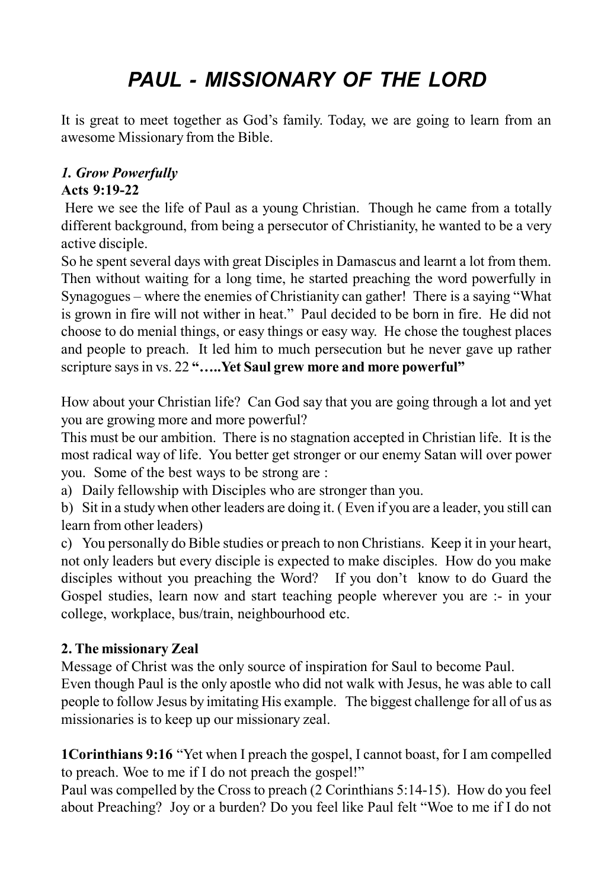# *PAUL - MISSIONARY OF THE LORD*

It is great to meet together as God's family. Today, we are going to learn from an awesome Missionary from the Bible.

### *1. Grow Powerfully*

**Acts 9:19-22**

Here we see the life of Paul as a young Christian. Though he came from a totally different background, from being a persecutor of Christianity, he wanted to be a very active disciple.

So he spent several days with great Disciples in Damascus and learnt a lot from them. Then without waiting for a long time, he started preaching the word powerfully in Synagogues – where the enemies of Christianity can gather! There is a saying "What is grown in fire will not wither in heat." Paul decided to be born in fire. He did not choose to do menial things, or easy things or easy way. He chose the toughest places and people to preach. It led him to much persecution but he never gave up rather scripture says in vs. 22 **"…..Yet Saul grew more and more powerful"**

How about your Christian life? Can God say that you are going through a lot and yet you are growing more and more powerful?

This must be our ambition. There is no stagnation accepted in Christian life. It is the most radical way of life. You better get stronger or our enemy Satan will over power you. Some of the best ways to be strong are :

a) Daily fellowship with Disciples who are stronger than you.

b) Sit in a study when other leaders are doing it. ( Even if you are a leader, you still can learn from other leaders)

c) You personally do Bible studies or preach to non Christians. Keep it in your heart, not only leaders but every disciple is expected to make disciples. How do you make disciples without you preaching the Word? If you don't know to do Guard the Gospel studies, learn now and start teaching people wherever you are :- in your college, workplace, bus/train, neighbourhood etc.

### 2. The missionary Zeal

Message of Christ was the only source of inspiration for Saul to become Paul.

Even though Paul is the only apostle who did not walk with Jesus, he was able to call people to follow Jesus by imitating His example. The biggest challenge for all of us as missionaries is to keep up our missionary zeal.

**1Corinthians 9:16** "Yet when I preach the gospel, I cannot boast, for I am compelled to preach. Woe to me if I do not preach the gospel!"

Paul was compelled by the Cross to preach (2 Corinthians 5:14-15). How do you feel about Preaching? Joy or a burden? Do you feel like Paul felt "Woe to me if I do not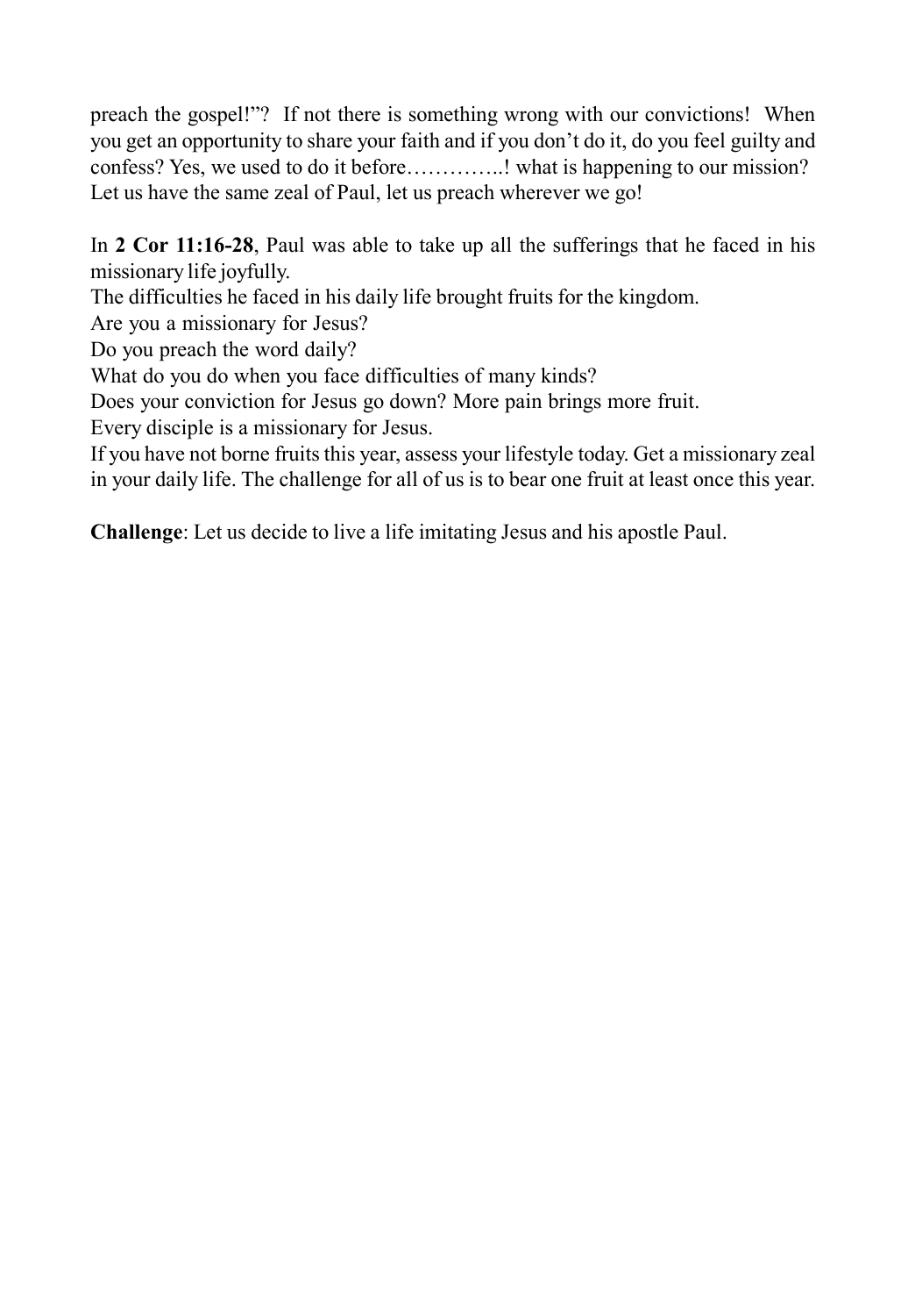preach the gospel!"? If not there is something wrong with our convictions! When you get an opportunity to share your faith and if you don't do it, do you feel guilty and confess? Yes, we used to do it before…………..! what is happening to our mission? Let us have the same zeal of Paul, let us preach wherever we go!

In **2 Cor 11:16-28**, Paul was able to take up all the sufferings that he faced in his missionary life joyfully.
The difficulties he faced in his daily life brought fruits for the kingdom.
Are you a missionary for Jesus?
Do you preach the word daily?
What do you do when you face difficulties of many kinds?
Does your conviction for Jesus go down? More pain brings more fruit.
Every disciple is a missionary for Jesus.
If you have not borne fruits this year, assess your lifestyle today. Get a missionary zeal in your daily life. The challenge for all of us is to bear one fruit at least once this year.

**Challenge**: Let us decide to live a life imitating Jesus and his apostle Paul.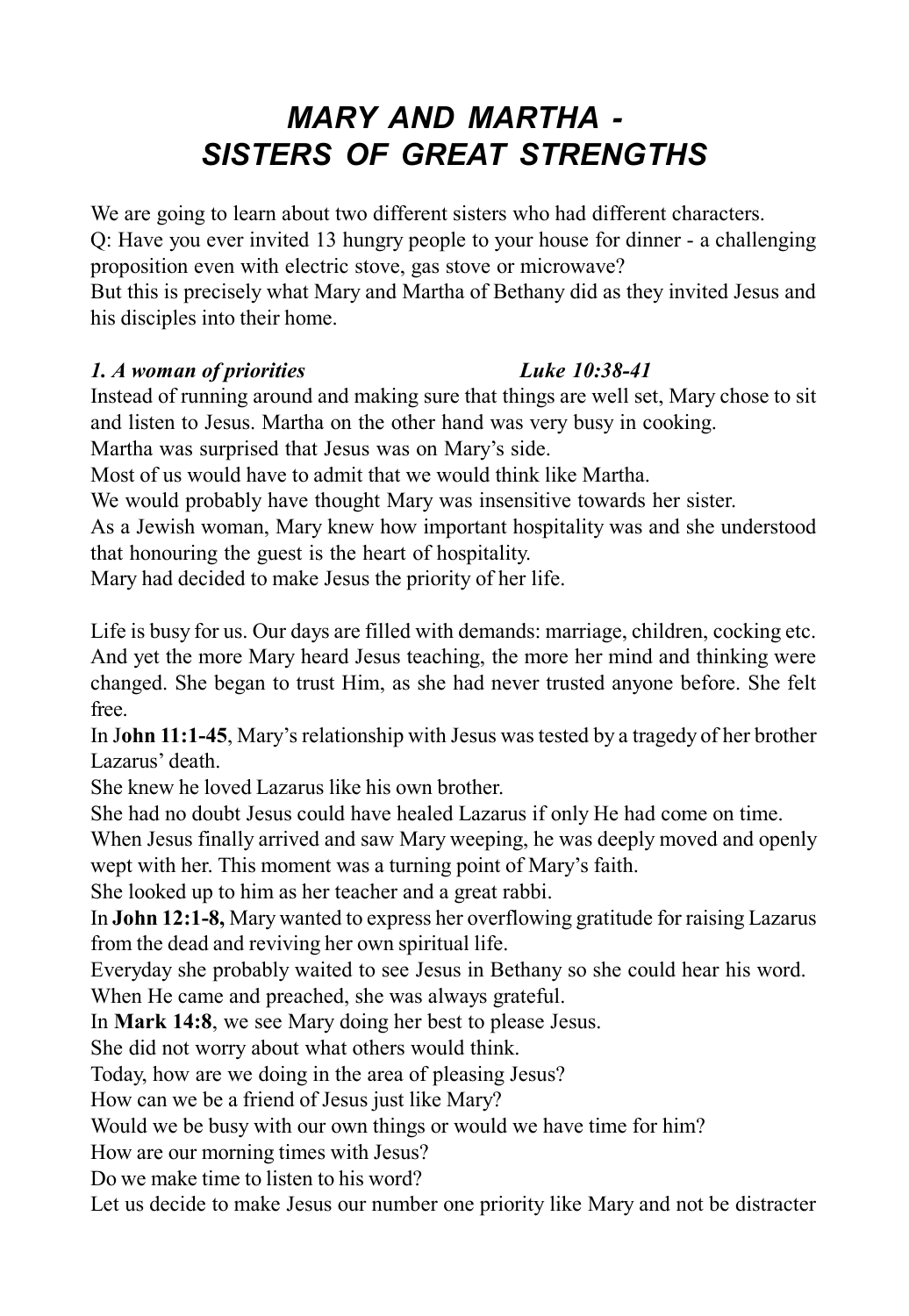# *MARY AND MARTHA - SISTERS OF GREAT STRENGTHS*

We are going to learn about two different sisters who had different characters.
Q: Have you ever invited 13 hungry people to your house for dinner - a challenging proposition even with electric stove, gas stove or microwave?
But this is precisely what Mary and Martha of Bethany did as they invited Jesus and his disciples into their home.

***1. A woman of priorities*** ***Luke 10:38-41***

Instead of running around and making sure that things are well set, Mary chose to sit and listen to Jesus. Martha on the other hand was very busy in cooking.
Martha was surprised that Jesus was on Mary's side.
Most of us would have to admit that we would think like Martha.
We would probably have thought Mary was insensitive towards her sister.
As a Jewish woman, Mary knew how important hospitality was and she understood that honouring the guest is the heart of hospitality.
Mary had decided to make Jesus the priority of her life.

Life is busy for us. Our days are filled with demands: marriage, children, cocking etc. And yet the more Mary heard Jesus teaching, the more her mind and thinking were changed. She began to trust Him, as she had never trusted anyone before. She felt free.
In J**ohn 11:1-45**, Mary's relationship with Jesus was tested by a tragedy of her brother Lazarus' death.
She knew he loved Lazarus like his own brother.
She had no doubt Jesus could have healed Lazarus if only He had come on time.
When Jesus finally arrived and saw Mary weeping, he was deeply moved and openly wept with her. This moment was a turning point of Mary's faith.
She looked up to him as her teacher and a great rabbi.
In **John 12:1-8,** Mary wanted to express her overflowing gratitude for raising Lazarus from the dead and reviving her own spiritual life.
Everyday she probably waited to see Jesus in Bethany so she could hear his word.
When He came and preached, she was always grateful.
In **Mark 14:8**, we see Mary doing her best to please Jesus.
She did not worry about what others would think.
Today, how are we doing in the area of pleasing Jesus?
How can we be a friend of Jesus just like Mary?
Would we be busy with our own things or would we have time for him?
How are our morning times with Jesus?
Do we make time to listen to his word?
Let us decide to make Jesus our number one priority like Mary and not be distracter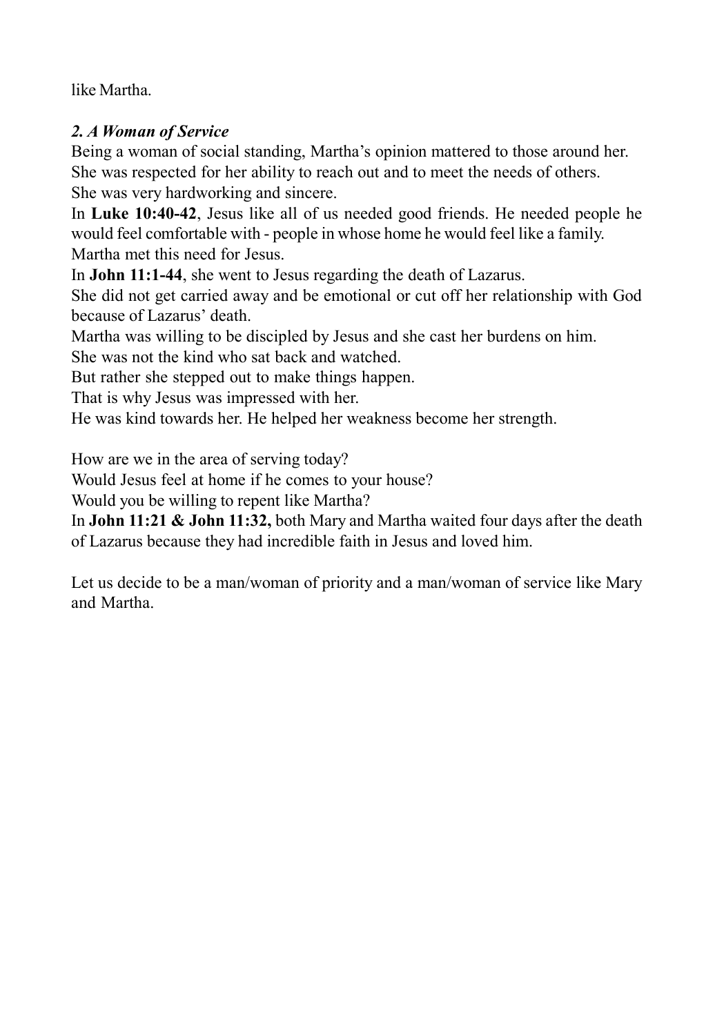like Martha.

***2. A Woman of Service***

Being a woman of social standing, Martha's opinion mattered to those around her.
She was respected for her ability to reach out and to meet the needs of others.
She was very hardworking and sincere.

In **Luke 10:40-42**, Jesus like all of us needed good friends. He needed people he would feel comfortable with - people in whose home he would feel like a family.
Martha met this need for Jesus.

In **John 11:1-44**, she went to Jesus regarding the death of Lazarus.
She did not get carried away and be emotional or cut off her relationship with God because of Lazarus' death.
Martha was willing to be discipled by Jesus and she cast her burdens on him.
She was not the kind who sat back and watched.
But rather she stepped out to make things happen.
That is why Jesus was impressed with her.
He was kind towards her. He helped her weakness become her strength.

How are we in the area of serving today?
Would Jesus feel at home if he comes to your house?
Would you be willing to repent like Martha?
In **John 11:21 & John 11:32,** both Mary and Martha waited four days after the death of Lazarus because they had incredible faith in Jesus and loved him.

Let us decide to be a man/woman of priority and a man/woman of service like Mary and Martha.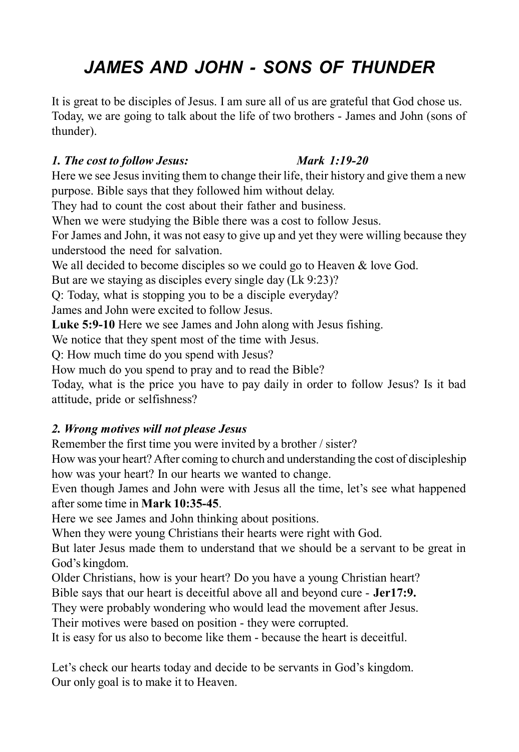# *JAMES AND JOHN - SONS OF THUNDER*

It is great to be disciples of Jesus. I am sure all of us are grateful that God chose us. Today, we are going to talk about the life of two brothers - James and John (sons of thunder).

***1. The cost to follow Jesus:*** ***Mark 1:19-20***

Here we see Jesus inviting them to change their life, their history and give them a new purpose. Bible says that they followed him without delay.

They had to count the cost about their father and business.

When we were studying the Bible there was a cost to follow Jesus.

For James and John, it was not easy to give up and yet they were willing because they understood the need for salvation.

We all decided to become disciples so we could go to Heaven & love God.

But are we staying as disciples every single day (Lk 9:23)?

Q: Today, what is stopping you to be a disciple everyday?

James and John were excited to follow Jesus.

**Luke 5:9-10** Here we see James and John along with Jesus fishing.

We notice that they spent most of the time with Jesus.

Q: How much time do you spend with Jesus?

How much do you spend to pray and to read the Bible?

Today, what is the price you have to pay daily in order to follow Jesus? Is it bad attitude, pride or selfishness?

***2. Wrong motives will not please Jesus***

Remember the first time you were invited by a brother / sister?

How was your heart? After coming to church and understanding the cost of discipleship how was your heart? In our hearts we wanted to change.

Even though James and John were with Jesus all the time, let's see what happened after some time in **Mark 10:35-45**.

Here we see James and John thinking about positions.

When they were young Christians their hearts were right with God.

But later Jesus made them to understand that we should be a servant to be great in God's kingdom.

Older Christians, how is your heart? Do you have a young Christian heart?

Bible says that our heart is deceitful above all and beyond cure - **Jer17:9.**

They were probably wondering who would lead the movement after Jesus.

Their motives were based on position - they were corrupted.

It is easy for us also to become like them - because the heart is deceitful.

Let's check our hearts today and decide to be servants in God's kingdom.

Our only goal is to make it to Heaven.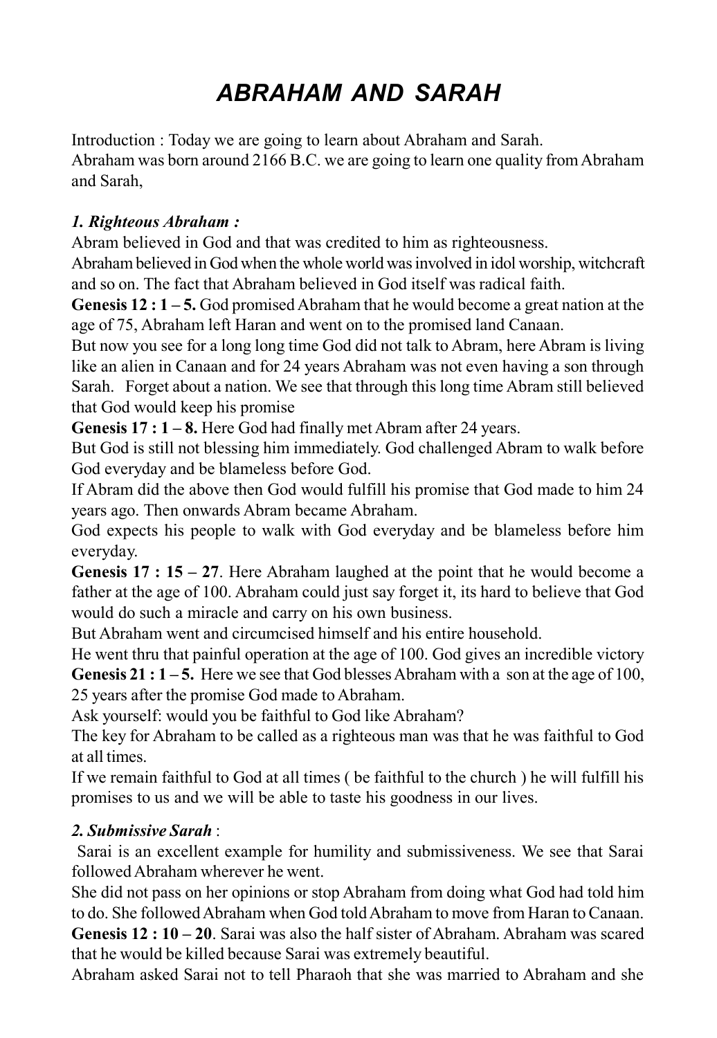# ABRAHAM AND SARAH

Introduction : Today we are going to learn about Abraham and Sarah.
Abraham was born around 2166 B.C. we are going to learn one quality from Abraham and Sarah,

***1. Righteous Abraham :***

Abram believed in God and that was credited to him as righteousness.
Abraham believed in God when the whole world was involved in idol worship, witchcraft and so on. The fact that Abraham believed in God itself was radical faith.
**Genesis 12 : 1 – 5.** God promised Abraham that he would become a great nation at the age of 75, Abraham left Haran and went on to the promised land Canaan.
But now you see for a long long time God did not talk to Abram, here Abram is living like an alien in Canaan and for 24 years Abraham was not even having a son through Sarah. Forget about a nation. We see that through this long time Abram still believed that God would keep his promise
**Genesis 17 : 1 – 8.** Here God had finally met Abram after 24 years.
But God is still not blessing him immediately. God challenged Abram to walk before God everyday and be blameless before God.
If Abram did the above then God would fulfill his promise that God made to him 24 years ago. Then onwards Abram became Abraham.
God expects his people to walk with God everyday and be blameless before him everyday.
**Genesis 17 : 15 – 27**. Here Abraham laughed at the point that he would become a father at the age of 100. Abraham could just say forget it, its hard to believe that God would do such a miracle and carry on his own business.
But Abraham went and circumcised himself and his entire household.
He went thru that painful operation at the age of 100. God gives an incredible victory
**Genesis 21 : 1 – 5.** Here we see that God blesses Abraham with a son at the age of 100, 25 years after the promise God made to Abraham.
Ask yourself: would you be faithful to God like Abraham?
The key for Abraham to be called as a righteous man was that he was faithful to God at all times.
If we remain faithful to God at all times ( be faithful to the church ) he will fulfill his promises to us and we will be able to taste his goodness in our lives.

***2. Submissive Sarah*** :

Sarai is an excellent example for humility and submissiveness. We see that Sarai followed Abraham wherever he went.
She did not pass on her opinions or stop Abraham from doing what God had told him to do. She followed Abraham when God told Abraham to move from Haran to Canaan.
**Genesis 12 : 10 – 20**. Sarai was also the half sister of Abraham. Abraham was scared that he would be killed because Sarai was extremely beautiful.
Abraham asked Sarai not to tell Pharaoh that she was married to Abraham and she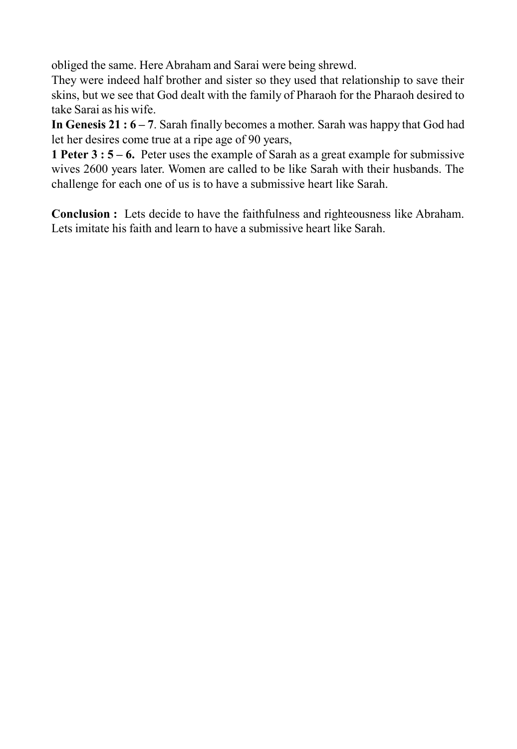obliged the same. Here Abraham and Sarai were being shrewd.
They were indeed half brother and sister so they used that relationship to save their skins, but we see that God dealt with the family of Pharaoh for the Pharaoh desired to take Sarai as his wife.
**In Genesis 21 : 6 – 7**. Sarah finally becomes a mother. Sarah was happy that God had let her desires come true at a ripe age of 90 years,
**1 Peter 3 : 5 – 6.** Peter uses the example of Sarah as a great example for submissive wives 2600 years later. Women are called to be like Sarah with their husbands. The challenge for each one of us is to have a submissive heart like Sarah.

**Conclusion :** Lets decide to have the faithfulness and righteousness like Abraham. Lets imitate his faith and learn to have a submissive heart like Sarah.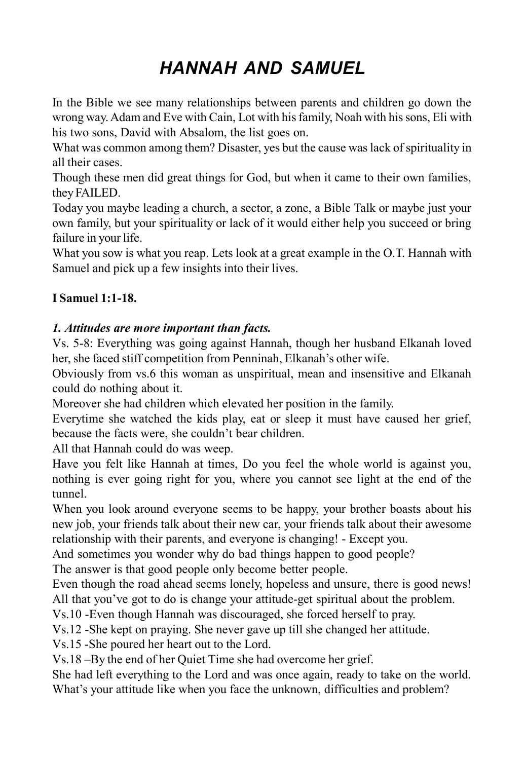# *HANNAH AND SAMUEL*

In the Bible we see many relationships between parents and children go down the wrong way. Adam and Eve with Cain, Lot with his family, Noah with his sons, Eli with his two sons, David with Absalom, the list goes on.

What was common among them? Disaster, yes but the cause was lack of spirituality in all their cases.

Though these men did great things for God, but when it came to their own families, they FAILED.

Today you maybe leading a church, a sector, a zone, a Bible Talk or maybe just your own family, but your spirituality or lack of it would either help you succeed or bring failure in your life.

What you sow is what you reap. Lets look at a great example in the O.T. Hannah with Samuel and pick up a few insights into their lives.

**I Samuel 1:1-18.**

***1. Attitudes are more important than facts.***

Vs. 5-8: Everything was going against Hannah, though her husband Elkanah loved her, she faced stiff competition from Penninah, Elkanah's other wife.

Obviously from vs.6 this woman as unspiritual, mean and insensitive and Elkanah could do nothing about it.

Moreover she had children which elevated her position in the family.

Everytime she watched the kids play, eat or sleep it must have caused her grief, because the facts were, she couldn't bear children.

All that Hannah could do was weep.

Have you felt like Hannah at times, Do you feel the whole world is against you, nothing is ever going right for you, where you cannot see light at the end of the tunnel.

When you look around everyone seems to be happy, your brother boasts about his new job, your friends talk about their new car, your friends talk about their awesome relationship with their parents, and everyone is changing! - Except you.

And sometimes you wonder why do bad things happen to good people?

The answer is that good people only become better people.

Even though the road ahead seems lonely, hopeless and unsure, there is good news! All that you've got to do is change your attitude-get spiritual about the problem.

Vs.10 -Even though Hannah was discouraged, she forced herself to pray.

Vs.12 -She kept on praying. She never gave up till she changed her attitude.

Vs.15 -She poured her heart out to the Lord.

Vs.18 –By the end of her Quiet Time she had overcome her grief.

She had left everything to the Lord and was once again, ready to take on the world.

What's your attitude like when you face the unknown, difficulties and problem?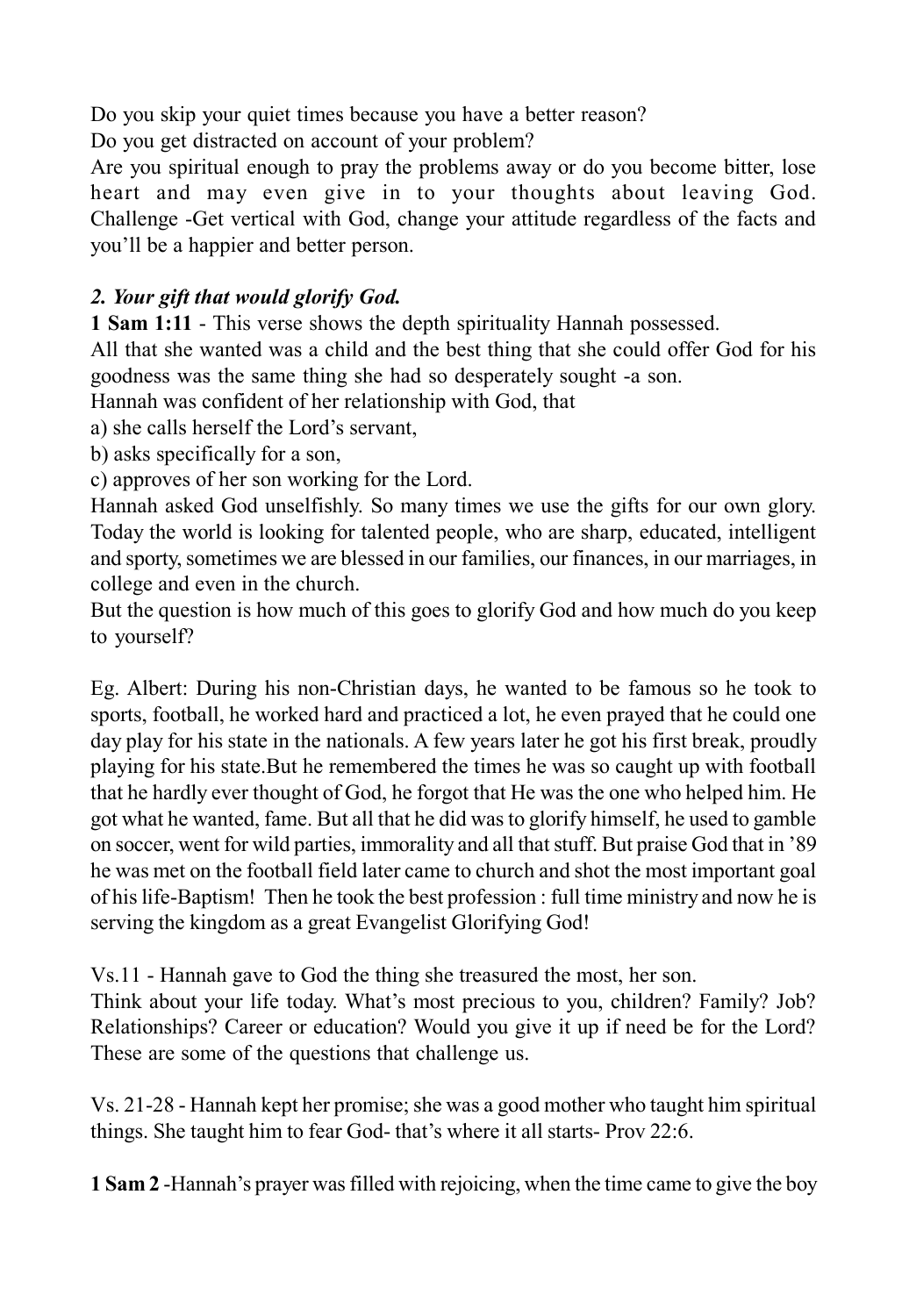Do you skip your quiet times because you have a better reason?
Do you get distracted on account of your problem?
Are you spiritual enough to pray the problems away or do you become bitter, lose heart and may even give in to your thoughts about leaving God.
Challenge -Get vertical with God, change your attitude regardless of the facts and you'll be a happier and better person.

***2. Your gift that would glorify God.***

**1 Sam 1:11** - This verse shows the depth spirituality Hannah possessed.
All that she wanted was a child and the best thing that she could offer God for his goodness was the same thing she had so desperately sought -a son.
Hannah was confident of her relationship with God, that
a) she calls herself the Lord's servant,
b) asks specifically for a son,
c) approves of her son working for the Lord.
Hannah asked God unselfishly. So many times we use the gifts for our own glory. Today the world is looking for talented people, who are sharp, educated, intelligent and sporty, sometimes we are blessed in our families, our finances, in our marriages, in college and even in the church.
But the question is how much of this goes to glorify God and how much do you keep to yourself?

Eg. Albert: During his non-Christian days, he wanted to be famous so he took to sports, football, he worked hard and practiced a lot, he even prayed that he could one day play for his state in the nationals. A few years later he got his first break, proudly playing for his state.But he remembered the times he was so caught up with football that he hardly ever thought of God, he forgot that He was the one who helped him. He got what he wanted, fame. But all that he did was to glorify himself, he used to gamble on soccer, went for wild parties, immorality and all that stuff. But praise God that in '89 he was met on the football field later came to church and shot the most important goal of his life-Baptism! Then he took the best profession : full time ministry and now he is serving the kingdom as a great Evangelist Glorifying God!

Vs.11 - Hannah gave to God the thing she treasured the most, her son.
Think about your life today. What's most precious to you, children? Family? Job? Relationships? Career or education? Would you give it up if need be for the Lord? These are some of the questions that challenge us.

Vs. 21-28 - Hannah kept her promise; she was a good mother who taught him spiritual things. She taught him to fear God- that's where it all starts- Prov 22:6.

**1 Sam 2** -Hannah's prayer was filled with rejoicing, when the time came to give the boy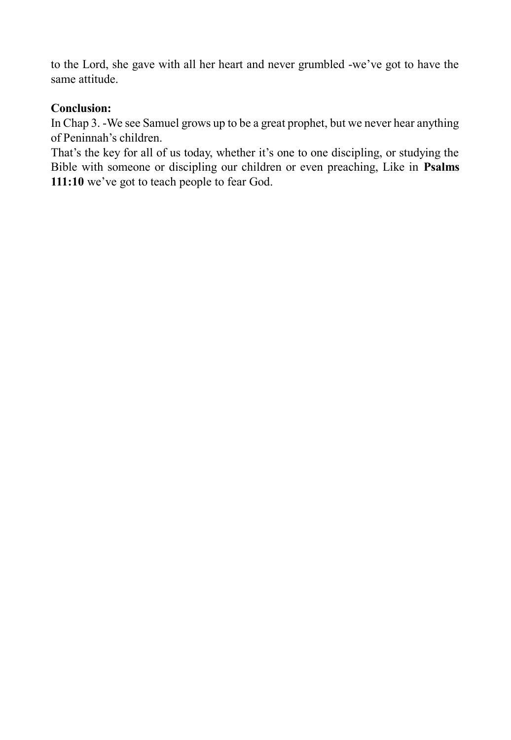to the Lord, she gave with all her heart and never grumbled -we've got to have the same attitude.

**Conclusion:**
In Chap 3. -We see Samuel grows up to be a great prophet, but we never hear anything of Peninnah's children.
That's the key for all of us today, whether it's one to one discipling, or studying the Bible with someone or discipling our children or even preaching, Like in **Psalms 111:10** we've got to teach people to fear God.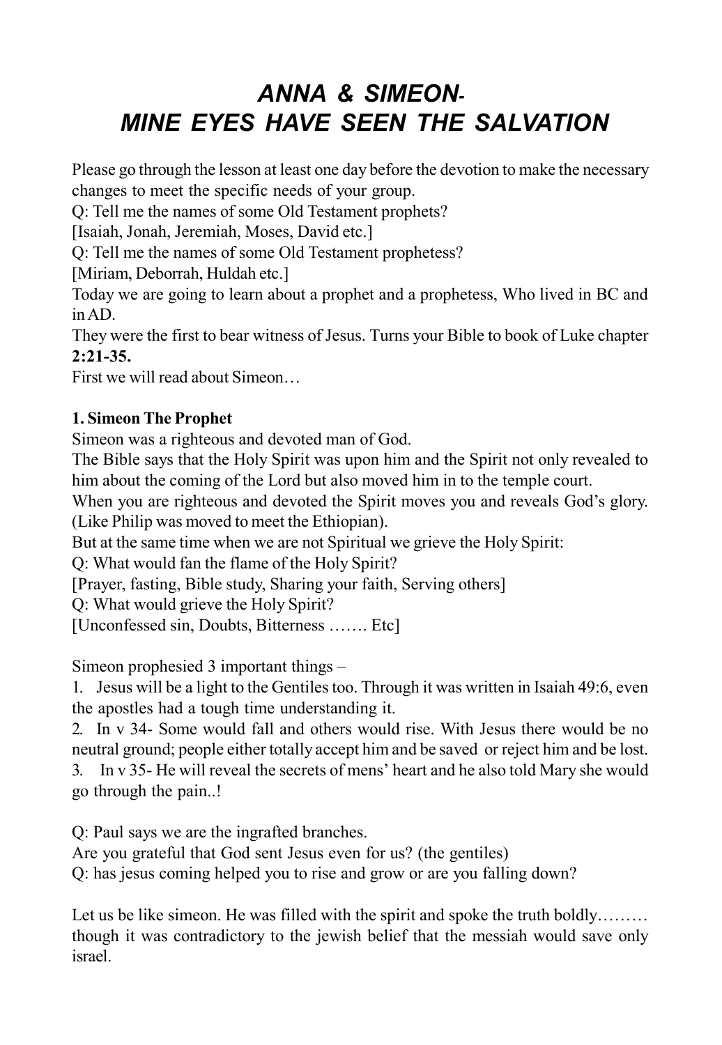# *ANNA & SIMEON-*
# *MINE EYES HAVE SEEN THE SALVATION*

Please go through the lesson at least one day before the devotion to make the necessary changes to meet the specific needs of your group.

Q: Tell me the names of some Old Testament prophets?

[Isaiah, Jonah, Jeremiah, Moses, David etc.]

Q: Tell me the names of some Old Testament prophetess?

[Miriam, Deborrah, Huldah etc.]

Today we are going to learn about a prophet and a prophetess, Who lived in BC and in AD.

They were the first to bear witness of Jesus. Turns your Bible to book of Luke chapter **2:21-35.**

First we will read about Simeon…

**1. Simeon The Prophet**

Simeon was a righteous and devoted man of God.

The Bible says that the Holy Spirit was upon him and the Spirit not only revealed to him about the coming of the Lord but also moved him in to the temple court.

When you are righteous and devoted the Spirit moves you and reveals God's glory. (Like Philip was moved to meet the Ethiopian).

But at the same time when we are not Spiritual we grieve the Holy Spirit:

Q: What would fan the flame of the Holy Spirit?

[Prayer, fasting, Bible study, Sharing your faith, Serving others]

Q: What would grieve the Holy Spirit?

[Unconfessed sin, Doubts, Bitterness ……. Etc]

Simeon prophesied 3 important things –

1. Jesus will be a light to the Gentiles too. Through it was written in Isaiah 49:6, even the apostles had a tough time understanding it.
2. In v 34- Some would fall and others would rise. With Jesus there would be no neutral ground; people either totally accept him and be saved or reject him and be lost.
3. In v 35- He will reveal the secrets of mens' heart and he also told Mary she would go through the pain..!

Q: Paul says we are the ingrafted branches.

Are you grateful that God sent Jesus even for us? (the gentiles)

Q: has jesus coming helped you to rise and grow or are you falling down?

Let us be like simeon. He was filled with the spirit and spoke the truth boldly……… though it was contradictory to the jewish belief that the messiah would save only israel.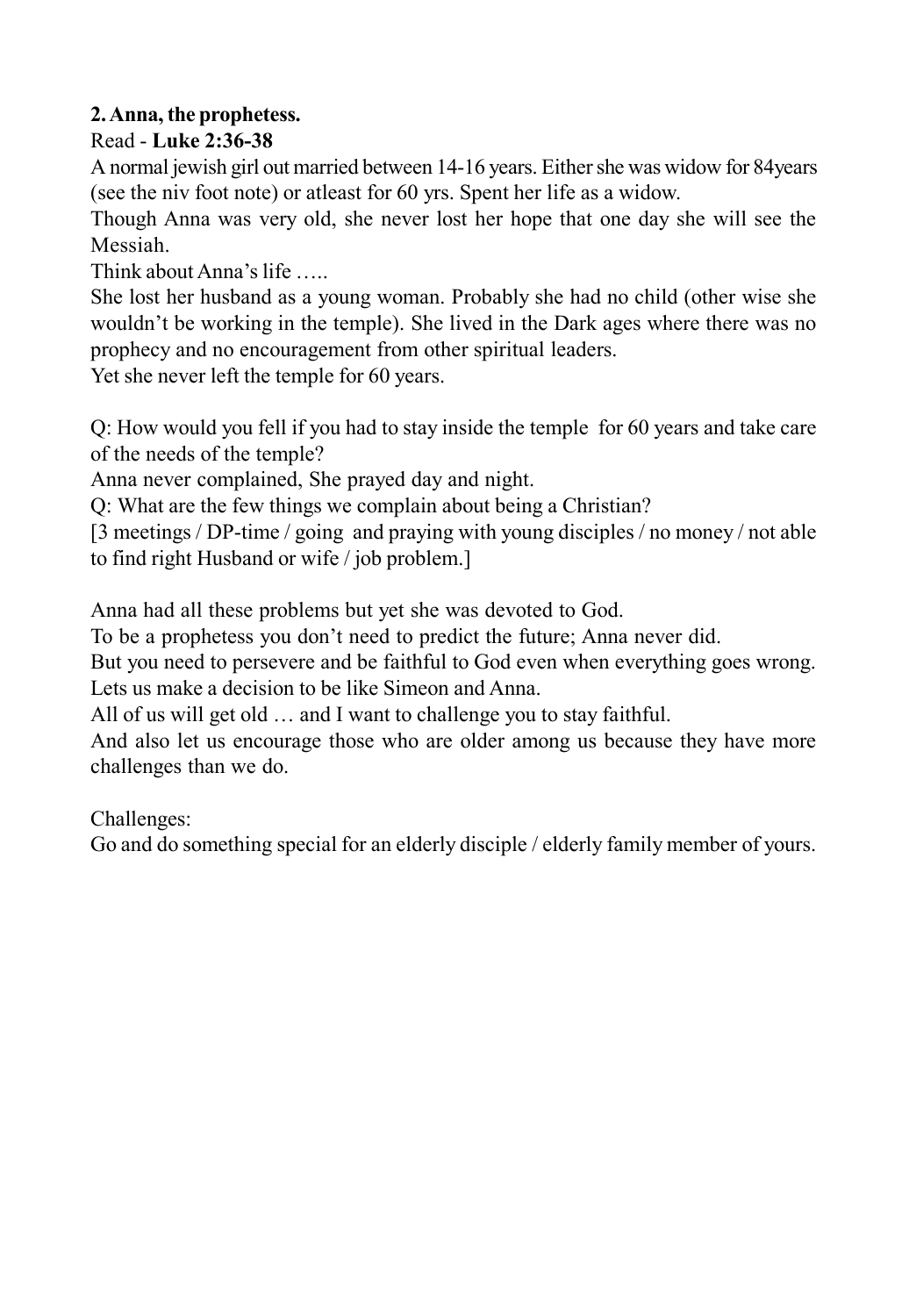**2. Anna, the prophetess.**

Read - **Luke 2:36-38**

A normal jewish girl out married between 14-16 years. Either she was widow for 84years (see the niv foot note) or atleast for 60 yrs. Spent her life as a widow.

Though Anna was very old, she never lost her hope that one day she will see the Messiah.

Think about Anna's life …..

She lost her husband as a young woman. Probably she had no child (other wise she wouldn't be working in the temple). She lived in the Dark ages where there was no prophecy and no encouragement from other spiritual leaders.

Yet she never left the temple for 60 years.

Q: How would you fell if you had to stay inside the temple for 60 years and take care of the needs of the temple?

Anna never complained, She prayed day and night.

Q: What are the few things we complain about being a Christian?

[3 meetings / DP-time / going and praying with young disciples / no money / not able to find right Husband or wife / job problem.]

Anna had all these problems but yet she was devoted to God.

To be a prophetess you don't need to predict the future; Anna never did.

But you need to persevere and be faithful to God even when everything goes wrong.

Lets us make a decision to be like Simeon and Anna.

All of us will get old … and I want to challenge you to stay faithful.

And also let us encourage those who are older among us because they have more challenges than we do.

Challenges:

Go and do something special for an elderly disciple / elderly family member of yours.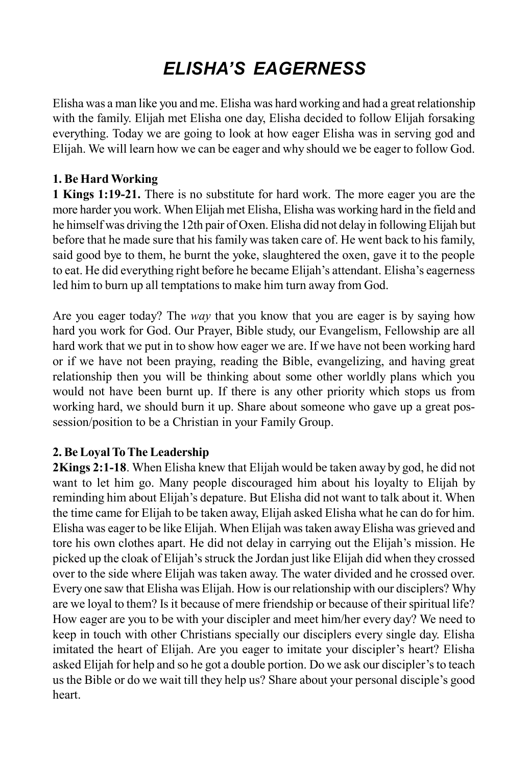# *ELISHA'S EAGERNESS*

Elisha was a man like you and me. Elisha was hard working and had a great relationship with the family. Elijah met Elisha one day, Elisha decided to follow Elijah forsaking everything. Today we are going to look at how eager Elisha was in serving god and Elijah. We will learn how we can be eager and why should we be eager to follow God.

**1. Be Hard Working**

**1 Kings 1:19-21.** There is no substitute for hard work. The more eager you are the more harder you work. When Elijah met Elisha, Elisha was working hard in the field and he himself was driving the 12th pair of Oxen. Elisha did not delay in following Elijah but before that he made sure that his family was taken care of. He went back to his family, said good bye to them, he burnt the yoke, slaughtered the oxen, gave it to the people to eat. He did everything right before he became Elijah's attendant. Elisha's eagerness led him to burn up all temptations to make him turn away from God.

Are you eager today? The *way* that you know that you are eager is by saying how hard you work for God. Our Prayer, Bible study, our Evangelism, Fellowship are all hard work that we put in to show how eager we are. If we have not been working hard or if we have not been praying, reading the Bible, evangelizing, and having great relationship then you will be thinking about some other worldly plans which you would not have been burnt up. If there is any other priority which stops us from working hard, we should burn it up. Share about someone who gave up a great possession/position to be a Christian in your Family Group.

**2. Be Loyal To The Leadership**

**2Kings 2:1-18**. When Elisha knew that Elijah would be taken away by god, he did not want to let him go. Many people discouraged him about his loyalty to Elijah by reminding him about Elijah's depature. But Elisha did not want to talk about it. When the time came for Elijah to be taken away, Elijah asked Elisha what he can do for him. Elisha was eager to be like Elijah. When Elijah was taken away Elisha was grieved and tore his own clothes apart. He did not delay in carrying out the Elijah's mission. He picked up the cloak of Elijah's struck the Jordan just like Elijah did when they crossed over to the side where Elijah was taken away. The water divided and he crossed over. Every one saw that Elisha was Elijah. How is our relationship with our disciplers? Why are we loyal to them? Is it because of mere friendship or because of their spiritual life? How eager are you to be with your discipler and meet him/her every day? We need to keep in touch with other Christians specially our disciplers every single day. Elisha imitated the heart of Elijah. Are you eager to imitate your discipler's heart? Elisha asked Elijah for help and so he got a double portion. Do we ask our discipler's to teach us the Bible or do we wait till they help us? Share about your personal disciple's good heart.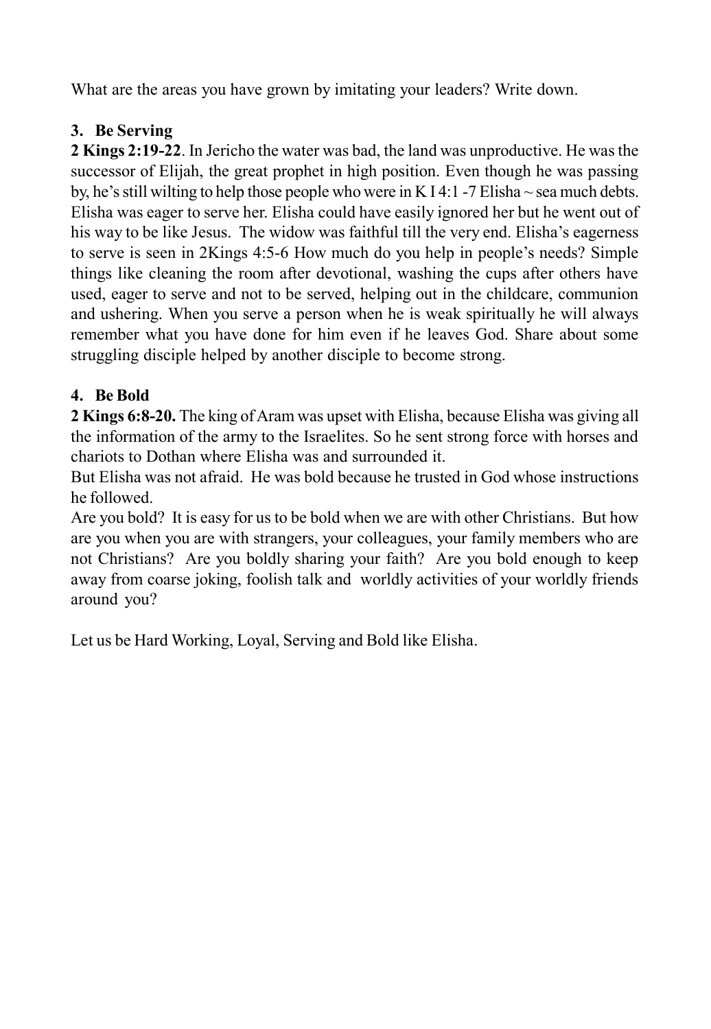What are the areas you have grown by imitating your leaders? Write down.

### 3. Be Serving

**2 Kings 2:19-22**. In Jericho the water was bad, the land was unproductive. He was the successor of Elijah, the great prophet in high position. Even though he was passing by, he's still wilting to help those people who were in K I 4:1 -7 Elisha ~ sea much debts. Elisha was eager to serve her. Elisha could have easily ignored her but he went out of his way to be like Jesus. The widow was faithful till the very end. Elisha's eagerness to serve is seen in 2Kings 4:5-6 How much do you help in people's needs? Simple things like cleaning the room after devotional, washing the cups after others have used, eager to serve and not to be served, helping out in the childcare, communion and ushering. When you serve a person when he is weak spiritually he will always remember what you have done for him even if he leaves God. Share about some struggling disciple helped by another disciple to become strong.

### 4. Be Bold

**2 Kings 6:8-20.** The king of Aram was upset with Elisha, because Elisha was giving all the information of the army to the Israelites. So he sent strong force with horses and chariots to Dothan where Elisha was and surrounded it.

But Elisha was not afraid. He was bold because he trusted in God whose instructions he followed.

Are you bold? It is easy for us to be bold when we are with other Christians. But how are you when you are with strangers, your colleagues, your family members who are not Christians? Are you boldly sharing your faith? Are you bold enough to keep away from coarse joking, foolish talk and worldly activities of your worldly friends around you?

Let us be Hard Working, Loyal, Serving and Bold like Elisha.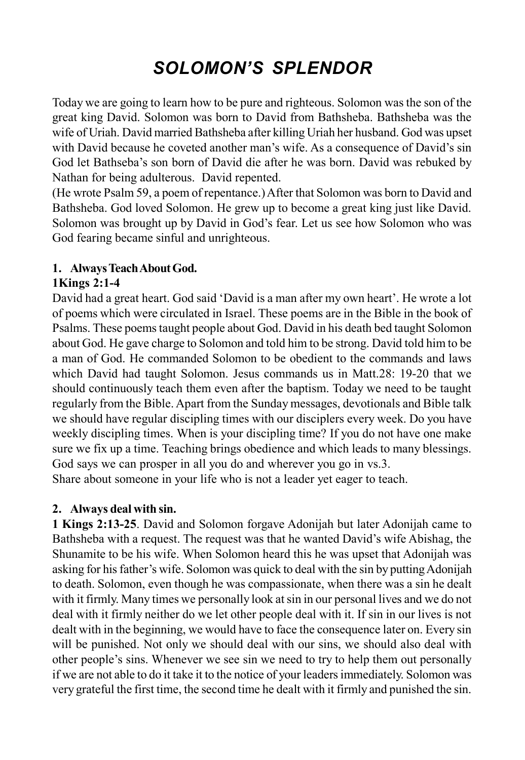# *SOLOMON'S SPLENDOR*

Today we are going to learn how to be pure and righteous. Solomon was the son of the great king David. Solomon was born to David from Bathsheba. Bathsheba was the wife of Uriah. David married Bathsheba after killing Uriah her husband. God was upset with David because he coveted another man's wife. As a consequence of David's sin God let Bathseba's son born of David die after he was born. David was rebuked by Nathan for being adulterous. David repented.

(He wrote Psalm 59, a poem of repentance.) After that Solomon was born to David and Bathsheba. God loved Solomon. He grew up to become a great king just like David. Solomon was brought up by David in God's fear. Let us see how Solomon who was God fearing became sinful and unrighteous.

**1. Always Teach About God.**

**1Kings 2:1-4**

David had a great heart. God said 'David is a man after my own heart'. He wrote a lot of poems which were circulated in Israel. These poems are in the Bible in the book of Psalms. These poems taught people about God. David in his death bed taught Solomon about God. He gave charge to Solomon and told him to be strong. David told him to be a man of God. He commanded Solomon to be obedient to the commands and laws which David had taught Solomon. Jesus commands us in Matt.28: 19-20 that we should continuously teach them even after the baptism. Today we need to be taught regularly from the Bible. Apart from the Sunday messages, devotionals and Bible talk we should have regular discipling times with our disciplers every week. Do you have weekly discipling times. When is your discipling time? If you do not have one make sure we fix up a time. Teaching brings obedience and which leads to many blessings. God says we can prosper in all you do and wherever you go in vs.3.

Share about someone in your life who is not a leader yet eager to teach.

**2. Always deal with sin.**

**1 Kings 2:13-25**. David and Solomon forgave Adonijah but later Adonijah came to Bathsheba with a request. The request was that he wanted David's wife Abishag, the Shunamite to be his wife. When Solomon heard this he was upset that Adonijah was asking for his father's wife. Solomon was quick to deal with the sin by putting Adonijah to death. Solomon, even though he was compassionate, when there was a sin he dealt with it firmly. Many times we personally look at sin in our personal lives and we do not deal with it firmly neither do we let other people deal with it. If sin in our lives is not dealt with in the beginning, we would have to face the consequence later on. Every sin will be punished. Not only we should deal with our sins, we should also deal with other people's sins. Whenever we see sin we need to try to help them out personally if we are not able to do it take it to the notice of your leaders immediately. Solomon was very grateful the first time, the second time he dealt with it firmly and punished the sin.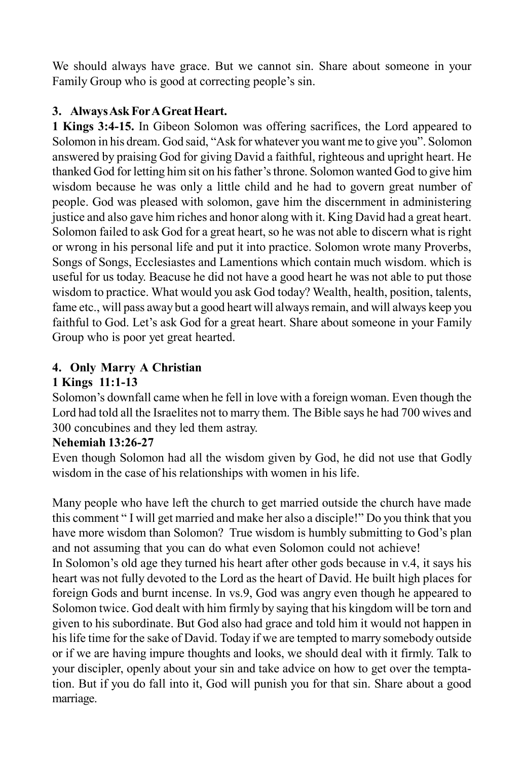We should always have grace. But we cannot sin. Share about someone in your Family Group who is good at correcting people's sin.

### 3. Always Ask For A Great Heart.

**1 Kings 3:4-15.** In Gibeon Solomon was offering sacrifices, the Lord appeared to Solomon in his dream. God said, "Ask for whatever you want me to give you". Solomon answered by praising God for giving David a faithful, righteous and upright heart. He thanked God for letting him sit on his father's throne. Solomon wanted God to give him wisdom because he was only a little child and he had to govern great number of people. God was pleased with solomon, gave him the discernment in administering justice and also gave him riches and honor along with it. King David had a great heart. Solomon failed to ask God for a great heart, so he was not able to discern what is right or wrong in his personal life and put it into practice. Solomon wrote many Proverbs, Songs of Songs, Ecclesiastes and Lamentions which contain much wisdom. which is useful for us today. Beacuse he did not have a good heart he was not able to put those wisdom to practice. What would you ask God today? Wealth, health, position, talents, fame etc., will pass away but a good heart will always remain, and will always keep you faithful to God. Let's ask God for a great heart. Share about someone in your Family Group who is poor yet great hearted.

### 4. Only Marry A Christian

**1 Kings 11:1-13**

Solomon's downfall came when he fell in love with a foreign woman. Even though the Lord had told all the Israelites not to marry them. The Bible says he had 700 wives and 300 concubines and they led them astray.

**Nehemiah 13:26-27**

Even though Solomon had all the wisdom given by God, he did not use that Godly wisdom in the case of his relationships with women in his life.

Many people who have left the church to get married outside the church have made this comment " I will get married and make her also a disciple!" Do you think that you have more wisdom than Solomon? True wisdom is humbly submitting to God's plan and not assuming that you can do what even Solomon could not achieve!

In Solomon's old age they turned his heart after other gods because in v.4, it says his heart was not fully devoted to the Lord as the heart of David. He built high places for foreign Gods and burnt incense. In vs.9, God was angry even though he appeared to Solomon twice. God dealt with him firmly by saying that his kingdom will be torn and given to his subordinate. But God also had grace and told him it would not happen in his life time for the sake of David. Today if we are tempted to marry somebody outside or if we are having impure thoughts and looks, we should deal with it firmly. Talk to your discipler, openly about your sin and take advice on how to get over the temptation. But if you do fall into it, God will punish you for that sin. Share about a good marriage.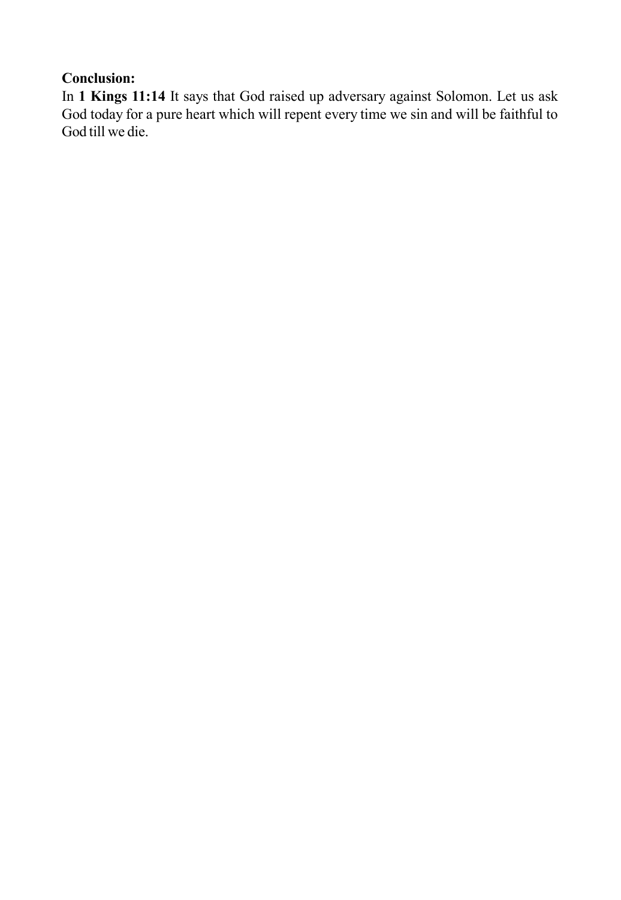**Conclusion:**

In **1 Kings 11:14** It says that God raised up adversary against Solomon. Let us ask God today for a pure heart which will repent every time we sin and will be faithful to God till we die.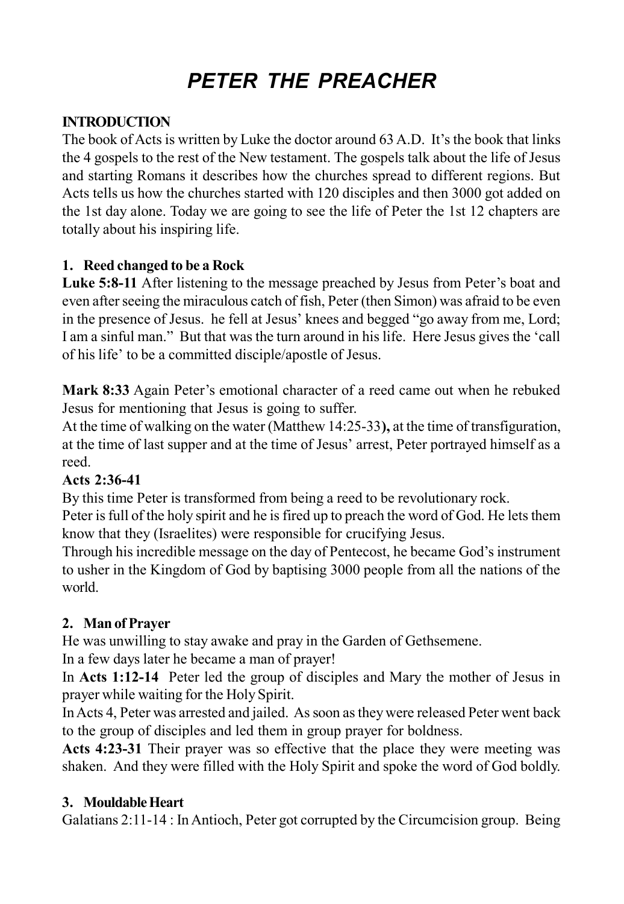# *PETER THE PREACHER*

**INTRODUCTION**

The book of Acts is written by Luke the doctor around 63 A.D. It's the book that links the 4 gospels to the rest of the New testament. The gospels talk about the life of Jesus and starting Romans it describes how the churches spread to different regions. But Acts tells us how the churches started with 120 disciples and then 3000 got added on the 1st day alone. Today we are going to see the life of Peter the 1st 12 chapters are totally about his inspiring life.

**1. Reed changed to be a Rock**

**Luke 5:8-11** After listening to the message preached by Jesus from Peter's boat and even after seeing the miraculous catch of fish, Peter (then Simon) was afraid to be even in the presence of Jesus. he fell at Jesus' knees and begged "go away from me, Lord; I am a sinful man." But that was the turn around in his life. Here Jesus gives the 'call of his life' to be a committed disciple/apostle of Jesus.

**Mark 8:33** Again Peter's emotional character of a reed came out when he rebuked Jesus for mentioning that Jesus is going to suffer.

At the time of walking on the water (Matthew 14:25-33**),** at the time of transfiguration, at the time of last supper and at the time of Jesus' arrest, Peter portrayed himself as a reed.

**Acts 2:36-41**

By this time Peter is transformed from being a reed to be revolutionary rock.

Peter is full of the holy spirit and he is fired up to preach the word of God. He lets them know that they (Israelites) were responsible for crucifying Jesus.

Through his incredible message on the day of Pentecost, he became God's instrument to usher in the Kingdom of God by baptising 3000 people from all the nations of the world.

**2. Man of Prayer**

He was unwilling to stay awake and pray in the Garden of Gethsemene.

In a few days later he became a man of prayer!

In **Acts 1:12-14** Peter led the group of disciples and Mary the mother of Jesus in prayer while waiting for the Holy Spirit.

In Acts 4, Peter was arrested and jailed. As soon as they were released Peter went back to the group of disciples and led them in group prayer for boldness.

**Acts 4:23-31** Their prayer was so effective that the place they were meeting was shaken. And they were filled with the Holy Spirit and spoke the word of God boldly.

**3. Mouldable Heart**

Galatians 2:11-14 : In Antioch, Peter got corrupted by the Circumcision group. Being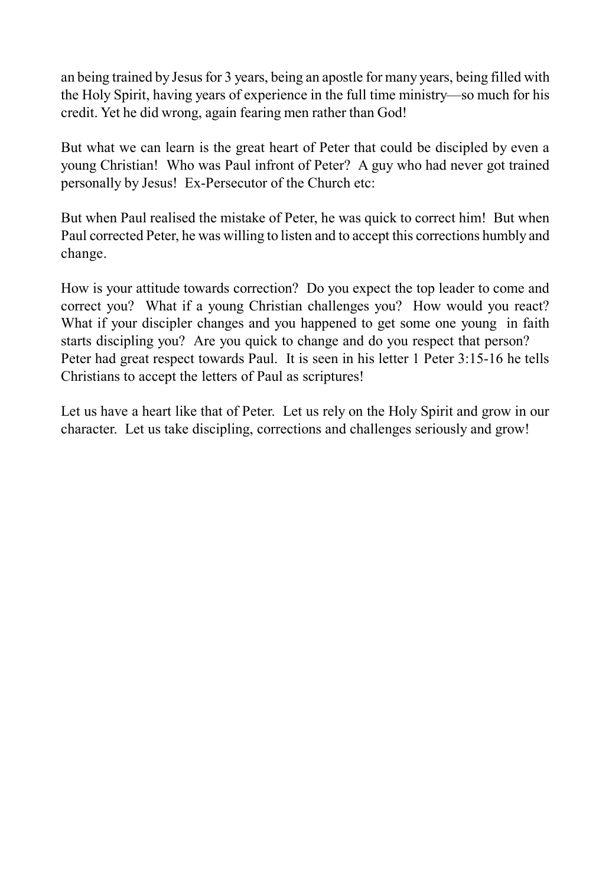an being trained by Jesus for 3 years, being an apostle for many years, being filled with the Holy Spirit, having years of experience in the full time ministry—so much for his credit. Yet he did wrong, again fearing men rather than God!

But what we can learn is the great heart of Peter that could be discipled by even a young Christian! Who was Paul infront of Peter? A guy who had never got trained personally by Jesus! Ex-Persecutor of the Church etc:

But when Paul realised the mistake of Peter, he was quick to correct him! But when Paul corrected Peter, he was willing to listen and to accept this corrections humbly and change.

How is your attitude towards correction? Do you expect the top leader to come and correct you? What if a young Christian challenges you? How would you react? What if your discipler changes and you happened to get some one young in faith starts discipling you? Are you quick to change and do you respect that person? Peter had great respect towards Paul. It is seen in his letter 1 Peter 3:15-16 he tells Christians to accept the letters of Paul as scriptures!

Let us have a heart like that of Peter. Let us rely on the Holy Spirit and grow in our character. Let us take discipling, corrections and challenges seriously and grow!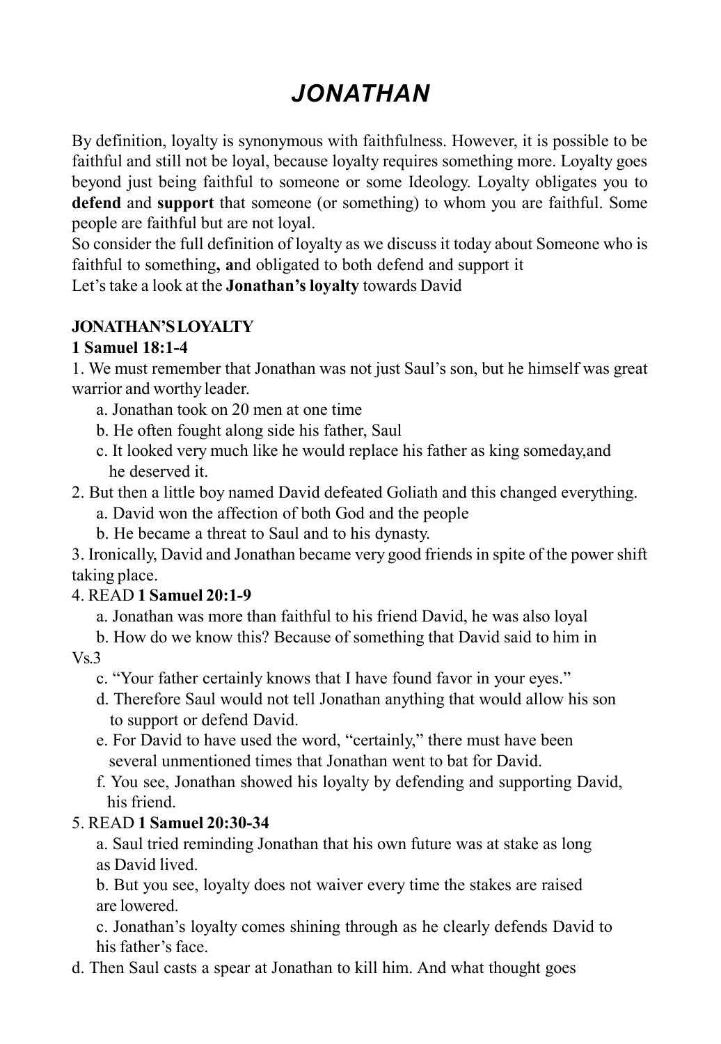# *JONATHAN*

By definition, loyalty is synonymous with faithfulness. However, it is possible to be faithful and still not be loyal, because loyalty requires something more. Loyalty goes beyond just being faithful to someone or some Ideology. Loyalty obligates you to **defend** and **support** that someone (or something) to whom you are faithful. Some people are faithful but are not loyal.

So consider the full definition of loyalty as we discuss it today about Someone who is faithful to something**, a**nd obligated to both defend and support it

Let's take a look at the **Jonathan's loyalty** towards David

**JONATHAN'S LOYALTY**

**1 Samuel 18:1-4**

1. We must remember that Jonathan was not just Saul's son, but he himself was great warrior and worthy leader.
   a. Jonathan took on 20 men at one time
   b. He often fought along side his father, Saul
   c. It looked very much like he would replace his father as king someday,and he deserved it.
2. But then a little boy named David defeated Goliath and this changed everything.
   a. David won the affection of both God and the people
   b. He became a threat to Saul and to his dynasty.
3. Ironically, David and Jonathan became very good friends in spite of the power shift taking place.
4. READ **1 Samuel 20:1-9**
   a. Jonathan was more than faithful to his friend David, he was also loyal
   b. How do we know this? Because of something that David said to him in Vs.3
   c. "Your father certainly knows that I have found favor in your eyes."
   d. Therefore Saul would not tell Jonathan anything that would allow his son to support or defend David.
   e. For David to have used the word, "certainly," there must have been several unmentioned times that Jonathan went to bat for David.
   f. You see, Jonathan showed his loyalty by defending and supporting David, his friend.
5. READ **1 Samuel 20:30-34**
   a. Saul tried reminding Jonathan that his own future was at stake as long as David lived.
   b. But you see, loyalty does not waiver every time the stakes are raised are lowered.
   c. Jonathan's loyalty comes shining through as he clearly defends David to his father's face.

d. Then Saul casts a spear at Jonathan to kill him. And what thought goes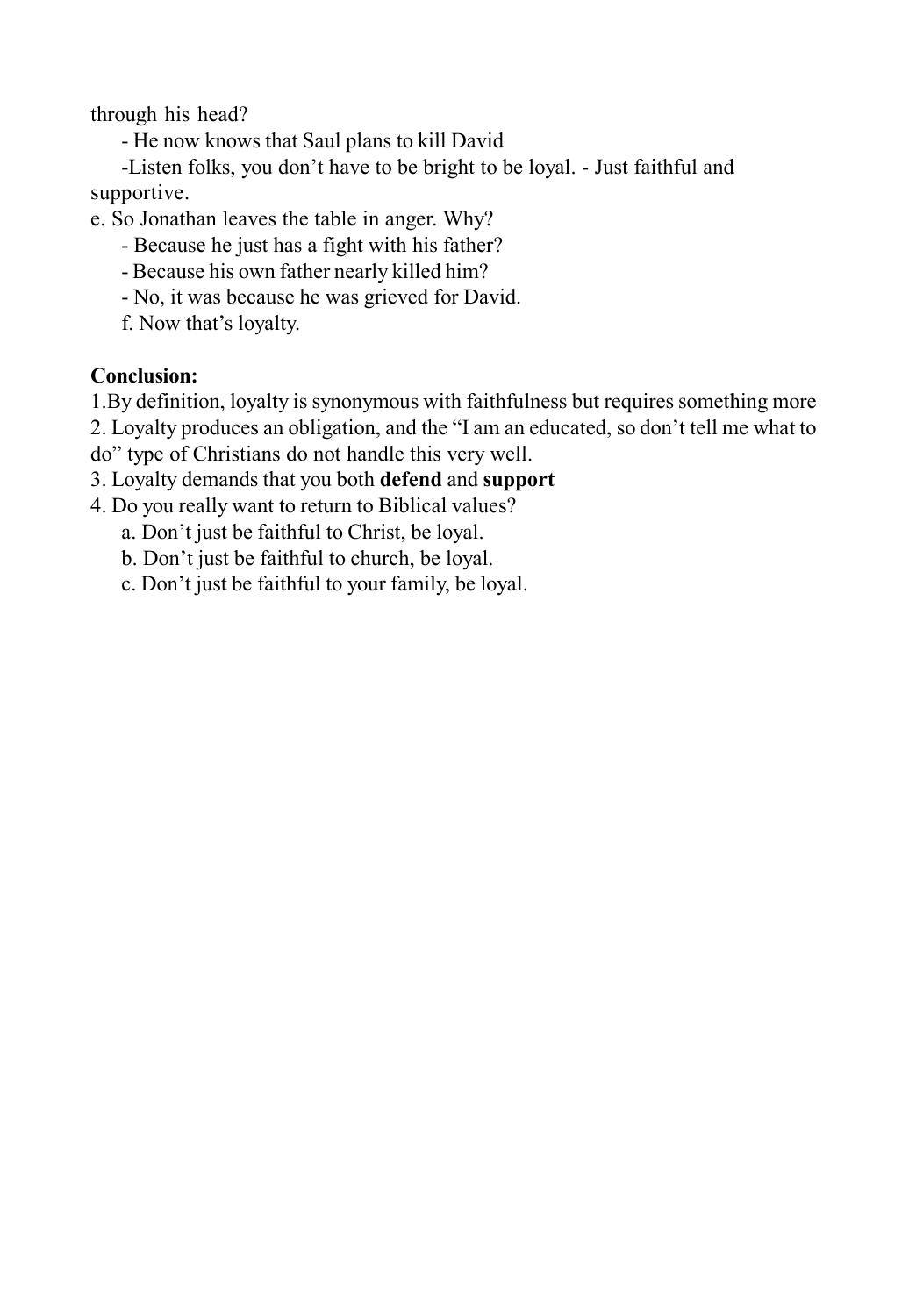through his head?

- He now knows that Saul plans to kill David
- Listen folks, you don't have to be bright to be loyal. - Just faithful and supportive.

e. So Jonathan leaves the table in anger. Why?

- Because he just has a fight with his father?
- Because his own father nearly killed him?
- No, it was because he was grieved for David.

f. Now that's loyalty.

**Conclusion:**

1.By definition, loyalty is synonymous with faithfulness but requires something more

2. Loyalty produces an obligation, and the "I am an educated, so don't tell me what to do" type of Christians do not handle this very well.

3. Loyalty demands that you both **defend** and **support**

4. Do you really want to return to Biblical values?

a. Don't just be faithful to Christ, be loyal.

b. Don't just be faithful to church, be loyal.

c. Don't just be faithful to your family, be loyal.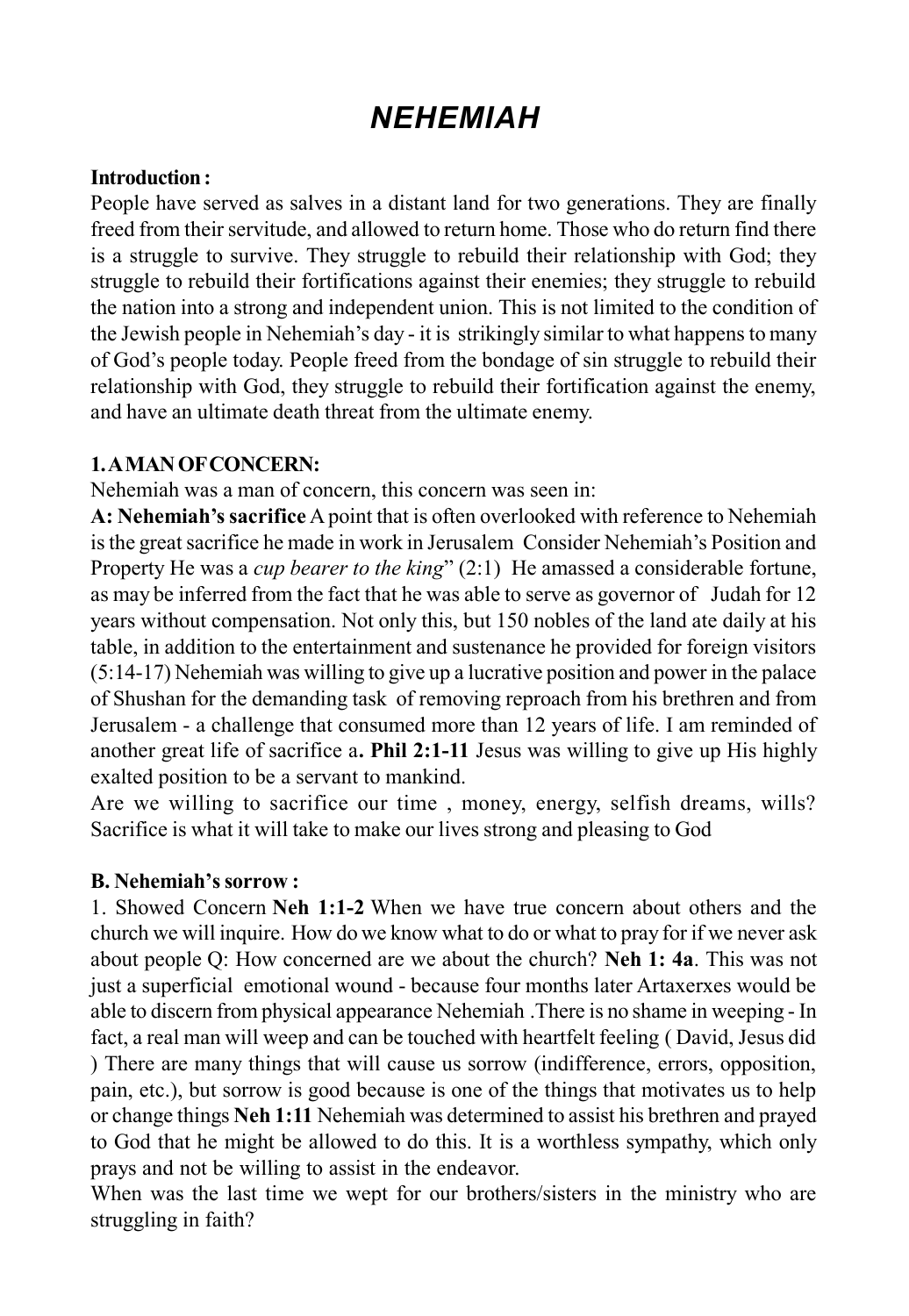# NEHEMIAH

**Introduction :**

People have served as salves in a distant land for two generations. They are finally freed from their servitude, and allowed to return home. Those who do return find there is a struggle to survive. They struggle to rebuild their relationship with God; they struggle to rebuild their fortifications against their enemies; they struggle to rebuild the nation into a strong and independent union. This is not limited to the condition of the Jewish people in Nehemiah's day - it is strikingly similar to what happens to many of God's people today. People freed from the bondage of sin struggle to rebuild their relationship with God, they struggle to rebuild their fortification against the enemy, and have an ultimate death threat from the ultimate enemy.

**1. A MAN OF CONCERN:**

Nehemiah was a man of concern, this concern was seen in:

**A: Nehemiah's sacrifice** A point that is often overlooked with reference to Nehemiah is the great sacrifice he made in work in Jerusalem Consider Nehemiah's Position and Property He was a *cup bearer to the king*" (2:1) He amassed a considerable fortune, as may be inferred from the fact that he was able to serve as governor of Judah for 12 years without compensation. Not only this, but 150 nobles of the land ate daily at his table, in addition to the entertainment and sustenance he provided for foreign visitors (5:14-17) Nehemiah was willing to give up a lucrative position and power in the palace of Shushan for the demanding task of removing reproach from his brethren and from Jerusalem - a challenge that consumed more than 12 years of life. I am reminded of another great life of sacrifice a**. Phil 2:1-11** Jesus was willing to give up His highly exalted position to be a servant to mankind.

Are we willing to sacrifice our time , money, energy, selfish dreams, wills? Sacrifice is what it will take to make our lives strong and pleasing to God

**B. Nehemiah's sorrow :**

1. Showed Concern **Neh 1:1-2** When we have true concern about others and the church we will inquire. How do we know what to do or what to pray for if we never ask about people Q: How concerned are we about the church? **Neh 1: 4a**. This was not just a superficial emotional wound - because four months later Artaxerxes would be able to discern from physical appearance Nehemiah .There is no shame in weeping - In fact, a real man will weep and can be touched with heartfelt feeling ( David, Jesus did ) There are many things that will cause us sorrow (indifference, errors, opposition, pain, etc.), but sorrow is good because is one of the things that motivates us to help or change things **Neh 1:11** Nehemiah was determined to assist his brethren and prayed to God that he might be allowed to do this. It is a worthless sympathy, which only prays and not be willing to assist in the endeavor.

When was the last time we wept for our brothers/sisters in the ministry who are struggling in faith?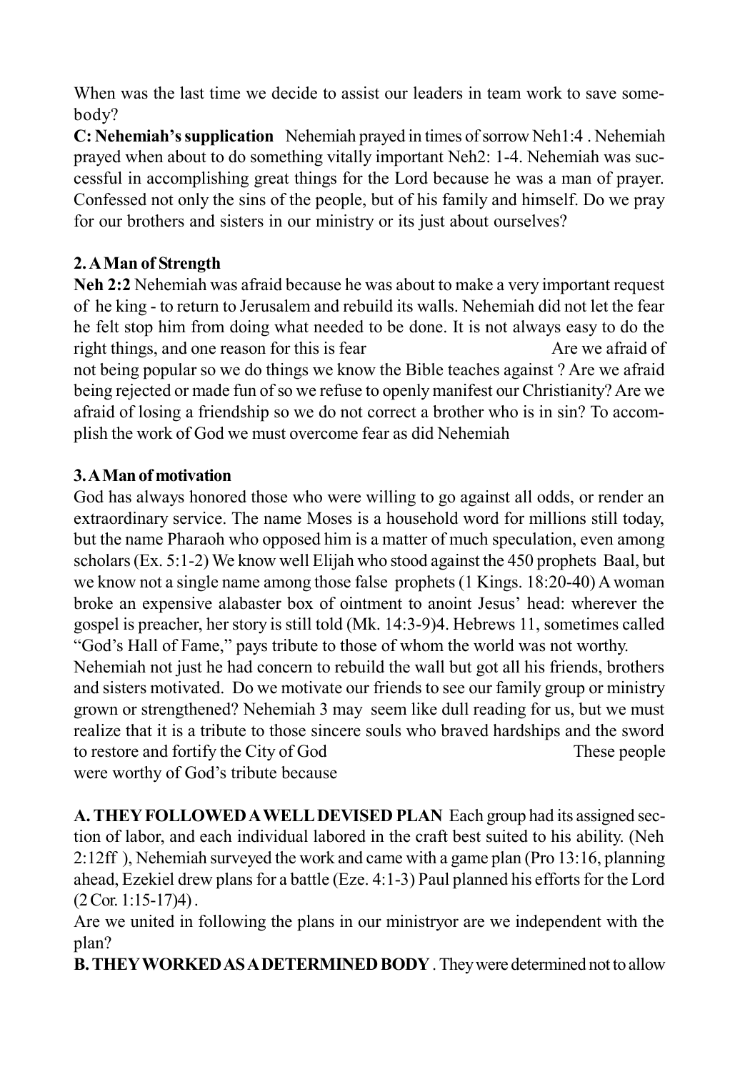When was the last time we decide to assist our leaders in team work to save somebody?

**C: Nehemiah's supplication** Nehemiah prayed in times of sorrow Neh1:4 . Nehemiah prayed when about to do something vitally important Neh2: 1-4. Nehemiah was successful in accomplishing great things for the Lord because he was a man of prayer. Confessed not only the sins of the people, but of his family and himself. Do we pray for our brothers and sisters in our ministry or its just about ourselves?

## 2. A Man of Strength

**Neh 2:2** Nehemiah was afraid because he was about to make a very important request of he king - to return to Jerusalem and rebuild its walls. Nehemiah did not let the fear he felt stop him from doing what needed to be done. It is not always easy to do the right things, and one reason for this is fear Are we afraid of not being popular so we do things we know the Bible teaches against ? Are we afraid being rejected or made fun of so we refuse to openly manifest our Christianity? Are we afraid of losing a friendship so we do not correct a brother who is in sin? To accomplish the work of God we must overcome fear as did Nehemiah

## 3. A Man of motivation

God has always honored those who were willing to go against all odds, or render an extraordinary service. The name Moses is a household word for millions still today, but the name Pharaoh who opposed him is a matter of much speculation, even among scholars (Ex. 5:1-2) We know well Elijah who stood against the 450 prophets Baal, but we know not a single name among those false prophets (1 Kings. 18:20-40) A woman broke an expensive alabaster box of ointment to anoint Jesus' head: wherever the gospel is preacher, her story is still told (Mk. 14:3-9)4. Hebrews 11, sometimes called "God's Hall of Fame," pays tribute to those of whom the world was not worthy.
Nehemiah not just he had concern to rebuild the wall but got all his friends, brothers and sisters motivated. Do we motivate our friends to see our family group or ministry grown or strengthened? Nehemiah 3 may seem like dull reading for us, but we must realize that it is a tribute to those sincere souls who braved hardships and the sword to restore and fortify the City of God These people were worthy of God's tribute because

**A. THEY FOLLOWED A WELL DEVISED PLAN** Each group had its assigned section of labor, and each individual labored in the craft best suited to his ability. (Neh 2:12ff ), Nehemiah surveyed the work and came with a game plan (Pro 13:16, planning ahead, Ezekiel drew plans for a battle (Eze. 4:1-3) Paul planned his efforts for the Lord (2 Cor. 1:15-17)4) .
Are we united in following the plans in our ministryor are we independent with the plan?

**B. THEY WORKED AS A DETERMINED BODY** . They were determined not to allow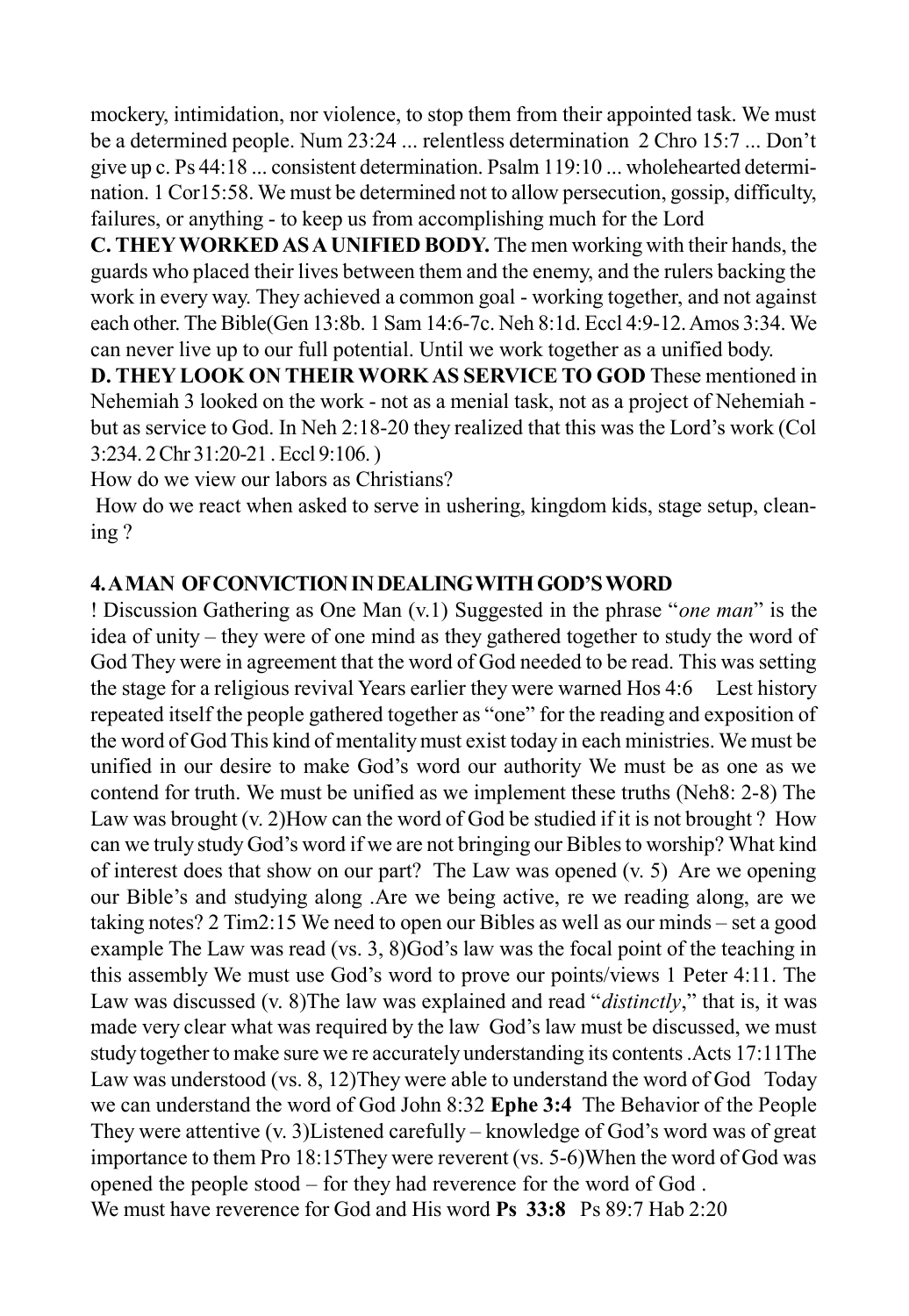mockery, intimidation, nor violence, to stop them from their appointed task. We must be a determined people. Num 23:24 ... relentless determination 2 Chro 15:7 ... Don't give up c. Ps 44:18 ... consistent determination. Psalm 119:10 ... wholehearted determination. 1 Cor15:58. We must be determined not to allow persecution, gossip, difficulty, failures, or anything - to keep us from accomplishing much for the Lord

**C. THEY WORKED AS A UNIFIED BODY.** The men working with their hands, the guards who placed their lives between them and the enemy, and the rulers backing the work in every way. They achieved a common goal - working together, and not against each other. The Bible(Gen 13:8b. 1 Sam 14:6-7c. Neh 8:1d. Eccl 4:9-12. Amos 3:34. We can never live up to our full potential. Until we work together as a unified body.

**D. THEY LOOK ON THEIR WORK AS SERVICE TO GOD** These mentioned in Nehemiah 3 looked on the work - not as a menial task, not as a project of Nehemiah - but as service to God. In Neh 2:18-20 they realized that this was the Lord's work (Col 3:234. 2 Chr 31:20-21 . Eccl 9:106. )

How do we view our labors as Christians?

How do we react when asked to serve in ushering, kingdom kids, stage setup, cleaning ?

**4. A MAN OF CONVICTION IN DEALING WITH GOD'S WORD**

! Discussion Gathering as One Man (v.1) Suggested in the phrase "*one man*" is the idea of unity – they were of one mind as they gathered together to study the word of God They were in agreement that the word of God needed to be read. This was setting the stage for a religious revival Years earlier they were warned Hos 4:6 Lest history repeated itself the people gathered together as "one" for the reading and exposition of the word of God This kind of mentality must exist today in each ministries. We must be unified in our desire to make God's word our authority We must be as one as we contend for truth. We must be unified as we implement these truths (Neh8: 2-8) The Law was brought (v. 2)How can the word of God be studied if it is not brought ? How can we truly study God's word if we are not bringing our Bibles to worship? What kind of interest does that show on our part? The Law was opened (v. 5) Are we opening our Bible's and studying along .Are we being active, re we reading along, are we taking notes? 2 Tim2:15 We need to open our Bibles as well as our minds – set a good example The Law was read (vs. 3, 8)God's law was the focal point of the teaching in this assembly We must use God's word to prove our points/views 1 Peter 4:11. The Law was discussed (v. 8)The law was explained and read "*distinctly*," that is, it was made very clear what was required by the law God's law must be discussed, we must study together to make sure we re accurately understanding its contents .Acts 17:11The Law was understood (vs. 8, 12)They were able to understand the word of God Today we can understand the word of God John 8:32 **Ephe 3:4** The Behavior of the People They were attentive (v. 3)Listened carefully – knowledge of God's word was of great importance to them Pro 18:15They were reverent (vs. 5-6)When the word of God was opened the people stood – for they had reverence for the word of God .

We must have reverence for God and His word **Ps 33:8** Ps 89:7 Hab 2:20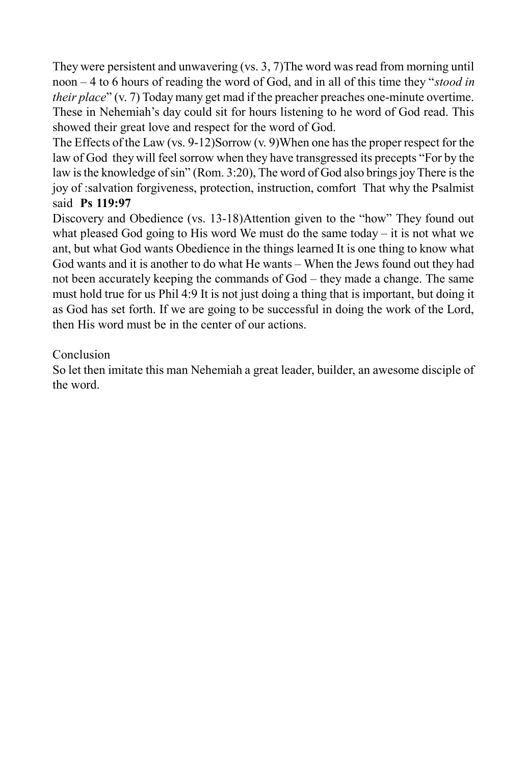They were persistent and unwavering (vs. 3, 7)The word was read from morning until noon – 4 to 6 hours of reading the word of God, and in all of this time they "*stood in their place*" (v. 7) Today many get mad if the preacher preaches one-minute overtime. These in Nehemiah's day could sit for hours listening to he word of God read. This showed their great love and respect for the word of God.

The Effects of the Law (vs. 9-12)Sorrow (v. 9)When one has the proper respect for the law of God they will feel sorrow when they have transgressed its precepts "For by the law is the knowledge of sin" (Rom. 3:20), The word of God also brings joy There is the joy of :salvation forgiveness, protection, instruction, comfort That why the Psalmist said **Ps 119:97**

Discovery and Obedience (vs. 13-18)Attention given to the "how" They found out what pleased God going to His word We must do the same today – it is not what we ant, but what God wants Obedience in the things learned It is one thing to know what God wants and it is another to do what He wants – When the Jews found out they had not been accurately keeping the commands of God – they made a change. The same must hold true for us Phil 4:9 It is not just doing a thing that is important, but doing it as God has set forth. If we are going to be successful in doing the work of the Lord, then His word must be in the center of our actions.

Conclusion

So let then imitate this man Nehemiah a great leader, builder, an awesome disciple of the word.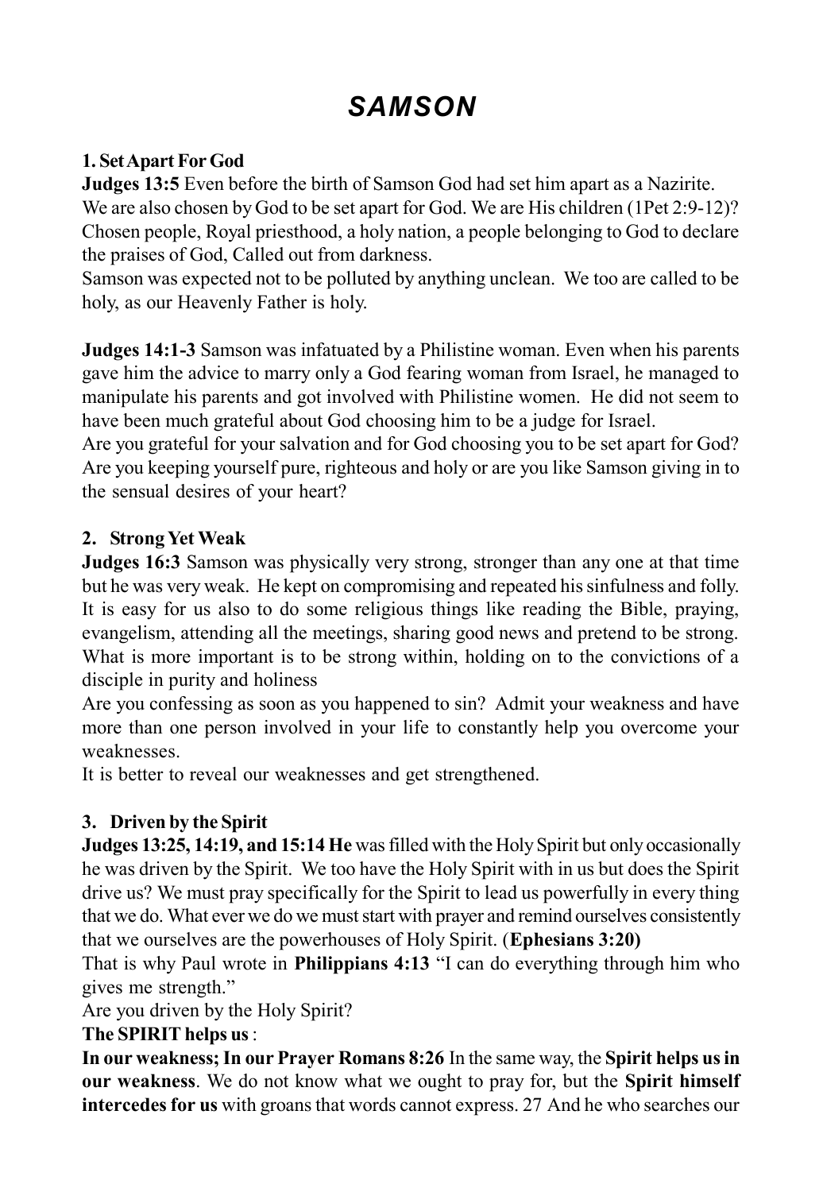# *SAMSON*

**1. Set Apart For God**

**Judges 13:5** Even before the birth of Samson God had set him apart as a Nazirite. We are also chosen by God to be set apart for God. We are His children (1Pet 2:9-12)? Chosen people, Royal priesthood, a holy nation, a people belonging to God to declare the praises of God, Called out from darkness.

Samson was expected not to be polluted by anything unclean. We too are called to be holy, as our Heavenly Father is holy.

**Judges 14:1-3** Samson was infatuated by a Philistine woman. Even when his parents gave him the advice to marry only a God fearing woman from Israel, he managed to manipulate his parents and got involved with Philistine women. He did not seem to have been much grateful about God choosing him to be a judge for Israel.

Are you grateful for your salvation and for God choosing you to be set apart for God? Are you keeping yourself pure, righteous and holy or are you like Samson giving in to the sensual desires of your heart?

**2. Strong Yet Weak**

**Judges 16:3** Samson was physically very strong, stronger than any one at that time but he was very weak. He kept on compromising and repeated his sinfulness and folly. It is easy for us also to do some religious things like reading the Bible, praying, evangelism, attending all the meetings, sharing good news and pretend to be strong. What is more important is to be strong within, holding on to the convictions of a disciple in purity and holiness

Are you confessing as soon as you happened to sin? Admit your weakness and have more than one person involved in your life to constantly help you overcome your weaknesses.

It is better to reveal our weaknesses and get strengthened.

**3. Driven by the Spirit**

**Judges 13:25, 14:19, and 15:14 He** was filled with the Holy Spirit but only occasionally he was driven by the Spirit. We too have the Holy Spirit with in us but does the Spirit drive us? We must pray specifically for the Spirit to lead us powerfully in every thing that we do. What ever we do we must start with prayer and remind ourselves consistently that we ourselves are the powerhouses of Holy Spirit. (**Ephesians 3:20)**

That is why Paul wrote in **Philippians 4:13** "I can do everything through him who gives me strength."

Are you driven by the Holy Spirit?

**The SPIRIT helps us** :

**In our weakness; In our Prayer Romans 8:26** In the same way, the **Spirit helps us in our weakness**. We do not know what we ought to pray for, but the **Spirit himself intercedes for us** with groans that words cannot express. 27 And he who searches our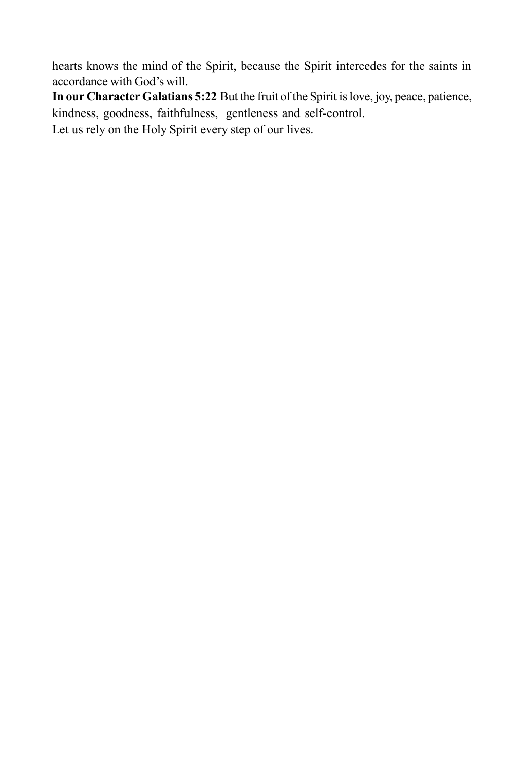hearts knows the mind of the Spirit, because the Spirit intercedes for the saints in accordance with God's will.

**In our Character Galatians 5:22** But the fruit of the Spirit is love, joy, peace, patience, kindness, goodness, faithfulness, gentleness and self-control.

Let us rely on the Holy Spirit every step of our lives.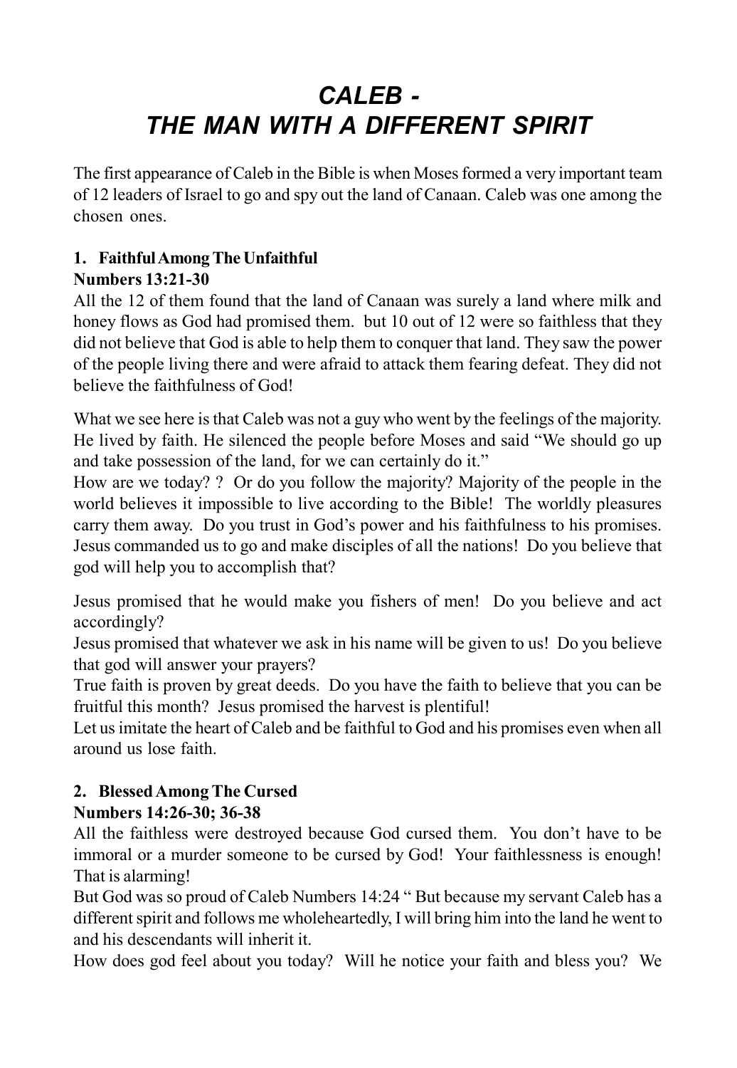# *CALEB - THE MAN WITH A DIFFERENT SPIRIT*

The first appearance of Caleb in the Bible is when Moses formed a very important team of 12 leaders of Israel to go and spy out the land of Canaan. Caleb was one among the chosen ones.

**1. Faithful Among The Unfaithful**
**Numbers 13:21-30**

All the 12 of them found that the land of Canaan was surely a land where milk and honey flows as God had promised them. but 10 out of 12 were so faithless that they did not believe that God is able to help them to conquer that land. They saw the power of the people living there and were afraid to attack them fearing defeat. They did not believe the faithfulness of God!

What we see here is that Caleb was not a guy who went by the feelings of the majority. He lived by faith. He silenced the people before Moses and said "We should go up and take possession of the land, for we can certainly do it."
How are we today? ? Or do you follow the majority? Majority of the people in the world believes it impossible to live according to the Bible! The worldly pleasures carry them away. Do you trust in God's power and his faithfulness to his promises. Jesus commanded us to go and make disciples of all the nations! Do you believe that god will help you to accomplish that?

Jesus promised that he would make you fishers of men! Do you believe and act accordingly?
Jesus promised that whatever we ask in his name will be given to us! Do you believe that god will answer your prayers?
True faith is proven by great deeds. Do you have the faith to believe that you can be fruitful this month? Jesus promised the harvest is plentiful!
Let us imitate the heart of Caleb and be faithful to God and his promises even when all around us lose faith.

**2. Blessed Among The Cursed**
**Numbers 14:26-30; 36-38**

All the faithless were destroyed because God cursed them. You don't have to be immoral or a murder someone to be cursed by God! Your faithlessness is enough! That is alarming!
But God was so proud of Caleb Numbers 14:24 " But because my servant Caleb has a different spirit and follows me wholeheartedly, I will bring him into the land he went to and his descendants will inherit it.
How does god feel about you today? Will he notice your faith and bless you? We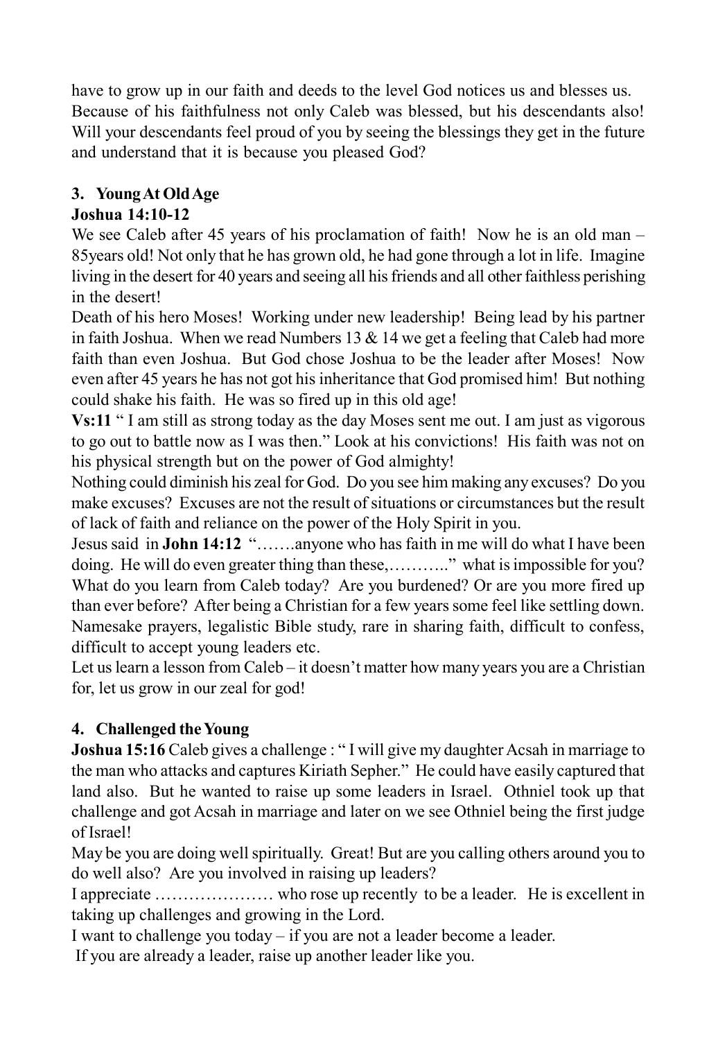have to grow up in our faith and deeds to the level God notices us and blesses us. Because of his faithfulness not only Caleb was blessed, but his descendants also! Will your descendants feel proud of you by seeing the blessings they get in the future and understand that it is because you pleased God?

### 3. Young At Old Age

**Joshua 14:10-12**

We see Caleb after 45 years of his proclamation of faith! Now he is an old man – 85years old! Not only that he has grown old, he had gone through a lot in life. Imagine living in the desert for 40 years and seeing all his friends and all other faithless perishing in the desert!

Death of his hero Moses! Working under new leadership! Being lead by his partner in faith Joshua. When we read Numbers 13 & 14 we get a feeling that Caleb had more faith than even Joshua. But God chose Joshua to be the leader after Moses! Now even after 45 years he has not got his inheritance that God promised him! But nothing could shake his faith. He was so fired up in this old age!

**Vs:11** " I am still as strong today as the day Moses sent me out. I am just as vigorous to go out to battle now as I was then." Look at his convictions! His faith was not on his physical strength but on the power of God almighty!

Nothing could diminish his zeal for God. Do you see him making any excuses? Do you make excuses? Excuses are not the result of situations or circumstances but the result of lack of faith and reliance on the power of the Holy Spirit in you.

Jesus said in **John 14:12** "…….anyone who has faith in me will do what I have been doing. He will do even greater thing than these,……….." what is impossible for you? What do you learn from Caleb today? Are you burdened? Or are you more fired up than ever before? After being a Christian for a few years some feel like settling down. Namesake prayers, legalistic Bible study, rare in sharing faith, difficult to confess, difficult to accept young leaders etc.

Let us learn a lesson from Caleb – it doesn't matter how many years you are a Christian for, let us grow in our zeal for god!

### 4. Challenged the Young

**Joshua 15:16** Caleb gives a challenge : " I will give my daughter Acsah in marriage to the man who attacks and captures Kiriath Sepher." He could have easily captured that land also. But he wanted to raise up some leaders in Israel. Othniel took up that challenge and got Acsah in marriage and later on we see Othniel being the first judge of Israel!

May be you are doing well spiritually. Great! But are you calling others around you to do well also? Are you involved in raising up leaders?

I appreciate ………………… who rose up recently to be a leader. He is excellent in taking up challenges and growing in the Lord.

I want to challenge you today – if you are not a leader become a leader.

If you are already a leader, raise up another leader like you.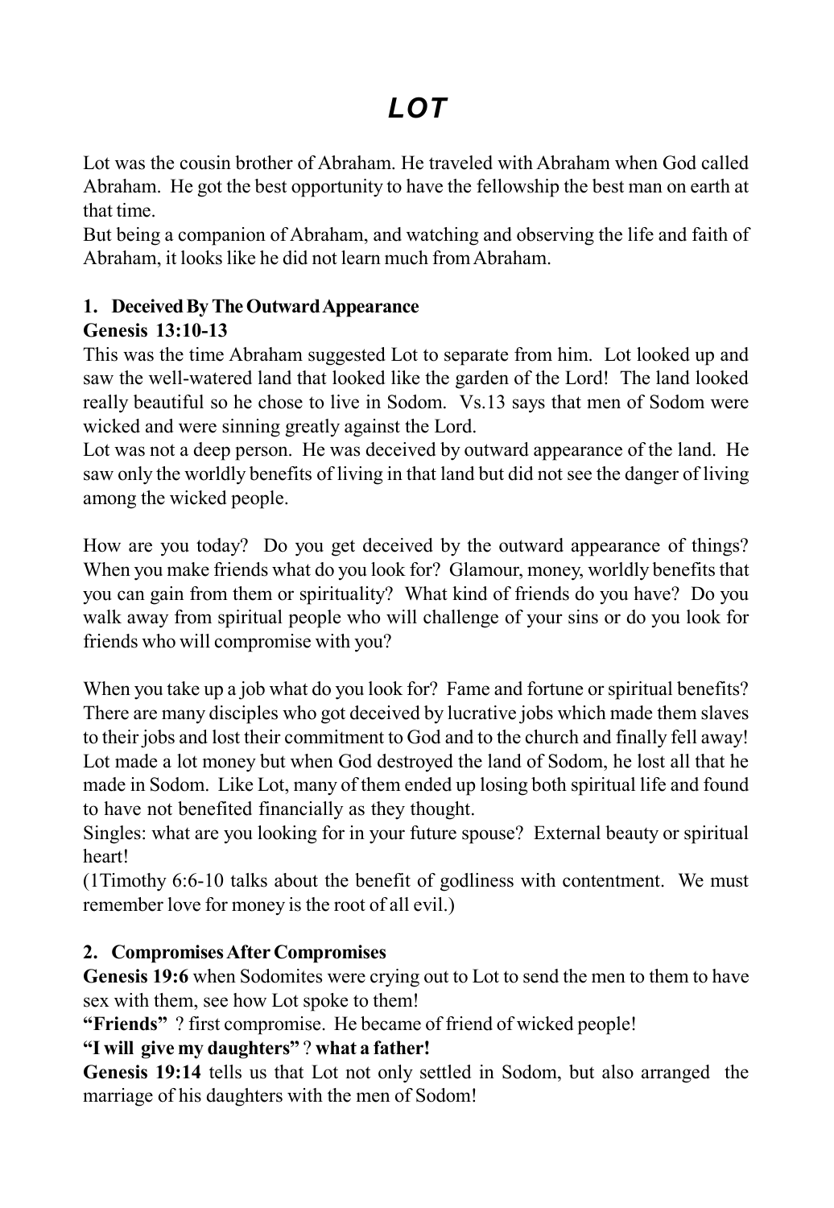# *LOT*

Lot was the cousin brother of Abraham. He traveled with Abraham when God called Abraham. He got the best opportunity to have the fellowship the best man on earth at that time.

But being a companion of Abraham, and watching and observing the life and faith of Abraham, it looks like he did not learn much from Abraham.

**1. Deceived By The Outward Appearance**

**Genesis 13:10-13**

This was the time Abraham suggested Lot to separate from him. Lot looked up and saw the well-watered land that looked like the garden of the Lord! The land looked really beautiful so he chose to live in Sodom. Vs.13 says that men of Sodom were wicked and were sinning greatly against the Lord.

Lot was not a deep person. He was deceived by outward appearance of the land. He saw only the worldly benefits of living in that land but did not see the danger of living among the wicked people.

How are you today? Do you get deceived by the outward appearance of things? When you make friends what do you look for? Glamour, money, worldly benefits that you can gain from them or spirituality? What kind of friends do you have? Do you walk away from spiritual people who will challenge of your sins or do you look for friends who will compromise with you?

When you take up a job what do you look for? Fame and fortune or spiritual benefits? There are many disciples who got deceived by lucrative jobs which made them slaves to their jobs and lost their commitment to God and to the church and finally fell away! Lot made a lot money but when God destroyed the land of Sodom, he lost all that he made in Sodom. Like Lot, many of them ended up losing both spiritual life and found to have not benefited financially as they thought.

Singles: what are you looking for in your future spouse? External beauty or spiritual heart!

(1Timothy 6:6-10 talks about the benefit of godliness with contentment. We must remember love for money is the root of all evil.)

**2. Compromises After Compromises**

**Genesis 19:6** when Sodomites were crying out to Lot to send the men to them to have sex with them, see how Lot spoke to them!

**"Friends"** ? first compromise. He became of friend of wicked people!

**"I will give my daughters"** ? **what a father!**

**Genesis 19:14** tells us that Lot not only settled in Sodom, but also arranged the marriage of his daughters with the men of Sodom!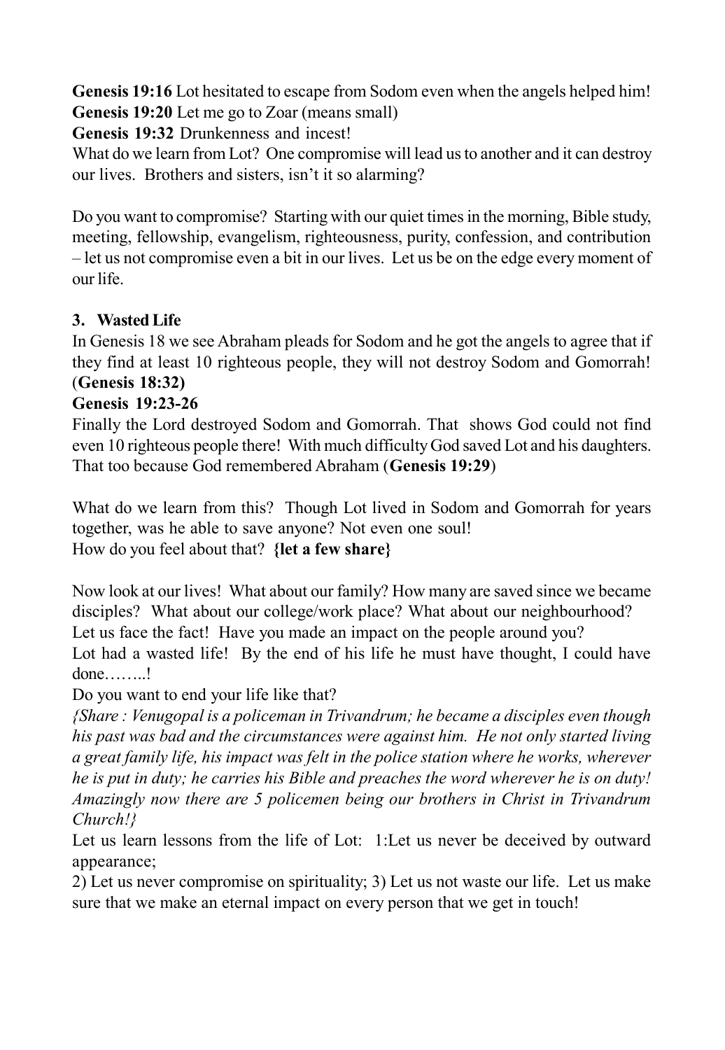**Genesis 19:16** Lot hesitated to escape from Sodom even when the angels helped him!
**Genesis 19:20** Let me go to Zoar (means small)
**Genesis 19:32** Drunkenness and incest!
What do we learn from Lot? One compromise will lead us to another and it can destroy our lives. Brothers and sisters, isn't it so alarming?

Do you want to compromise? Starting with our quiet times in the morning, Bible study, meeting, fellowship, evangelism, righteousness, purity, confession, and contribution – let us not compromise even a bit in our lives. Let us be on the edge every moment of our life.

**3. Wasted Life**

In Genesis 18 we see Abraham pleads for Sodom and he got the angels to agree that if they find at least 10 righteous people, they will not destroy Sodom and Gomorrah! (**Genesis 18:32)**

**Genesis 19:23-26**

Finally the Lord destroyed Sodom and Gomorrah. That shows God could not find even 10 righteous people there! With much difficulty God saved Lot and his daughters. That too because God remembered Abraham (**Genesis 19:29**)

What do we learn from this? Though Lot lived in Sodom and Gomorrah for years together, was he able to save anyone? Not even one soul!
How do you feel about that? **{let a few share}**

Now look at our lives! What about our family? How many are saved since we became disciples? What about our college/work place? What about our neighbourhood?
Let us face the fact! Have you made an impact on the people around you?
Lot had a wasted life! By the end of his life he must have thought, I could have done……..!
Do you want to end your life like that?
*{Share : Venugopal is a policeman in Trivandrum; he became a disciples even though his past was bad and the circumstances were against him. He not only started living a great family life, his impact was felt in the police station where he works, wherever he is put in duty; he carries his Bible and preaches the word wherever he is on duty! Amazingly now there are 5 policemen being our brothers in Christ in Trivandrum Church!}*
Let us learn lessons from the life of Lot: 1:Let us never be deceived by outward appearance;
2) Let us never compromise on spirituality; 3) Let us not waste our life. Let us make sure that we make an eternal impact on every person that we get in touch!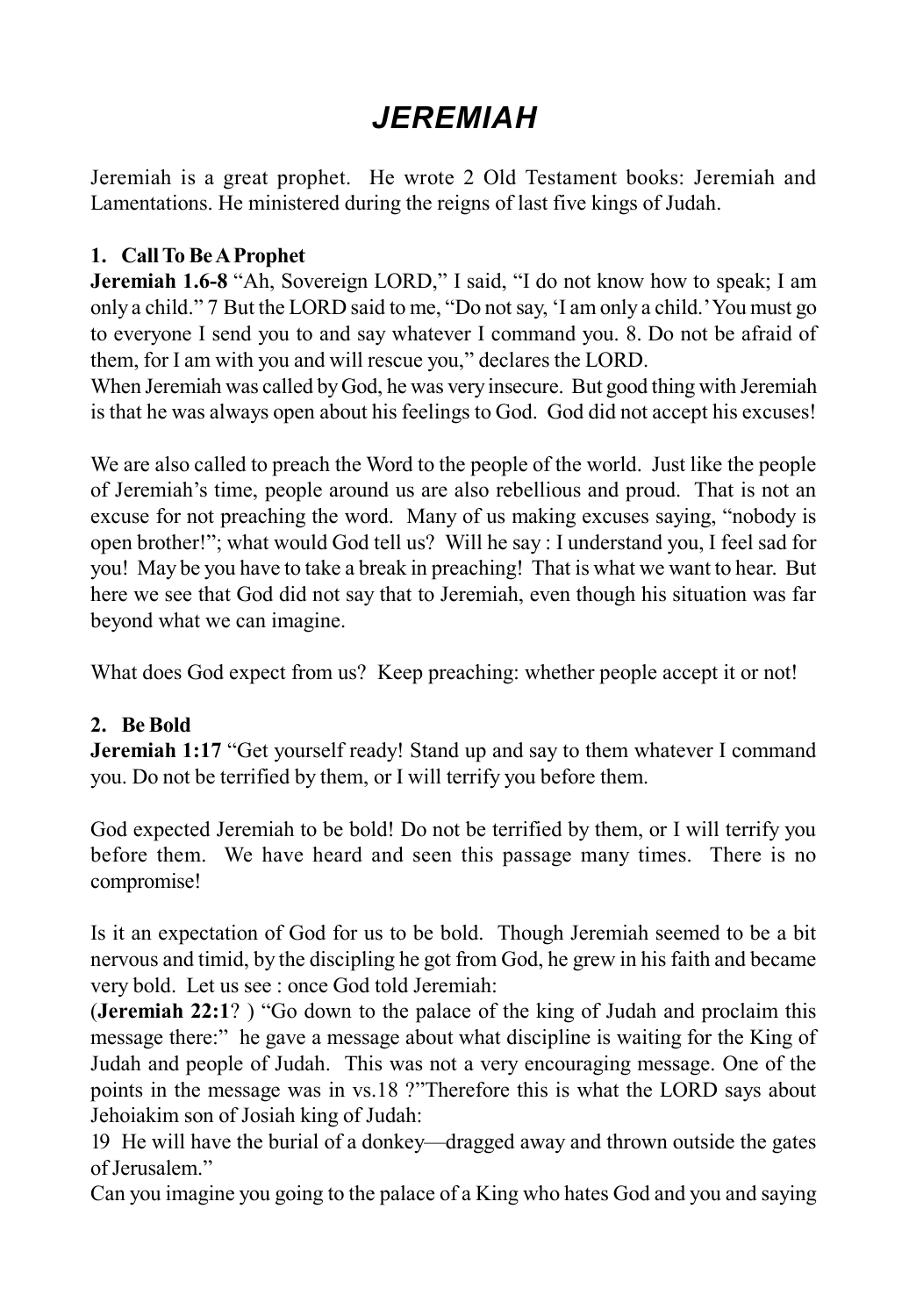# JEREMIAH

Jeremiah is a great prophet. He wrote 2 Old Testament books: Jeremiah and Lamentations. He ministered during the reigns of last five kings of Judah.

**1. Call To Be A Prophet**

**Jeremiah 1.6-8** "Ah, Sovereign LORD," I said, "I do not know how to speak; I am only a child." 7 But the LORD said to me, "Do not say, 'I am only a child.' You must go to everyone I send you to and say whatever I command you. 8. Do not be afraid of them, for I am with you and will rescue you," declares the LORD.

When Jeremiah was called by God, he was very insecure. But good thing with Jeremiah is that he was always open about his feelings to God. God did not accept his excuses!

We are also called to preach the Word to the people of the world. Just like the people of Jeremiah's time, people around us are also rebellious and proud. That is not an excuse for not preaching the word. Many of us making excuses saying, "nobody is open brother!"; what would God tell us? Will he say : I understand you, I feel sad for you! May be you have to take a break in preaching! That is what we want to hear. But here we see that God did not say that to Jeremiah, even though his situation was far beyond what we can imagine.

What does God expect from us? Keep preaching: whether people accept it or not!

**2. Be Bold**

**Jeremiah 1:17** "Get yourself ready! Stand up and say to them whatever I command you. Do not be terrified by them, or I will terrify you before them.

God expected Jeremiah to be bold! Do not be terrified by them, or I will terrify you before them. We have heard and seen this passage many times. There is no compromise!

Is it an expectation of God for us to be bold. Though Jeremiah seemed to be a bit nervous and timid, by the discipling he got from God, he grew in his faith and became very bold. Let us see : once God told Jeremiah:

(**Jeremiah 22:1**? ) "Go down to the palace of the king of Judah and proclaim this message there:" he gave a message about what discipline is waiting for the King of Judah and people of Judah. This was not a very encouraging message. One of the points in the message was in vs.18 ?"Therefore this is what the LORD says about Jehoiakim son of Josiah king of Judah:

19 He will have the burial of a donkey—dragged away and thrown outside the gates of Jerusalem."

Can you imagine you going to the palace of a King who hates God and you and saying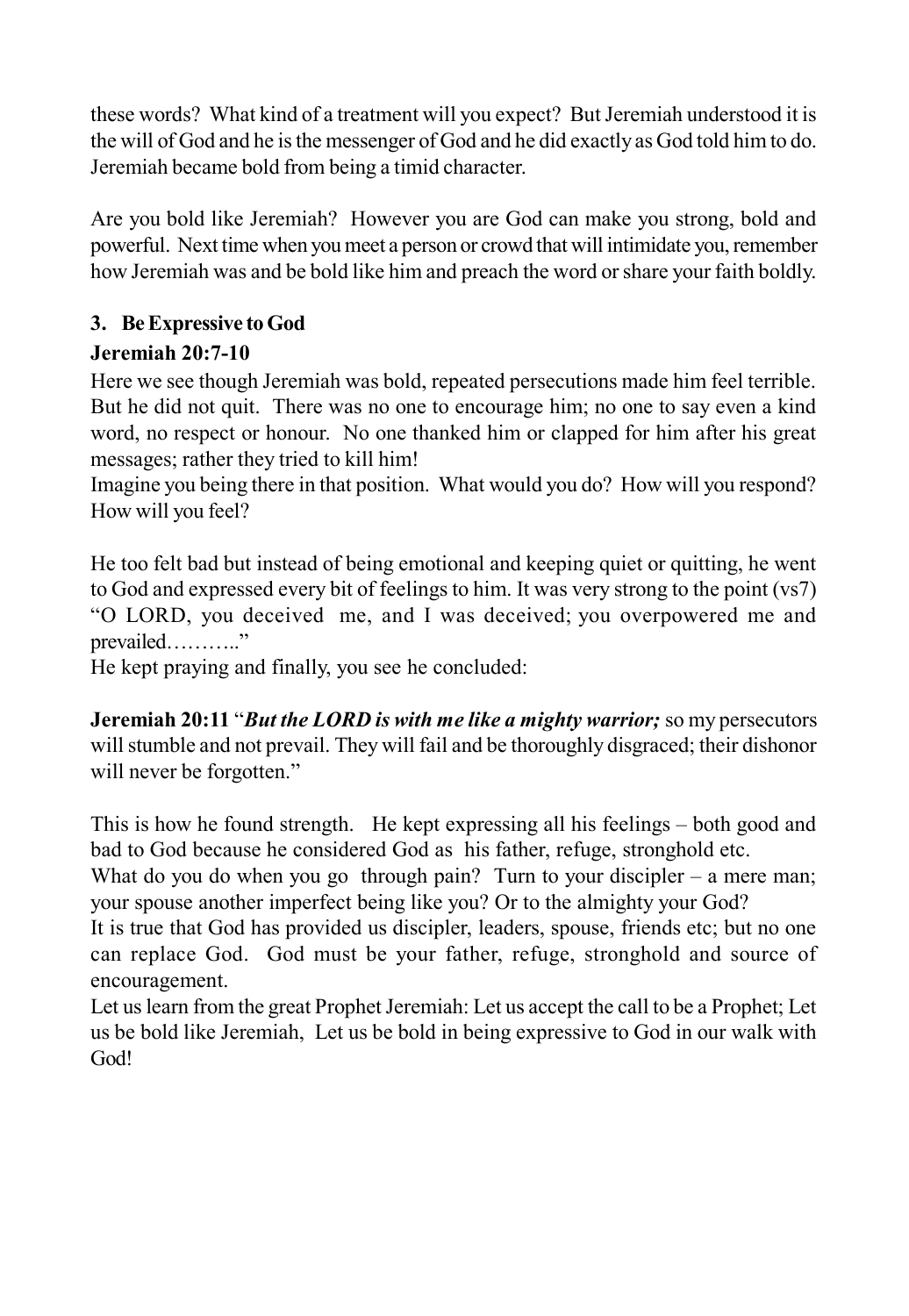these words? What kind of a treatment will you expect? But Jeremiah understood it is the will of God and he is the messenger of God and he did exactly as God told him to do. Jeremiah became bold from being a timid character.

Are you bold like Jeremiah? However you are God can make you strong, bold and powerful. Next time when you meet a person or crowd that will intimidate you, remember how Jeremiah was and be bold like him and preach the word or share your faith boldly.

**3. Be Expressive to God**

**Jeremiah 20:7-10**

Here we see though Jeremiah was bold, repeated persecutions made him feel terrible. But he did not quit. There was no one to encourage him; no one to say even a kind word, no respect or honour. No one thanked him or clapped for him after his great messages; rather they tried to kill him!

Imagine you being there in that position. What would you do? How will you respond? How will you feel?

He too felt bad but instead of being emotional and keeping quiet or quitting, he went to God and expressed every bit of feelings to him. It was very strong to the point (vs7) "O LORD, you deceived me, and I was deceived; you overpowered me and prevailed……….."

He kept praying and finally, you see he concluded:

**Jeremiah 20:11** "***But the LORD is with me like a mighty warrior;*** so my persecutors will stumble and not prevail. They will fail and be thoroughly disgraced; their dishonor will never be forgotten."

This is how he found strength. He kept expressing all his feelings – both good and bad to God because he considered God as his father, refuge, stronghold etc.

What do you do when you go through pain? Turn to your discipler – a mere man; your spouse another imperfect being like you? Or to the almighty your God?

It is true that God has provided us discipler, leaders, spouse, friends etc; but no one can replace God. God must be your father, refuge, stronghold and source of encouragement.

Let us learn from the great Prophet Jeremiah: Let us accept the call to be a Prophet; Let us be bold like Jeremiah, Let us be bold in being expressive to God in our walk with God!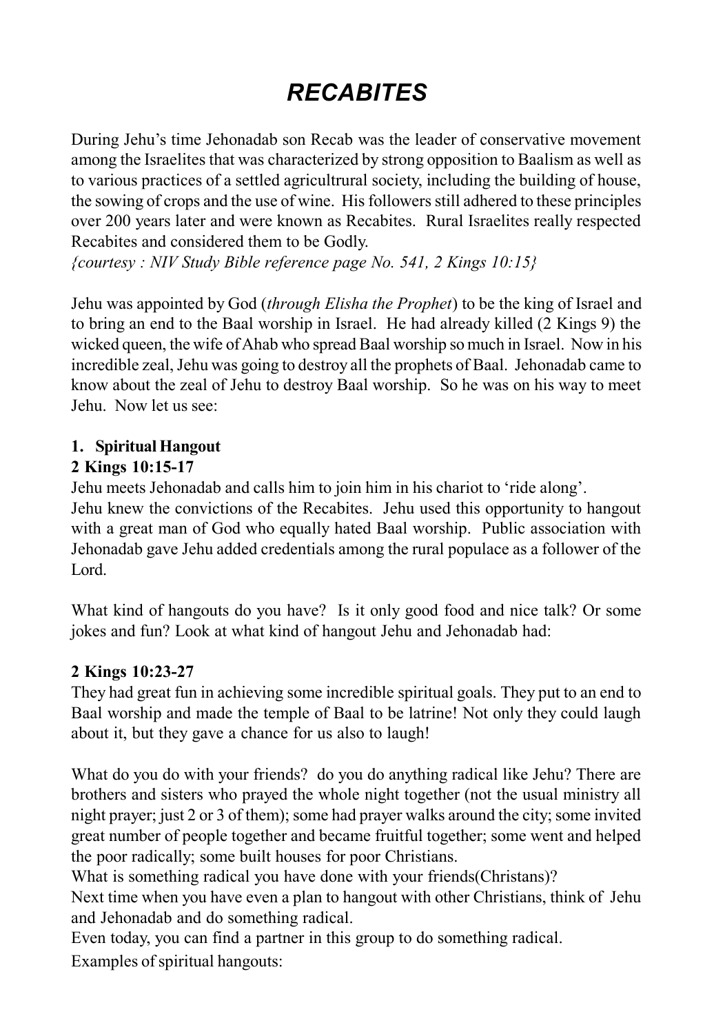# *RECABITES*

During Jehu's time Jehonadab son Recab was the leader of conservative movement among the Israelites that was characterized by strong opposition to Baalism as well as to various practices of a settled agricultrural society, including the building of house, the sowing of crops and the use of wine. His followers still adhered to these principles over 200 years later and were known as Recabites. Rural Israelites really respected Recabites and considered them to be Godly.
*{courtesy : NIV Study Bible reference page No. 541, 2 Kings 10:15}*

Jehu was appointed by God (*through Elisha the Prophet*) to be the king of Israel and to bring an end to the Baal worship in Israel. He had already killed (2 Kings 9) the wicked queen, the wife of Ahab who spread Baal worship so much in Israel. Now in his incredible zeal, Jehu was going to destroy all the prophets of Baal. Jehonadab came to know about the zeal of Jehu to destroy Baal worship. So he was on his way to meet Jehu. Now let us see:

**1. Spiritual Hangout**
**2 Kings 10:15-17**
Jehu meets Jehonadab and calls him to join him in his chariot to 'ride along'.
Jehu knew the convictions of the Recabites. Jehu used this opportunity to hangout with a great man of God who equally hated Baal worship. Public association with Jehonadab gave Jehu added credentials among the rural populace as a follower of the Lord.

What kind of hangouts do you have? Is it only good food and nice talk? Or some jokes and fun? Look at what kind of hangout Jehu and Jehonadab had:

**2 Kings 10:23-27**
They had great fun in achieving some incredible spiritual goals. They put to an end to Baal worship and made the temple of Baal to be latrine! Not only they could laugh about it, but they gave a chance for us also to laugh!

What do you do with your friends? do you do anything radical like Jehu? There are brothers and sisters who prayed the whole night together (not the usual ministry all night prayer; just 2 or 3 of them); some had prayer walks around the city; some invited great number of people together and became fruitful together; some went and helped the poor radically; some built houses for poor Christians.
What is something radical you have done with your friends(Christans)?
Next time when you have even a plan to hangout with other Christians, think of Jehu and Jehonadab and do something radical.
Even today, you can find a partner in this group to do something radical.
Examples of spiritual hangouts: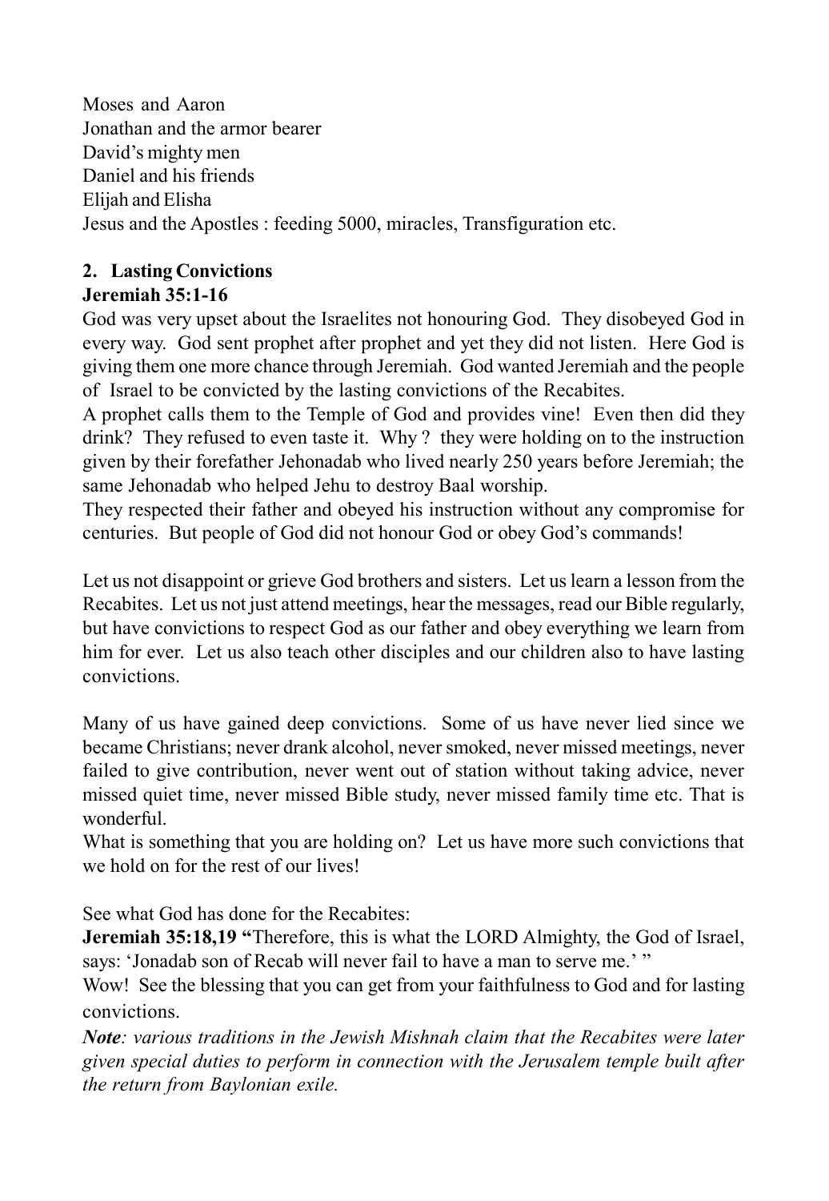Moses and Aaron
Jonathan and the armor bearer
David's mighty men
Daniel and his friends
Elijah and Elisha
Jesus and the Apostles : feeding 5000, miracles, Transfiguration etc.

**2. Lasting Convictions**

**Jeremiah 35:1-16**

God was very upset about the Israelites not honouring God. They disobeyed God in every way. God sent prophet after prophet and yet they did not listen. Here God is giving them one more chance through Jeremiah. God wanted Jeremiah and the people of Israel to be convicted by the lasting convictions of the Recabites.

A prophet calls them to the Temple of God and provides vine! Even then did they drink? They refused to even taste it. Why ? they were holding on to the instruction given by their forefather Jehonadab who lived nearly 250 years before Jeremiah; the same Jehonadab who helped Jehu to destroy Baal worship.

They respected their father and obeyed his instruction without any compromise for centuries. But people of God did not honour God or obey God's commands!

Let us not disappoint or grieve God brothers and sisters. Let us learn a lesson from the Recabites. Let us not just attend meetings, hear the messages, read our Bible regularly, but have convictions to respect God as our father and obey everything we learn from him for ever. Let us also teach other disciples and our children also to have lasting convictions.

Many of us have gained deep convictions. Some of us have never lied since we became Christians; never drank alcohol, never smoked, never missed meetings, never failed to give contribution, never went out of station without taking advice, never missed quiet time, never missed Bible study, never missed family time etc. That is wonderful.

What is something that you are holding on? Let us have more such convictions that we hold on for the rest of our lives!

See what God has done for the Recabites:

**Jeremiah 35:18,19 "**Therefore, this is what the LORD Almighty, the God of Israel, says: 'Jonadab son of Recab will never fail to have a man to serve me.' "

Wow! See the blessing that you can get from your faithfulness to God and for lasting convictions.

***Note****: various traditions in the Jewish Mishnah claim that the Recabites were later given special duties to perform in connection with the Jerusalem temple built after the return from Baylonian exile.*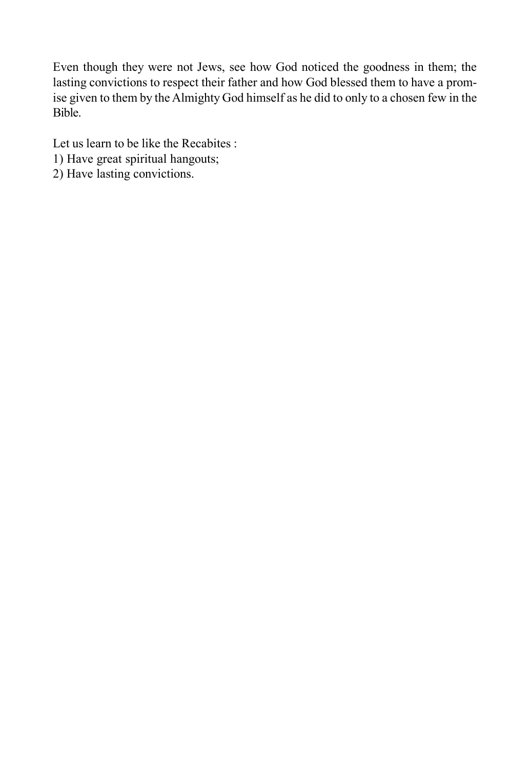Even though they were not Jews, see how God noticed the goodness in them; the lasting convictions to respect their father and how God blessed them to have a promise given to them by the Almighty God himself as he did to only to a chosen few in the Bible.

Let us learn to be like the Recabites :
1) Have great spiritual hangouts;
2) Have lasting convictions.